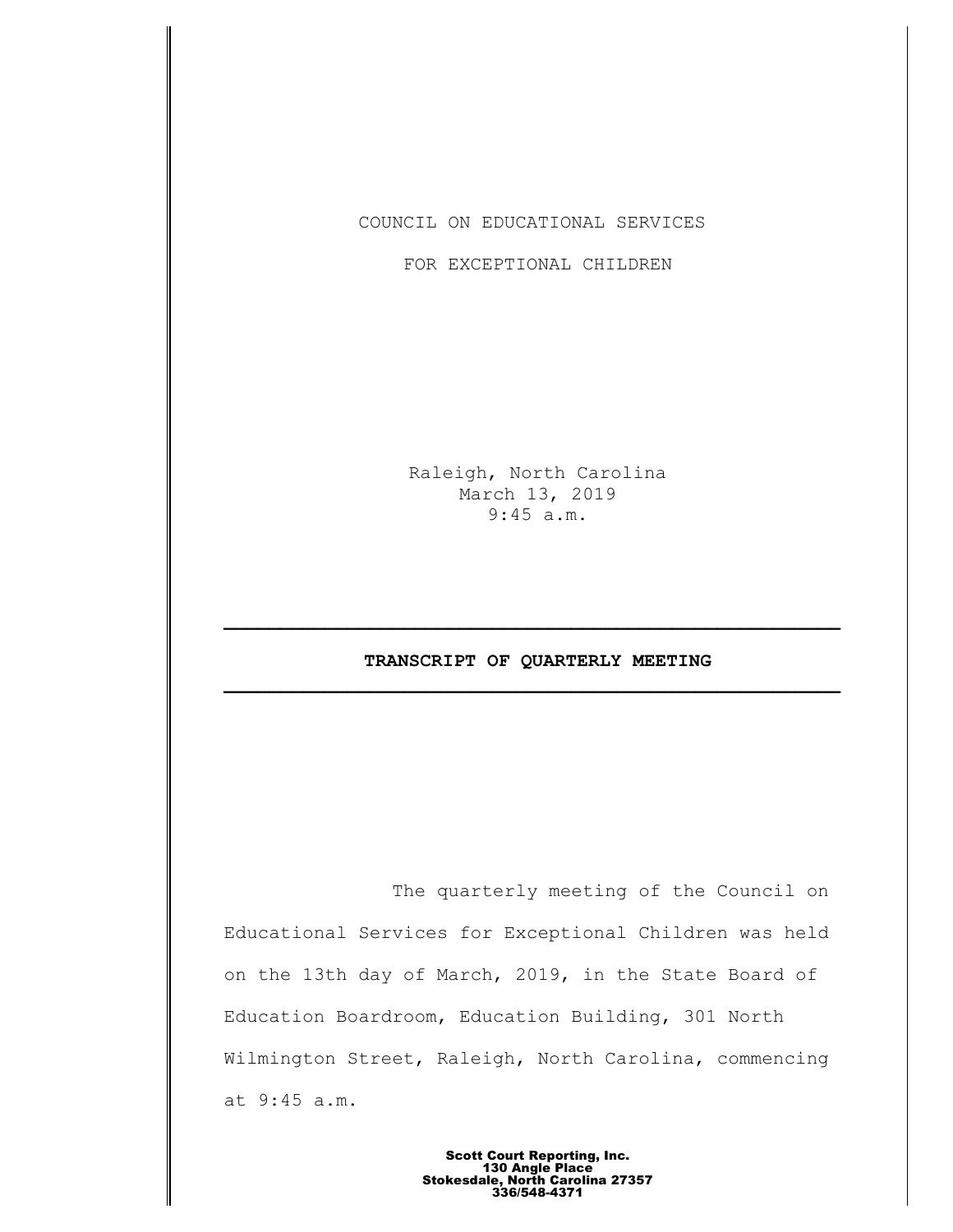COUNCIL ON EDUCATIONAL SERVICES

FOR EXCEPTIONAL CHILDREN

Raleigh, North Carolina
March 13, 2019
9:45 a.m.

---

**TRANSCRIPT OF QUARTERLY MEETING**

---

The quarterly meeting of the Council on Educational Services for Exceptional Children was held on the 13th day of March, 2019, in the State Board of Education Boardroom, Education Building, 301 North Wilmington Street, Raleigh, North Carolina, commencing at 9:45 a.m.

**Scott Court Reporting, Inc.**
**130 Angle Place**
**Stokesdale, North Carolina 27357**
**336/548-4371**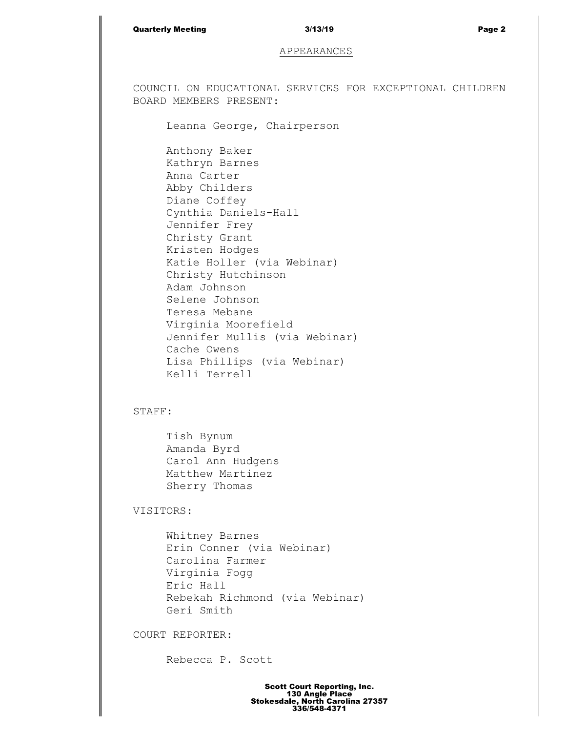## APPEARANCES

COUNCIL ON EDUCATIONAL SERVICES FOR EXCEPTIONAL CHILDREN BOARD MEMBERS PRESENT:

Leanna George, Chairperson

Anthony Baker
Kathryn Barnes
Anna Carter
Abby Childers
Diane Coffey
Cynthia Daniels-Hall
Jennifer Frey
Christy Grant
Kristen Hodges
Katie Holler (via Webinar)
Christy Hutchinson
Adam Johnson
Selene Johnson
Teresa Mebane
Virginia Moorefield
Jennifer Mullis (via Webinar)
Cache Owens
Lisa Phillips (via Webinar)
Kelli Terrell

STAFF:

Tish Bynum
Amanda Byrd
Carol Ann Hudgens
Matthew Martinez
Sherry Thomas

VISITORS:

Whitney Barnes
Erin Conner (via Webinar)
Carolina Farmer
Virginia Fogg
Eric Hall
Rebekah Richmond (via Webinar)
Geri Smith

COURT REPORTER:

Rebecca P. Scott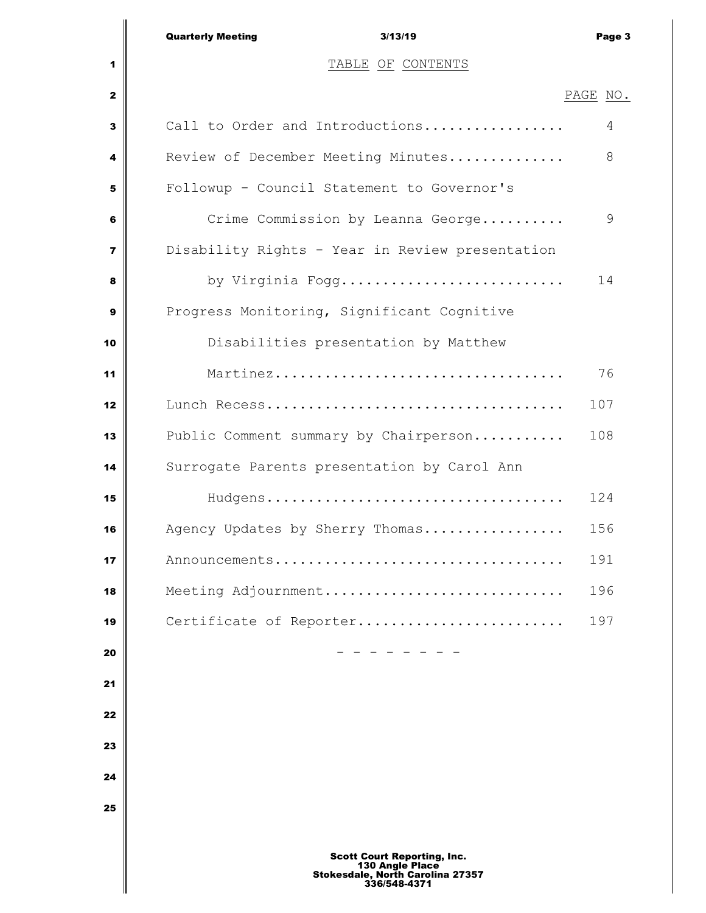# TABLE OF CONTENTS

| | PAGE NO. |
|---|---|
| Call to Order and Introductions | 4 |
| Review of December Meeting Minutes | 8 |
| Followup - Council Statement to Governor's Crime Commission by Leanna George | 9 |
| Disability Rights - Year in Review presentation by Virginia Fogg | 14 |
| Progress Monitoring, Significant Cognitive Disabilities presentation by Matthew Martinez | 76 |
| Lunch Recess | 107 |
| Public Comment summary by Chairperson | 108 |
| Surrogate Parents presentation by Carol Ann Hudgens | 124 |
| Agency Updates by Sherry Thomas | 156 |
| Announcements | 191 |
| Meeting Adjournment | 196 |
| Certificate of Reporter | 197 |

\- - - - - - - -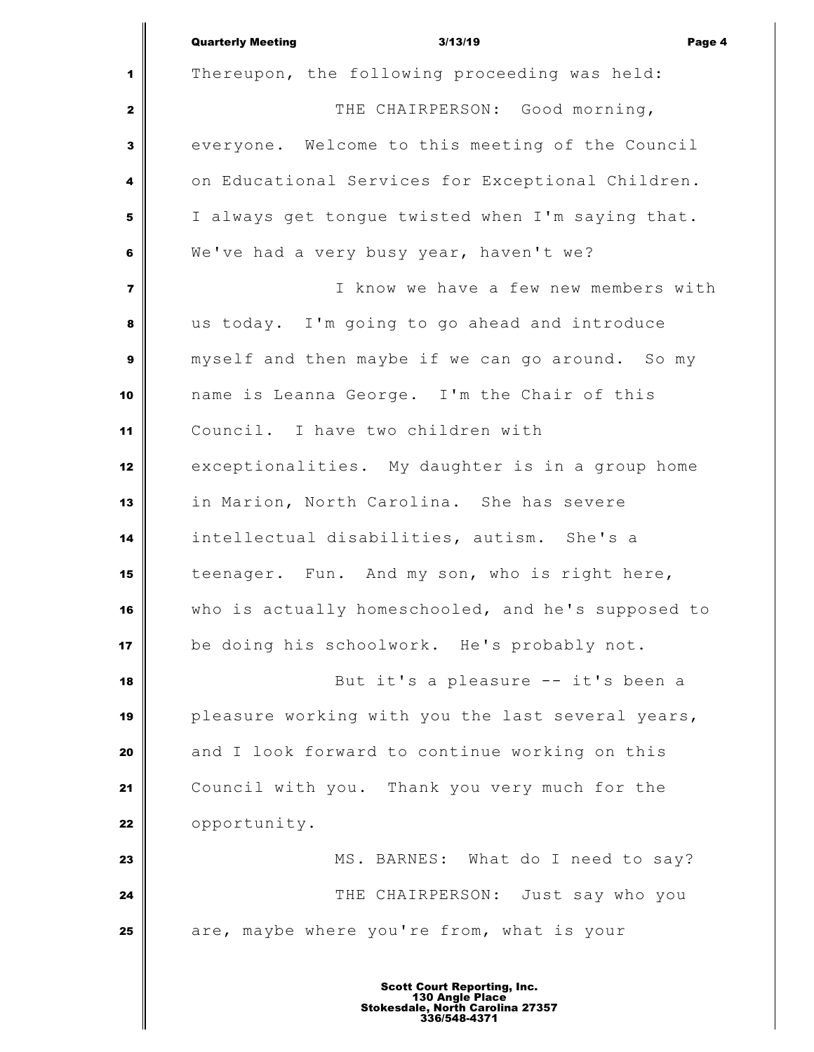Thereupon, the following proceeding was held:

THE CHAIRPERSON: Good morning, everyone. Welcome to this meeting of the Council on Educational Services for Exceptional Children. I always get tongue twisted when I'm saying that. We've had a very busy year, haven't we?

I know we have a few new members with us today. I'm going to go ahead and introduce myself and then maybe if we can go around. So my name is Leanna George. I'm the Chair of this Council. I have two children with exceptionalities. My daughter is in a group home in Marion, North Carolina. She has severe intellectual disabilities, autism. She's a teenager. Fun. And my son, who is right here, who is actually homeschooled, and he's supposed to be doing his schoolwork. He's probably not.

But it's a pleasure -- it's been a pleasure working with you the last several years, and I look forward to continue working on this Council with you. Thank you very much for the opportunity.

MS. BARNES: What do I need to say?

THE CHAIRPERSON: Just say who you are, maybe where you're from, what is your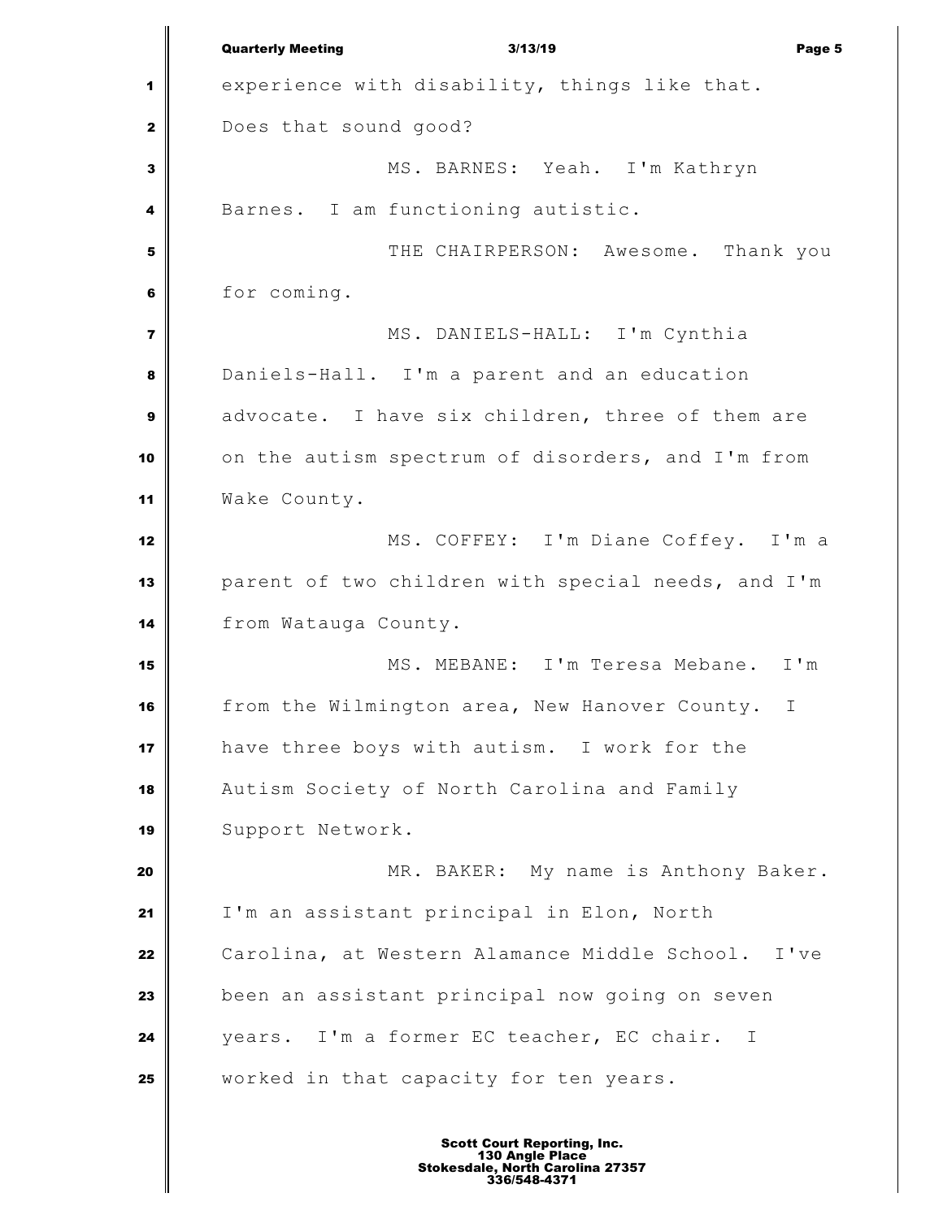experience with disability, things like that. Does that sound good?

MS. BARNES: Yeah. I'm Kathryn Barnes. I am functioning autistic.

THE CHAIRPERSON: Awesome. Thank you for coming.

MS. DANIELS-HALL: I'm Cynthia Daniels-Hall. I'm a parent and an education advocate. I have six children, three of them are on the autism spectrum of disorders, and I'm from Wake County.

MS. COFFEY: I'm Diane Coffey. I'm a parent of two children with special needs, and I'm from Watauga County.

MS. MEBANE: I'm Teresa Mebane. I'm from the Wilmington area, New Hanover County. I have three boys with autism. I work for the Autism Society of North Carolina and Family Support Network.

MR. BAKER: My name is Anthony Baker. I'm an assistant principal in Elon, North Carolina, at Western Alamance Middle School. I've been an assistant principal now going on seven years. I'm a former EC teacher, EC chair. I worked in that capacity for ten years.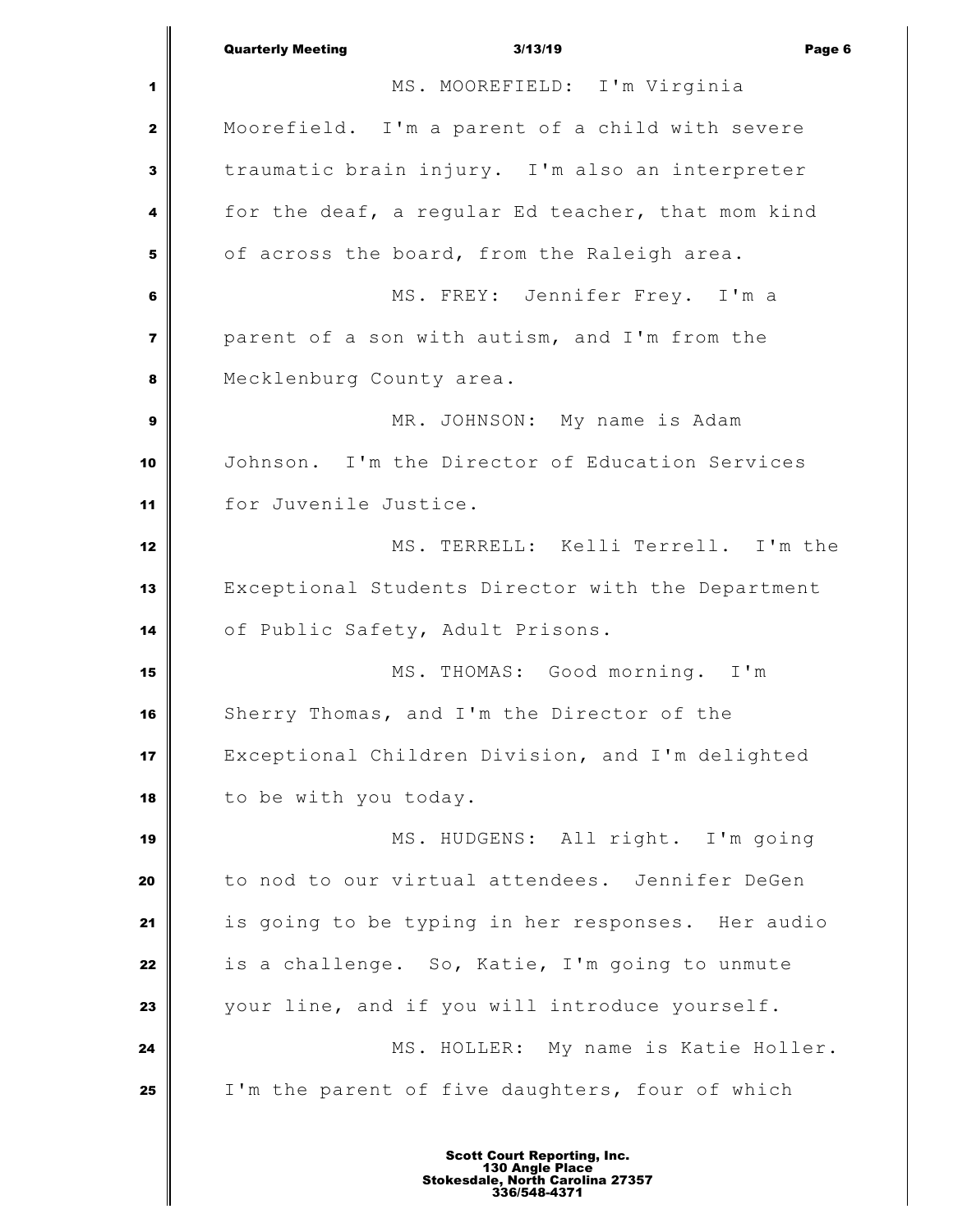MS. MOOREFIELD: I'm Virginia Moorefield. I'm a parent of a child with severe traumatic brain injury. I'm also an interpreter for the deaf, a regular Ed teacher, that mom kind of across the board, from the Raleigh area.

MS. FREY: Jennifer Frey. I'm a parent of a son with autism, and I'm from the Mecklenburg County area.

MR. JOHNSON: My name is Adam Johnson. I'm the Director of Education Services for Juvenile Justice.

MS. TERRELL: Kelli Terrell. I'm the Exceptional Students Director with the Department of Public Safety, Adult Prisons.

MS. THOMAS: Good morning. I'm Sherry Thomas, and I'm the Director of the Exceptional Children Division, and I'm delighted to be with you today.

MS. HUDGENS: All right. I'm going to nod to our virtual attendees. Jennifer DeGen is going to be typing in her responses. Her audio is a challenge. So, Katie, I'm going to unmute your line, and if you will introduce yourself.

MS. HOLLER: My name is Katie Holler. I'm the parent of five daughters, four of which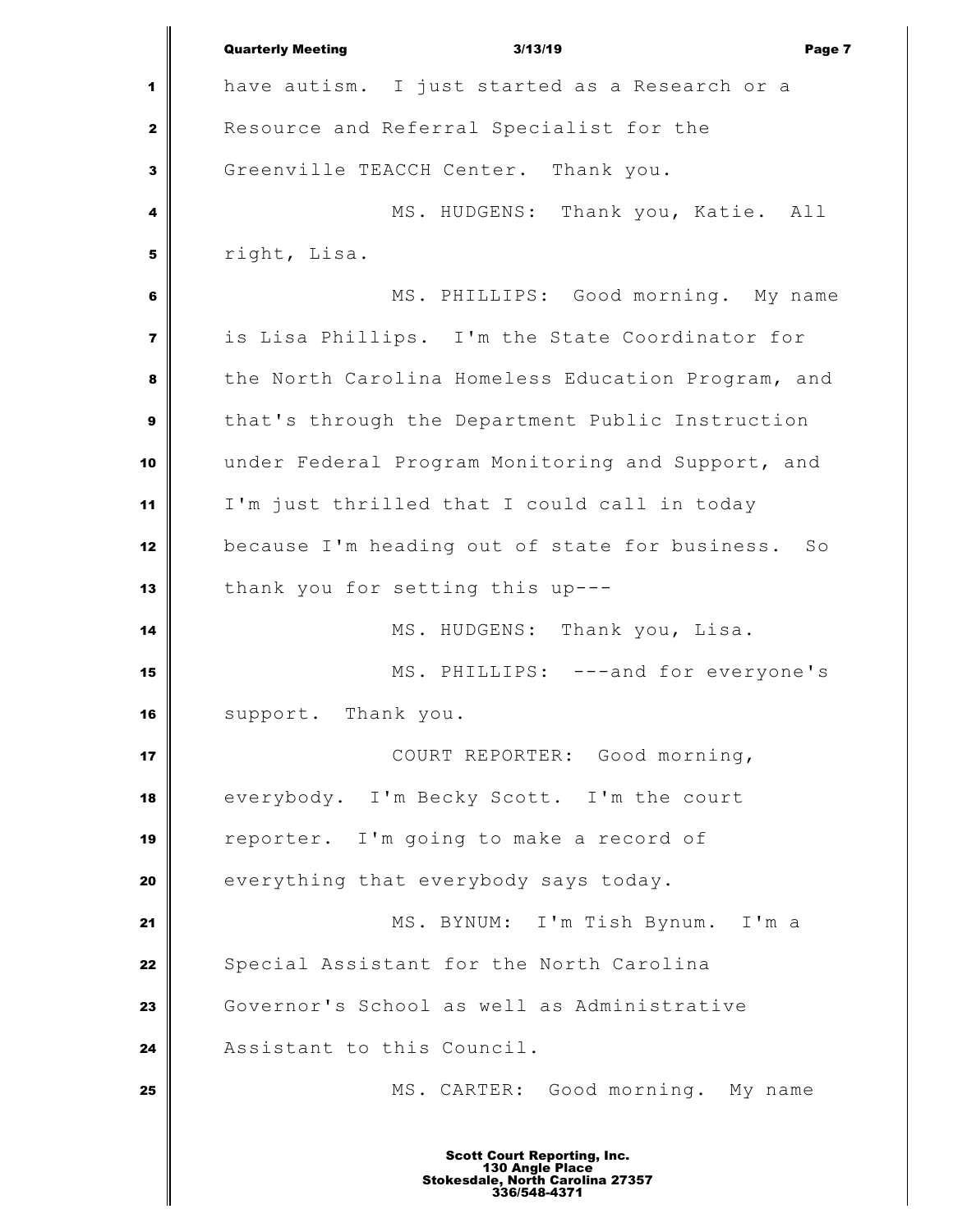have autism. I just started as a Research or a Resource and Referral Specialist for the Greenville TEACCH Center. Thank you.

MS. HUDGENS: Thank you, Katie. All right, Lisa.

MS. PHILLIPS: Good morning. My name is Lisa Phillips. I'm the State Coordinator for the North Carolina Homeless Education Program, and that's through the Department Public Instruction under Federal Program Monitoring and Support, and I'm just thrilled that I could call in today because I'm heading out of state for business. So thank you for setting this up---

MS. HUDGENS: Thank you, Lisa.

MS. PHILLIPS: ---and for everyone's support. Thank you.

COURT REPORTER: Good morning, everybody. I'm Becky Scott. I'm the court reporter. I'm going to make a record of everything that everybody says today.

MS. BYNUM: I'm Tish Bynum. I'm a Special Assistant for the North Carolina Governor's School as well as Administrative Assistant to this Council.

MS. CARTER: Good morning. My name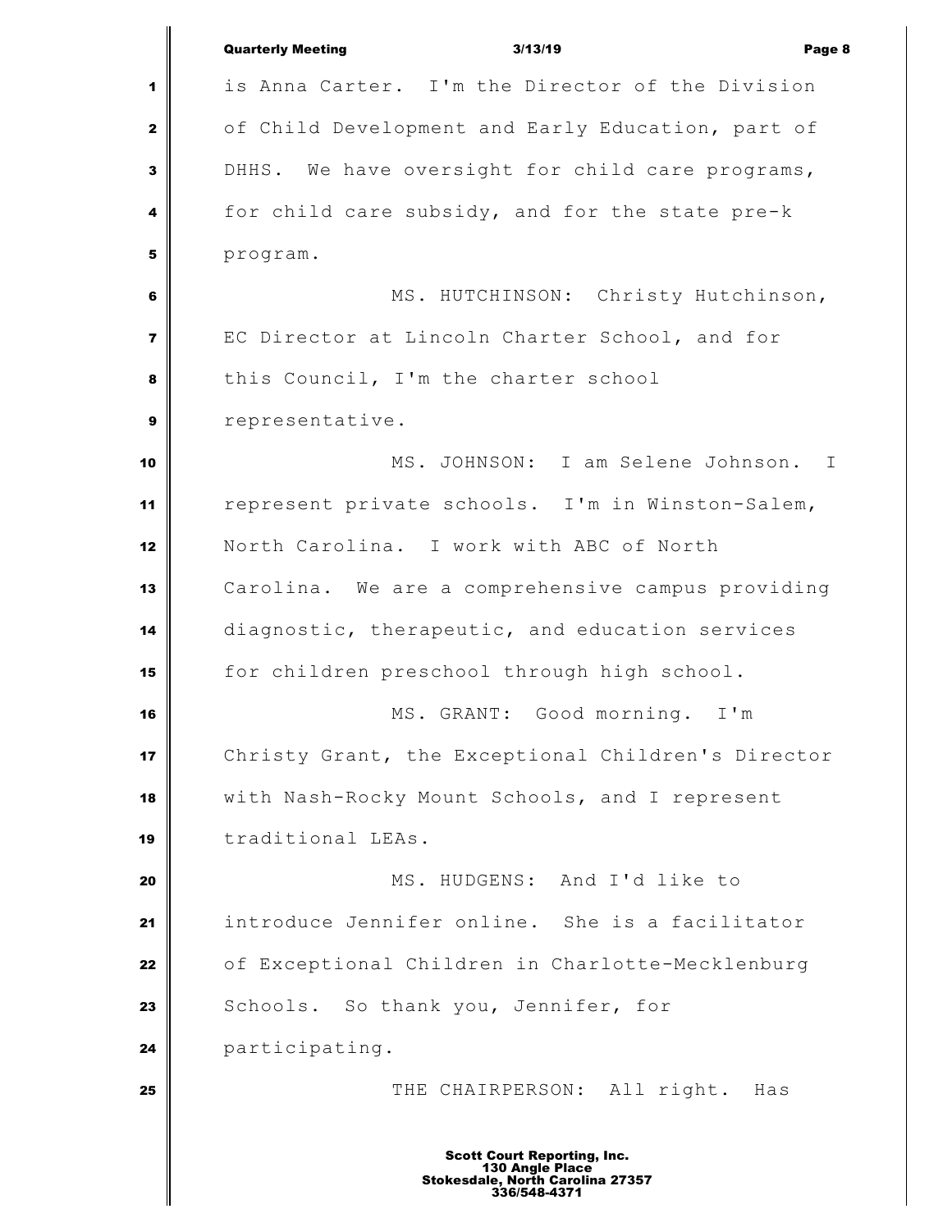is Anna Carter. I'm the Director of the Division of Child Development and Early Education, part of DHHS. We have oversight for child care programs, for child care subsidy, and for the state pre-k program.

MS. HUTCHINSON: Christy Hutchinson, EC Director at Lincoln Charter School, and for this Council, I'm the charter school representative.

MS. JOHNSON: I am Selene Johnson. I represent private schools. I'm in Winston-Salem, North Carolina. I work with ABC of North Carolina. We are a comprehensive campus providing diagnostic, therapeutic, and education services for children preschool through high school.

MS. GRANT: Good morning. I'm Christy Grant, the Exceptional Children's Director with Nash-Rocky Mount Schools, and I represent traditional LEAs.

MS. HUDGENS: And I'd like to introduce Jennifer online. She is a facilitator of Exceptional Children in Charlotte-Mecklenburg Schools. So thank you, Jennifer, for participating.

THE CHAIRPERSON: All right. Has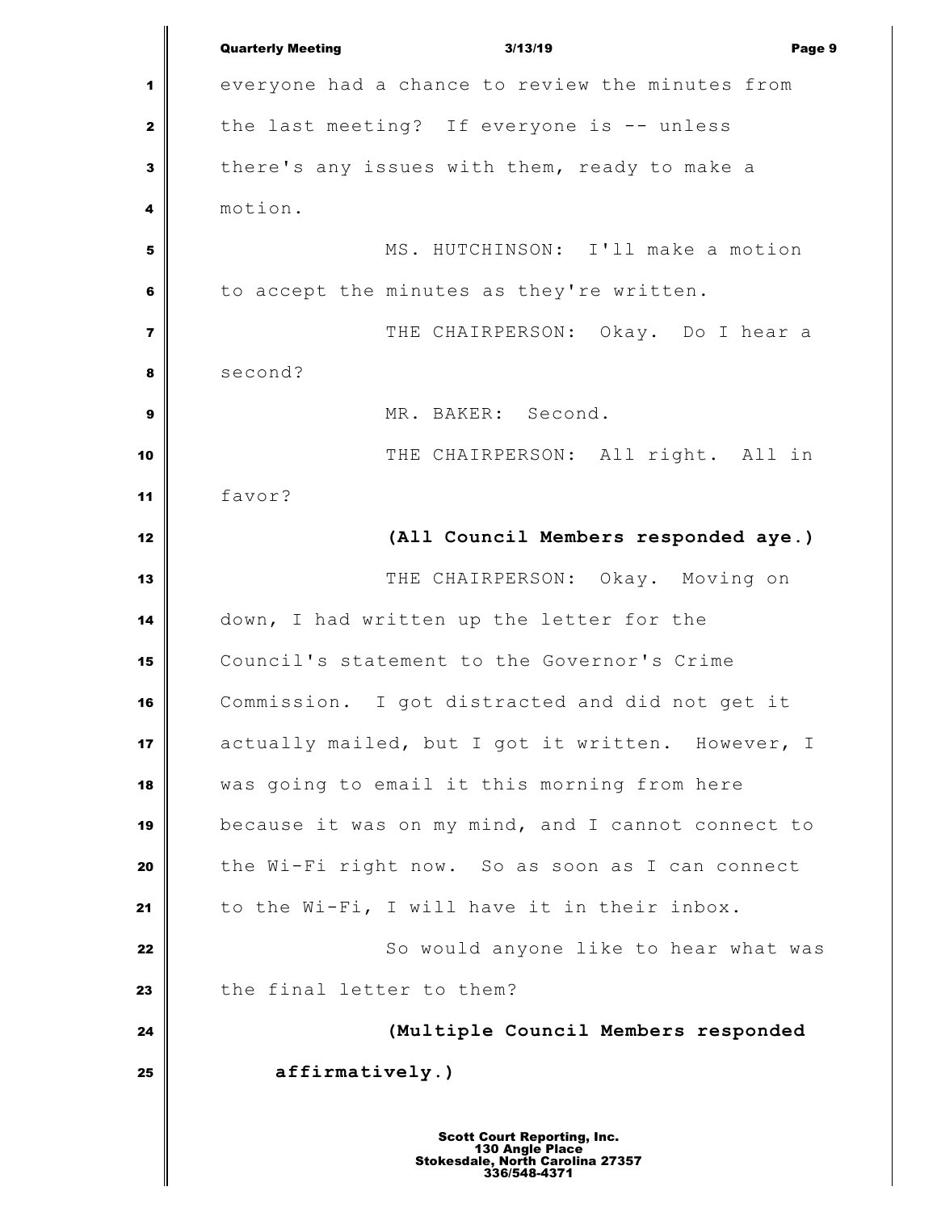everyone had a chance to review the minutes from the last meeting? If everyone is -- unless there's any issues with them, ready to make a motion.

MS. HUTCHINSON: I'll make a motion to accept the minutes as they're written.

THE CHAIRPERSON: Okay. Do I hear a second?

MR. BAKER: Second.

THE CHAIRPERSON: All right. All in favor?

**(All Council Members responded aye.)**

THE CHAIRPERSON: Okay. Moving on down, I had written up the letter for the Council's statement to the Governor's Crime Commission. I got distracted and did not get it actually mailed, but I got it written. However, I was going to email it this morning from here because it was on my mind, and I cannot connect to the Wi-Fi right now. So as soon as I can connect to the Wi-Fi, I will have it in their inbox.

So would anyone like to hear what was the final letter to them?

**(Multiple Council Members responded affirmatively.)**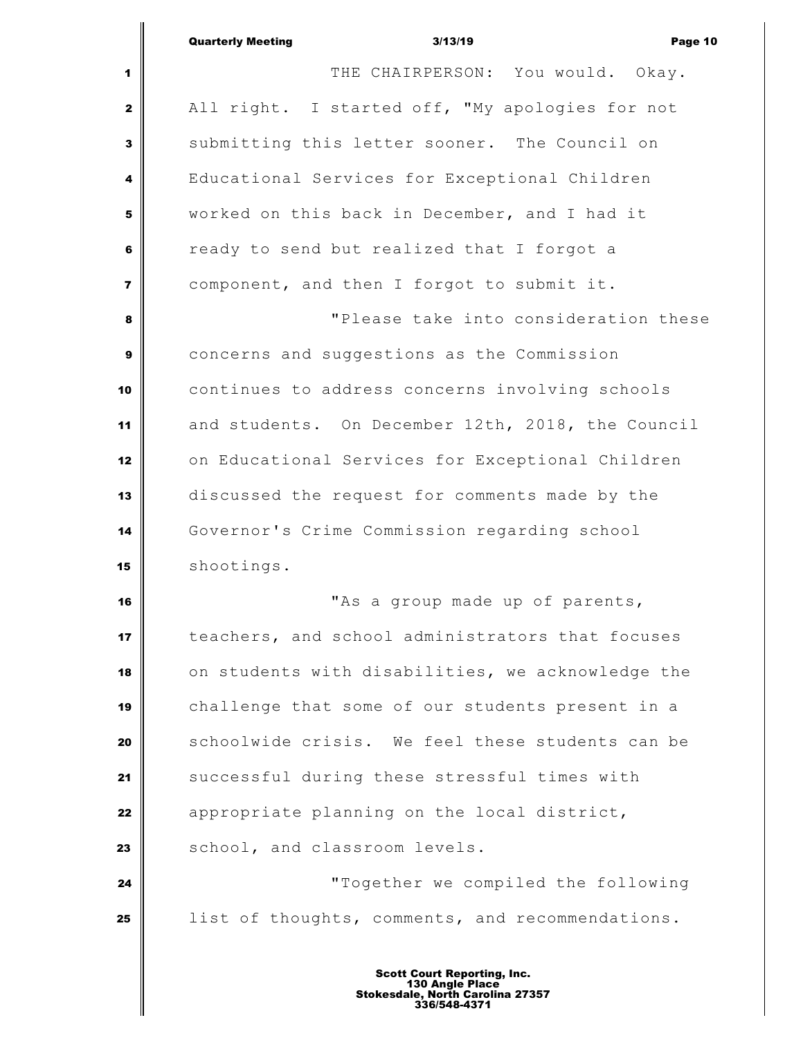THE CHAIRPERSON: You would. Okay. All right. I started off, "My apologies for not submitting this letter sooner. The Council on Educational Services for Exceptional Children worked on this back in December, and I had it ready to send but realized that I forgot a component, and then I forgot to submit it.

"Please take into consideration these concerns and suggestions as the Commission continues to address concerns involving schools and students. On December 12th, 2018, the Council on Educational Services for Exceptional Children discussed the request for comments made by the Governor's Crime Commission regarding school shootings.

"As a group made up of parents, teachers, and school administrators that focuses on students with disabilities, we acknowledge the challenge that some of our students present in a schoolwide crisis. We feel these students can be successful during these stressful times with appropriate planning on the local district, school, and classroom levels.

"Together we compiled the following list of thoughts, comments, and recommendations.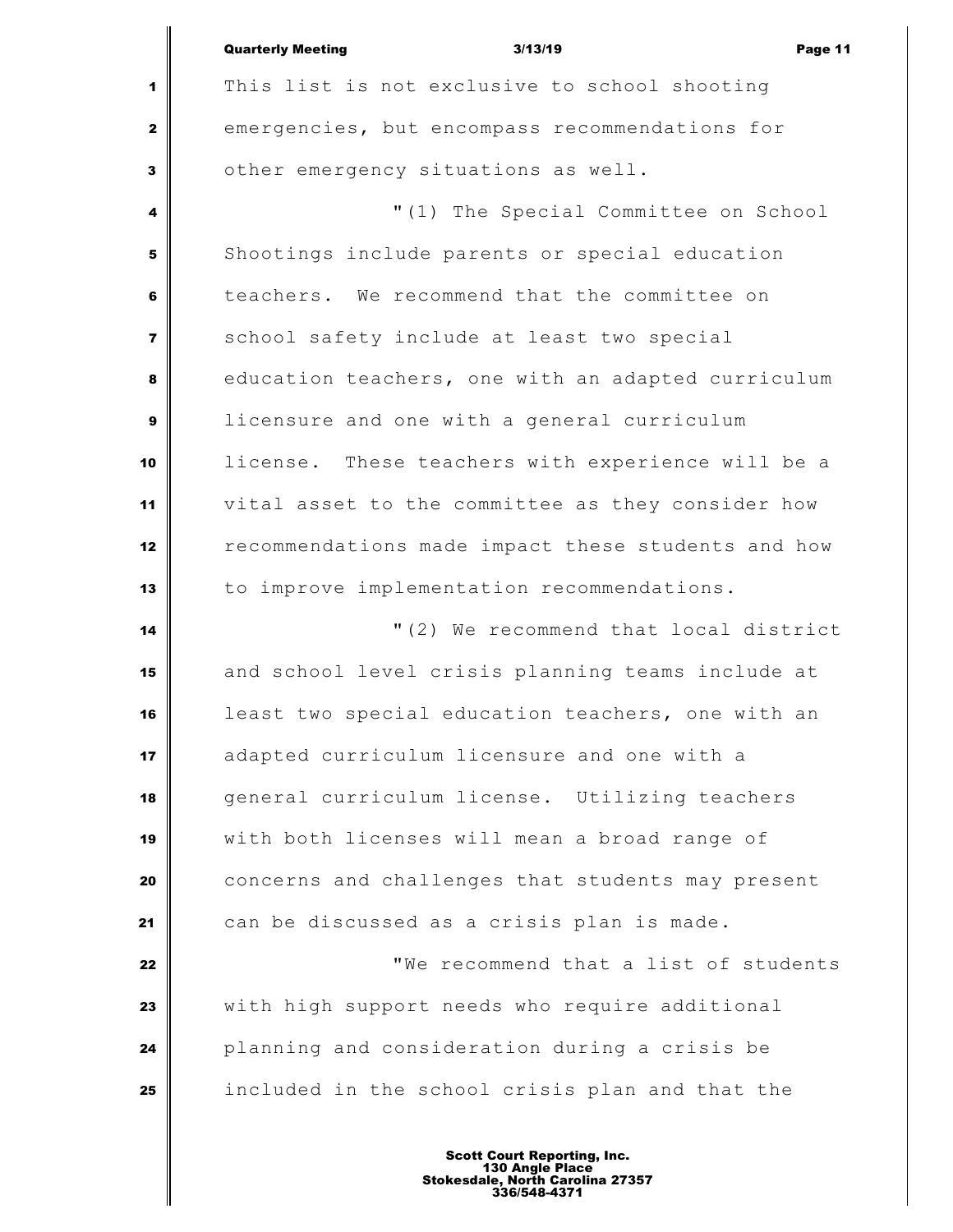This list is not exclusive to school shooting emergencies, but encompass recommendations for other emergency situations as well.

"(1) The Special Committee on School Shootings include parents or special education teachers. We recommend that the committee on school safety include at least two special education teachers, one with an adapted curriculum licensure and one with a general curriculum license. These teachers with experience will be a vital asset to the committee as they consider how recommendations made impact these students and how to improve implementation recommendations.

"(2) We recommend that local district and school level crisis planning teams include at least two special education teachers, one with an adapted curriculum licensure and one with a general curriculum license. Utilizing teachers with both licenses will mean a broad range of concerns and challenges that students may present can be discussed as a crisis plan is made.

"We recommend that a list of students with high support needs who require additional planning and consideration during a crisis be included in the school crisis plan and that the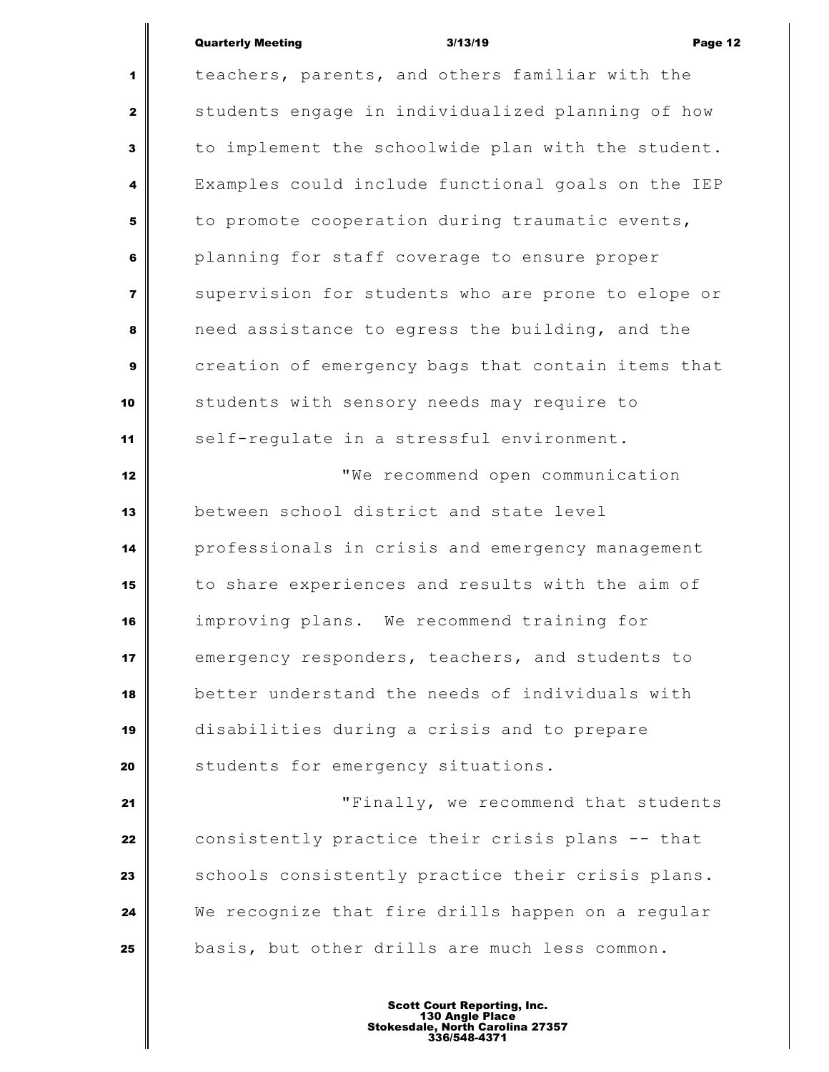teachers, parents, and others familiar with the students engage in individualized planning of how to implement the schoolwide plan with the student. Examples could include functional goals on the IEP to promote cooperation during traumatic events, planning for staff coverage to ensure proper supervision for students who are prone to elope or need assistance to egress the building, and the creation of emergency bags that contain items that students with sensory needs may require to self-regulate in a stressful environment.

"We recommend open communication between school district and state level professionals in crisis and emergency management to share experiences and results with the aim of improving plans. We recommend training for emergency responders, teachers, and students to better understand the needs of individuals with disabilities during a crisis and to prepare students for emergency situations.

"Finally, we recommend that students consistently practice their crisis plans -- that schools consistently practice their crisis plans. We recognize that fire drills happen on a regular basis, but other drills are much less common.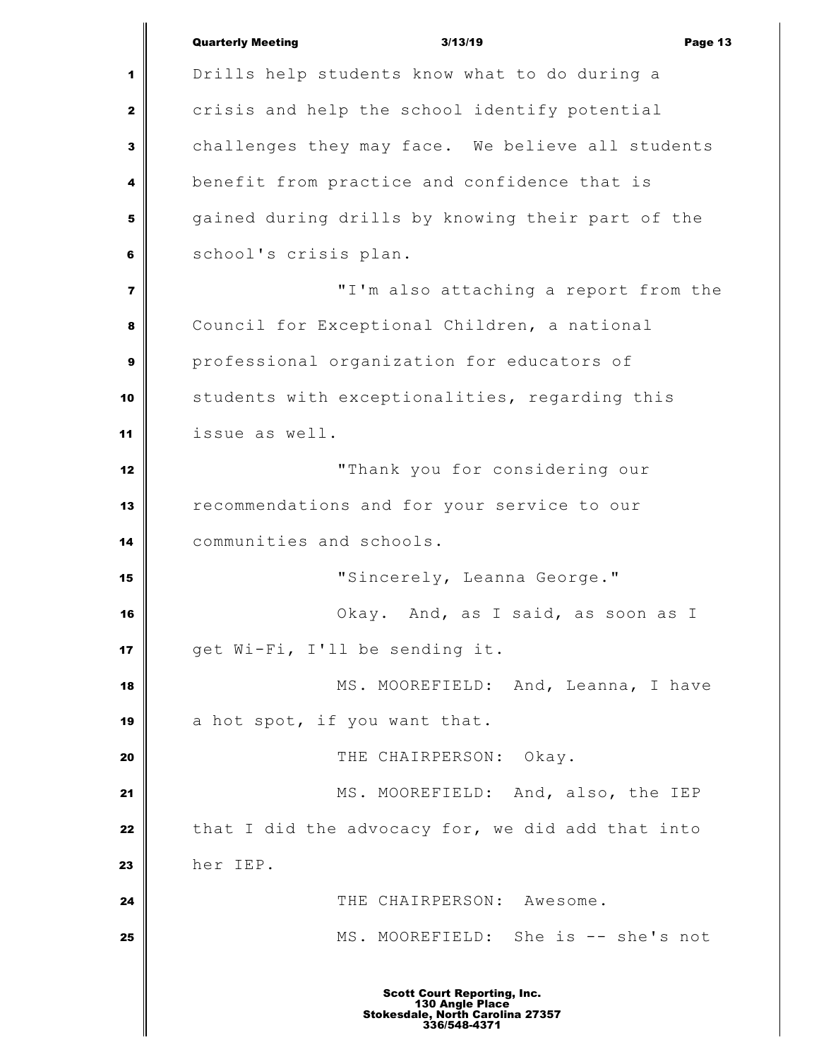Drills help students know what to do during a crisis and help the school identify potential challenges they may face. We believe all students benefit from practice and confidence that is gained during drills by knowing their part of the school's crisis plan.

"I'm also attaching a report from the Council for Exceptional Children, a national professional organization for educators of students with exceptionalities, regarding this issue as well.

"Thank you for considering our recommendations and for your service to our communities and schools.

"Sincerely, Leanna George."

Okay. And, as I said, as soon as I get Wi-Fi, I'll be sending it.

MS. MOOREFIELD: And, Leanna, I have a hot spot, if you want that.

THE CHAIRPERSON: Okay.

MS. MOOREFIELD: And, also, the IEP that I did the advocacy for, we did add that into her IEP.

THE CHAIRPERSON: Awesome.

MS. MOOREFIELD: She is -- she's not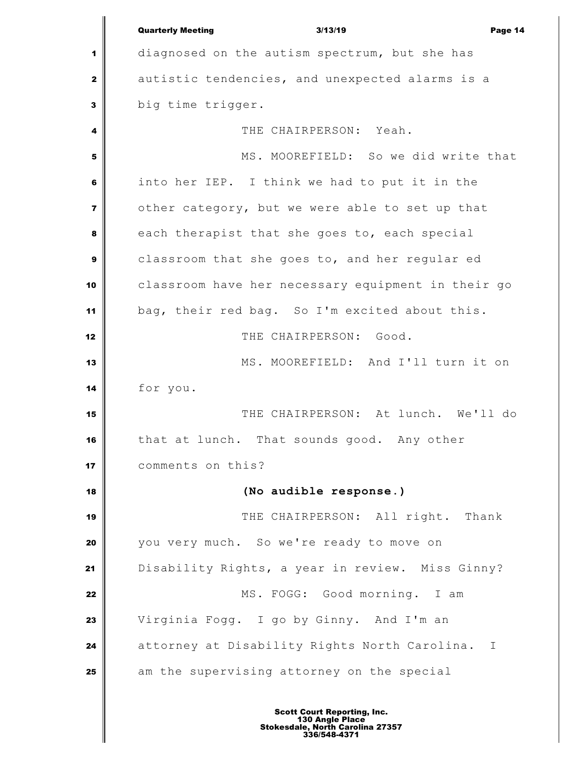diagnosed on the autism spectrum, but she has autistic tendencies, and unexpected alarms is a big time trigger.

THE CHAIRPERSON: Yeah.

MS. MOOREFIELD: So we did write that into her IEP. I think we had to put it in the other category, but we were able to set up that each therapist that she goes to, each special classroom that she goes to, and her regular ed classroom have her necessary equipment in their go bag, their red bag. So I'm excited about this.

THE CHAIRPERSON: Good.

MS. MOOREFIELD: And I'll turn it on for you.

THE CHAIRPERSON: At lunch. We'll do that at lunch. That sounds good. Any other comments on this?

**(No audible response.)**

THE CHAIRPERSON: All right. Thank you very much. So we're ready to move on Disability Rights, a year in review. Miss Ginny?

MS. FOGG: Good morning. I am Virginia Fogg. I go by Ginny. And I'm an attorney at Disability Rights North Carolina. I am the supervising attorney on the special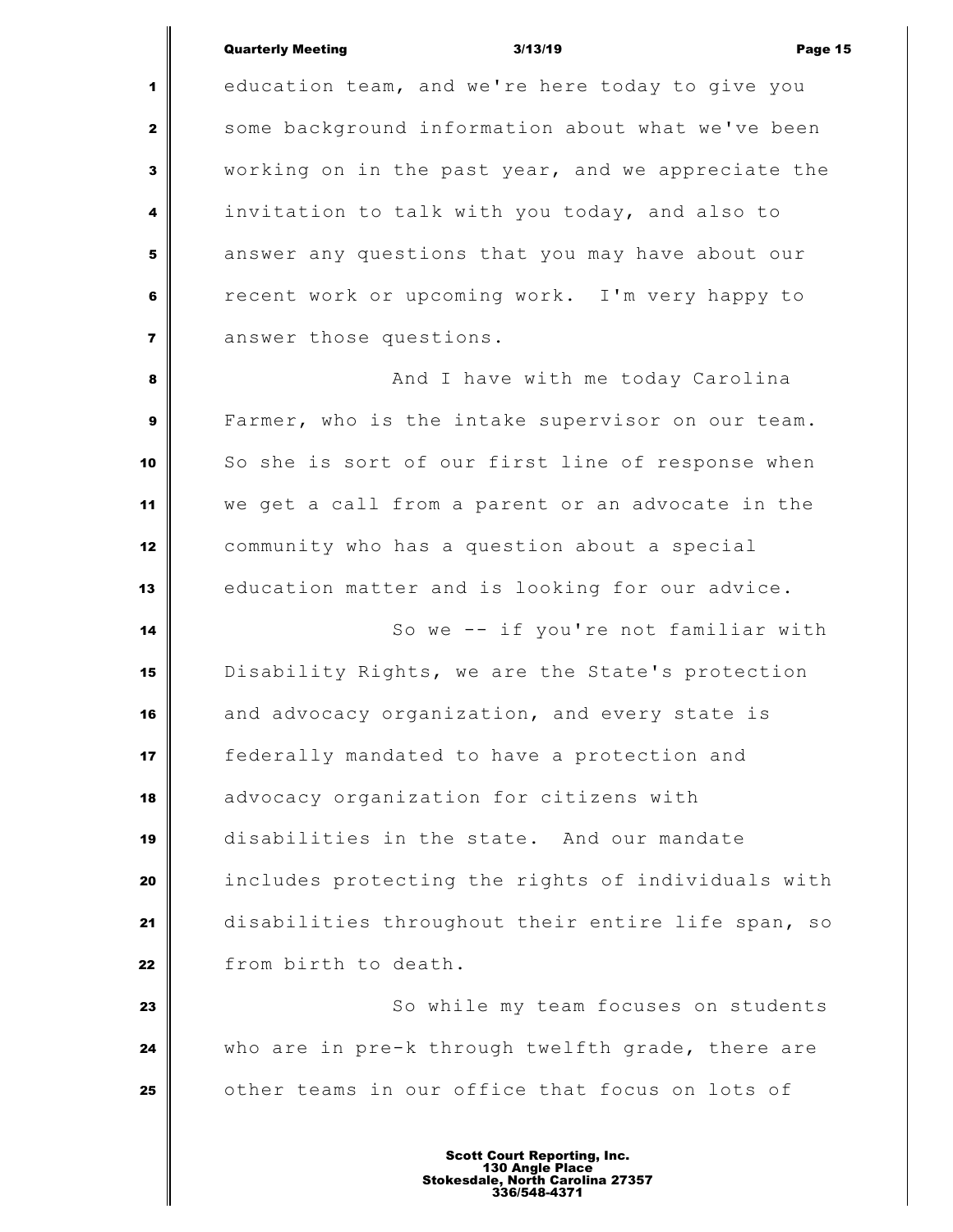education team, and we're here today to give you some background information about what we've been working on in the past year, and we appreciate the invitation to talk with you today, and also to answer any questions that you may have about our recent work or upcoming work. I'm very happy to answer those questions.

And I have with me today Carolina Farmer, who is the intake supervisor on our team. So she is sort of our first line of response when we get a call from a parent or an advocate in the community who has a question about a special education matter and is looking for our advice.

So we -- if you're not familiar with Disability Rights, we are the State's protection and advocacy organization, and every state is federally mandated to have a protection and advocacy organization for citizens with disabilities in the state. And our mandate includes protecting the rights of individuals with disabilities throughout their entire life span, so from birth to death.

So while my team focuses on students who are in pre-k through twelfth grade, there are other teams in our office that focus on lots of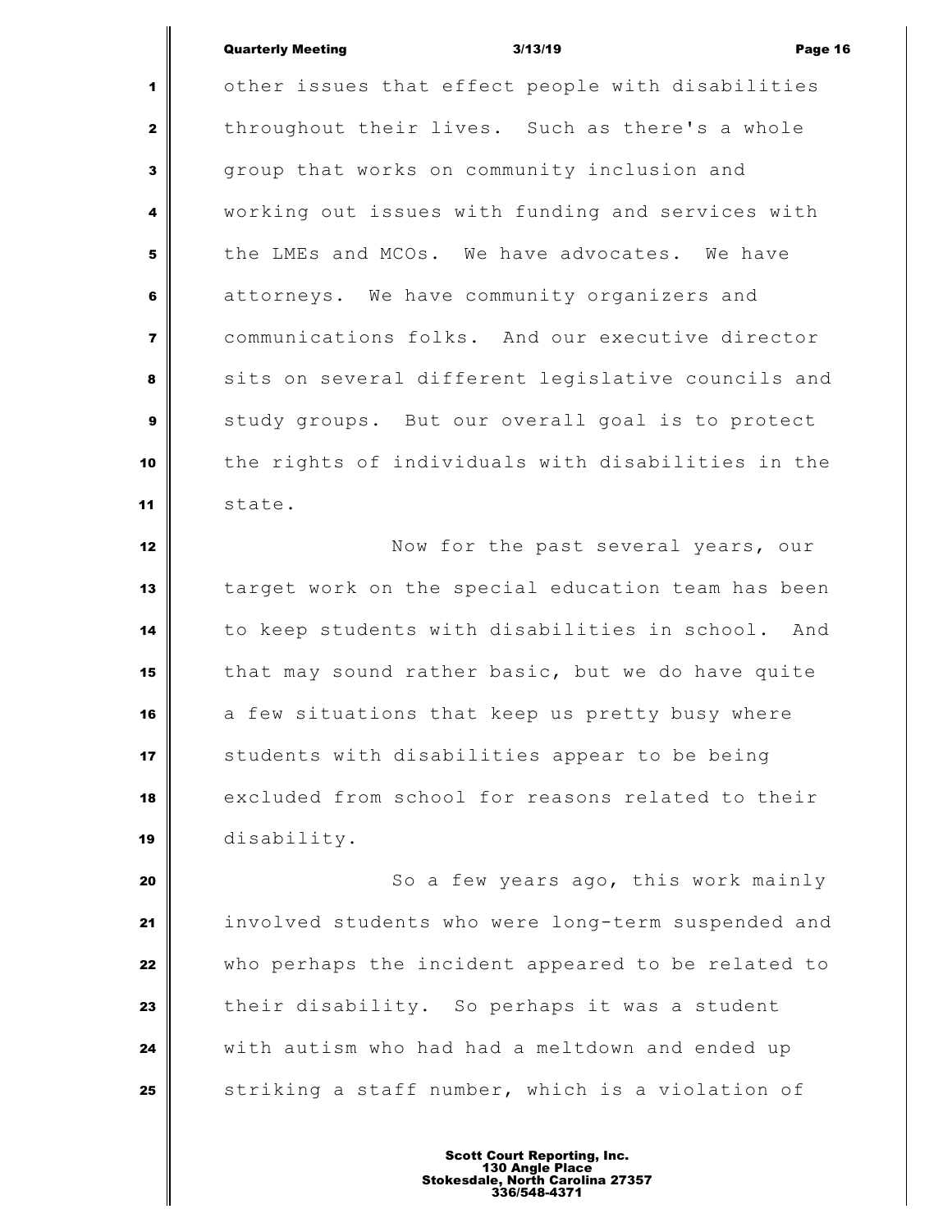other issues that effect people with disabilities throughout their lives. Such as there's a whole group that works on community inclusion and working out issues with funding and services with the LMEs and MCOs. We have advocates. We have attorneys. We have community organizers and communications folks. And our executive director sits on several different legislative councils and study groups. But our overall goal is to protect the rights of individuals with disabilities in the state.

Now for the past several years, our target work on the special education team has been to keep students with disabilities in school. And that may sound rather basic, but we do have quite a few situations that keep us pretty busy where students with disabilities appear to be being excluded from school for reasons related to their disability.

So a few years ago, this work mainly involved students who were long-term suspended and who perhaps the incident appeared to be related to their disability. So perhaps it was a student with autism who had had a meltdown and ended up striking a staff number, which is a violation of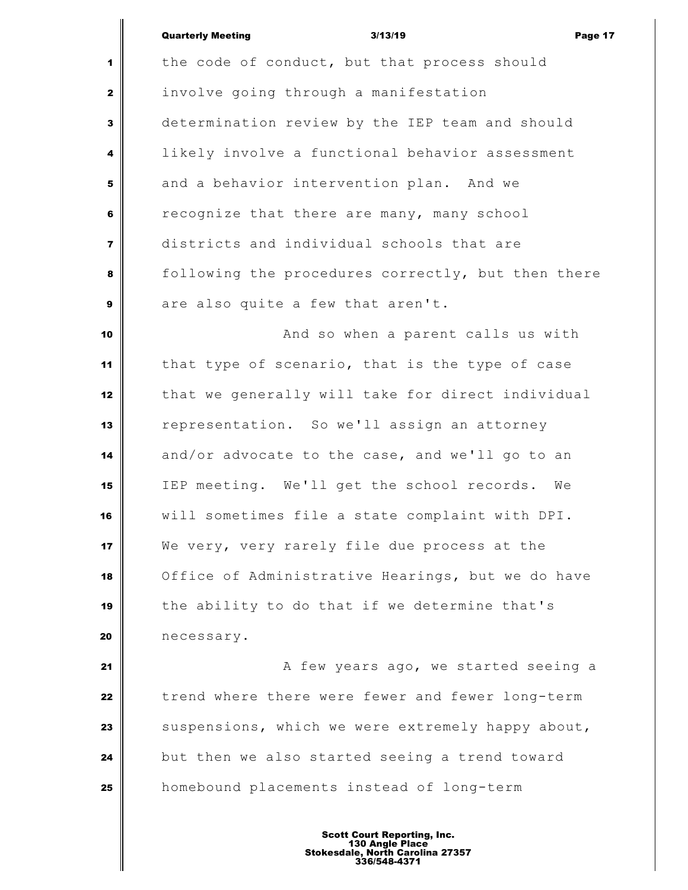the code of conduct, but that process should involve going through a manifestation determination review by the IEP team and should likely involve a functional behavior assessment and a behavior intervention plan. And we recognize that there are many, many school districts and individual schools that are following the procedures correctly, but then there are also quite a few that aren't.

And so when a parent calls us with that type of scenario, that is the type of case that we generally will take for direct individual representation. So we'll assign an attorney and/or advocate to the case, and we'll go to an IEP meeting. We'll get the school records. We will sometimes file a state complaint with DPI. We very, very rarely file due process at the Office of Administrative Hearings, but we do have the ability to do that if we determine that's necessary.

A few years ago, we started seeing a trend where there were fewer and fewer long-term suspensions, which we were extremely happy about, but then we also started seeing a trend toward homebound placements instead of long-term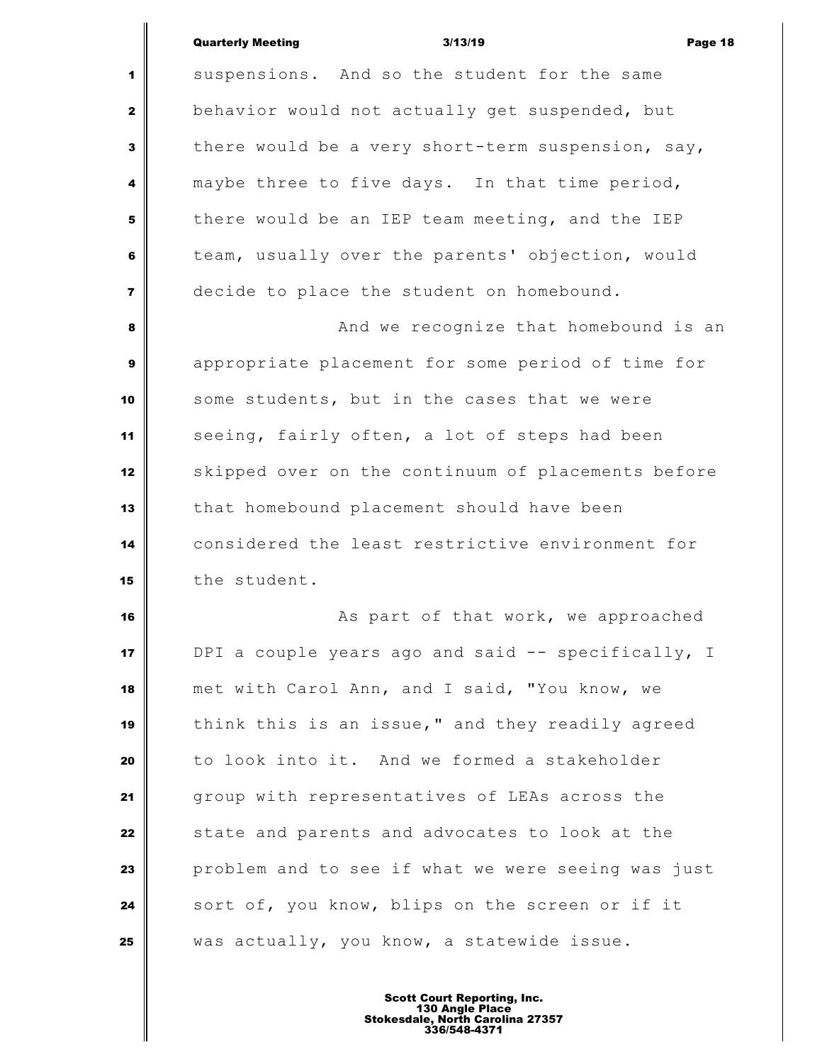suspensions. And so the student for the same behavior would not actually get suspended, but there would be a very short-term suspension, say, maybe three to five days. In that time period, there would be an IEP team meeting, and the IEP team, usually over the parents' objection, would decide to place the student on homebound.

And we recognize that homebound is an appropriate placement for some period of time for some students, but in the cases that we were seeing, fairly often, a lot of steps had been skipped over on the continuum of placements before that homebound placement should have been considered the least restrictive environment for the student.

As part of that work, we approached DPI a couple years ago and said -- specifically, I met with Carol Ann, and I said, "You know, we think this is an issue," and they readily agreed to look into it. And we formed a stakeholder group with representatives of LEAs across the state and parents and advocates to look at the problem and to see if what we were seeing was just sort of, you know, blips on the screen or if it was actually, you know, a statewide issue.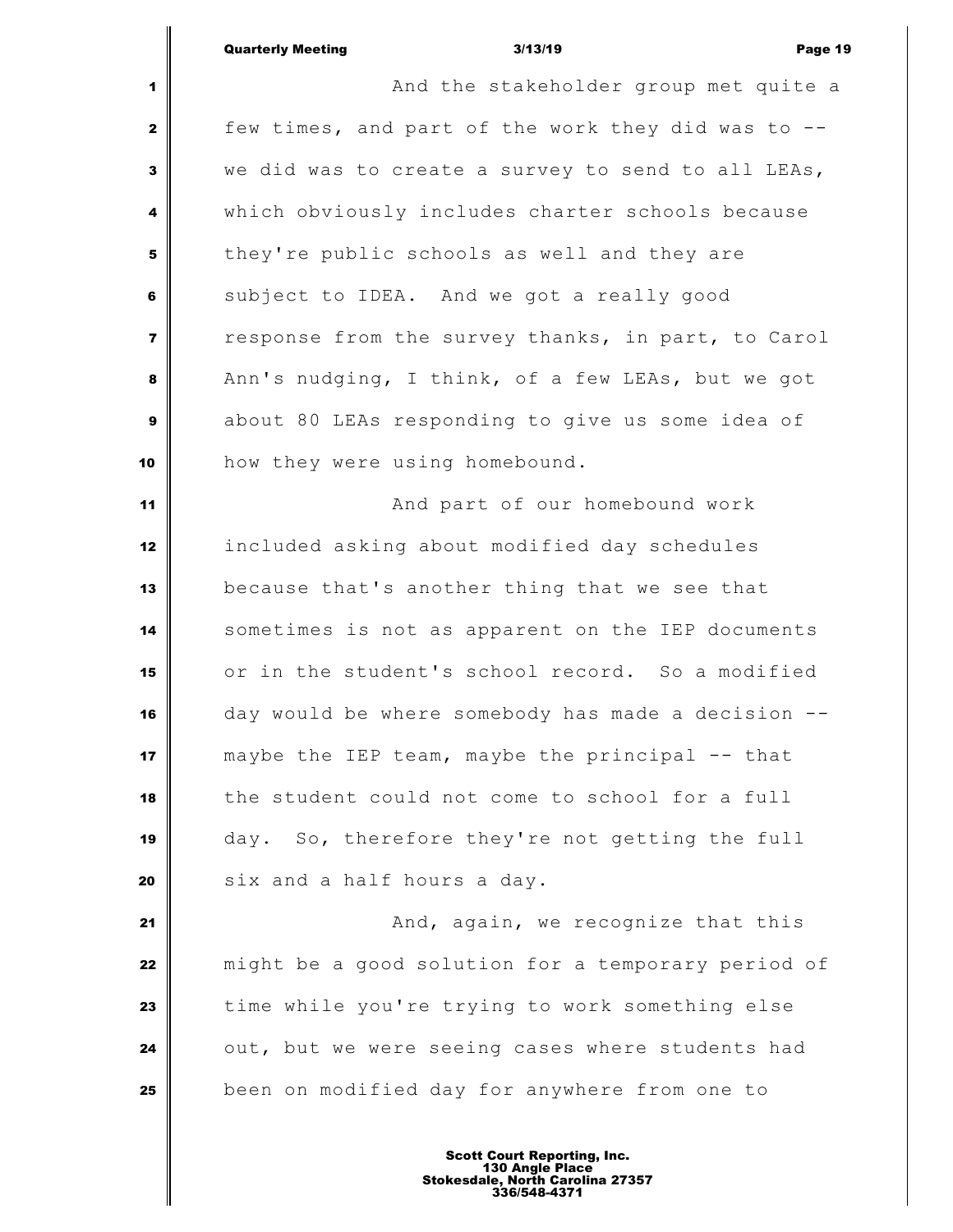And the stakeholder group met quite a few times, and part of the work they did was to -- we did was to create a survey to send to all LEAs, which obviously includes charter schools because they're public schools as well and they are subject to IDEA. And we got a really good response from the survey thanks, in part, to Carol Ann's nudging, I think, of a few LEAs, but we got about 80 LEAs responding to give us some idea of how they were using homebound.

And part of our homebound work included asking about modified day schedules because that's another thing that we see that sometimes is not as apparent on the IEP documents or in the student's school record. So a modified day would be where somebody has made a decision -- maybe the IEP team, maybe the principal -- that the student could not come to school for a full day. So, therefore they're not getting the full six and a half hours a day.

And, again, we recognize that this might be a good solution for a temporary period of time while you're trying to work something else out, but we were seeing cases where students had been on modified day for anywhere from one to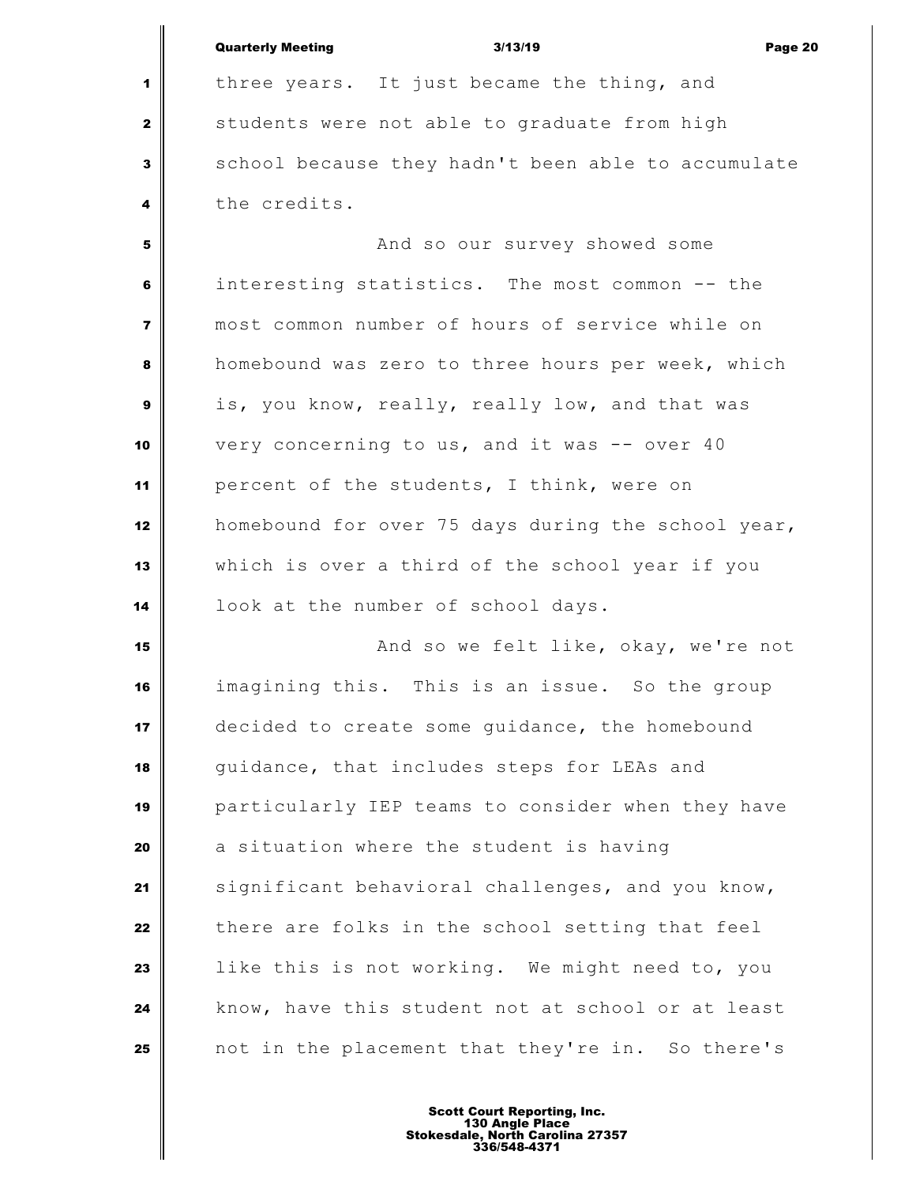three years. It just became the thing, and students were not able to graduate from high school because they hadn't been able to accumulate the credits.

And so our survey showed some interesting statistics. The most common -- the most common number of hours of service while on homebound was zero to three hours per week, which is, you know, really, really low, and that was very concerning to us, and it was -- over 40 percent of the students, I think, were on homebound for over 75 days during the school year, which is over a third of the school year if you look at the number of school days.

And so we felt like, okay, we're not imagining this. This is an issue. So the group decided to create some guidance, the homebound guidance, that includes steps for LEAs and particularly IEP teams to consider when they have a situation where the student is having significant behavioral challenges, and you know, there are folks in the school setting that feel like this is not working. We might need to, you know, have this student not at school or at least not in the placement that they're in. So there's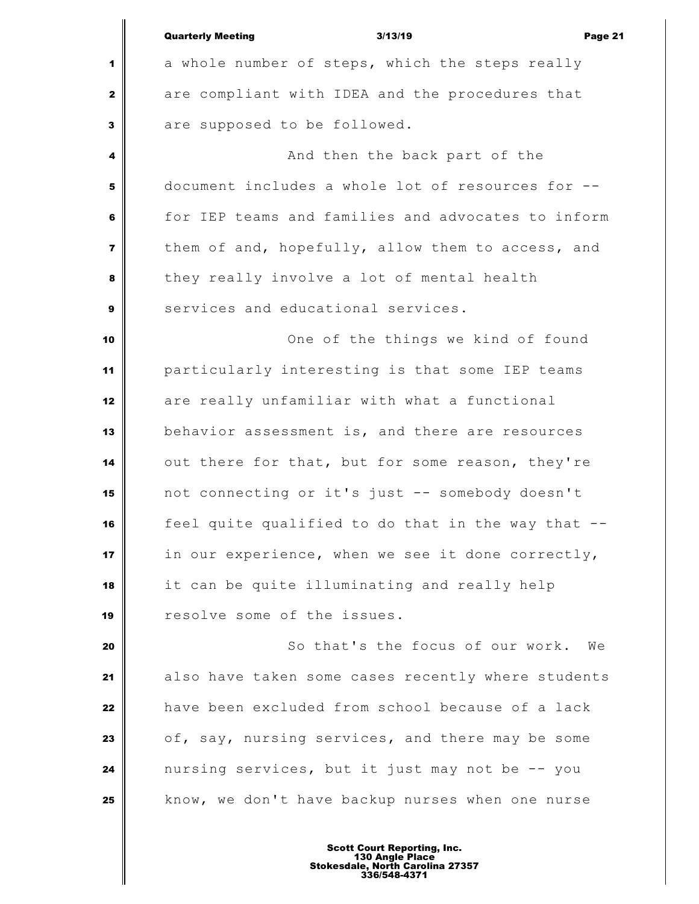a whole number of steps, which the steps really are compliant with IDEA and the procedures that are supposed to be followed.

And then the back part of the document includes a whole lot of resources for -- for IEP teams and families and advocates to inform them of and, hopefully, allow them to access, and they really involve a lot of mental health services and educational services.

One of the things we kind of found particularly interesting is that some IEP teams are really unfamiliar with what a functional behavior assessment is, and there are resources out there for that, but for some reason, they're not connecting or it's just -- somebody doesn't feel quite qualified to do that in the way that -- in our experience, when we see it done correctly, it can be quite illuminating and really help resolve some of the issues.

So that's the focus of our work. We also have taken some cases recently where students have been excluded from school because of a lack of, say, nursing services, and there may be some nursing services, but it just may not be -- you know, we don't have backup nurses when one nurse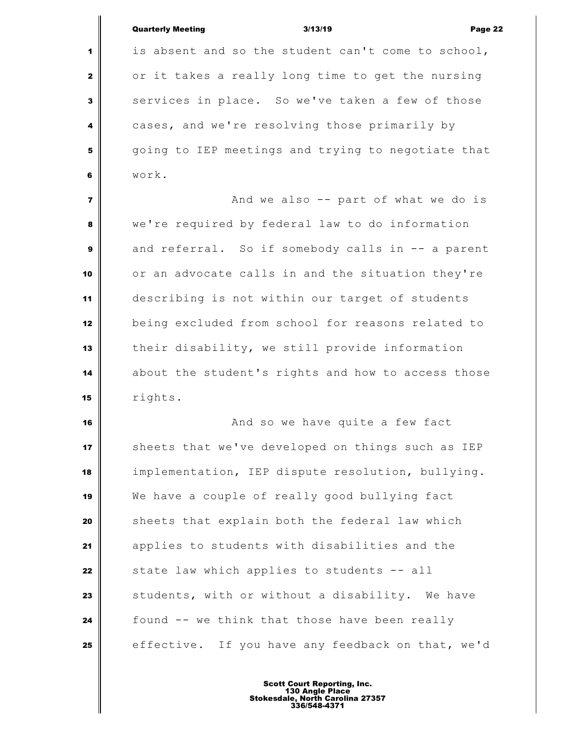is absent and so the student can't come to school, or it takes a really long time to get the nursing services in place. So we've taken a few of those cases, and we're resolving those primarily by going to IEP meetings and trying to negotiate that work.

And we also -- part of what we do is we're required by federal law to do information and referral. So if somebody calls in -- a parent or an advocate calls in and the situation they're describing is not within our target of students being excluded from school for reasons related to their disability, we still provide information about the student's rights and how to access those rights.

And so we have quite a few fact sheets that we've developed on things such as IEP implementation, IEP dispute resolution, bullying. We have a couple of really good bullying fact sheets that explain both the federal law which applies to students with disabilities and the state law which applies to students -- all students, with or without a disability. We have found -- we think that those have been really effective. If you have any feedback on that, we'd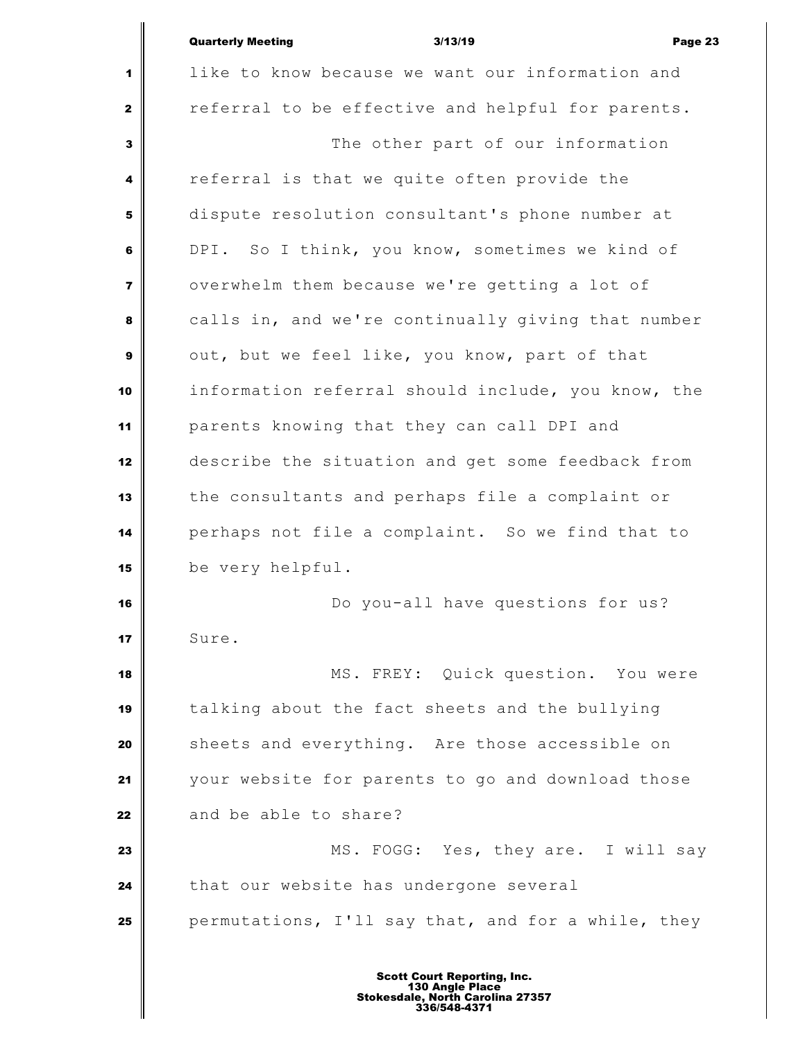like to know because we want our information and referral to be effective and helpful for parents.

The other part of our information referral is that we quite often provide the dispute resolution consultant's phone number at DPI. So I think, you know, sometimes we kind of overwhelm them because we're getting a lot of calls in, and we're continually giving that number out, but we feel like, you know, part of that information referral should include, you know, the parents knowing that they can call DPI and describe the situation and get some feedback from the consultants and perhaps file a complaint or perhaps not file a complaint. So we find that to be very helpful.

Do you-all have questions for us? Sure.

MS. FREY: Quick question. You were talking about the fact sheets and the bullying sheets and everything. Are those accessible on your website for parents to go and download those and be able to share?

MS. FOGG: Yes, they are. I will say that our website has undergone several permutations, I'll say that, and for a while, they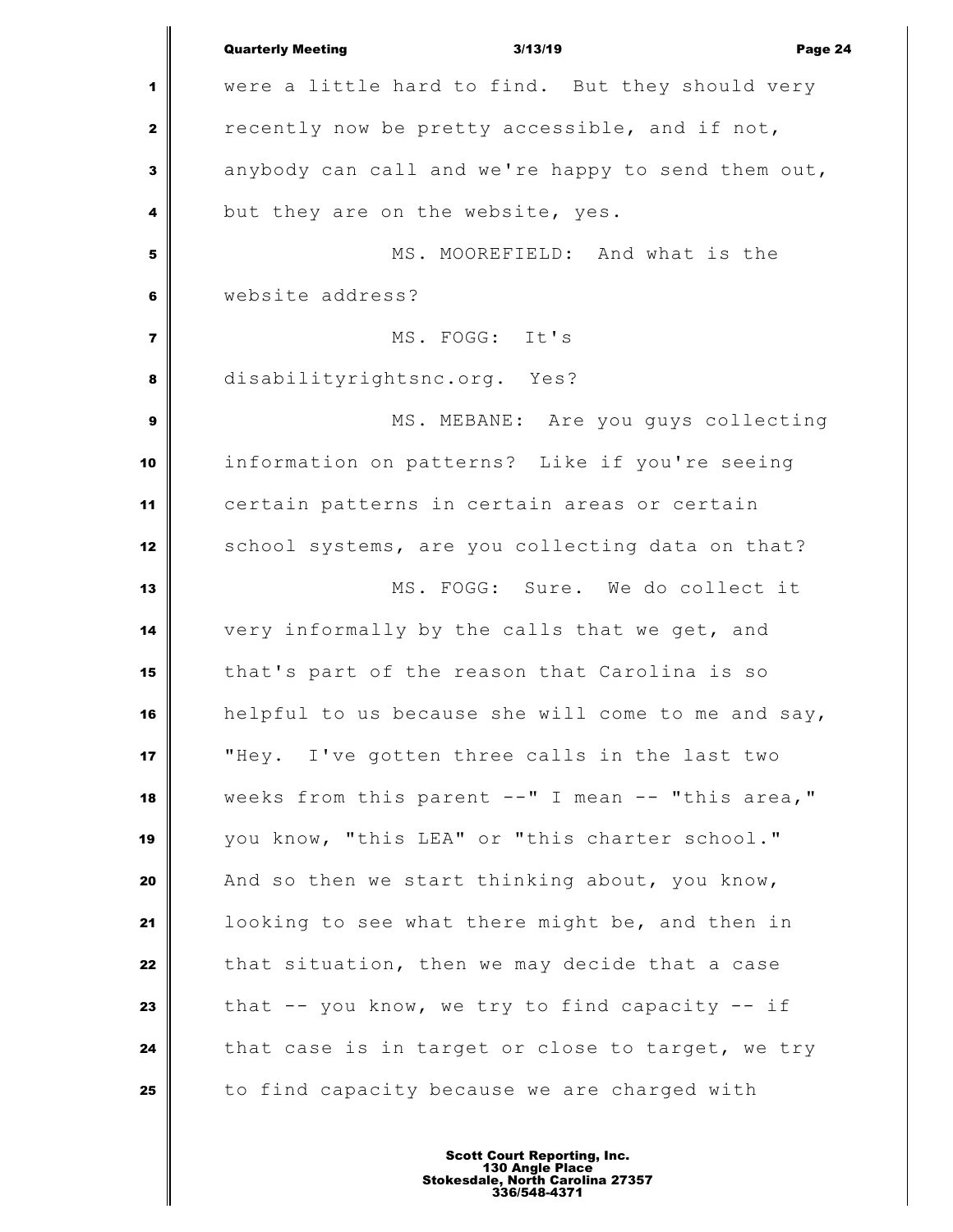were a little hard to find. But they should very recently now be pretty accessible, and if not, anybody can call and we're happy to send them out, but they are on the website, yes.

MS. MOOREFIELD: And what is the website address?

MS. FOGG: It's disabilityrightsnc.org. Yes?

MS. MEBANE: Are you guys collecting information on patterns? Like if you're seeing certain patterns in certain areas or certain school systems, are you collecting data on that?

MS. FOGG: Sure. We do collect it very informally by the calls that we get, and that's part of the reason that Carolina is so helpful to us because she will come to me and say, "Hey. I've gotten three calls in the last two weeks from this parent --" I mean -- "this area," you know, "this LEA" or "this charter school." And so then we start thinking about, you know, looking to see what there might be, and then in that situation, then we may decide that a case that -- you know, we try to find capacity -- if that case is in target or close to target, we try to find capacity because we are charged with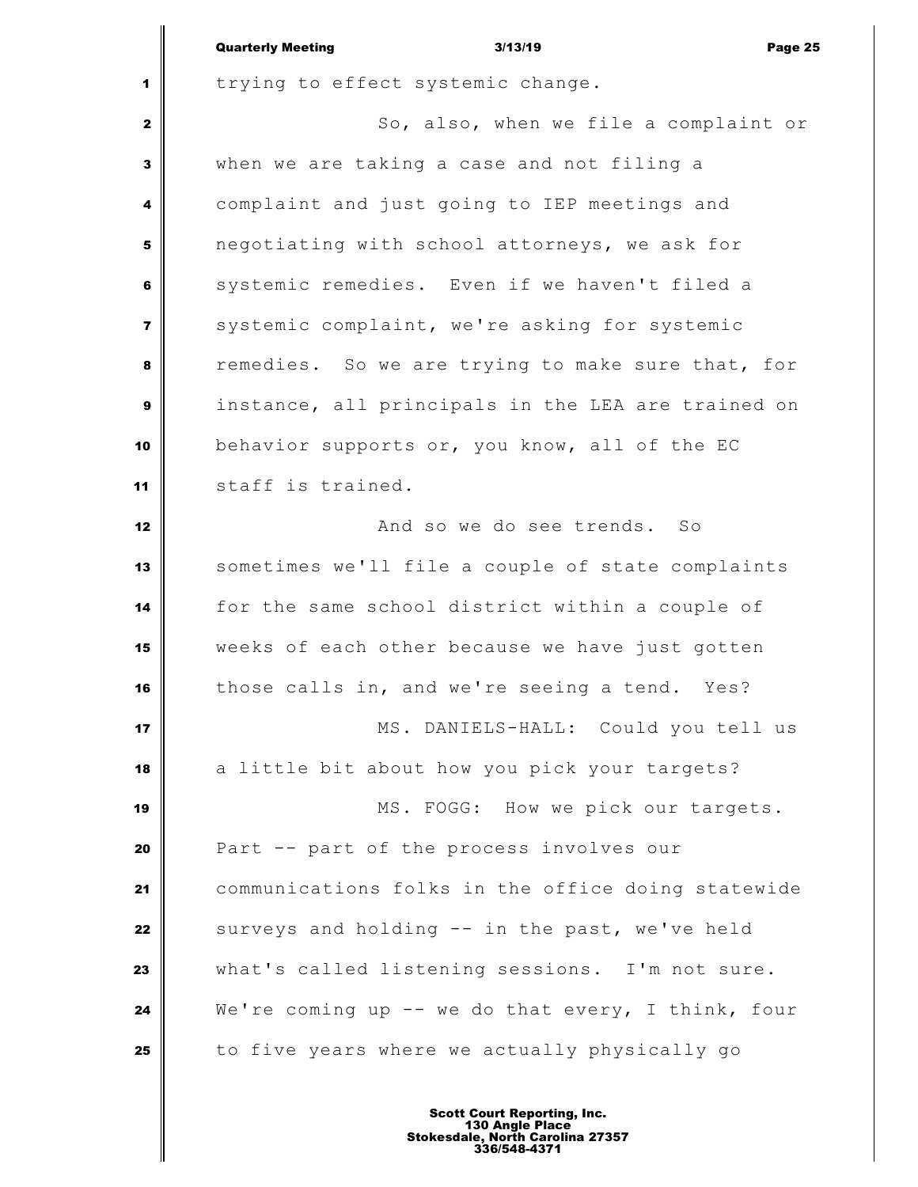trying to effect systemic change.

So, also, when we file a complaint or when we are taking a case and not filing a complaint and just going to IEP meetings and negotiating with school attorneys, we ask for systemic remedies. Even if we haven't filed a systemic complaint, we're asking for systemic remedies. So we are trying to make sure that, for instance, all principals in the LEA are trained on behavior supports or, you know, all of the EC staff is trained.

And so we do see trends. So sometimes we'll file a couple of state complaints for the same school district within a couple of weeks of each other because we have just gotten those calls in, and we're seeing a tend. Yes?

MS. DANIELS-HALL: Could you tell us a little bit about how you pick your targets?

MS. FOGG: How we pick our targets. Part -- part of the process involves our communications folks in the office doing statewide surveys and holding -- in the past, we've held what's called listening sessions. I'm not sure. We're coming up -- we do that every, I think, four to five years where we actually physically go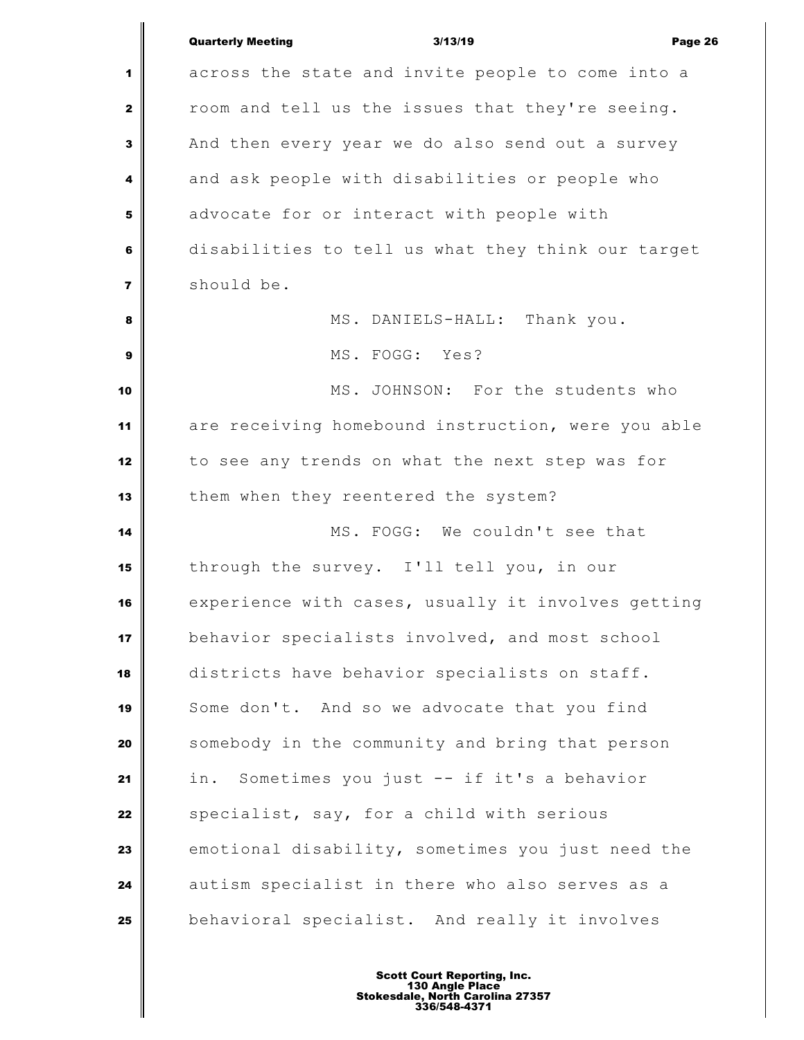across the state and invite people to come into a room and tell us the issues that they're seeing. And then every year we do also send out a survey and ask people with disabilities or people who advocate for or interact with people with disabilities to tell us what they think our target should be.

MS. DANIELS-HALL: Thank you.

MS. FOGG: Yes?

MS. JOHNSON: For the students who are receiving homebound instruction, were you able to see any trends on what the next step was for them when they reentered the system?

MS. FOGG: We couldn't see that through the survey. I'll tell you, in our experience with cases, usually it involves getting behavior specialists involved, and most school districts have behavior specialists on staff. Some don't. And so we advocate that you find somebody in the community and bring that person in. Sometimes you just -- if it's a behavior specialist, say, for a child with serious emotional disability, sometimes you just need the autism specialist in there who also serves as a behavioral specialist. And really it involves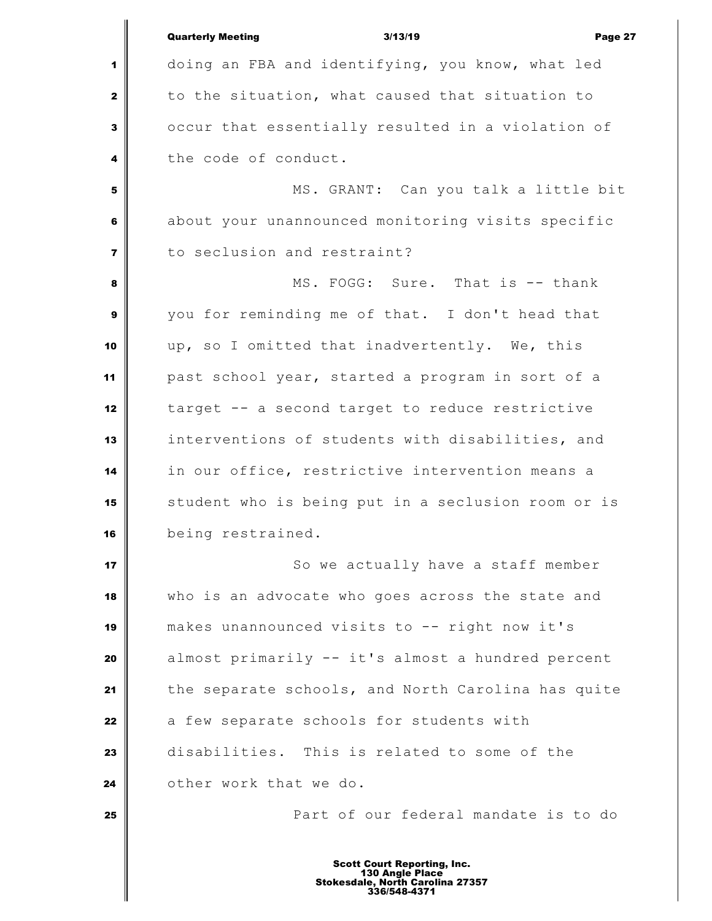doing an FBA and identifying, you know, what led to the situation, what caused that situation to occur that essentially resulted in a violation of the code of conduct.

MS. GRANT: Can you talk a little bit about your unannounced monitoring visits specific to seclusion and restraint?

MS. FOGG: Sure. That is -- thank you for reminding me of that. I don't head that up, so I omitted that inadvertently. We, this past school year, started a program in sort of a target -- a second target to reduce restrictive interventions of students with disabilities, and in our office, restrictive intervention means a student who is being put in a seclusion room or is being restrained.

So we actually have a staff member who is an advocate who goes across the state and makes unannounced visits to -- right now it's almost primarily -- it's almost a hundred percent the separate schools, and North Carolina has quite a few separate schools for students with disabilities. This is related to some of the other work that we do.

Part of our federal mandate is to do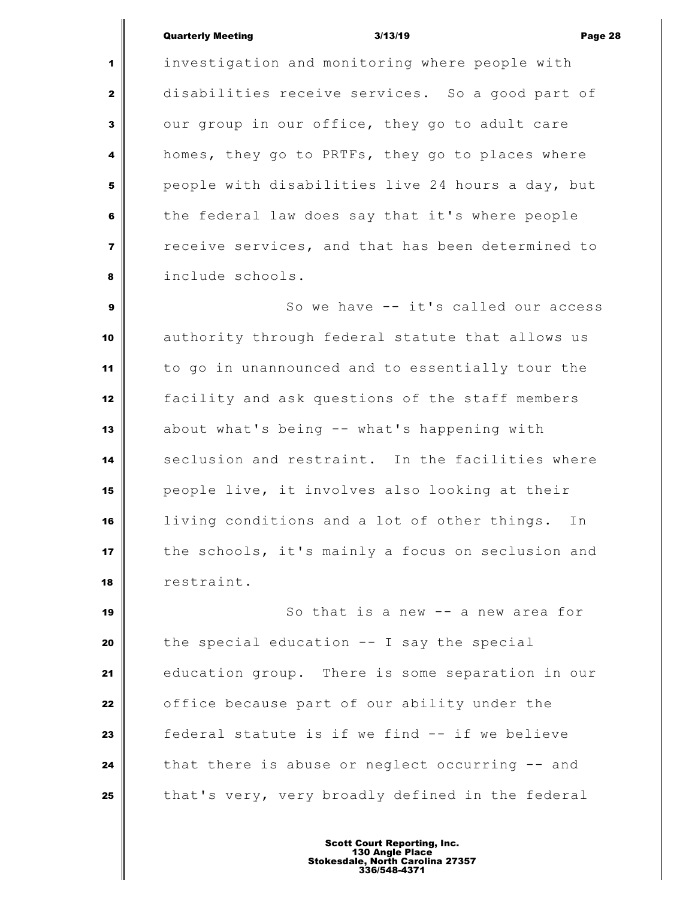investigation and monitoring where people with disabilities receive services. So a good part of our group in our office, they go to adult care homes, they go to PRTFs, they go to places where people with disabilities live 24 hours a day, but the federal law does say that it's where people receive services, and that has been determined to include schools.

So we have -- it's called our access authority through federal statute that allows us to go in unannounced and to essentially tour the facility and ask questions of the staff members about what's being -- what's happening with seclusion and restraint. In the facilities where people live, it involves also looking at their living conditions and a lot of other things. In the schools, it's mainly a focus on seclusion and restraint.

So that is a new -- a new area for the special education -- I say the special education group. There is some separation in our office because part of our ability under the federal statute is if we find -- if we believe that there is abuse or neglect occurring -- and that's very, very broadly defined in the federal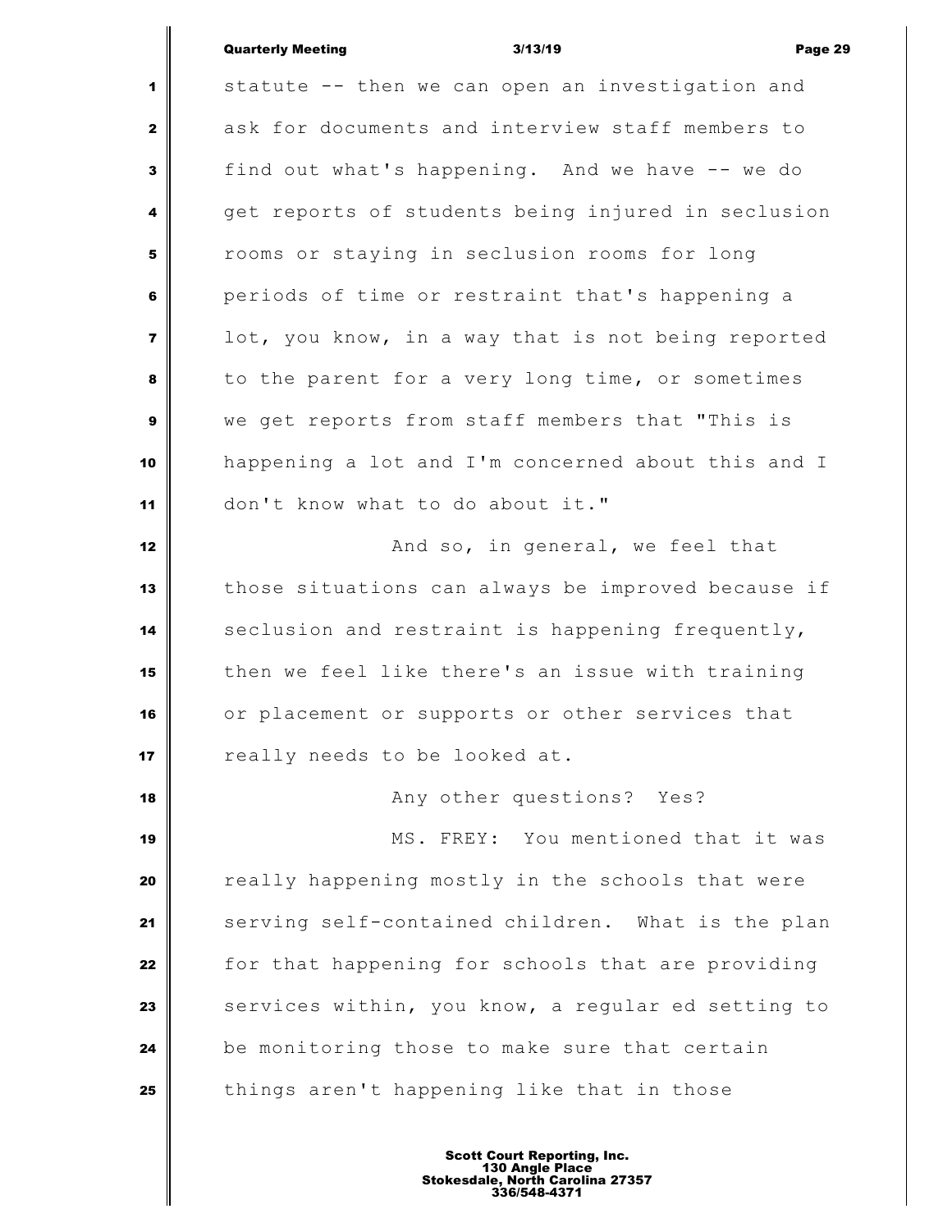statute -- then we can open an investigation and ask for documents and interview staff members to find out what's happening. And we have -- we do get reports of students being injured in seclusion rooms or staying in seclusion rooms for long periods of time or restraint that's happening a lot, you know, in a way that is not being reported to the parent for a very long time, or sometimes we get reports from staff members that "This is happening a lot and I'm concerned about this and I don't know what to do about it."

And so, in general, we feel that those situations can always be improved because if seclusion and restraint is happening frequently, then we feel like there's an issue with training or placement or supports or other services that really needs to be looked at.

Any other questions? Yes?

MS. FREY: You mentioned that it was really happening mostly in the schools that were serving self-contained children. What is the plan for that happening for schools that are providing services within, you know, a regular ed setting to be monitoring those to make sure that certain things aren't happening like that in those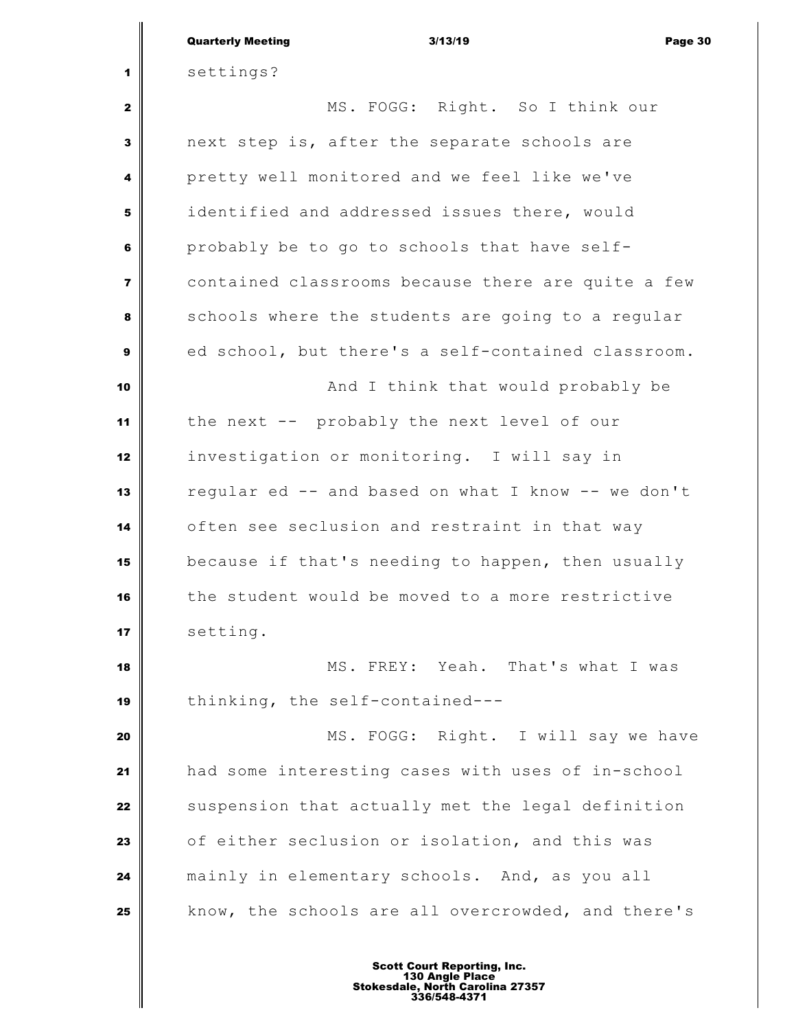settings?

MS. FOGG: Right. So I think our next step is, after the separate schools are pretty well monitored and we feel like we've identified and addressed issues there, would probably be to go to schools that have self-contained classrooms because there are quite a few schools where the students are going to a regular ed school, but there's a self-contained classroom.

And I think that would probably be the next -- probably the next level of our investigation or monitoring. I will say in regular ed -- and based on what I know -- we don't often see seclusion and restraint in that way because if that's needing to happen, then usually the student would be moved to a more restrictive setting.

MS. FREY: Yeah. That's what I was thinking, the self-contained---

MS. FOGG: Right. I will say we have had some interesting cases with uses of in-school suspension that actually met the legal definition of either seclusion or isolation, and this was mainly in elementary schools. And, as you all know, the schools are all overcrowded, and there's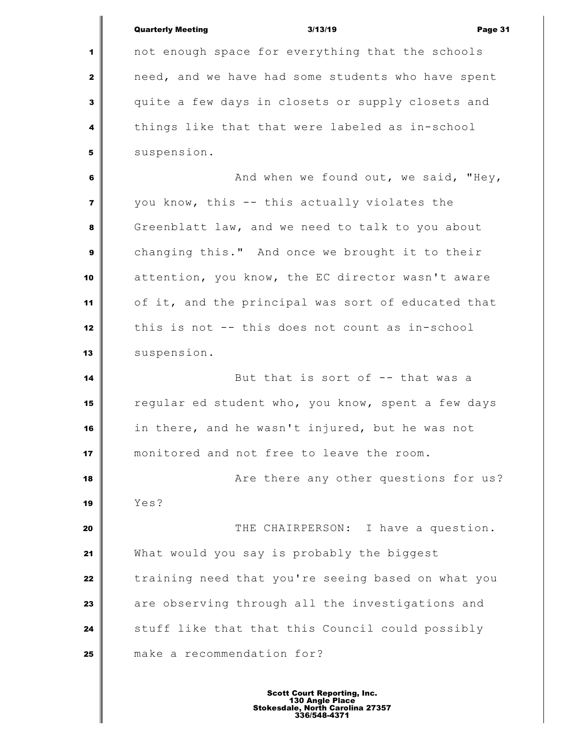not enough space for everything that the schools need, and we have had some students who have spent quite a few days in closets or supply closets and things like that that were labeled as in-school suspension.

And when we found out, we said, "Hey, you know, this -- this actually violates the Greenblatt law, and we need to talk to you about changing this." And once we brought it to their attention, you know, the EC director wasn't aware of it, and the principal was sort of educated that this is not -- this does not count as in-school suspension.

But that is sort of -- that was a regular ed student who, you know, spent a few days in there, and he wasn't injured, but he was not monitored and not free to leave the room.

Are there any other questions for us? Yes?

THE CHAIRPERSON: I have a question. What would you say is probably the biggest training need that you're seeing based on what you are observing through all the investigations and stuff like that that this Council could possibly make a recommendation for?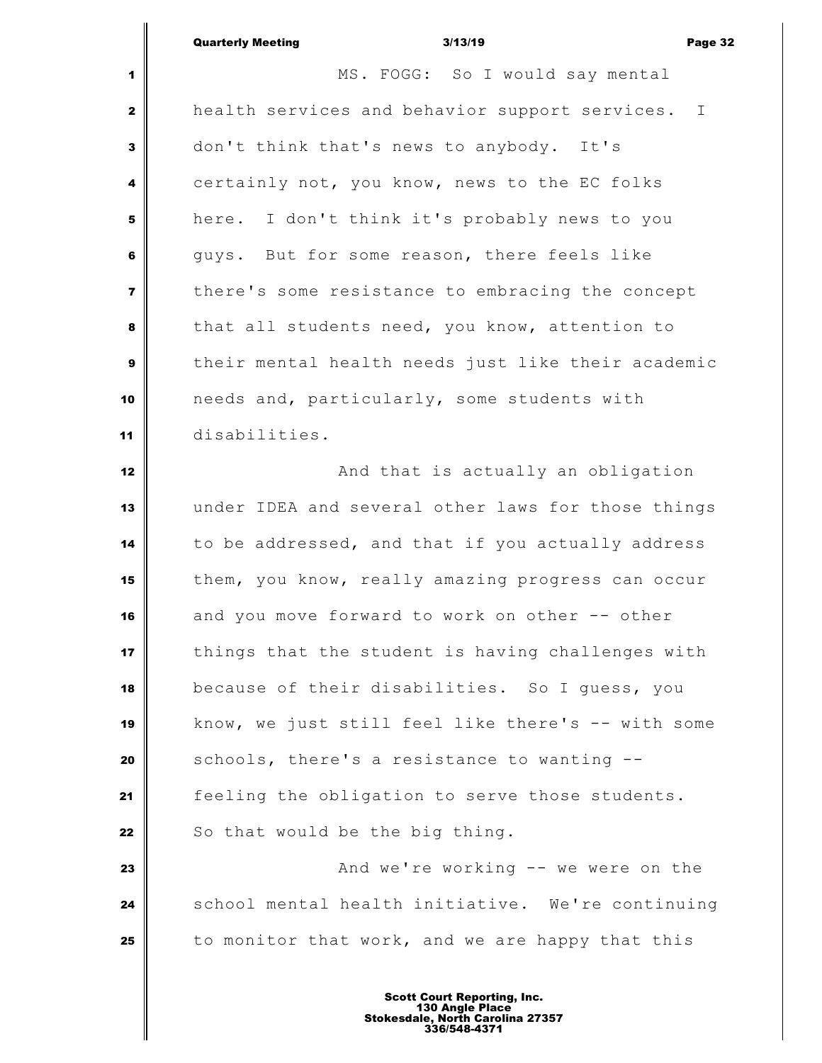MS. FOGG: So I would say mental health services and behavior support services. I don't think that's news to anybody. It's certainly not, you know, news to the EC folks here. I don't think it's probably news to you guys. But for some reason, there feels like there's some resistance to embracing the concept that all students need, you know, attention to their mental health needs just like their academic needs and, particularly, some students with disabilities.

And that is actually an obligation under IDEA and several other laws for those things to be addressed, and that if you actually address them, you know, really amazing progress can occur and you move forward to work on other -- other things that the student is having challenges with because of their disabilities. So I guess, you know, we just still feel like there's -- with some schools, there's a resistance to wanting -- feeling the obligation to serve those students. So that would be the big thing.

And we're working -- we were on the school mental health initiative. We're continuing to monitor that work, and we are happy that this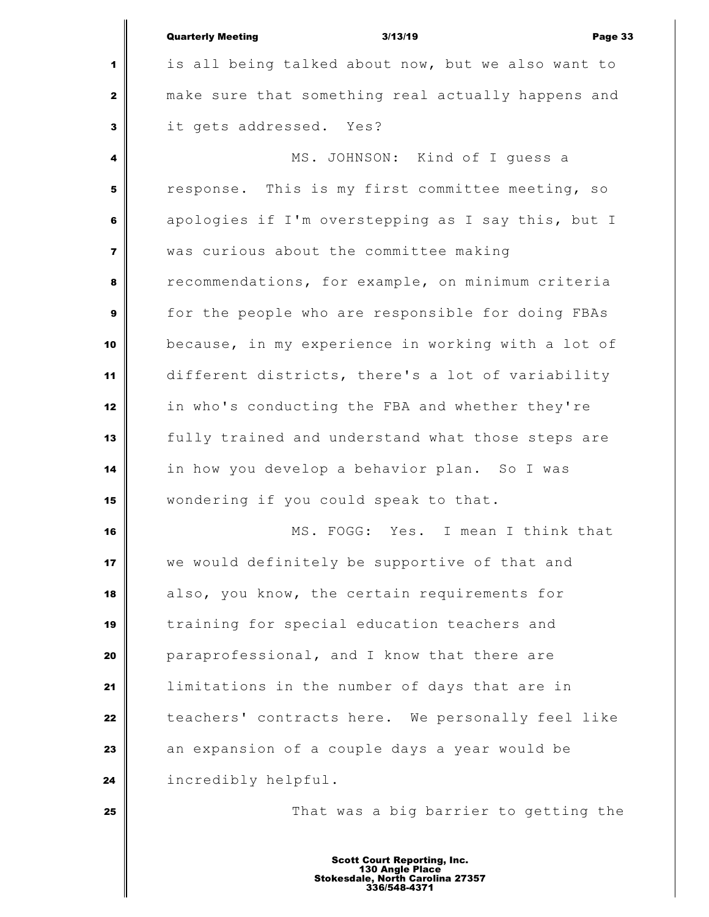is all being talked about now, but we also want to make sure that something real actually happens and it gets addressed. Yes?

MS. JOHNSON: Kind of I guess a response. This is my first committee meeting, so apologies if I'm overstepping as I say this, but I was curious about the committee making recommendations, for example, on minimum criteria for the people who are responsible for doing FBAs because, in my experience in working with a lot of different districts, there's a lot of variability in who's conducting the FBA and whether they're fully trained and understand what those steps are in how you develop a behavior plan. So I was wondering if you could speak to that.

MS. FOGG: Yes. I mean I think that we would definitely be supportive of that and also, you know, the certain requirements for training for special education teachers and paraprofessional, and I know that there are limitations in the number of days that are in teachers' contracts here. We personally feel like an expansion of a couple days a year would be incredibly helpful.

That was a big barrier to getting the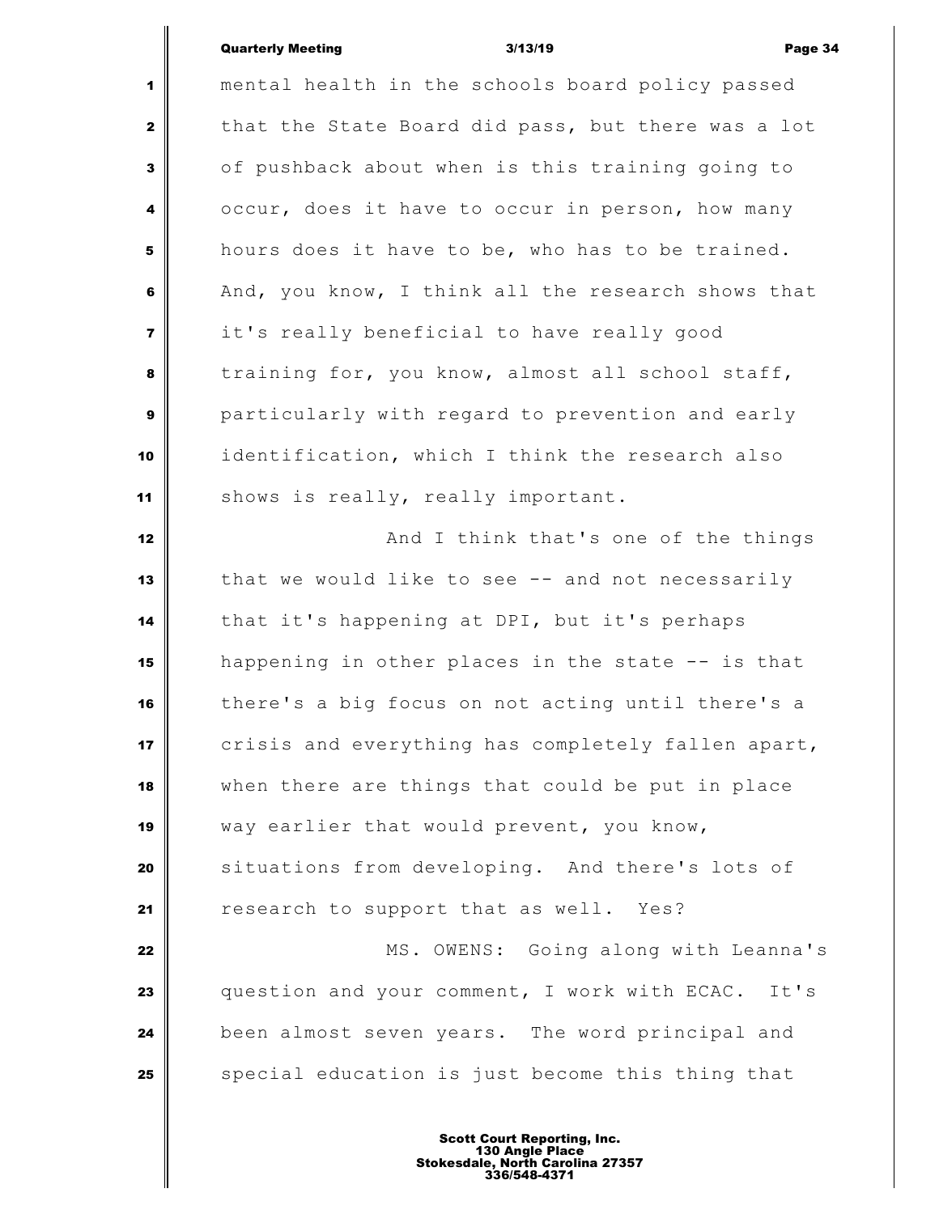mental health in the schools board policy passed that the State Board did pass, but there was a lot of pushback about when is this training going to occur, does it have to occur in person, how many hours does it have to be, who has to be trained. And, you know, I think all the research shows that it's really beneficial to have really good training for, you know, almost all school staff, particularly with regard to prevention and early identification, which I think the research also shows is really, really important.

And I think that's one of the things that we would like to see -- and not necessarily that it's happening at DPI, but it's perhaps happening in other places in the state -- is that there's a big focus on not acting until there's a crisis and everything has completely fallen apart, when there are things that could be put in place way earlier that would prevent, you know, situations from developing. And there's lots of research to support that as well. Yes?

MS. OWENS: Going along with Leanna's question and your comment, I work with ECAC. It's been almost seven years. The word principal and special education is just become this thing that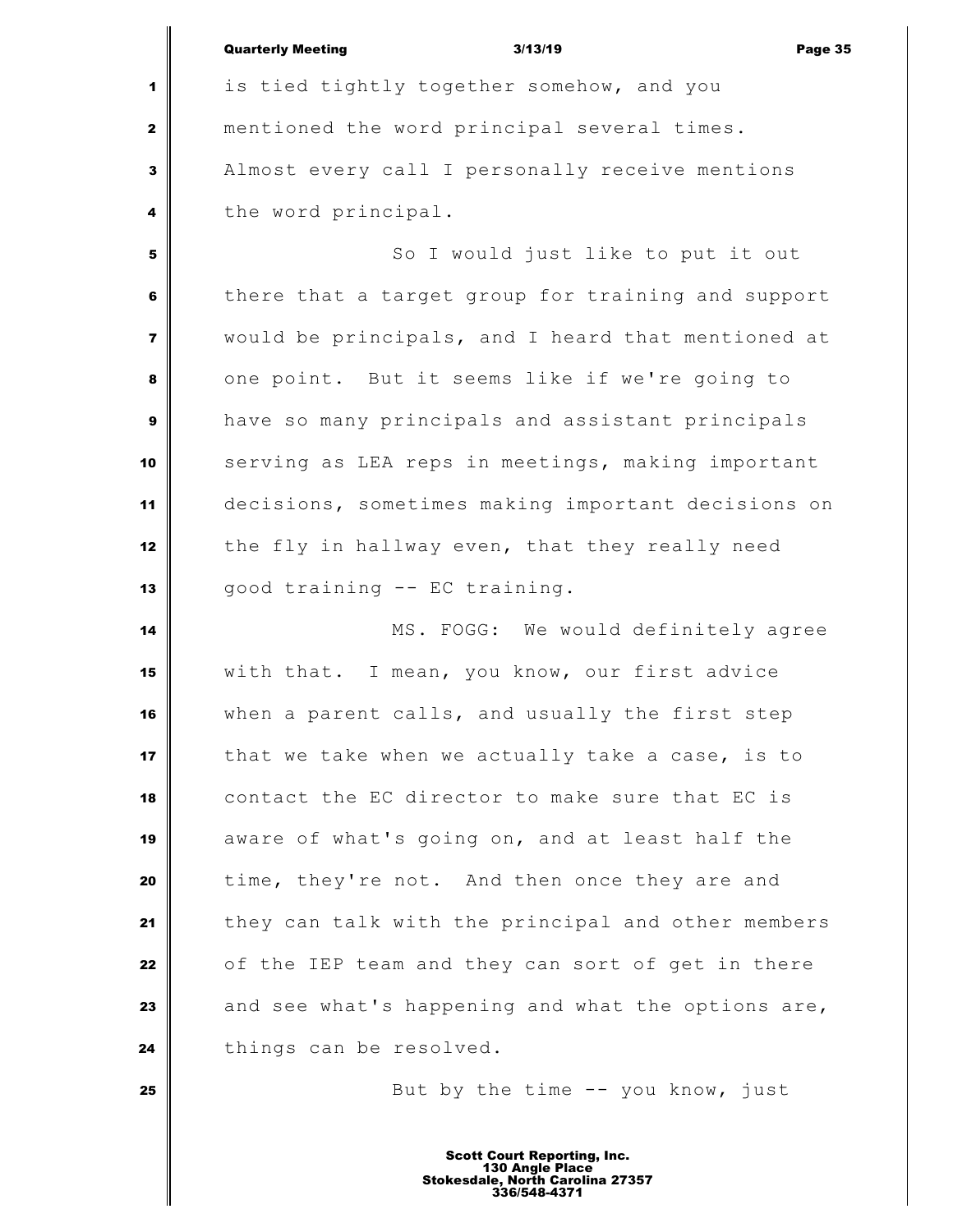is tied tightly together somehow, and you mentioned the word principal several times. Almost every call I personally receive mentions the word principal.

So I would just like to put it out there that a target group for training and support would be principals, and I heard that mentioned at one point. But it seems like if we're going to have so many principals and assistant principals serving as LEA reps in meetings, making important decisions, sometimes making important decisions on the fly in hallway even, that they really need good training -- EC training.

MS. FOGG: We would definitely agree with that. I mean, you know, our first advice when a parent calls, and usually the first step that we take when we actually take a case, is to contact the EC director to make sure that EC is aware of what's going on, and at least half the time, they're not. And then once they are and they can talk with the principal and other members of the IEP team and they can sort of get in there and see what's happening and what the options are, things can be resolved.

But by the time -- you know, just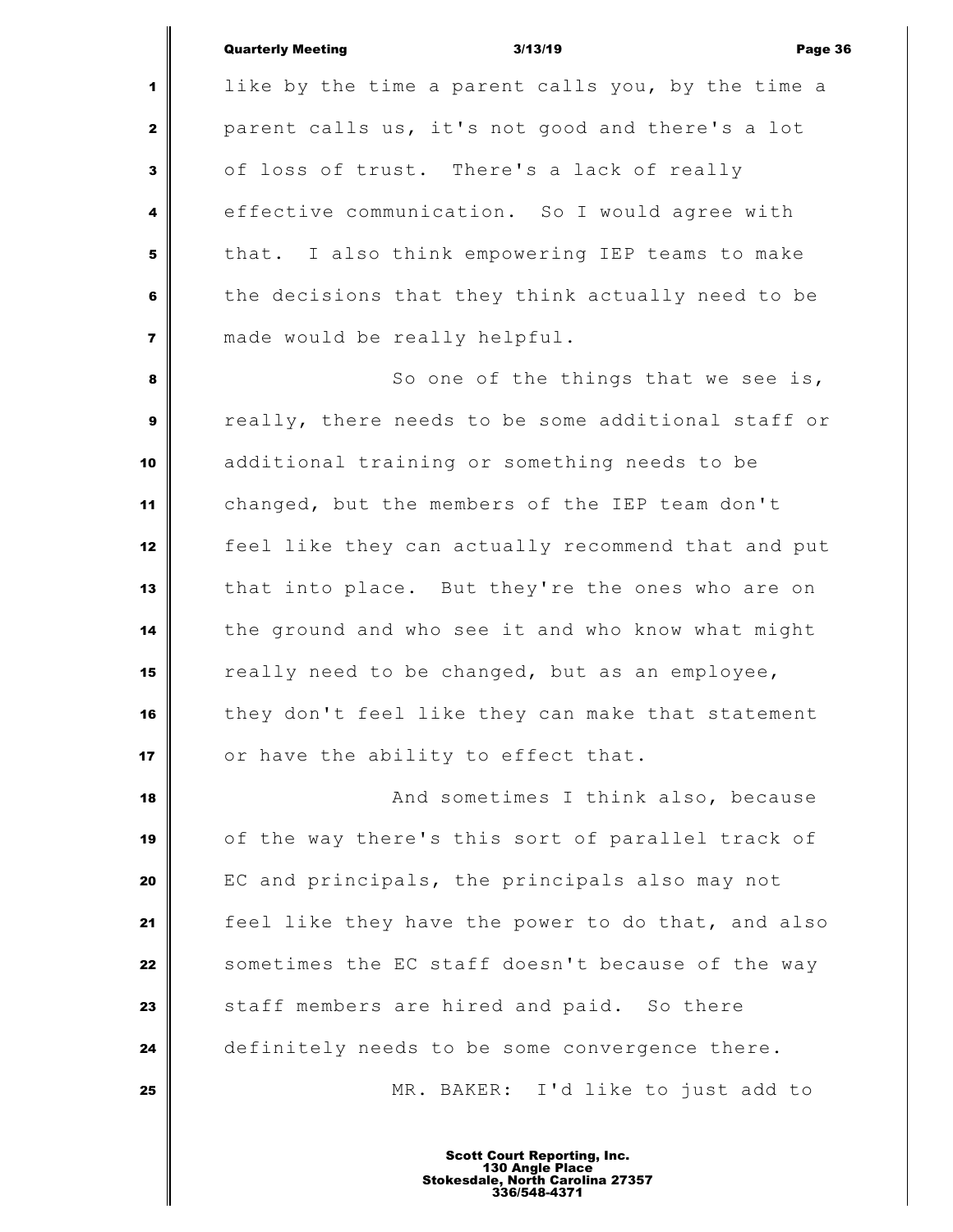like by the time a parent calls you, by the time a parent calls us, it's not good and there's a lot of loss of trust. There's a lack of really effective communication. So I would agree with that. I also think empowering IEP teams to make the decisions that they think actually need to be made would be really helpful.

So one of the things that we see is, really, there needs to be some additional staff or additional training or something needs to be changed, but the members of the IEP team don't feel like they can actually recommend that and put that into place. But they're the ones who are on the ground and who see it and who know what might really need to be changed, but as an employee, they don't feel like they can make that statement or have the ability to effect that.

And sometimes I think also, because of the way there's this sort of parallel track of EC and principals, the principals also may not feel like they have the power to do that, and also sometimes the EC staff doesn't because of the way staff members are hired and paid. So there definitely needs to be some convergence there.

MR. BAKER: I'd like to just add to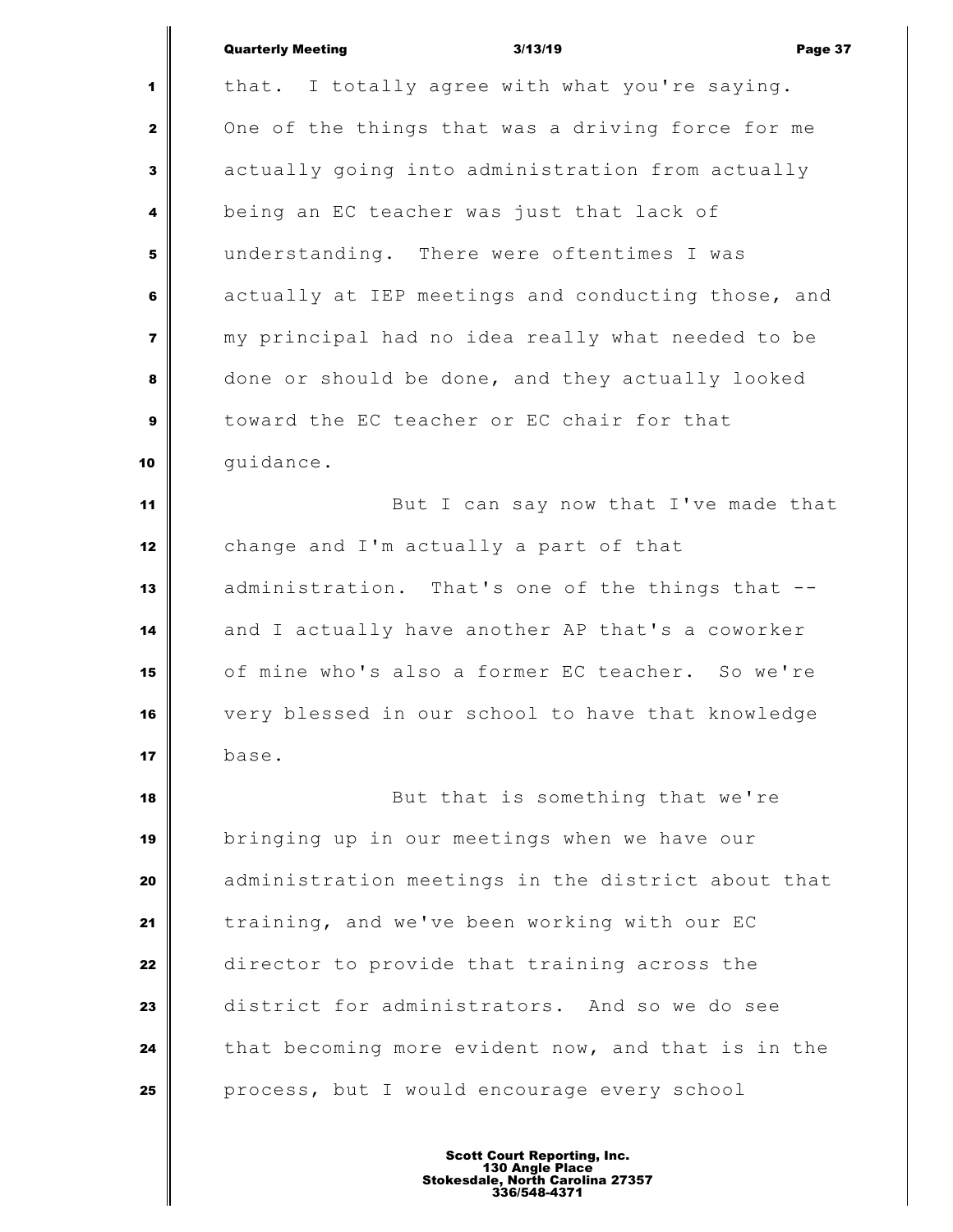that. I totally agree with what you're saying. One of the things that was a driving force for me actually going into administration from actually being an EC teacher was just that lack of understanding. There were oftentimes I was actually at IEP meetings and conducting those, and my principal had no idea really what needed to be done or should be done, and they actually looked toward the EC teacher or EC chair for that guidance.

But I can say now that I've made that change and I'm actually a part of that administration. That's one of the things that -- and I actually have another AP that's a coworker of mine who's also a former EC teacher. So we're very blessed in our school to have that knowledge base.

But that is something that we're bringing up in our meetings when we have our administration meetings in the district about that training, and we've been working with our EC director to provide that training across the district for administrators. And so we do see that becoming more evident now, and that is in the process, but I would encourage every school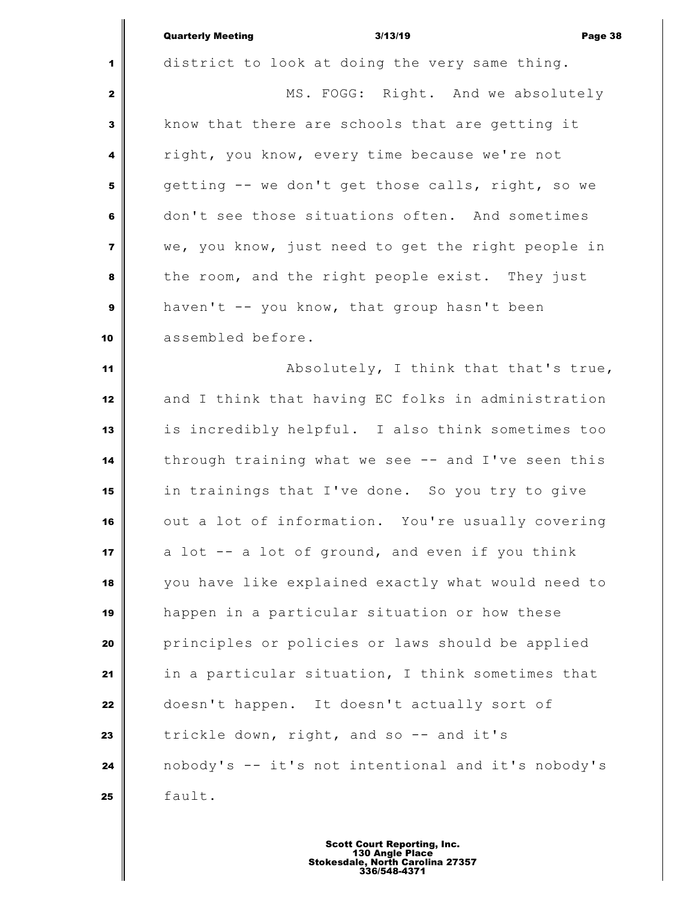district to look at doing the very same thing.

MS. FOGG: Right. And we absolutely know that there are schools that are getting it right, you know, every time because we're not getting -- we don't get those calls, right, so we don't see those situations often. And sometimes we, you know, just need to get the right people in the room, and the right people exist. They just haven't -- you know, that group hasn't been assembled before.

Absolutely, I think that that's true, and I think that having EC folks in administration is incredibly helpful. I also think sometimes too through training what we see -- and I've seen this in trainings that I've done. So you try to give out a lot of information. You're usually covering a lot -- a lot of ground, and even if you think you have like explained exactly what would need to happen in a particular situation or how these principles or policies or laws should be applied in a particular situation, I think sometimes that doesn't happen. It doesn't actually sort of trickle down, right, and so -- and it's nobody's -- it's not intentional and it's nobody's fault.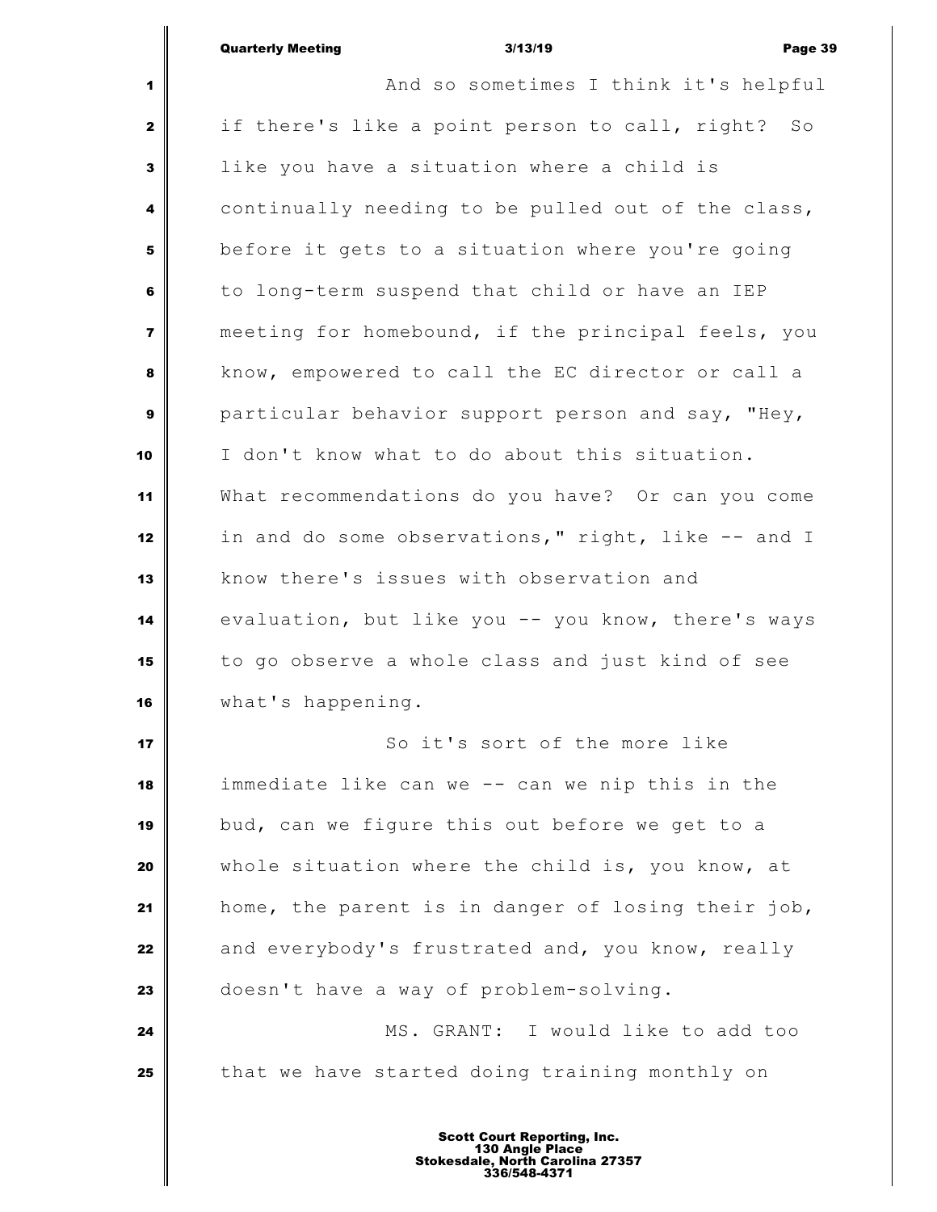And so sometimes I think it's helpful if there's like a point person to call, right? So like you have a situation where a child is continually needing to be pulled out of the class, before it gets to a situation where you're going to long-term suspend that child or have an IEP meeting for homebound, if the principal feels, you know, empowered to call the EC director or call a particular behavior support person and say, "Hey, I don't know what to do about this situation. What recommendations do you have? Or can you come in and do some observations," right, like -- and I know there's issues with observation and evaluation, but like you -- you know, there's ways to go observe a whole class and just kind of see what's happening.

So it's sort of the more like immediate like can we -- can we nip this in the bud, can we figure this out before we get to a whole situation where the child is, you know, at home, the parent is in danger of losing their job, and everybody's frustrated and, you know, really doesn't have a way of problem-solving.

MS. GRANT: I would like to add too that we have started doing training monthly on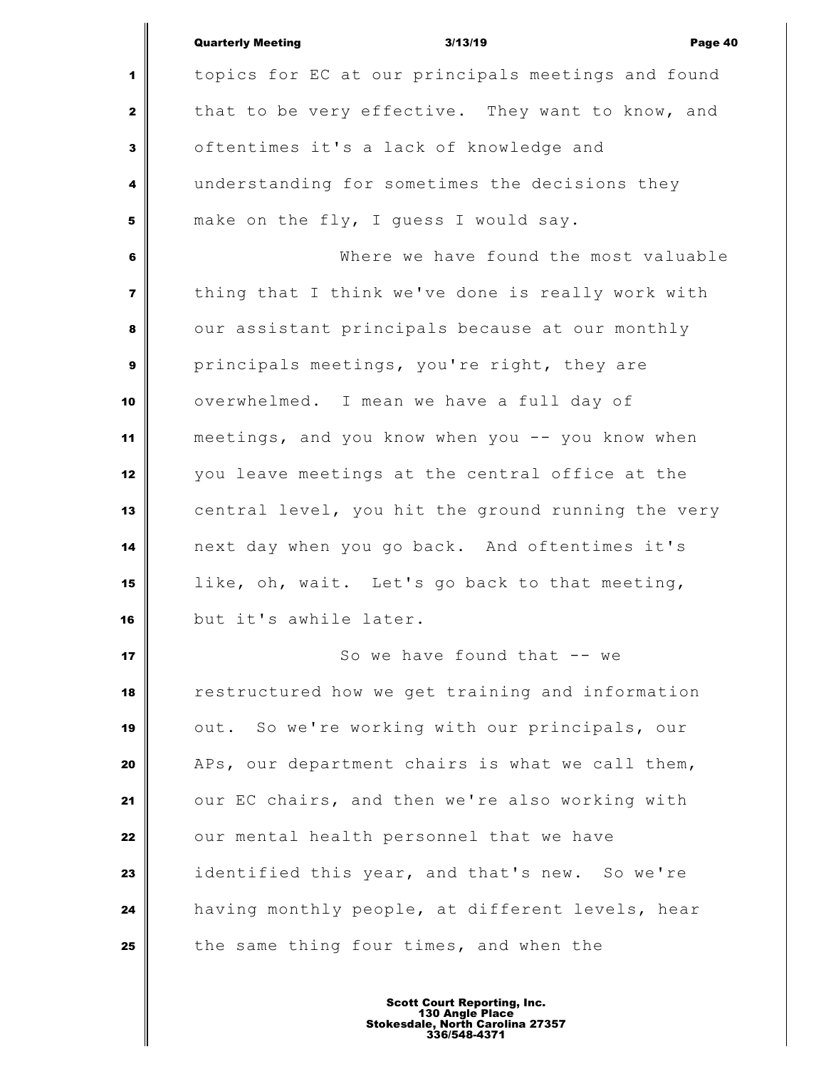topics for EC at our principals meetings and found that to be very effective. They want to know, and oftentimes it's a lack of knowledge and understanding for sometimes the decisions they make on the fly, I guess I would say.

Where we have found the most valuable thing that I think we've done is really work with our assistant principals because at our monthly principals meetings, you're right, they are overwhelmed. I mean we have a full day of meetings, and you know when you -- you know when you leave meetings at the central office at the central level, you hit the ground running the very next day when you go back. And oftentimes it's like, oh, wait. Let's go back to that meeting, but it's awhile later.

So we have found that -- we restructured how we get training and information out. So we're working with our principals, our APs, our department chairs is what we call them, our EC chairs, and then we're also working with our mental health personnel that we have identified this year, and that's new. So we're having monthly people, at different levels, hear the same thing four times, and when the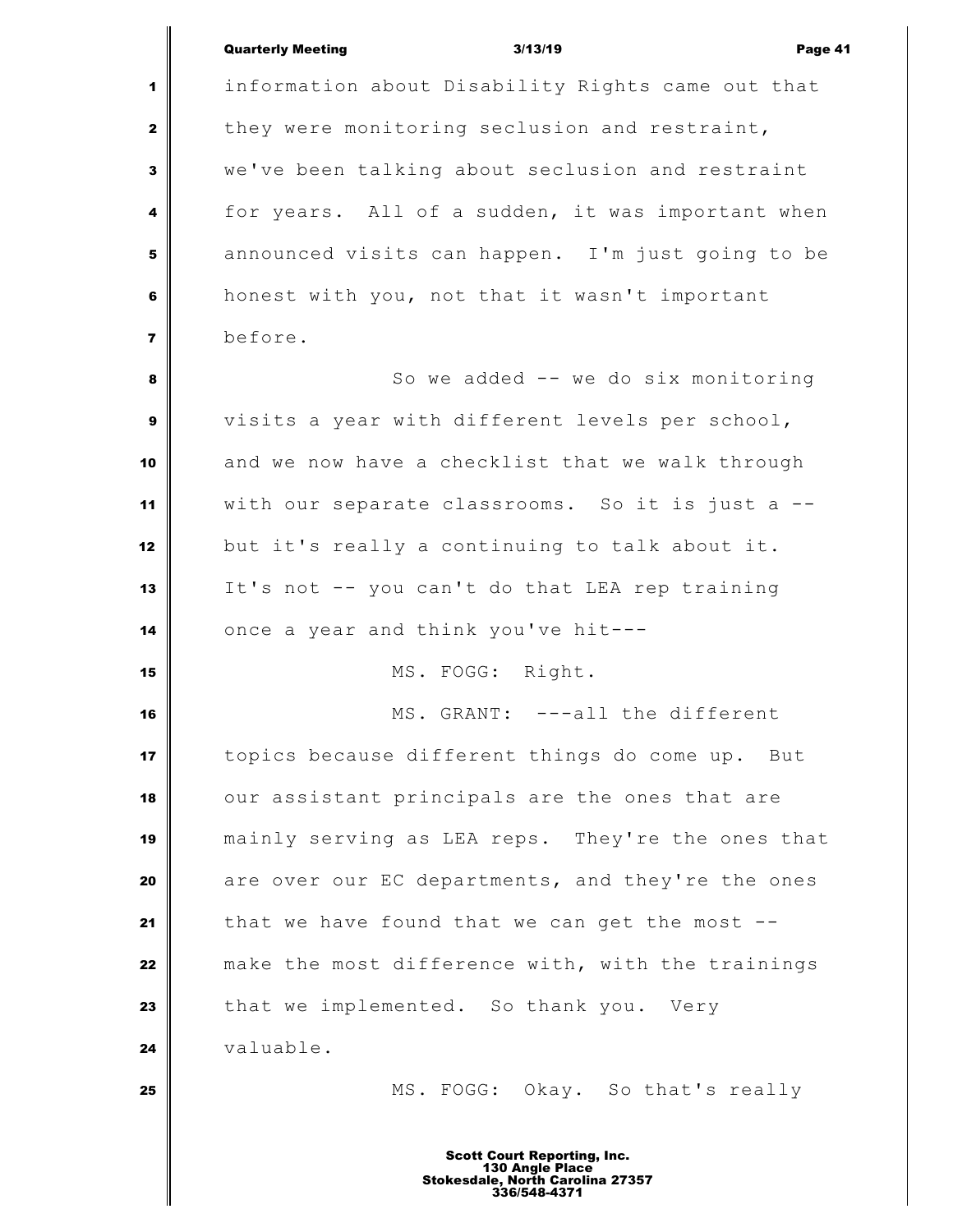information about Disability Rights came out that they were monitoring seclusion and restraint, we've been talking about seclusion and restraint for years. All of a sudden, it was important when announced visits can happen. I'm just going to be honest with you, not that it wasn't important before.

So we added -- we do six monitoring visits a year with different levels per school, and we now have a checklist that we walk through with our separate classrooms. So it is just a -- but it's really a continuing to talk about it. It's not -- you can't do that LEA rep training once a year and think you've hit---

MS. FOGG: Right.

MS. GRANT: ---all the different topics because different things do come up. But our assistant principals are the ones that are mainly serving as LEA reps. They're the ones that are over our EC departments, and they're the ones that we have found that we can get the most -- make the most difference with, with the trainings that we implemented. So thank you. Very valuable.

MS. FOGG: Okay. So that's really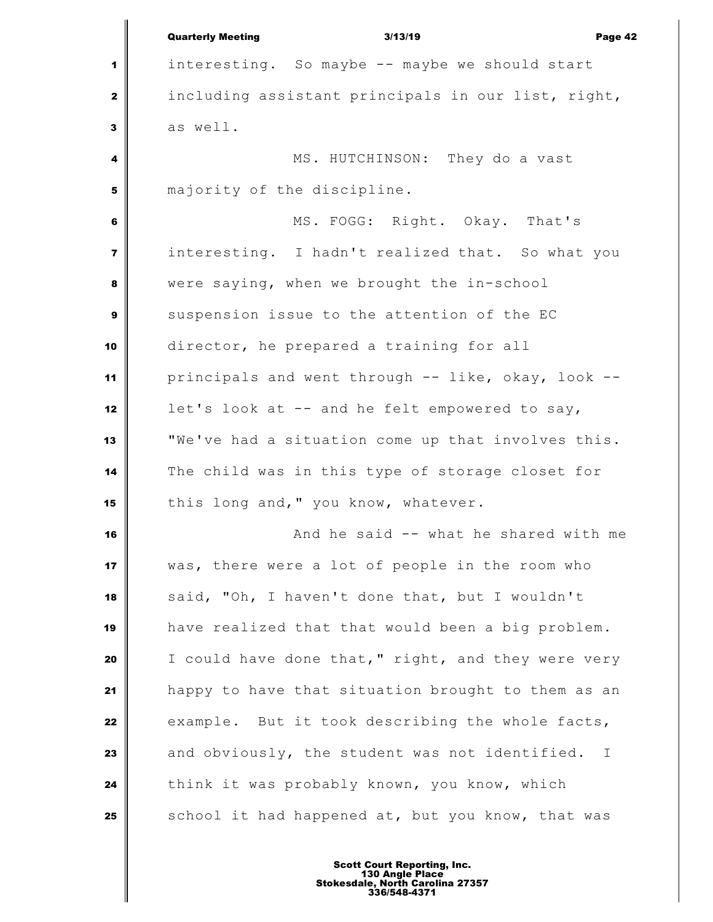interesting. So maybe -- maybe we should start including assistant principals in our list, right, as well.

MS. HUTCHINSON: They do a vast majority of the discipline.

MS. FOGG: Right. Okay. That's interesting. I hadn't realized that. So what you were saying, when we brought the in-school suspension issue to the attention of the EC director, he prepared a training for all principals and went through -- like, okay, look -- let's look at -- and he felt empowered to say, "We've had a situation come up that involves this. The child was in this type of storage closet for this long and," you know, whatever.

And he said -- what he shared with me was, there were a lot of people in the room who said, "Oh, I haven't done that, but I wouldn't have realized that that would been a big problem. I could have done that," right, and they were very happy to have that situation brought to them as an example. But it took describing the whole facts, and obviously, the student was not identified. I think it was probably known, you know, which school it had happened at, but you know, that was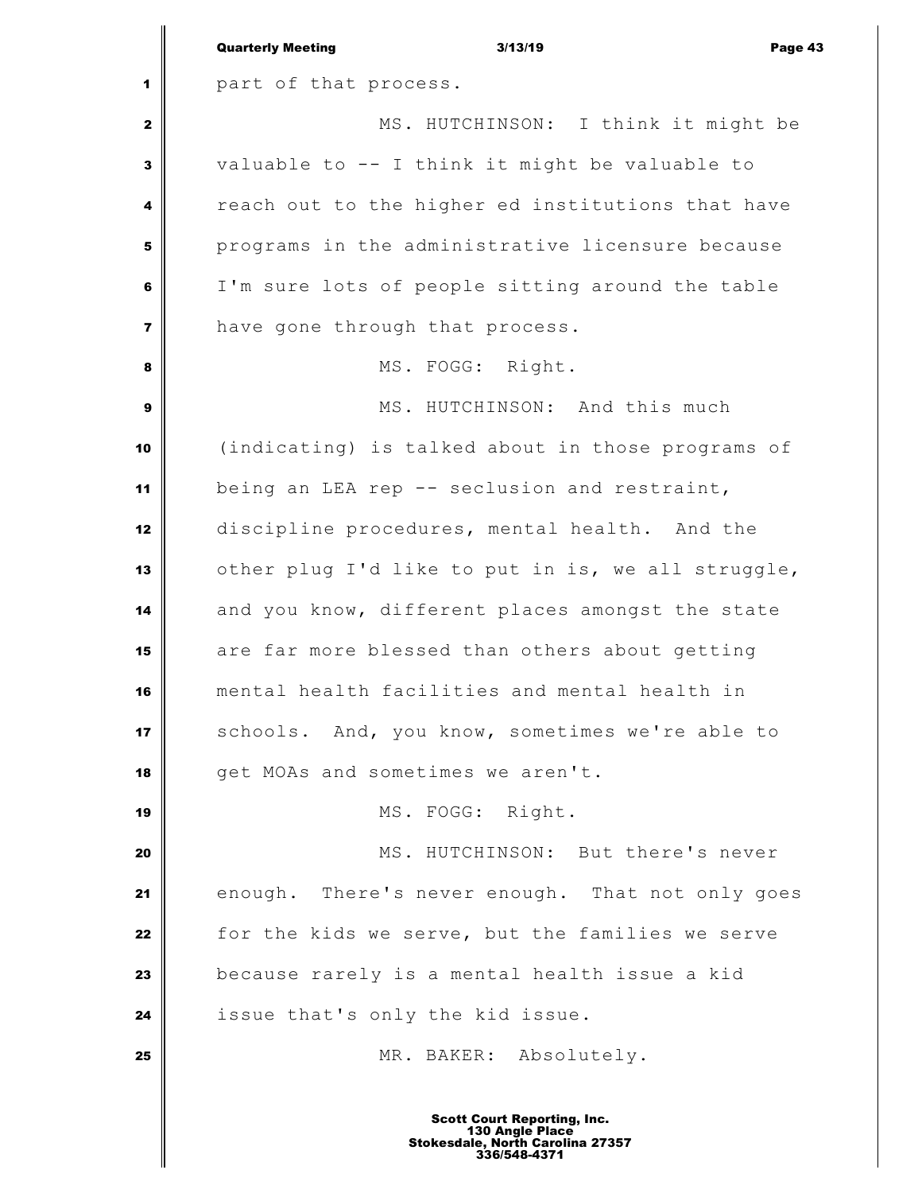part of that process.

MS. HUTCHINSON: I think it might be valuable to -- I think it might be valuable to reach out to the higher ed institutions that have programs in the administrative licensure because I'm sure lots of people sitting around the table have gone through that process.

MS. FOGG: Right.

MS. HUTCHINSON: And this much (indicating) is talked about in those programs of being an LEA rep -- seclusion and restraint, discipline procedures, mental health. And the other plug I'd like to put in is, we all struggle, and you know, different places amongst the state are far more blessed than others about getting mental health facilities and mental health in schools. And, you know, sometimes we're able to get MOAs and sometimes we aren't.

MS. FOGG: Right.

MS. HUTCHINSON: But there's never enough. There's never enough. That not only goes for the kids we serve, but the families we serve because rarely is a mental health issue a kid issue that's only the kid issue.

MR. BAKER: Absolutely.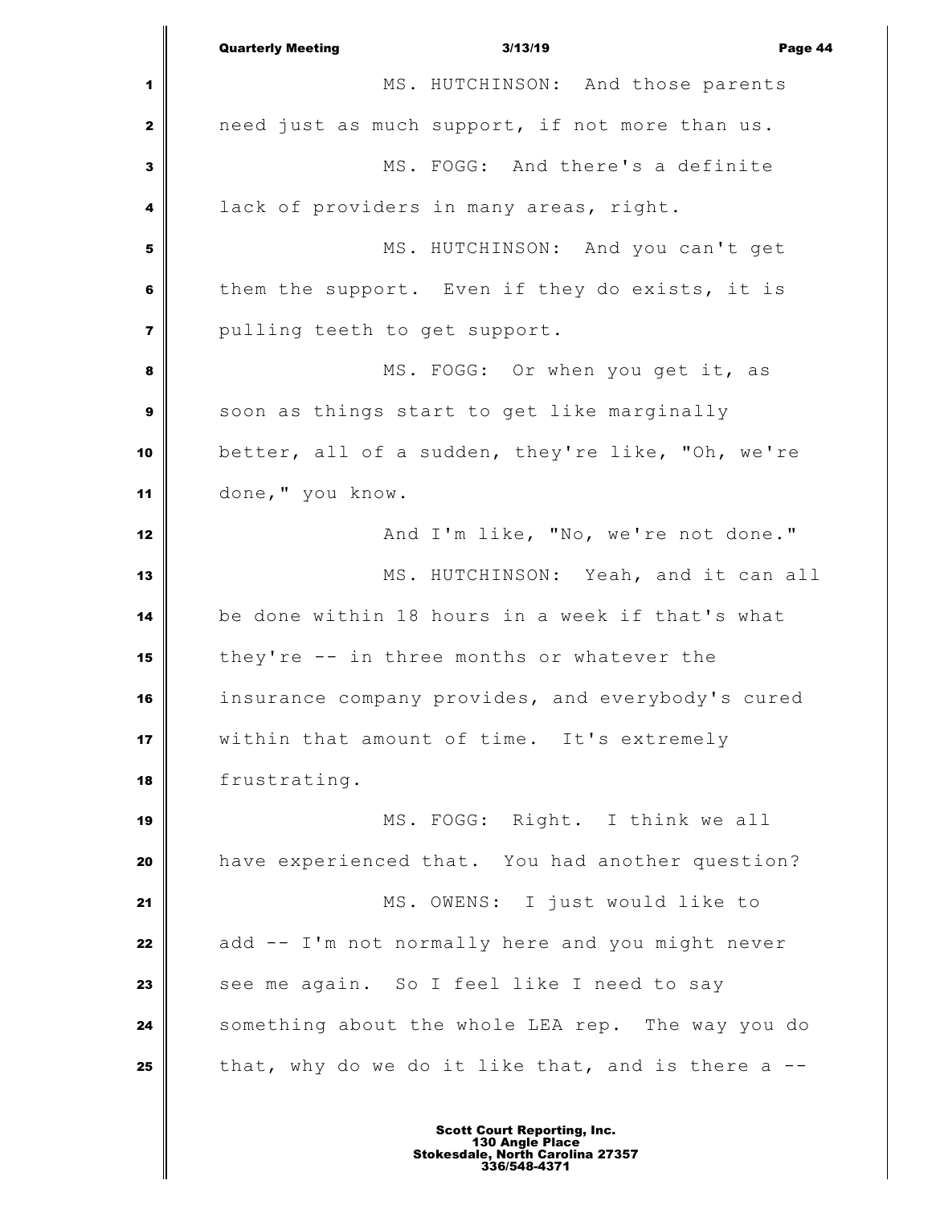MS. HUTCHINSON: And those parents need just as much support, if not more than us.

MS. FOGG: And there's a definite lack of providers in many areas, right.

MS. HUTCHINSON: And you can't get them the support. Even if they do exists, it is pulling teeth to get support.

MS. FOGG: Or when you get it, as soon as things start to get like marginally better, all of a sudden, they're like, "Oh, we're done," you know.

And I'm like, "No, we're not done."

MS. HUTCHINSON: Yeah, and it can all be done within 18 hours in a week if that's what they're -- in three months or whatever the insurance company provides, and everybody's cured within that amount of time. It's extremely frustrating.

MS. FOGG: Right. I think we all have experienced that. You had another question?

MS. OWENS: I just would like to add -- I'm not normally here and you might never see me again. So I feel like I need to say something about the whole LEA rep. The way you do that, why do we do it like that, and is there a --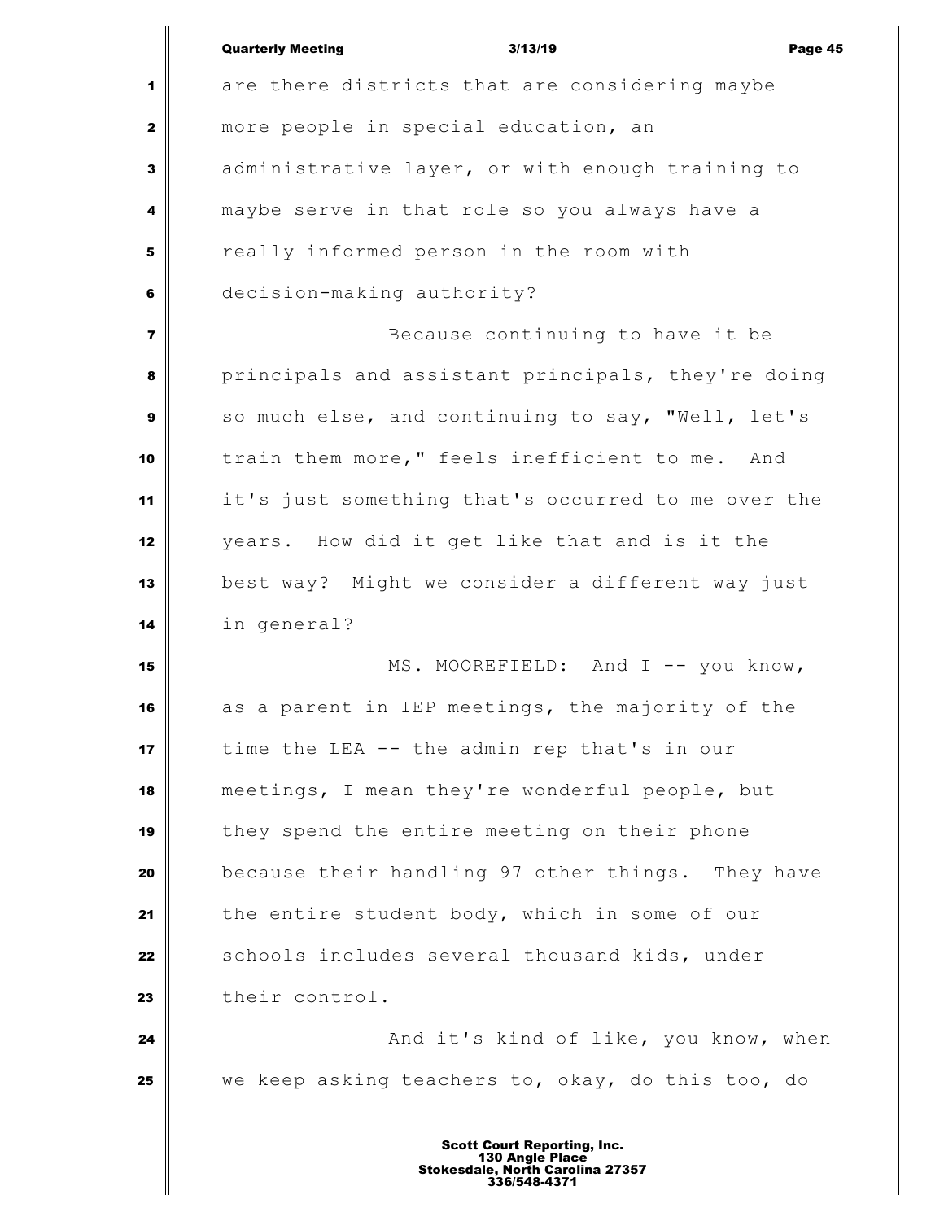are there districts that are considering maybe more people in special education, an administrative layer, or with enough training to maybe serve in that role so you always have a really informed person in the room with decision-making authority?

Because continuing to have it be principals and assistant principals, they're doing so much else, and continuing to say, "Well, let's train them more," feels inefficient to me. And it's just something that's occurred to me over the years. How did it get like that and is it the best way? Might we consider a different way just in general?

MS. MOOREFIELD: And I -- you know, as a parent in IEP meetings, the majority of the time the LEA -- the admin rep that's in our meetings, I mean they're wonderful people, but they spend the entire meeting on their phone because their handling 97 other things. They have the entire student body, which in some of our schools includes several thousand kids, under their control.

And it's kind of like, you know, when we keep asking teachers to, okay, do this too, do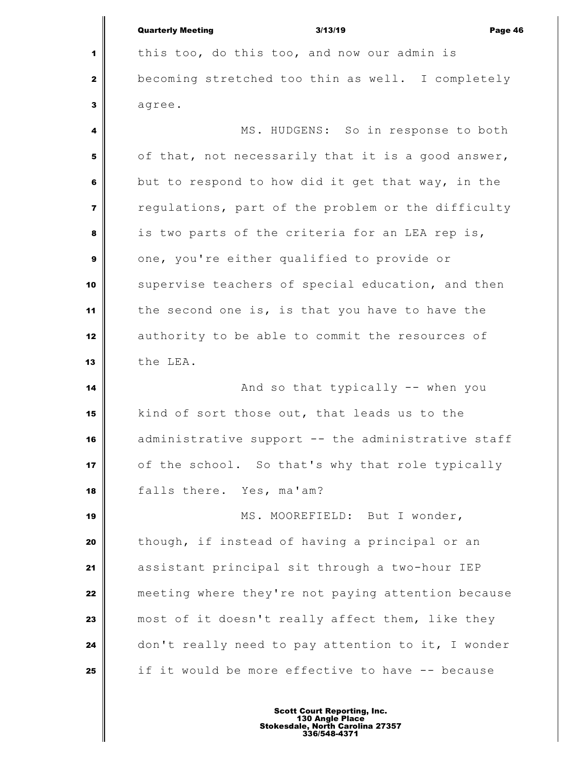this too, do this too, and now our admin is becoming stretched too thin as well. I completely agree.

MS. HUDGENS: So in response to both of that, not necessarily that it is a good answer, but to respond to how did it get that way, in the regulations, part of the problem or the difficulty is two parts of the criteria for an LEA rep is, one, you're either qualified to provide or supervise teachers of special education, and then the second one is, is that you have to have the authority to be able to commit the resources of the LEA.

And so that typically -- when you kind of sort those out, that leads us to the administrative support -- the administrative staff of the school. So that's why that role typically falls there. Yes, ma'am?

MS. MOOREFIELD: But I wonder, though, if instead of having a principal or an assistant principal sit through a two-hour IEP meeting where they're not paying attention because most of it doesn't really affect them, like they don't really need to pay attention to it, I wonder if it would be more effective to have -- because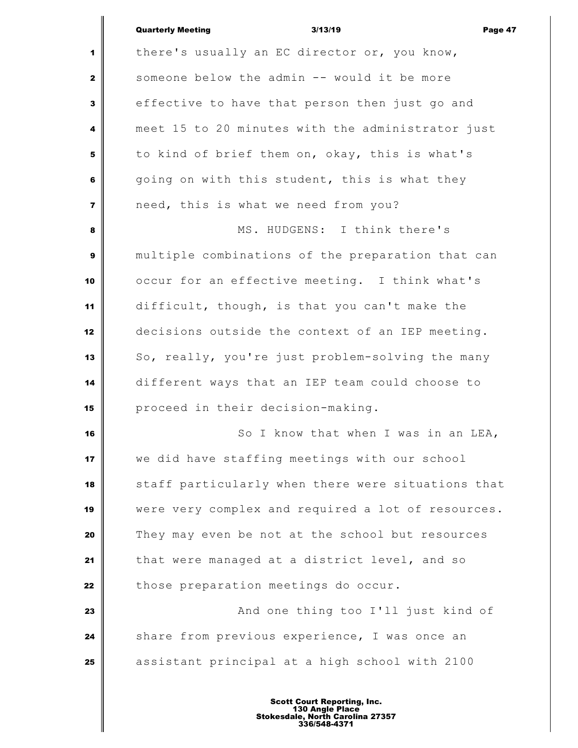there's usually an EC director or, you know, someone below the admin -- would it be more effective to have that person then just go and meet 15 to 20 minutes with the administrator just to kind of brief them on, okay, this is what's going on with this student, this is what they need, this is what we need from you?

MS. HUDGENS: I think there's multiple combinations of the preparation that can occur for an effective meeting. I think what's difficult, though, is that you can't make the decisions outside the context of an IEP meeting. So, really, you're just problem-solving the many different ways that an IEP team could choose to proceed in their decision-making.

So I know that when I was in an LEA, we did have staffing meetings with our school staff particularly when there were situations that were very complex and required a lot of resources. They may even be not at the school but resources that were managed at a district level, and so those preparation meetings do occur.

And one thing too I'll just kind of share from previous experience, I was once an assistant principal at a high school with 2100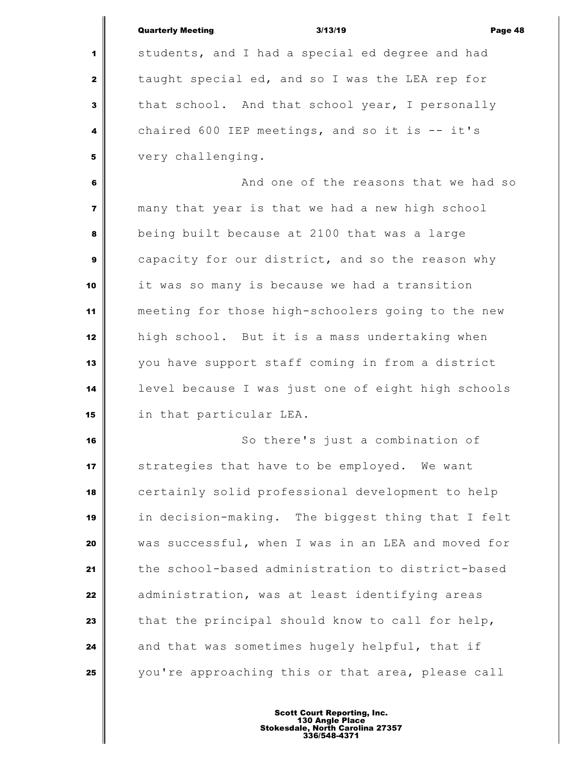students, and I had a special ed degree and had taught special ed, and so I was the LEA rep for that school. And that school year, I personally chaired 600 IEP meetings, and so it is -- it's very challenging.

And one of the reasons that we had so many that year is that we had a new high school being built because at 2100 that was a large capacity for our district, and so the reason why it was so many is because we had a transition meeting for those high-schoolers going to the new high school. But it is a mass undertaking when you have support staff coming in from a district level because I was just one of eight high schools in that particular LEA.

So there's just a combination of strategies that have to be employed. We want certainly solid professional development to help in decision-making. The biggest thing that I felt was successful, when I was in an LEA and moved for the school-based administration to district-based administration, was at least identifying areas that the principal should know to call for help, and that was sometimes hugely helpful, that if you're approaching this or that area, please call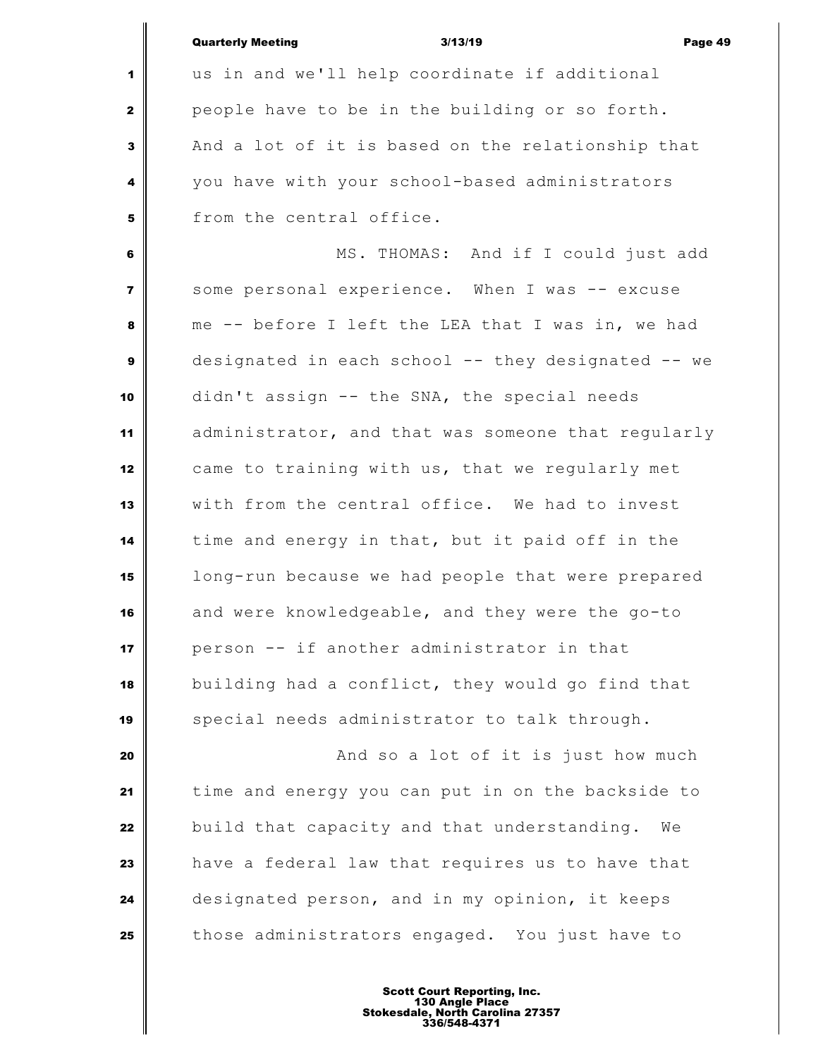us in and we'll help coordinate if additional people have to be in the building or so forth. And a lot of it is based on the relationship that you have with your school-based administrators from the central office.

MS. THOMAS: And if I could just add some personal experience. When I was -- excuse me -- before I left the LEA that I was in, we had designated in each school -- they designated -- we didn't assign -- the SNA, the special needs administrator, and that was someone that regularly came to training with us, that we regularly met with from the central office. We had to invest time and energy in that, but it paid off in the long-run because we had people that were prepared and were knowledgeable, and they were the go-to person -- if another administrator in that building had a conflict, they would go find that special needs administrator to talk through.

And so a lot of it is just how much time and energy you can put in on the backside to build that capacity and that understanding. We have a federal law that requires us to have that designated person, and in my opinion, it keeps those administrators engaged. You just have to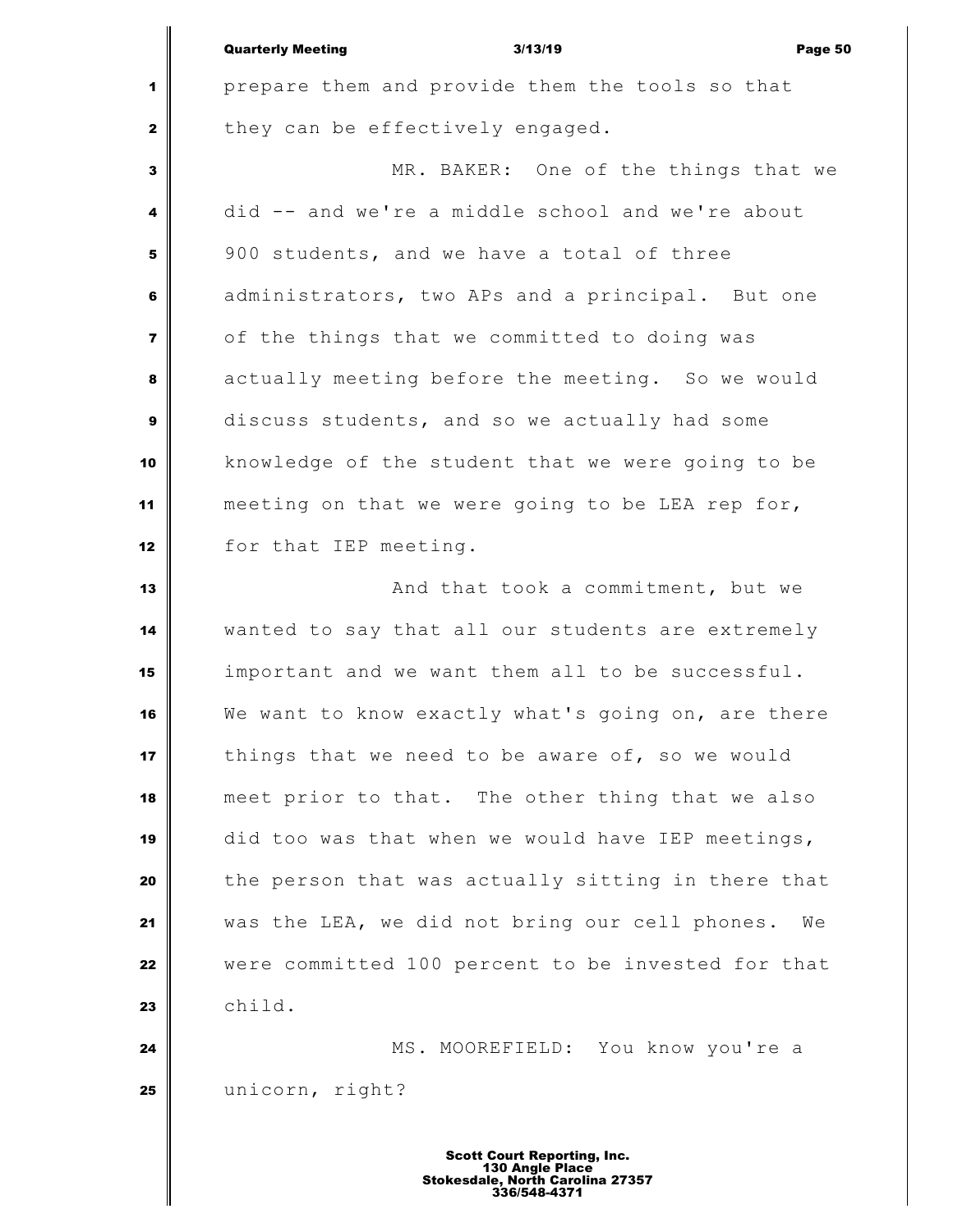prepare them and provide them the tools so that they can be effectively engaged.

MR. BAKER: One of the things that we did -- and we're a middle school and we're about 900 students, and we have a total of three administrators, two APs and a principal. But one of the things that we committed to doing was actually meeting before the meeting. So we would discuss students, and so we actually had some knowledge of the student that we were going to be meeting on that we were going to be LEA rep for, for that IEP meeting.

And that took a commitment, but we wanted to say that all our students are extremely important and we want them all to be successful. We want to know exactly what's going on, are there things that we need to be aware of, so we would meet prior to that. The other thing that we also did too was that when we would have IEP meetings, the person that was actually sitting in there that was the LEA, we did not bring our cell phones. We were committed 100 percent to be invested for that child.

MS. MOOREFIELD: You know you're a unicorn, right?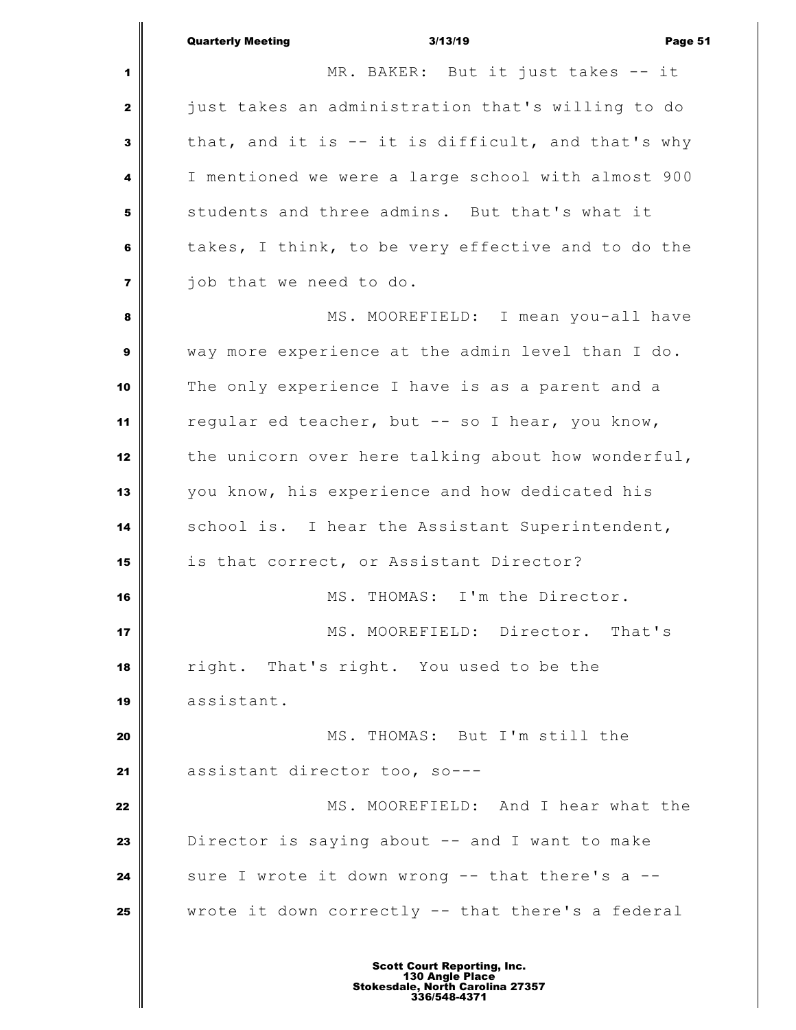MR. BAKER: But it just takes -- it just takes an administration that's willing to do that, and it is -- it is difficult, and that's why I mentioned we were a large school with almost 900 students and three admins. But that's what it takes, I think, to be very effective and to do the job that we need to do.

MS. MOOREFIELD: I mean you-all have way more experience at the admin level than I do. The only experience I have is as a parent and a regular ed teacher, but -- so I hear, you know, the unicorn over here talking about how wonderful, you know, his experience and how dedicated his school is. I hear the Assistant Superintendent, is that correct, or Assistant Director?

MS. THOMAS: I'm the Director.

MS. MOOREFIELD: Director. That's right. That's right. You used to be the assistant.

MS. THOMAS: But I'm still the assistant director too, so---

MS. MOOREFIELD: And I hear what the Director is saying about -- and I want to make sure I wrote it down wrong -- that there's a -- wrote it down correctly -- that there's a federal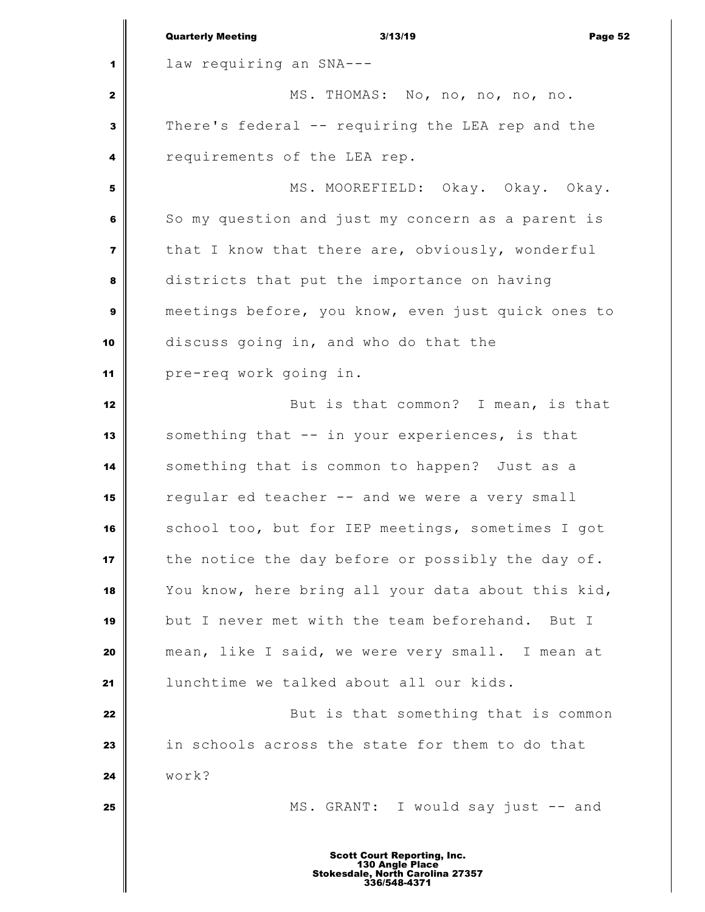law requiring an SNA---

MS. THOMAS: No, no, no, no, no. There's federal -- requiring the LEA rep and the requirements of the LEA rep.

MS. MOOREFIELD: Okay. Okay. Okay. So my question and just my concern as a parent is that I know that there are, obviously, wonderful districts that put the importance on having meetings before, you know, even just quick ones to discuss going in, and who do that the pre-req work going in.

But is that common? I mean, is that something that -- in your experiences, is that something that is common to happen? Just as a regular ed teacher -- and we were a very small school too, but for IEP meetings, sometimes I got the notice the day before or possibly the day of. You know, here bring all your data about this kid, but I never met with the team beforehand. But I mean, like I said, we were very small. I mean at lunchtime we talked about all our kids.

But is that something that is common in schools across the state for them to do that work?

MS. GRANT: I would say just -- and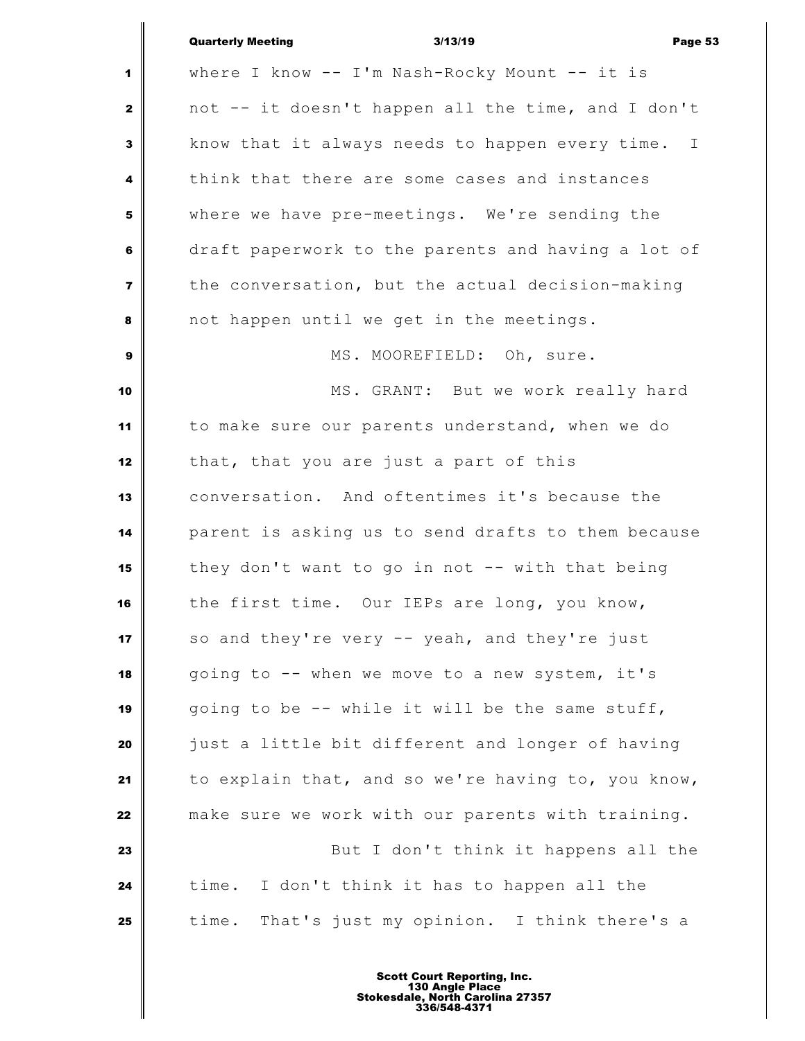where I know -- I'm Nash-Rocky Mount -- it is not -- it doesn't happen all the time, and I don't know that it always needs to happen every time. I think that there are some cases and instances where we have pre-meetings. We're sending the draft paperwork to the parents and having a lot of the conversation, but the actual decision-making not happen until we get in the meetings.

MS. MOOREFIELD: Oh, sure.

MS. GRANT: But we work really hard to make sure our parents understand, when we do that, that you are just a part of this conversation. And oftentimes it's because the parent is asking us to send drafts to them because they don't want to go in not -- with that being the first time. Our IEPs are long, you know, so and they're very -- yeah, and they're just going to -- when we move to a new system, it's going to be -- while it will be the same stuff, just a little bit different and longer of having to explain that, and so we're having to, you know, make sure we work with our parents with training.

But I don't think it happens all the time. I don't think it has to happen all the time. That's just my opinion. I think there's a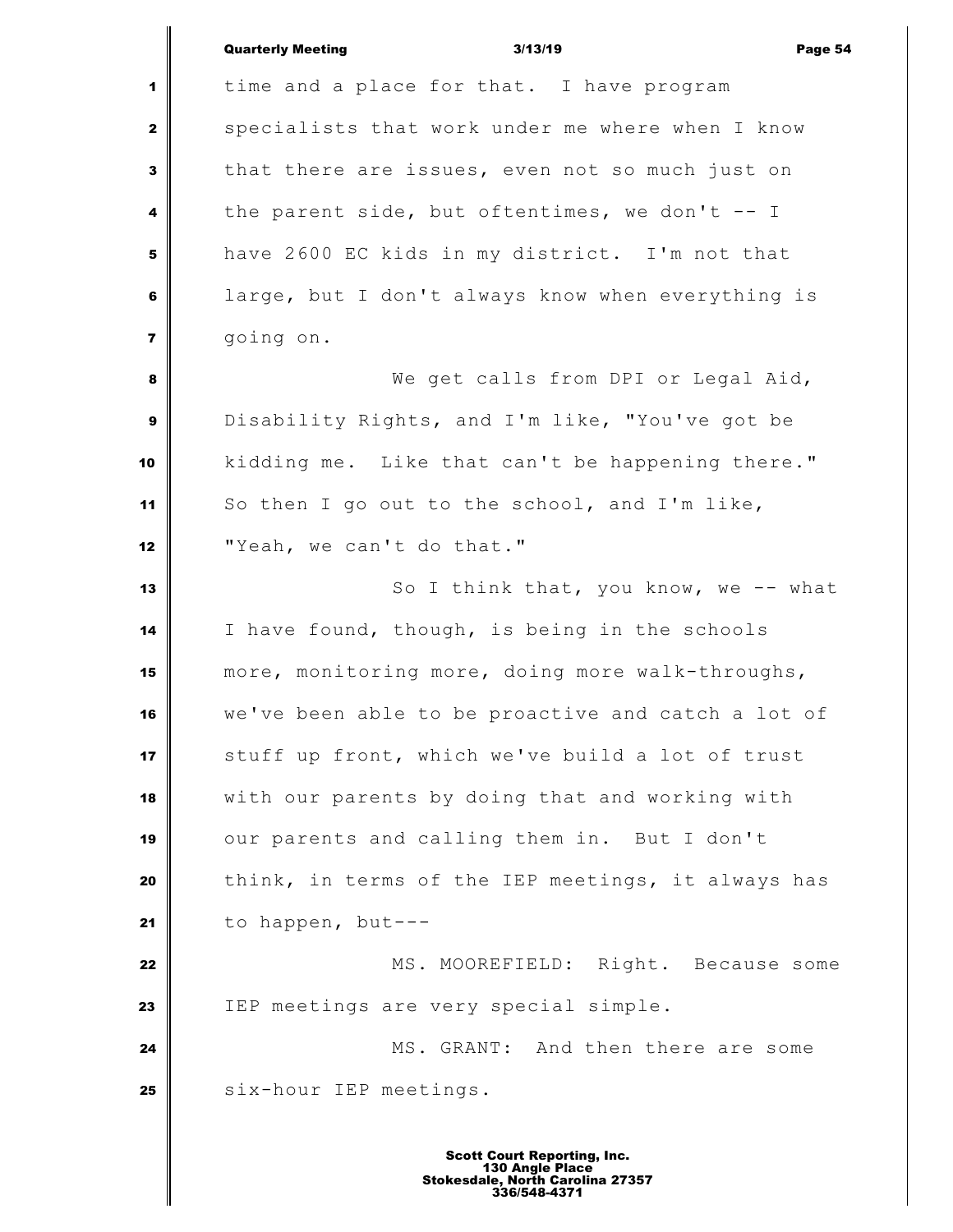time and a place for that. I have program specialists that work under me where when I know that there are issues, even not so much just on the parent side, but oftentimes, we don't -- I have 2600 EC kids in my district. I'm not that large, but I don't always know when everything is going on.

We get calls from DPI or Legal Aid, Disability Rights, and I'm like, "You've got be kidding me. Like that can't be happening there." So then I go out to the school, and I'm like, "Yeah, we can't do that."

So I think that, you know, we -- what I have found, though, is being in the schools more, monitoring more, doing more walk-throughs, we've been able to be proactive and catch a lot of stuff up front, which we've build a lot of trust with our parents by doing that and working with our parents and calling them in. But I don't think, in terms of the IEP meetings, it always has to happen, but---

MS. MOOREFIELD: Right. Because some IEP meetings are very special simple.

MS. GRANT: And then there are some six-hour IEP meetings.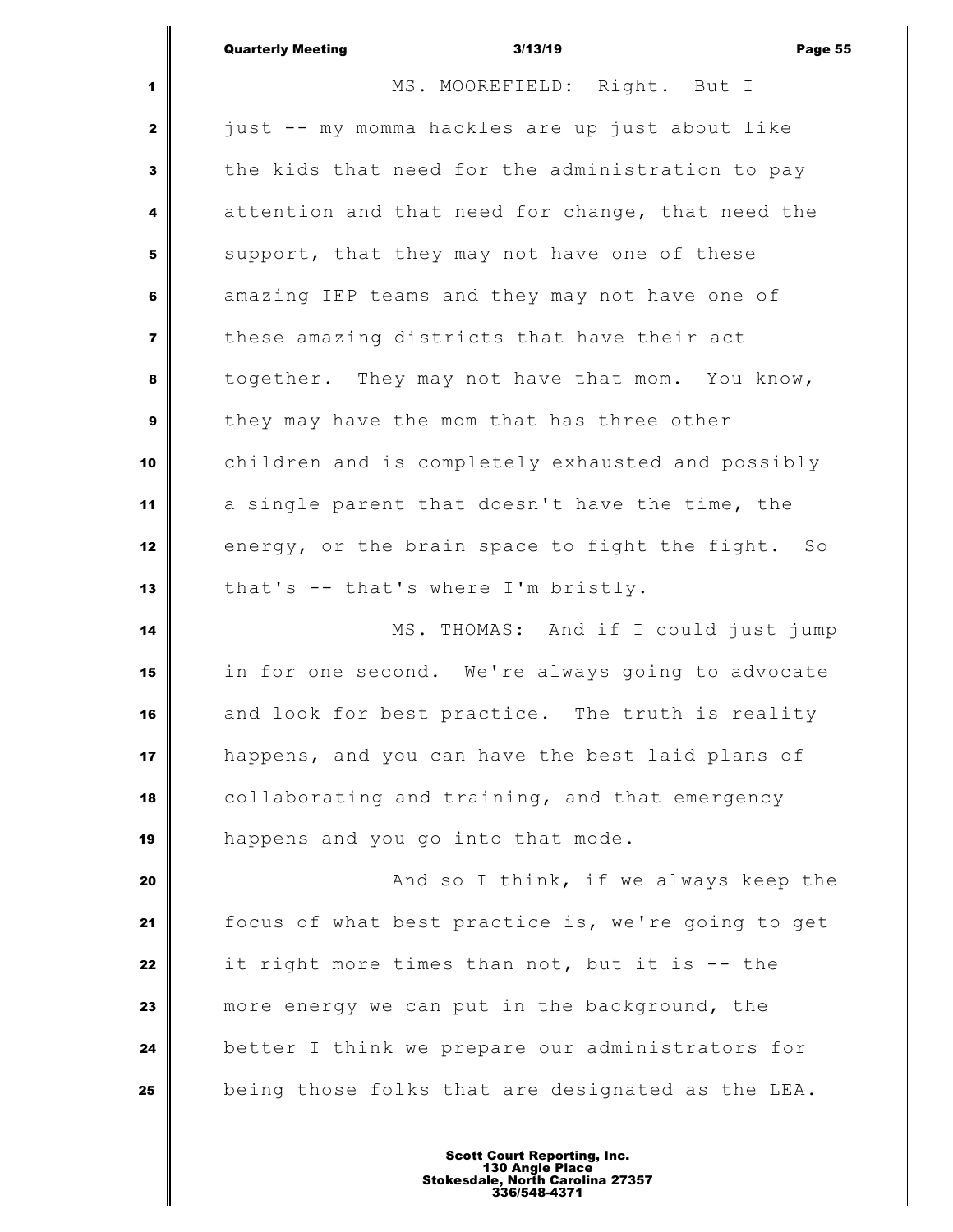MS. MOOREFIELD: Right. But I just -- my momma hackles are up just about like the kids that need for the administration to pay attention and that need for change, that need the support, that they may not have one of these amazing IEP teams and they may not have one of these amazing districts that have their act together. They may not have that mom. You know, they may have the mom that has three other children and is completely exhausted and possibly a single parent that doesn't have the time, the energy, or the brain space to fight the fight. So that's -- that's where I'm bristly.

MS. THOMAS: And if I could just jump in for one second. We're always going to advocate and look for best practice. The truth is reality happens, and you can have the best laid plans of collaborating and training, and that emergency happens and you go into that mode.

And so I think, if we always keep the focus of what best practice is, we're going to get it right more times than not, but it is -- the more energy we can put in the background, the better I think we prepare our administrators for being those folks that are designated as the LEA.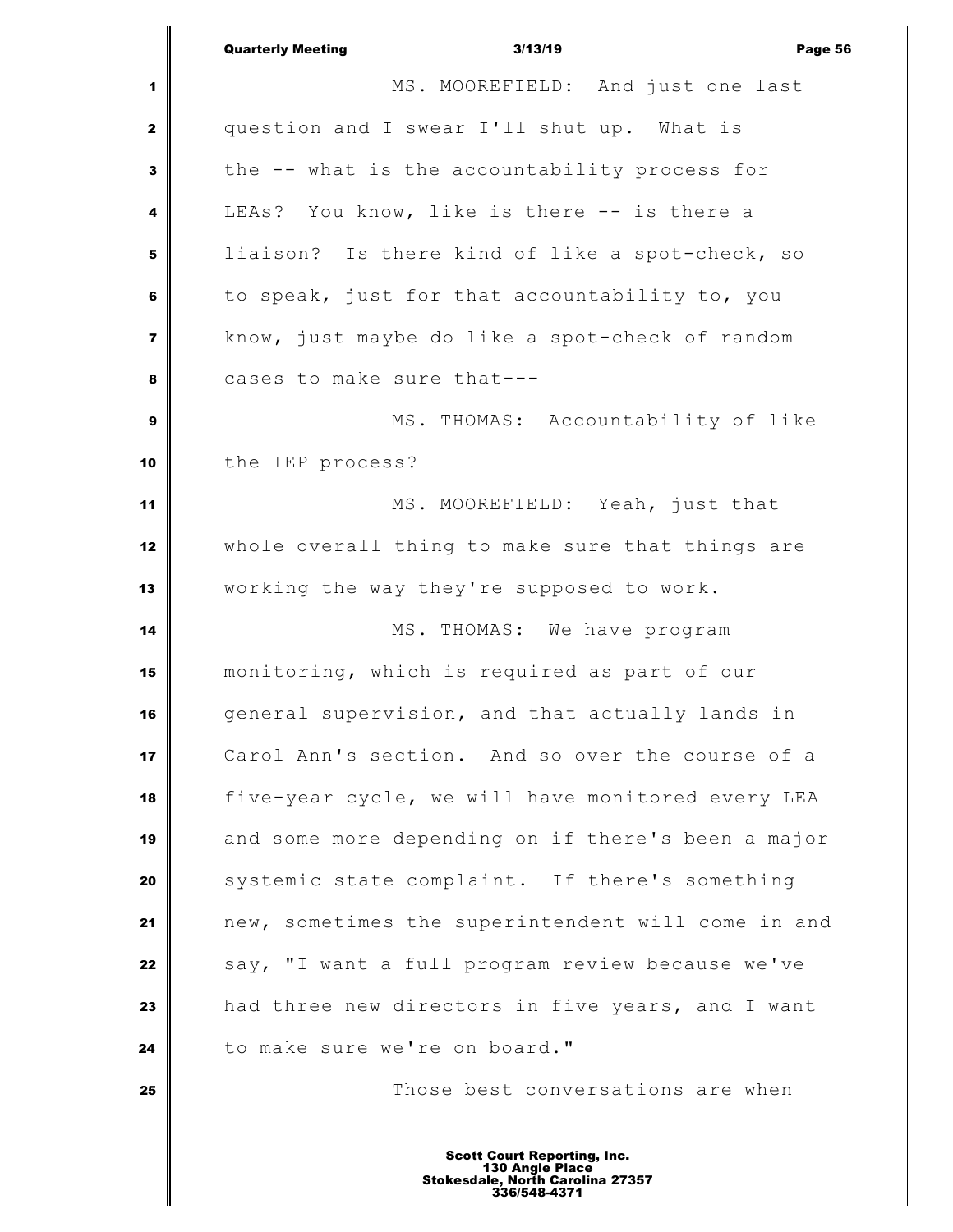MS. MOOREFIELD: And just one last question and I swear I'll shut up. What is the -- what is the accountability process for LEAs? You know, like is there -- is there a liaison? Is there kind of like a spot-check, so to speak, just for that accountability to, you know, just maybe do like a spot-check of random cases to make sure that---

MS. THOMAS: Accountability of like the IEP process?

MS. MOOREFIELD: Yeah, just that whole overall thing to make sure that things are working the way they're supposed to work.

MS. THOMAS: We have program monitoring, which is required as part of our general supervision, and that actually lands in Carol Ann's section. And so over the course of a five-year cycle, we will have monitored every LEA and some more depending on if there's been a major systemic state complaint. If there's something new, sometimes the superintendent will come in and say, "I want a full program review because we've had three new directors in five years, and I want to make sure we're on board."

Those best conversations are when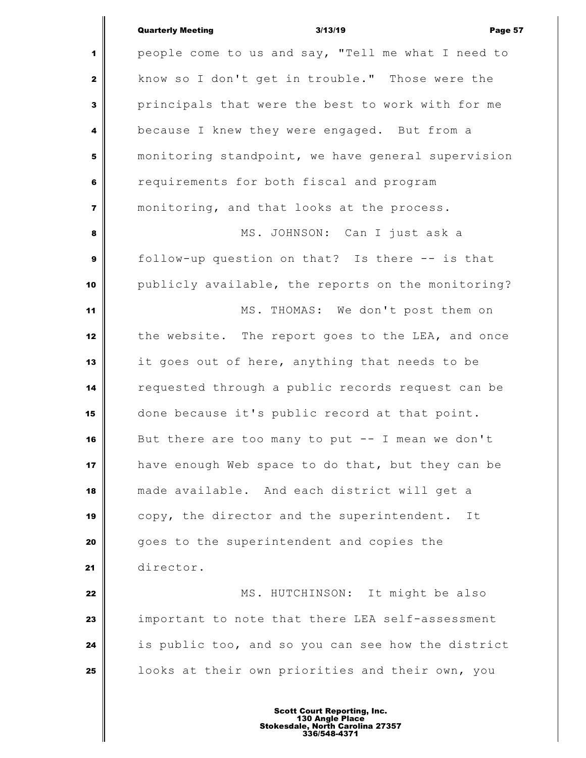people come to us and say, "Tell me what I need to know so I don't get in trouble." Those were the principals that were the best to work with for me because I knew they were engaged. But from a monitoring standpoint, we have general supervision requirements for both fiscal and program monitoring, and that looks at the process.

MS. JOHNSON: Can I just ask a follow-up question on that? Is there -- is that publicly available, the reports on the monitoring?

MS. THOMAS: We don't post them on the website. The report goes to the LEA, and once it goes out of here, anything that needs to be requested through a public records request can be done because it's public record at that point. But there are too many to put -- I mean we don't have enough Web space to do that, but they can be made available. And each district will get a copy, the director and the superintendent. It goes to the superintendent and copies the director.

MS. HUTCHINSON: It might be also important to note that there LEA self-assessment is public too, and so you can see how the district looks at their own priorities and their own, you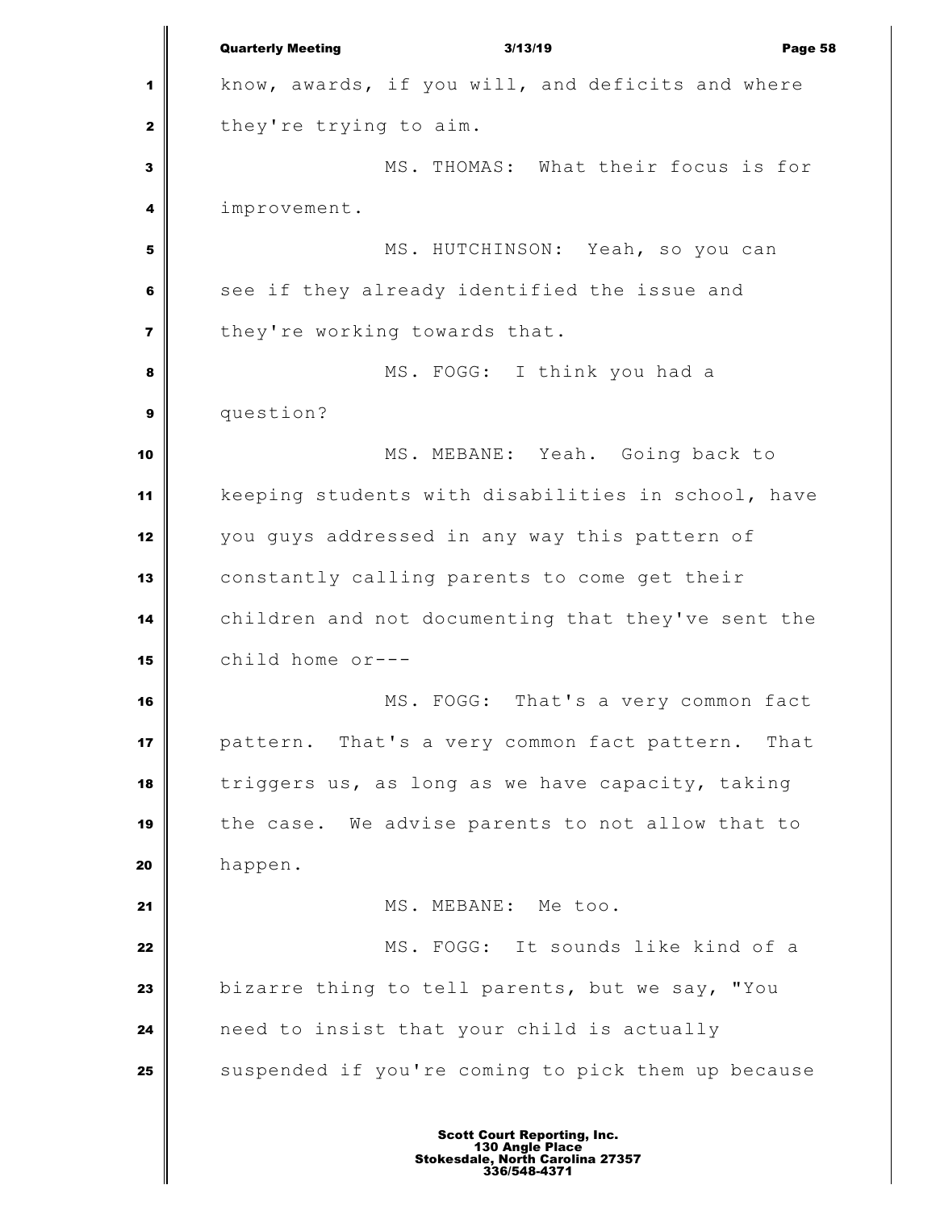know, awards, if you will, and deficits and where they're trying to aim.

MS. THOMAS: What their focus is for improvement.

MS. HUTCHINSON: Yeah, so you can see if they already identified the issue and they're working towards that.

MS. FOGG: I think you had a question?

MS. MEBANE: Yeah. Going back to keeping students with disabilities in school, have you guys addressed in any way this pattern of constantly calling parents to come get their children and not documenting that they've sent the child home or---

MS. FOGG: That's a very common fact pattern. That's a very common fact pattern. That triggers us, as long as we have capacity, taking the case. We advise parents to not allow that to happen.

MS. MEBANE: Me too.

MS. FOGG: It sounds like kind of a bizarre thing to tell parents, but we say, "You need to insist that your child is actually suspended if you're coming to pick them up because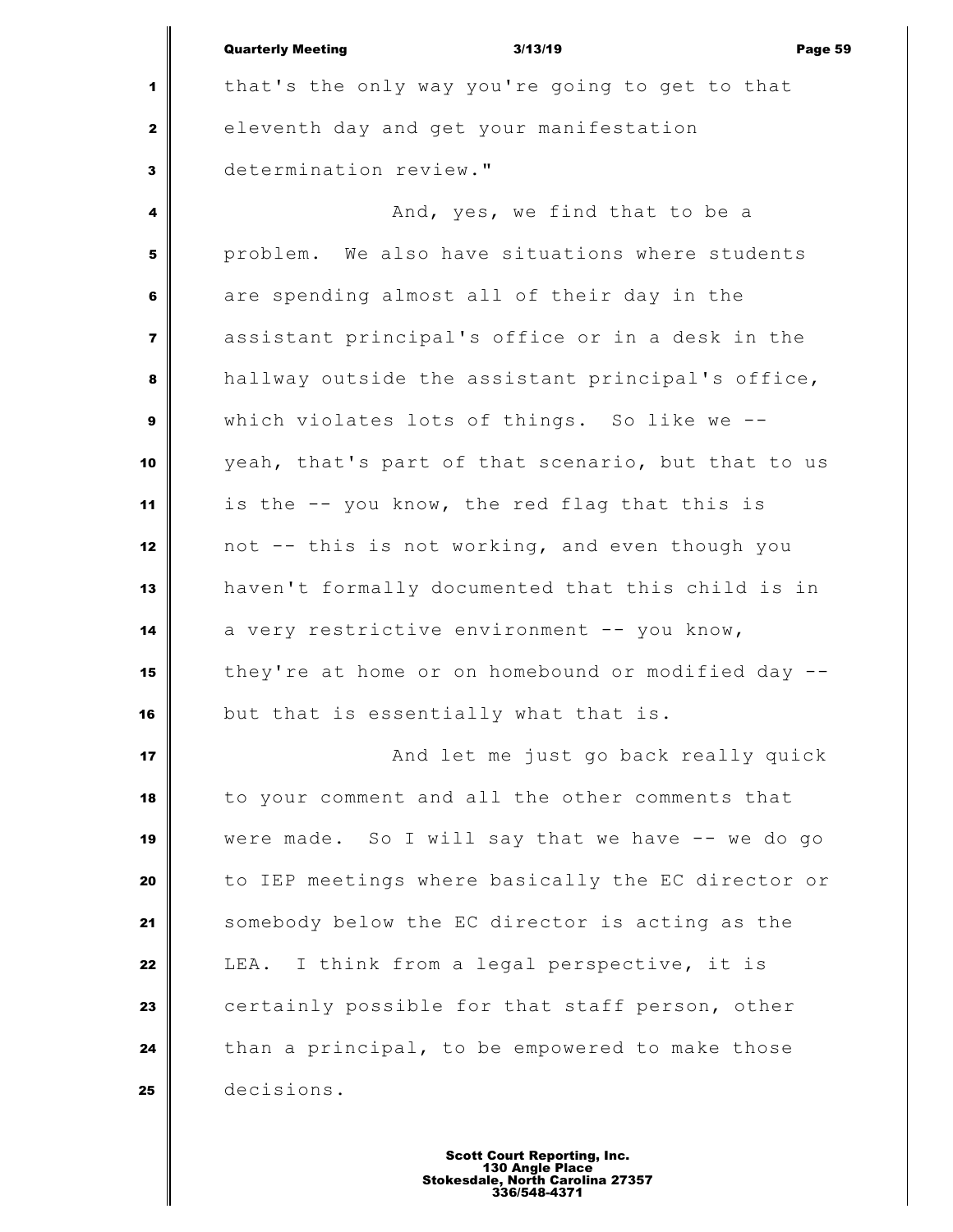that's the only way you're going to get to that eleventh day and get your manifestation determination review."

And, yes, we find that to be a problem. We also have situations where students are spending almost all of their day in the assistant principal's office or in a desk in the hallway outside the assistant principal's office, which violates lots of things. So like we -- yeah, that's part of that scenario, but that to us is the -- you know, the red flag that this is not -- this is not working, and even though you haven't formally documented that this child is in a very restrictive environment -- you know, they're at home or on homebound or modified day -- but that is essentially what that is.

And let me just go back really quick to your comment and all the other comments that were made. So I will say that we have -- we do go to IEP meetings where basically the EC director or somebody below the EC director is acting as the LEA. I think from a legal perspective, it is certainly possible for that staff person, other than a principal, to be empowered to make those decisions.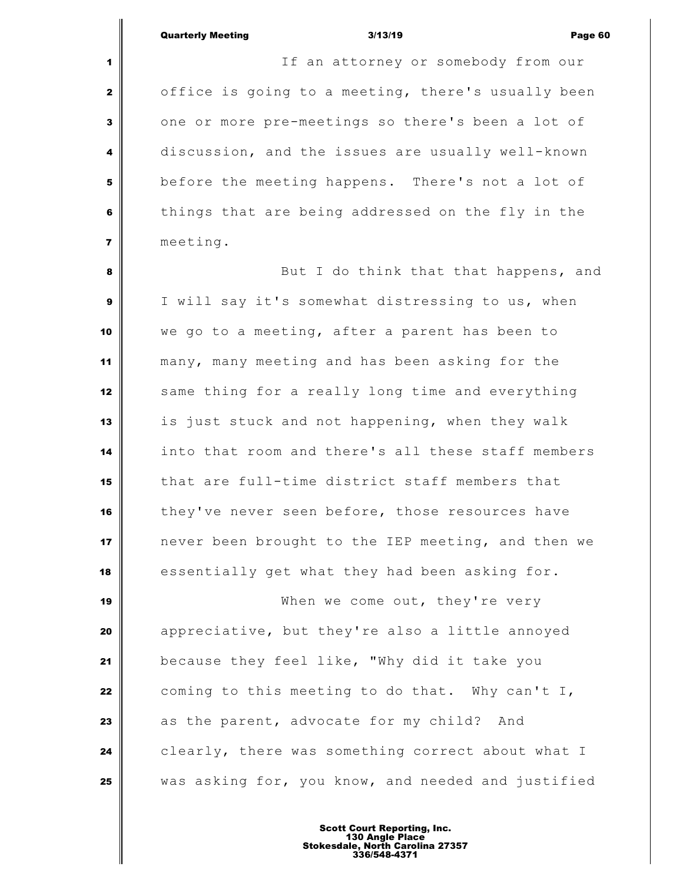If an attorney or somebody from our office is going to a meeting, there's usually been one or more pre-meetings so there's been a lot of discussion, and the issues are usually well-known before the meeting happens. There's not a lot of things that are being addressed on the fly in the meeting.

But I do think that that happens, and I will say it's somewhat distressing to us, when we go to a meeting, after a parent has been to many, many meeting and has been asking for the same thing for a really long time and everything is just stuck and not happening, when they walk into that room and there's all these staff members that are full-time district staff members that they've never seen before, those resources have never been brought to the IEP meeting, and then we essentially get what they had been asking for.

When we come out, they're very appreciative, but they're also a little annoyed because they feel like, "Why did it take you coming to this meeting to do that. Why can't I, as the parent, advocate for my child? And clearly, there was something correct about what I was asking for, you know, and needed and justified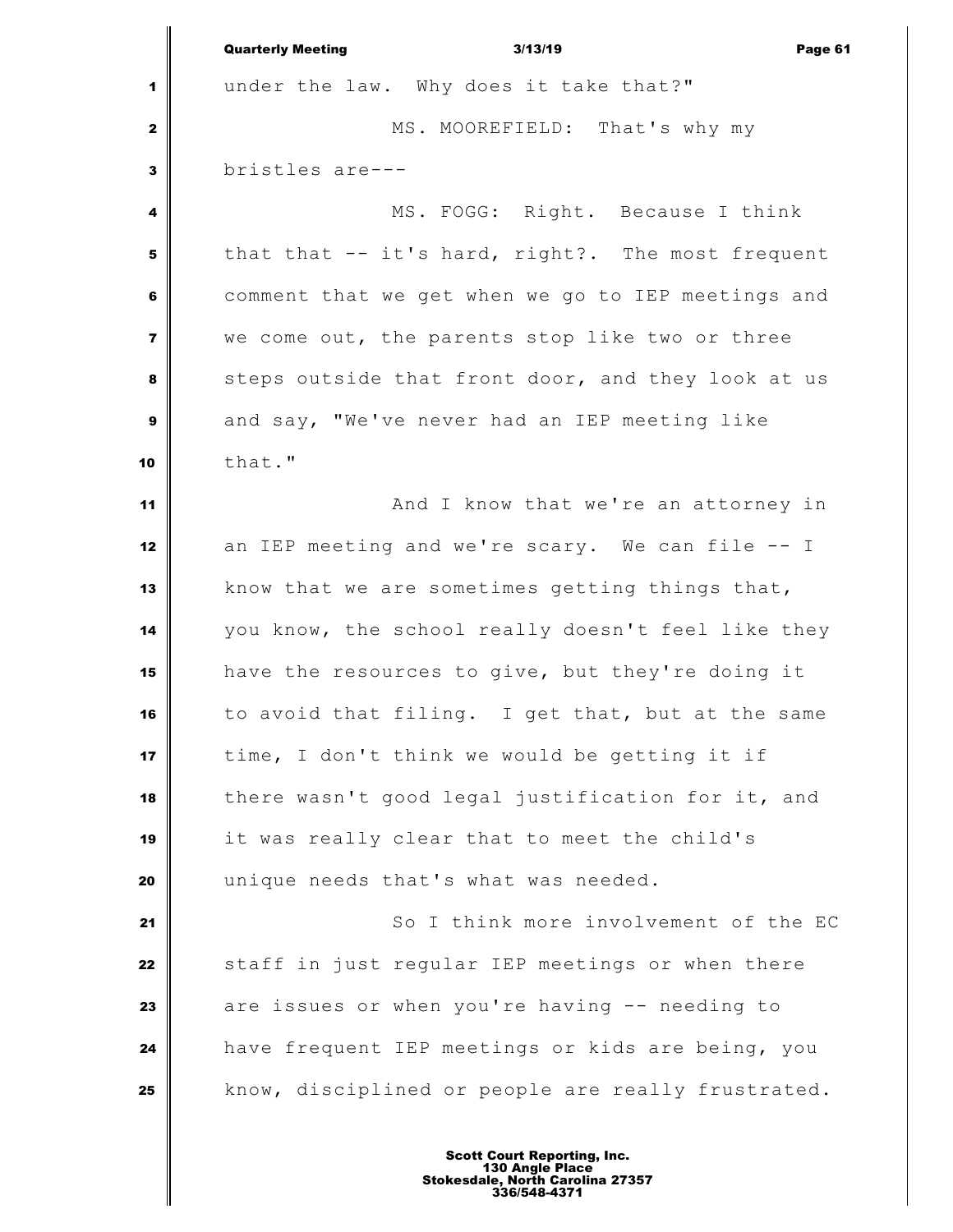under the law. Why does it take that?"

MS. MOOREFIELD: That's why my bristles are---

MS. FOGG: Right. Because I think that that -- it's hard, right?. The most frequent comment that we get when we go to IEP meetings and we come out, the parents stop like two or three steps outside that front door, and they look at us and say, "We've never had an IEP meeting like that."

And I know that we're an attorney in an IEP meeting and we're scary. We can file -- I know that we are sometimes getting things that, you know, the school really doesn't feel like they have the resources to give, but they're doing it to avoid that filing. I get that, but at the same time, I don't think we would be getting it if there wasn't good legal justification for it, and it was really clear that to meet the child's unique needs that's what was needed.

So I think more involvement of the EC staff in just regular IEP meetings or when there are issues or when you're having -- needing to have frequent IEP meetings or kids are being, you know, disciplined or people are really frustrated.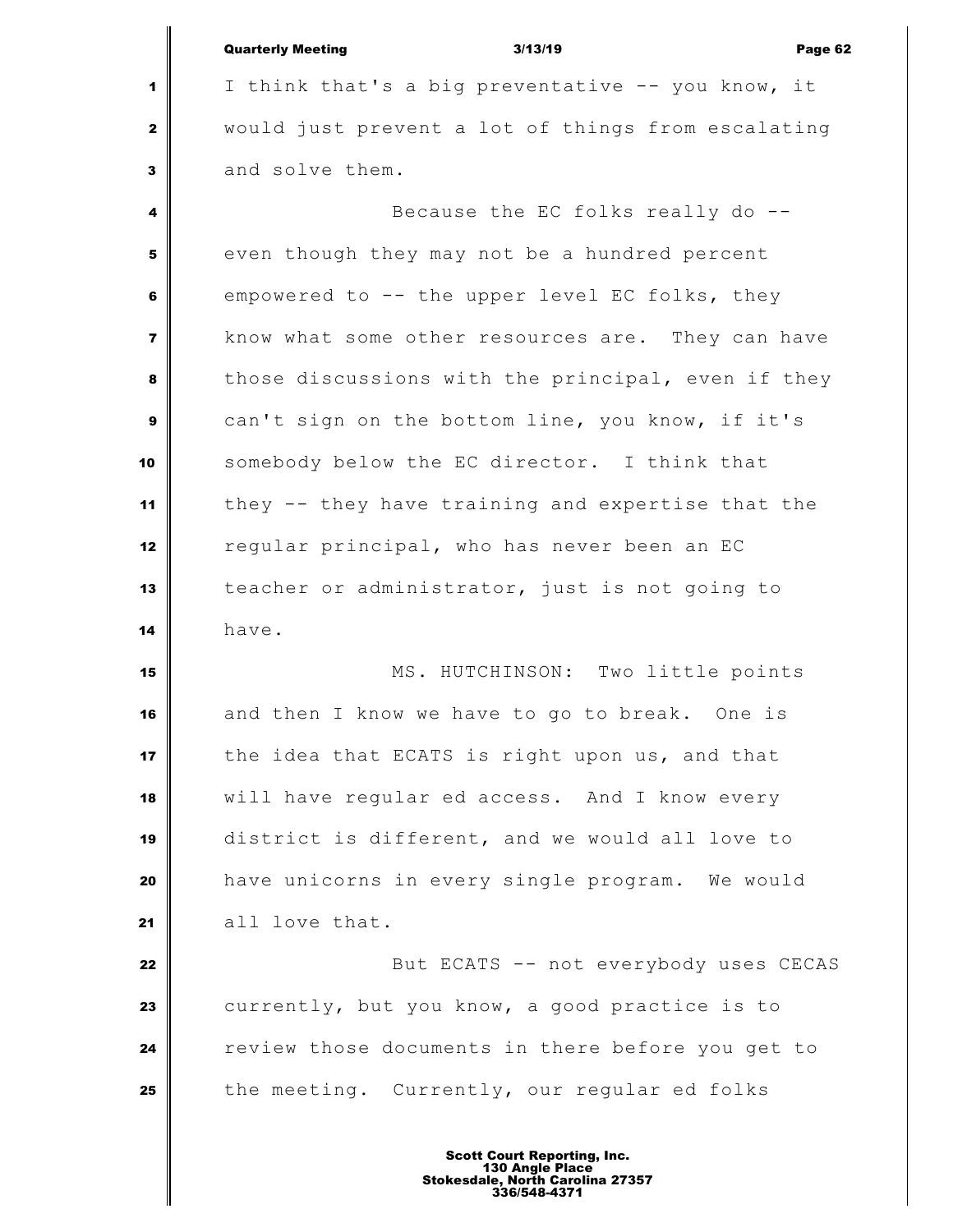I think that's a big preventative -- you know, it would just prevent a lot of things from escalating and solve them.

Because the EC folks really do -- even though they may not be a hundred percent empowered to -- the upper level EC folks, they know what some other resources are. They can have those discussions with the principal, even if they can't sign on the bottom line, you know, if it's somebody below the EC director. I think that they -- they have training and expertise that the regular principal, who has never been an EC teacher or administrator, just is not going to have.

MS. HUTCHINSON: Two little points and then I know we have to go to break. One is the idea that ECATS is right upon us, and that will have regular ed access. And I know every district is different, and we would all love to have unicorns in every single program. We would all love that.

But ECATS -- not everybody uses CECAS currently, but you know, a good practice is to review those documents in there before you get to the meeting. Currently, our regular ed folks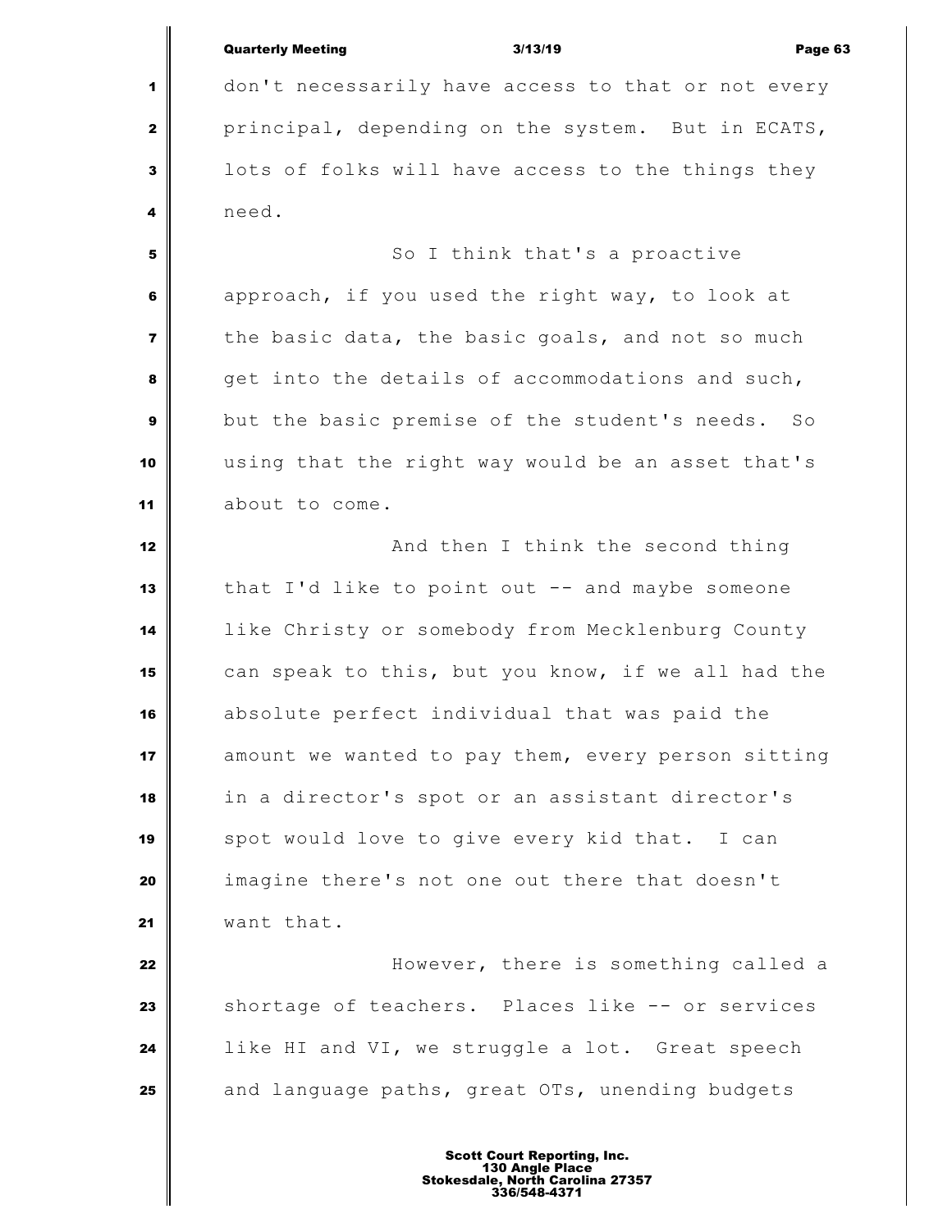don't necessarily have access to that or not every principal, depending on the system. But in ECATS, lots of folks will have access to the things they need.

So I think that's a proactive approach, if you used the right way, to look at the basic data, the basic goals, and not so much get into the details of accommodations and such, but the basic premise of the student's needs. So using that the right way would be an asset that's about to come.

And then I think the second thing that I'd like to point out -- and maybe someone like Christy or somebody from Mecklenburg County can speak to this, but you know, if we all had the absolute perfect individual that was paid the amount we wanted to pay them, every person sitting in a director's spot or an assistant director's spot would love to give every kid that. I can imagine there's not one out there that doesn't want that.

However, there is something called a shortage of teachers. Places like -- or services like HI and VI, we struggle a lot. Great speech and language paths, great OTs, unending budgets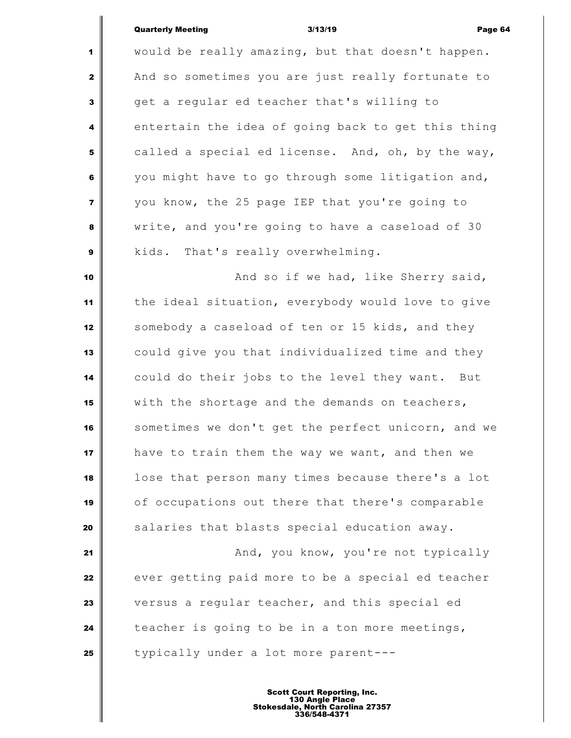would be really amazing, but that doesn't happen. And so sometimes you are just really fortunate to get a regular ed teacher that's willing to entertain the idea of going back to get this thing called a special ed license. And, oh, by the way, you might have to go through some litigation and, you know, the 25 page IEP that you're going to write, and you're going to have a caseload of 30 kids. That's really overwhelming.

And so if we had, like Sherry said, the ideal situation, everybody would love to give somebody a caseload of ten or 15 kids, and they could give you that individualized time and they could do their jobs to the level they want. But with the shortage and the demands on teachers, sometimes we don't get the perfect unicorn, and we have to train them the way we want, and then we lose that person many times because there's a lot of occupations out there that there's comparable salaries that blasts special education away.

And, you know, you're not typically ever getting paid more to be a special ed teacher versus a regular teacher, and this special ed teacher is going to be in a ton more meetings, typically under a lot more parent---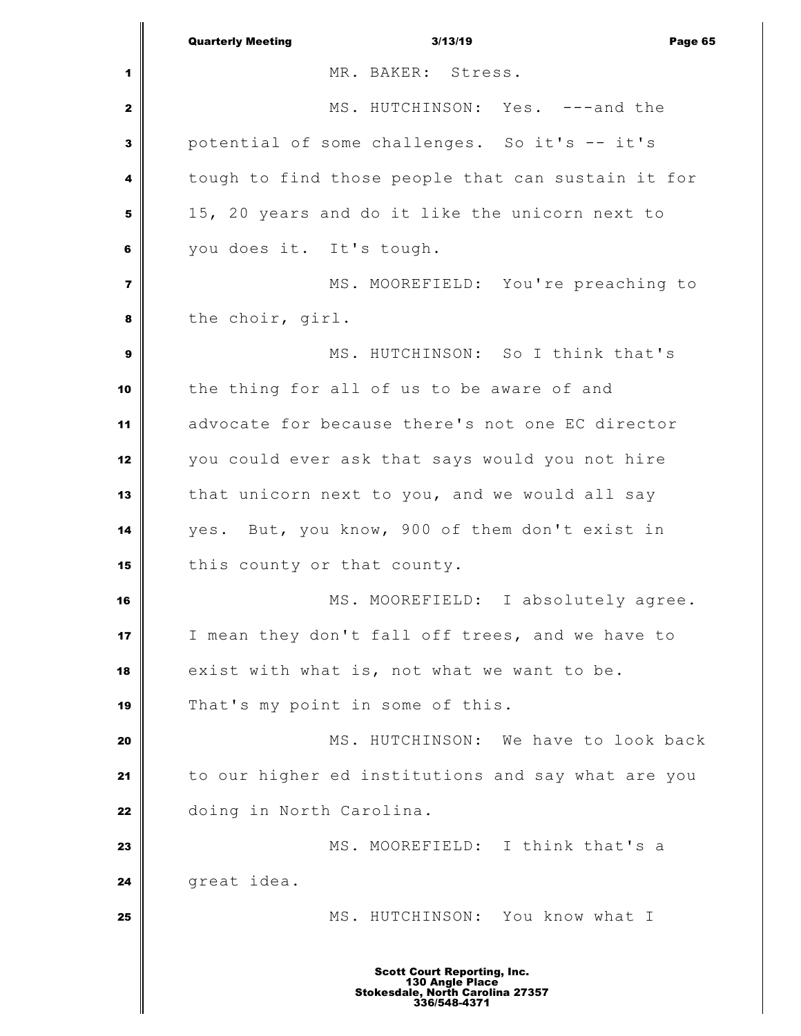MR. BAKER: Stress.

MS. HUTCHINSON: Yes. ---and the potential of some challenges. So it's -- it's tough to find those people that can sustain it for 15, 20 years and do it like the unicorn next to you does it. It's tough.

MS. MOOREFIELD: You're preaching to the choir, girl.

MS. HUTCHINSON: So I think that's the thing for all of us to be aware of and advocate for because there's not one EC director you could ever ask that says would you not hire that unicorn next to you, and we would all say yes. But, you know, 900 of them don't exist in this county or that county.

MS. MOOREFIELD: I absolutely agree. I mean they don't fall off trees, and we have to exist with what is, not what we want to be. That's my point in some of this.

MS. HUTCHINSON: We have to look back to our higher ed institutions and say what are you doing in North Carolina.

MS. MOOREFIELD: I think that's a great idea.

MS. HUTCHINSON: You know what I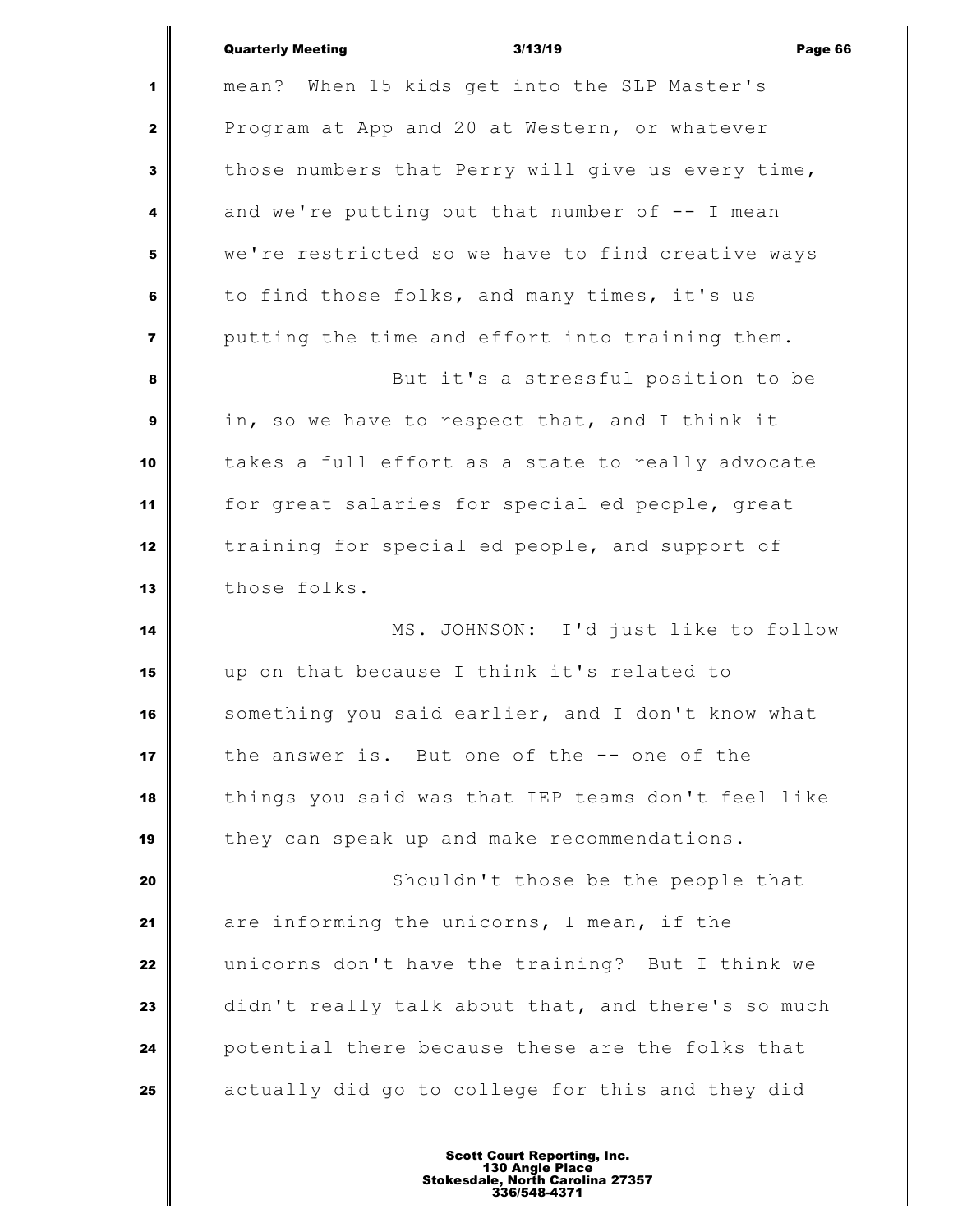mean? When 15 kids get into the SLP Master's Program at App and 20 at Western, or whatever those numbers that Perry will give us every time, and we're putting out that number of -- I mean we're restricted so we have to find creative ways to find those folks, and many times, it's us putting the time and effort into training them.

But it's a stressful position to be in, so we have to respect that, and I think it takes a full effort as a state to really advocate for great salaries for special ed people, great training for special ed people, and support of those folks.

MS. JOHNSON: I'd just like to follow up on that because I think it's related to something you said earlier, and I don't know what the answer is. But one of the -- one of the things you said was that IEP teams don't feel like they can speak up and make recommendations.

Shouldn't those be the people that are informing the unicorns, I mean, if the unicorns don't have the training? But I think we didn't really talk about that, and there's so much potential there because these are the folks that actually did go to college for this and they did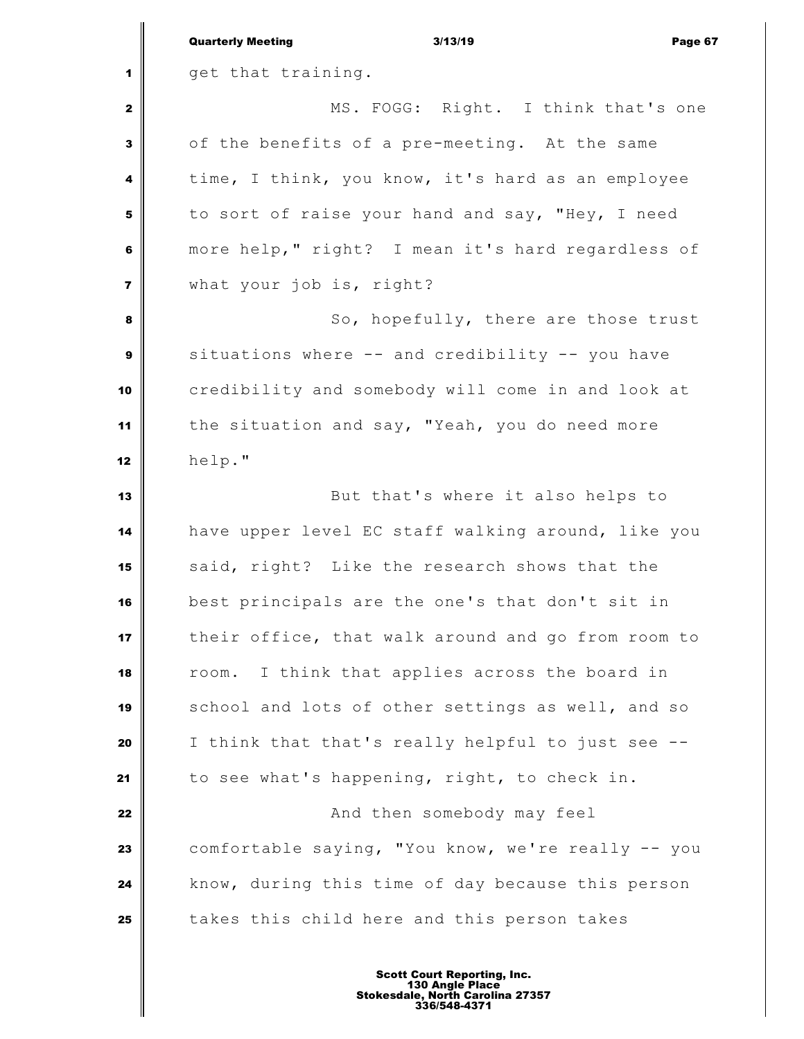get that training.

MS. FOGG: Right. I think that's one of the benefits of a pre-meeting. At the same time, I think, you know, it's hard as an employee to sort of raise your hand and say, "Hey, I need more help," right? I mean it's hard regardless of what your job is, right?

So, hopefully, there are those trust situations where -- and credibility -- you have credibility and somebody will come in and look at the situation and say, "Yeah, you do need more help."

But that's where it also helps to have upper level EC staff walking around, like you said, right? Like the research shows that the best principals are the one's that don't sit in their office, that walk around and go from room to room. I think that applies across the board in school and lots of other settings as well, and so I think that that's really helpful to just see -- to see what's happening, right, to check in.

And then somebody may feel comfortable saying, "You know, we're really -- you know, during this time of day because this person takes this child here and this person takes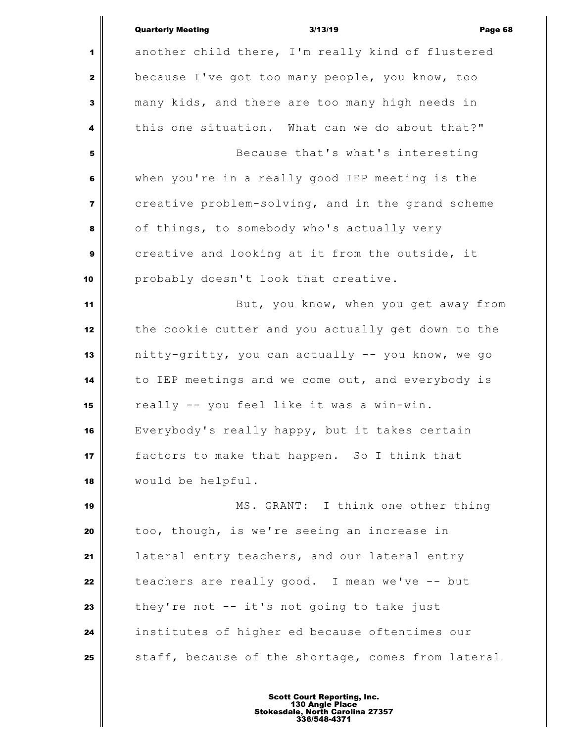another child there, I'm really kind of flustered because I've got too many people, you know, too many kids, and there are too many high needs in this one situation. What can we do about that?"

Because that's what's interesting when you're in a really good IEP meeting is the creative problem-solving, and in the grand scheme of things, to somebody who's actually very creative and looking at it from the outside, it probably doesn't look that creative.

But, you know, when you get away from the cookie cutter and you actually get down to the nitty-gritty, you can actually -- you know, we go to IEP meetings and we come out, and everybody is really -- you feel like it was a win-win. Everybody's really happy, but it takes certain factors to make that happen. So I think that would be helpful.

MS. GRANT: I think one other thing too, though, is we're seeing an increase in lateral entry teachers, and our lateral entry teachers are really good. I mean we've -- but they're not -- it's not going to take just institutes of higher ed because oftentimes our staff, because of the shortage, comes from lateral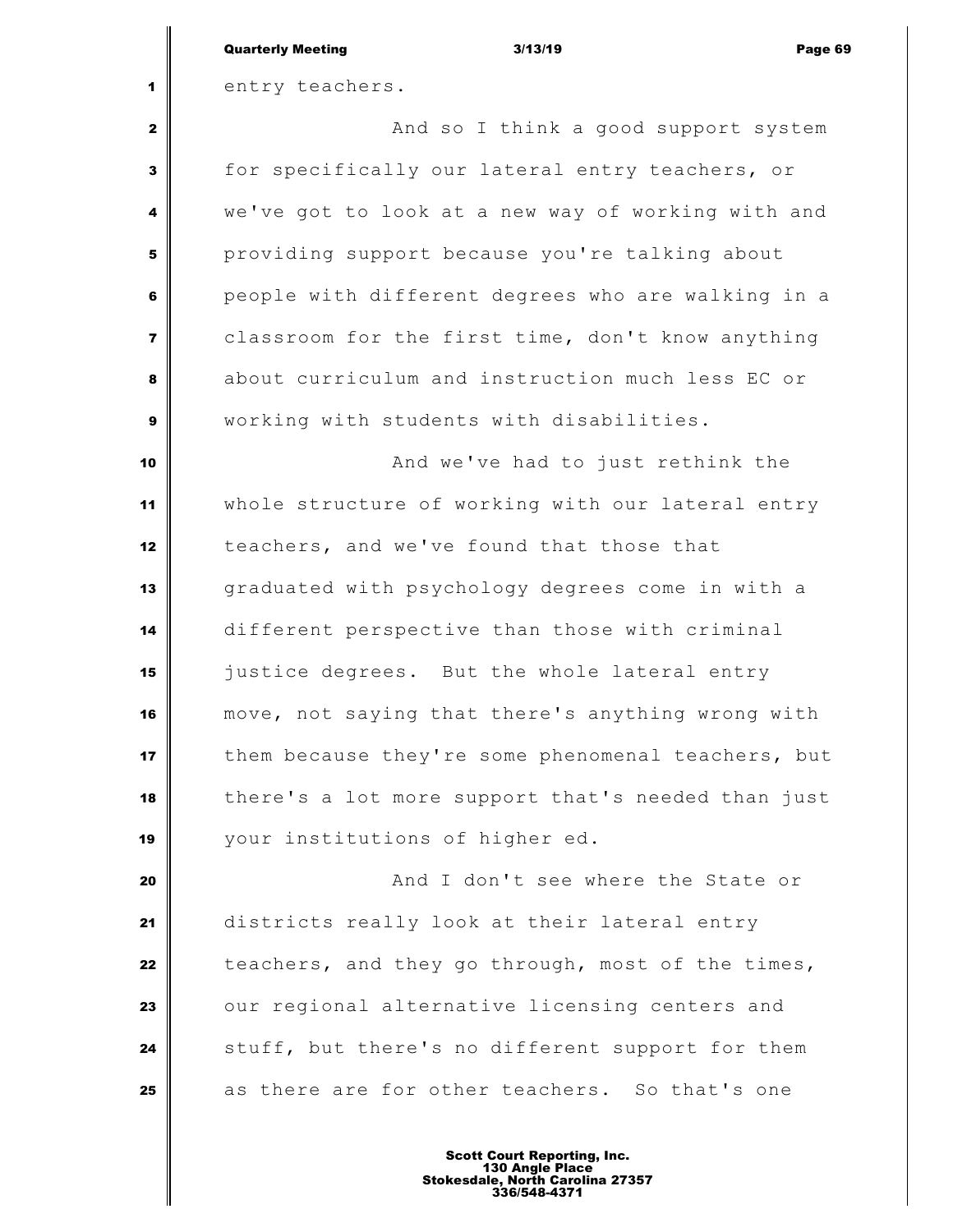entry teachers.

And so I think a good support system for specifically our lateral entry teachers, or we've got to look at a new way of working with and providing support because you're talking about people with different degrees who are walking in a classroom for the first time, don't know anything about curriculum and instruction much less EC or working with students with disabilities.

And we've had to just rethink the whole structure of working with our lateral entry teachers, and we've found that those that graduated with psychology degrees come in with a different perspective than those with criminal justice degrees. But the whole lateral entry move, not saying that there's anything wrong with them because they're some phenomenal teachers, but there's a lot more support that's needed than just your institutions of higher ed.

And I don't see where the State or districts really look at their lateral entry teachers, and they go through, most of the times, our regional alternative licensing centers and stuff, but there's no different support for them as there are for other teachers. So that's one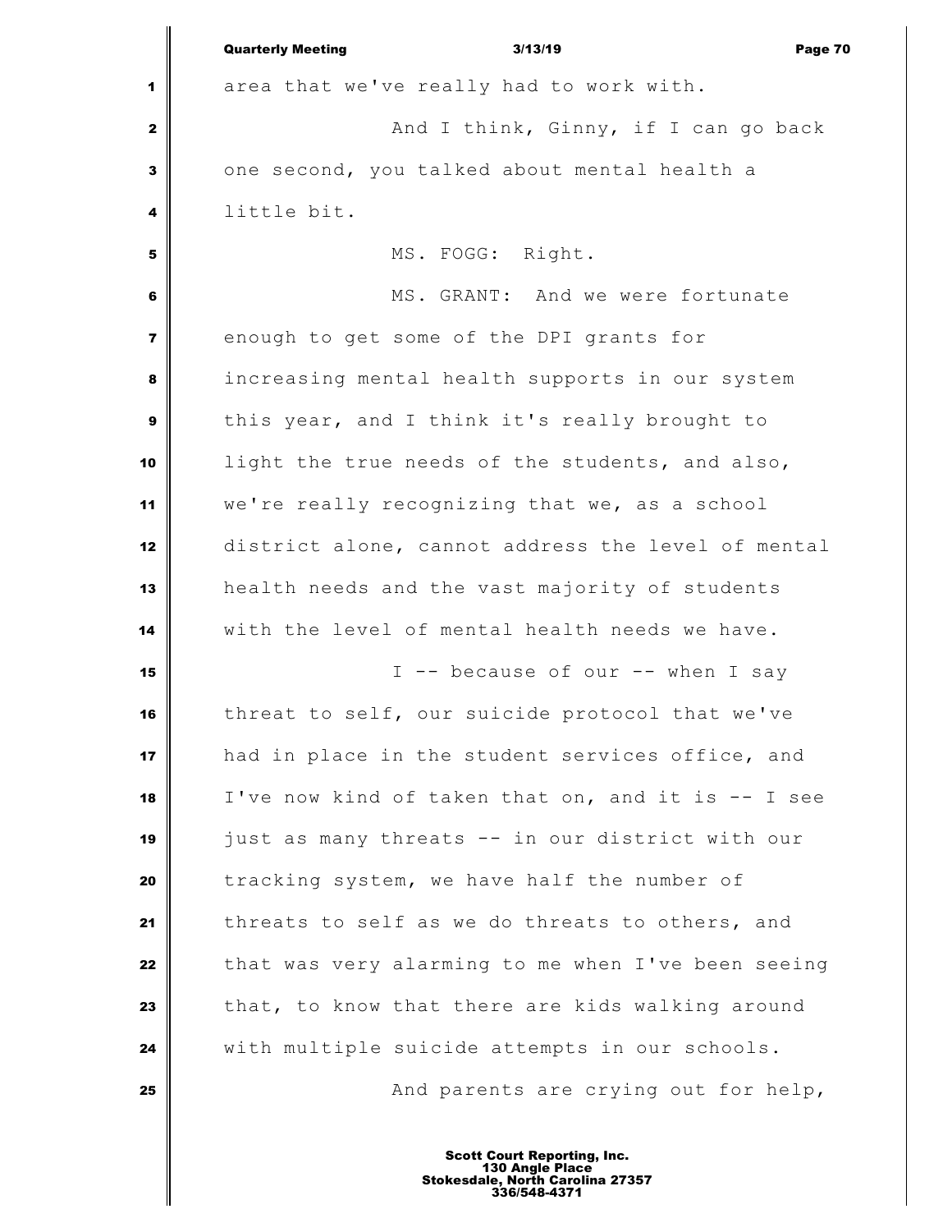area that we've really had to work with.

And I think, Ginny, if I can go back one second, you talked about mental health a little bit.

MS. FOGG: Right.

MS. GRANT: And we were fortunate enough to get some of the DPI grants for increasing mental health supports in our system this year, and I think it's really brought to light the true needs of the students, and also, we're really recognizing that we, as a school district alone, cannot address the level of mental health needs and the vast majority of students with the level of mental health needs we have.

I -- because of our -- when I say threat to self, our suicide protocol that we've had in place in the student services office, and I've now kind of taken that on, and it is -- I see just as many threats -- in our district with our tracking system, we have half the number of threats to self as we do threats to others, and that was very alarming to me when I've been seeing that, to know that there are kids walking around with multiple suicide attempts in our schools.

And parents are crying out for help,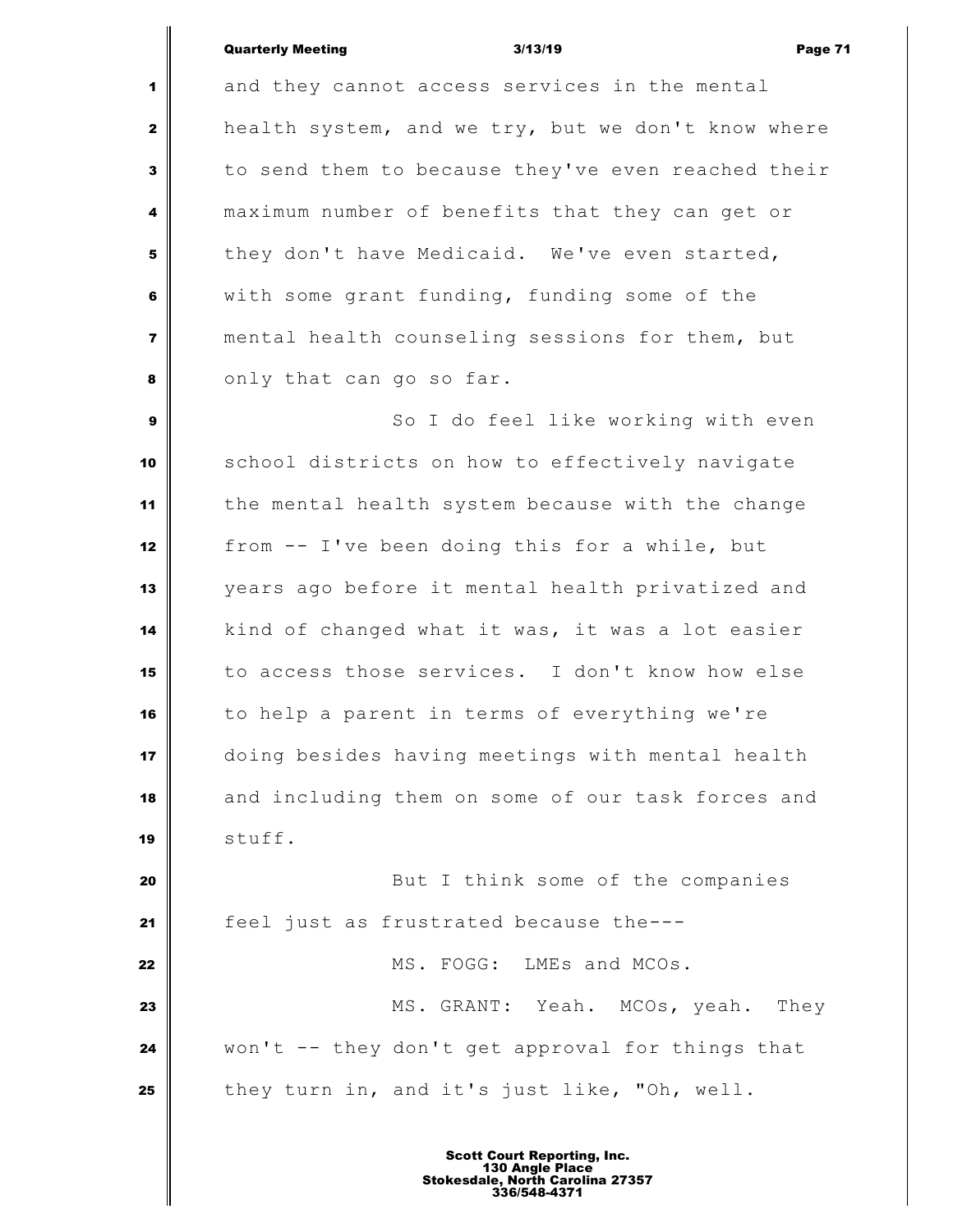and they cannot access services in the mental health system, and we try, but we don't know where to send them to because they've even reached their maximum number of benefits that they can get or they don't have Medicaid. We've even started, with some grant funding, funding some of the mental health counseling sessions for them, but only that can go so far.

So I do feel like working with even school districts on how to effectively navigate the mental health system because with the change from -- I've been doing this for a while, but years ago before it mental health privatized and kind of changed what it was, it was a lot easier to access those services. I don't know how else to help a parent in terms of everything we're doing besides having meetings with mental health and including them on some of our task forces and stuff.

But I think some of the companies feel just as frustrated because the---

MS. FOGG: LMEs and MCOs.

MS. GRANT: Yeah. MCOs, yeah. They won't -- they don't get approval for things that they turn in, and it's just like, "Oh, well.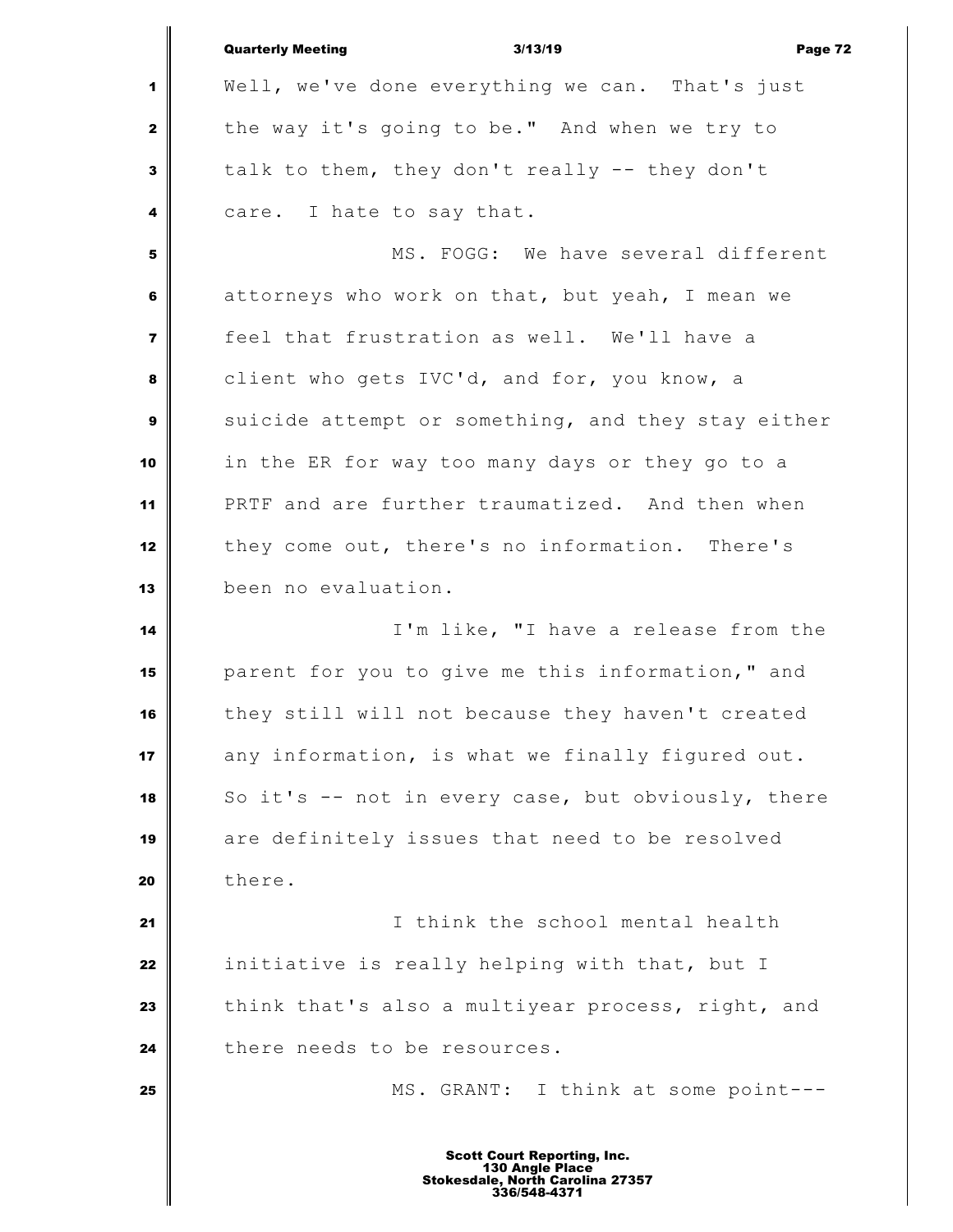Well, we've done everything we can. That's just the way it's going to be." And when we try to talk to them, they don't really -- they don't care. I hate to say that.

MS. FOGG: We have several different attorneys who work on that, but yeah, I mean we feel that frustration as well. We'll have a client who gets IVC'd, and for, you know, a suicide attempt or something, and they stay either in the ER for way too many days or they go to a PRTF and are further traumatized. And then when they come out, there's no information. There's been no evaluation.

I'm like, "I have a release from the parent for you to give me this information," and they still will not because they haven't created any information, is what we finally figured out. So it's -- not in every case, but obviously, there are definitely issues that need to be resolved there.

I think the school mental health initiative is really helping with that, but I think that's also a multiyear process, right, and there needs to be resources.

MS. GRANT: I think at some point---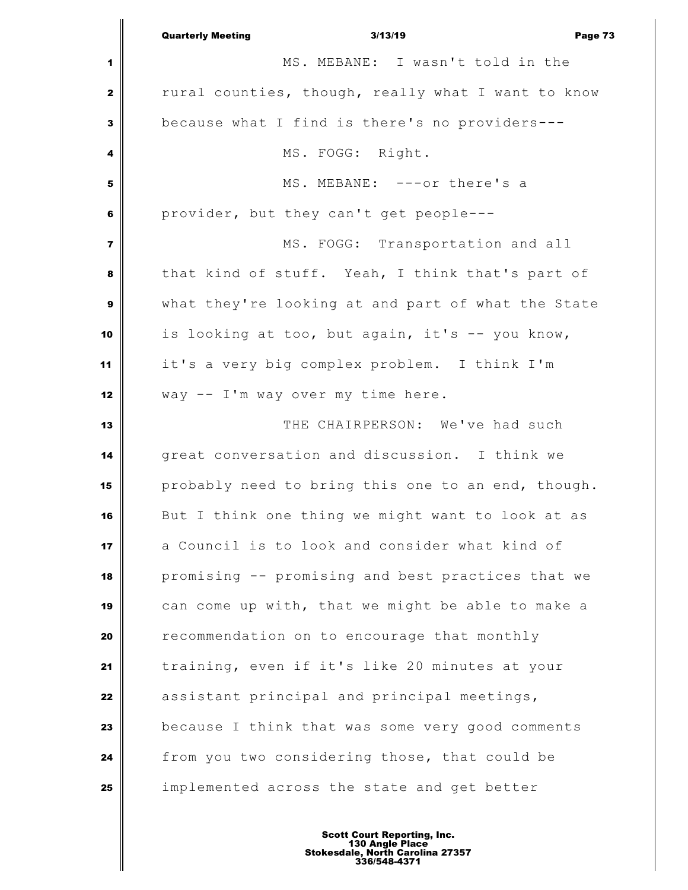MS. MEBANE: I wasn't told in the rural counties, though, really what I want to know because what I find is there's no providers---

MS. FOGG: Right.

MS. MEBANE: ---or there's a provider, but they can't get people---

MS. FOGG: Transportation and all that kind of stuff. Yeah, I think that's part of what they're looking at and part of what the State is looking at too, but again, it's -- you know, it's a very big complex problem. I think I'm way -- I'm way over my time here.

THE CHAIRPERSON: We've had such great conversation and discussion. I think we probably need to bring this one to an end, though. But I think one thing we might want to look at as a Council is to look and consider what kind of promising -- promising and best practices that we can come up with, that we might be able to make a recommendation on to encourage that monthly training, even if it's like 20 minutes at your assistant principal and principal meetings, because I think that was some very good comments from you two considering those, that could be implemented across the state and get better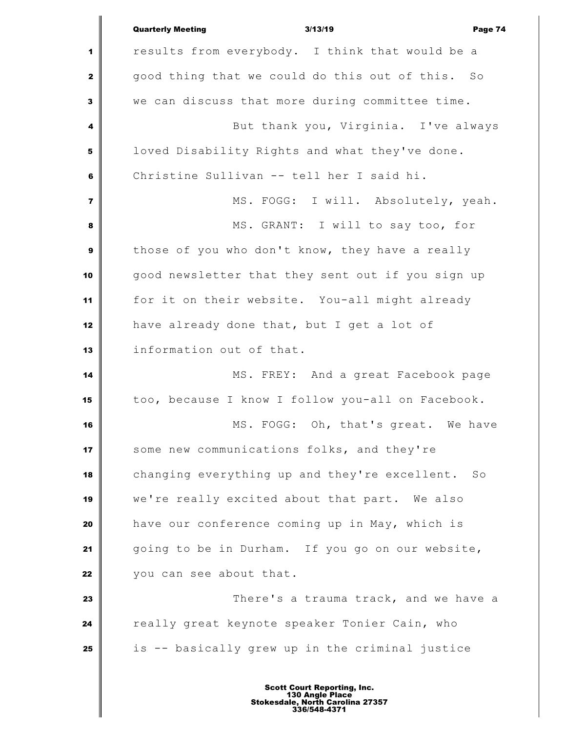results from everybody. I think that would be a good thing that we could do this out of this. So we can discuss that more during committee time.

But thank you, Virginia. I've always loved Disability Rights and what they've done. Christine Sullivan -- tell her I said hi.

MS. FOGG: I will. Absolutely, yeah.

MS. GRANT: I will to say too, for those of you who don't know, they have a really good newsletter that they sent out if you sign up for it on their website. You-all might already have already done that, but I get a lot of information out of that.

MS. FREY: And a great Facebook page too, because I know I follow you-all on Facebook.

MS. FOGG: Oh, that's great. We have some new communications folks, and they're changing everything up and they're excellent. So we're really excited about that part. We also have our conference coming up in May, which is going to be in Durham. If you go on our website, you can see about that.

There's a trauma track, and we have a really great keynote speaker Tonier Cain, who is -- basically grew up in the criminal justice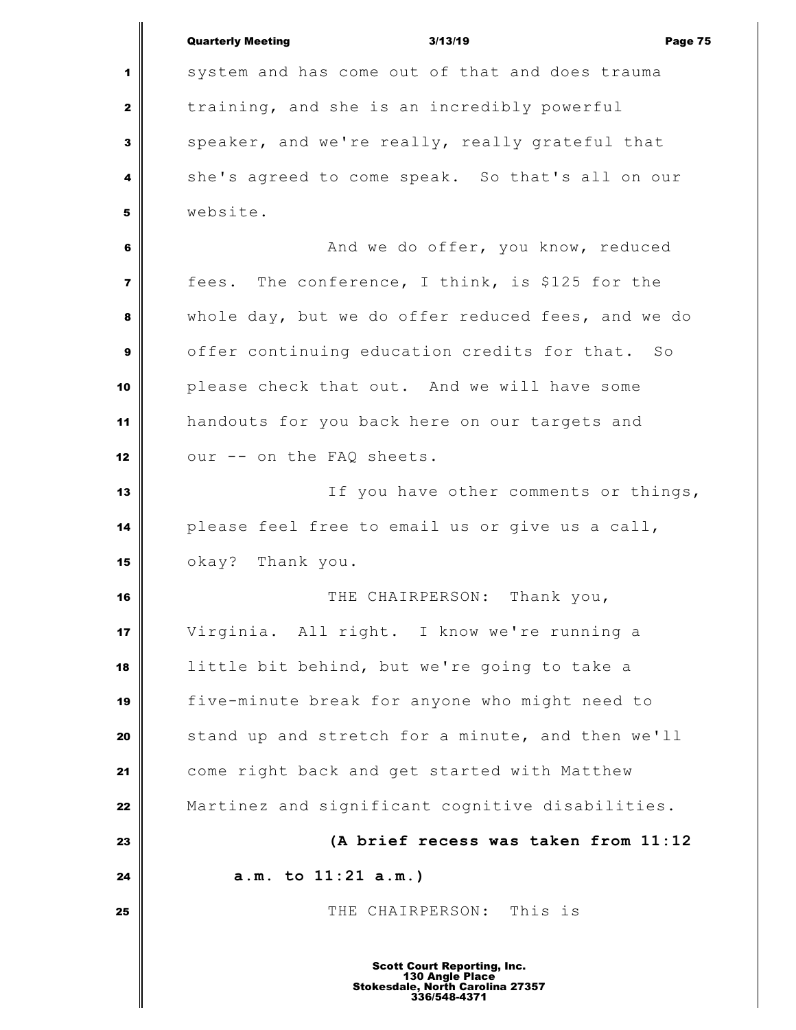system and has come out of that and does trauma training, and she is an incredibly powerful speaker, and we're really, really grateful that she's agreed to come speak. So that's all on our website.

And we do offer, you know, reduced fees. The conference, I think, is $125 for the whole day, but we do offer reduced fees, and we do offer continuing education credits for that. So please check that out. And we will have some handouts for you back here on our targets and our -- on the FAQ sheets.

If you have other comments or things, please feel free to email us or give us a call, okay? Thank you.

THE CHAIRPERSON: Thank you, Virginia. All right. I know we're running a little bit behind, but we're going to take a five-minute break for anyone who might need to stand up and stretch for a minute, and then we'll come right back and get started with Matthew Martinez and significant cognitive disabilities.

**(A brief recess was taken from 11:12 a.m. to 11:21 a.m.)**

THE CHAIRPERSON: This is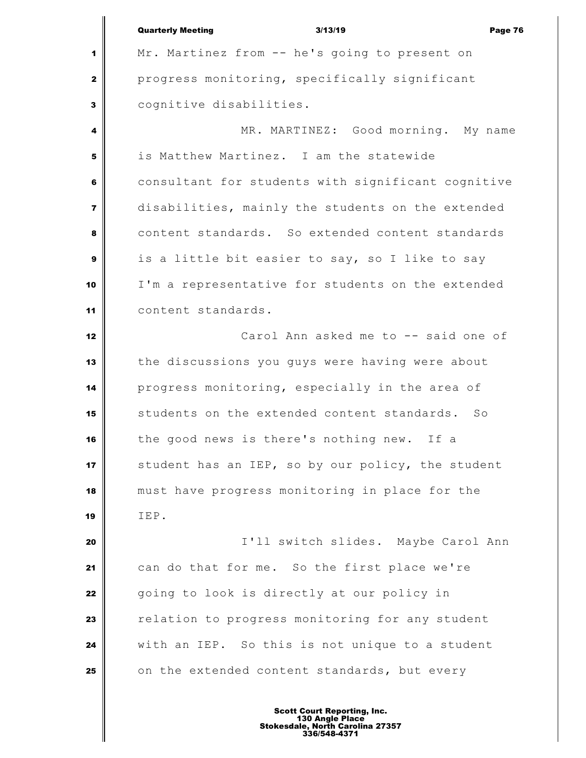Mr. Martinez from -- he's going to present on progress monitoring, specifically significant cognitive disabilities.

MR. MARTINEZ: Good morning. My name is Matthew Martinez. I am the statewide consultant for students with significant cognitive disabilities, mainly the students on the extended content standards. So extended content standards is a little bit easier to say, so I like to say I'm a representative for students on the extended content standards.

Carol Ann asked me to -- said one of the discussions you guys were having were about progress monitoring, especially in the area of students on the extended content standards. So the good news is there's nothing new. If a student has an IEP, so by our policy, the student must have progress monitoring in place for the IEP.

I'll switch slides. Maybe Carol Ann can do that for me. So the first place we're going to look is directly at our policy in relation to progress monitoring for any student with an IEP. So this is not unique to a student on the extended content standards, but every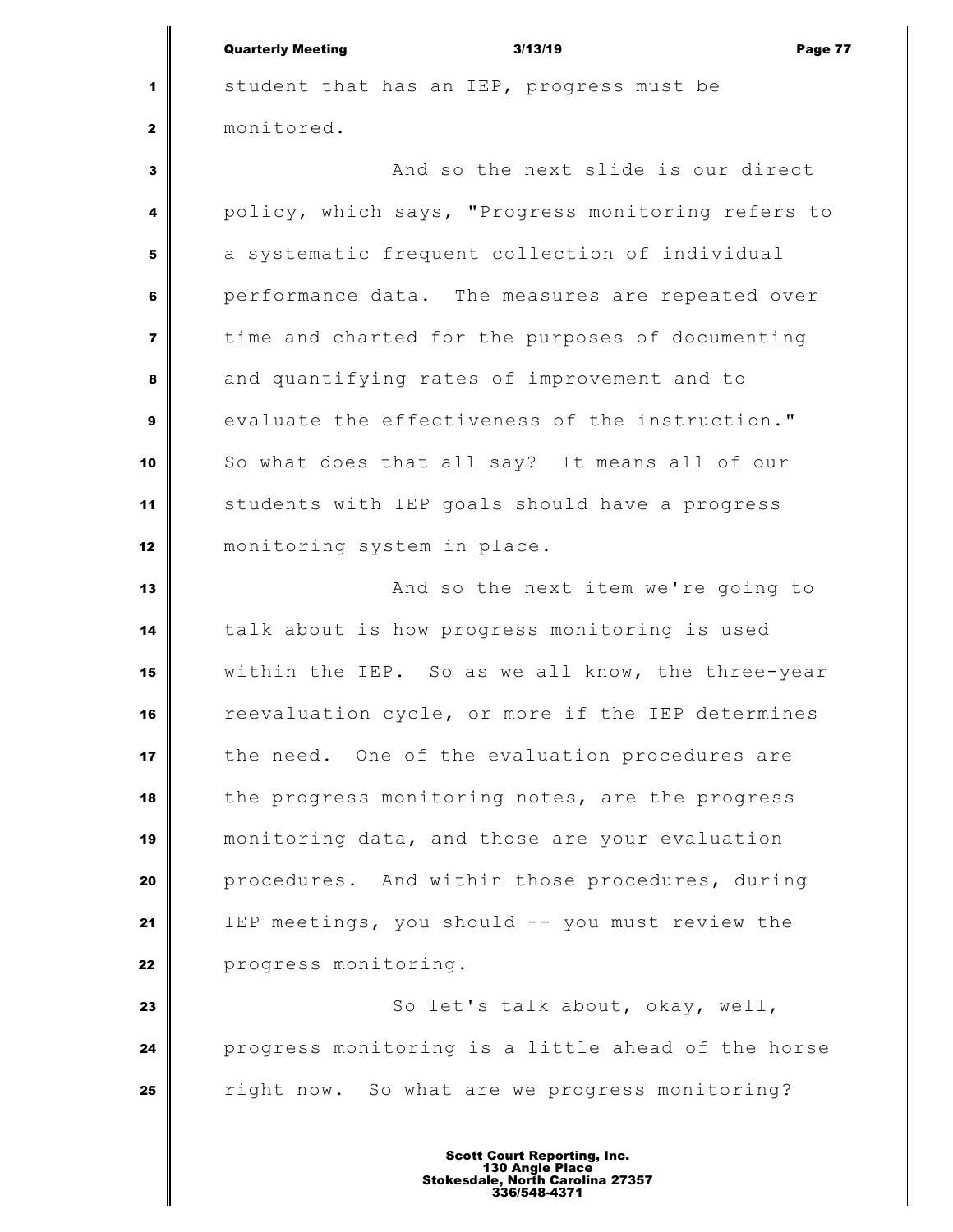student that has an IEP, progress must be monitored.

And so the next slide is our direct policy, which says, "Progress monitoring refers to a systematic frequent collection of individual performance data. The measures are repeated over time and charted for the purposes of documenting and quantifying rates of improvement and to evaluate the effectiveness of the instruction." So what does that all say? It means all of our students with IEP goals should have a progress monitoring system in place.

And so the next item we're going to talk about is how progress monitoring is used within the IEP. So as we all know, the three-year reevaluation cycle, or more if the IEP determines the need. One of the evaluation procedures are the progress monitoring notes, are the progress monitoring data, and those are your evaluation procedures. And within those procedures, during IEP meetings, you should -- you must review the progress monitoring.

So let's talk about, okay, well, progress monitoring is a little ahead of the horse right now. So what are we progress monitoring?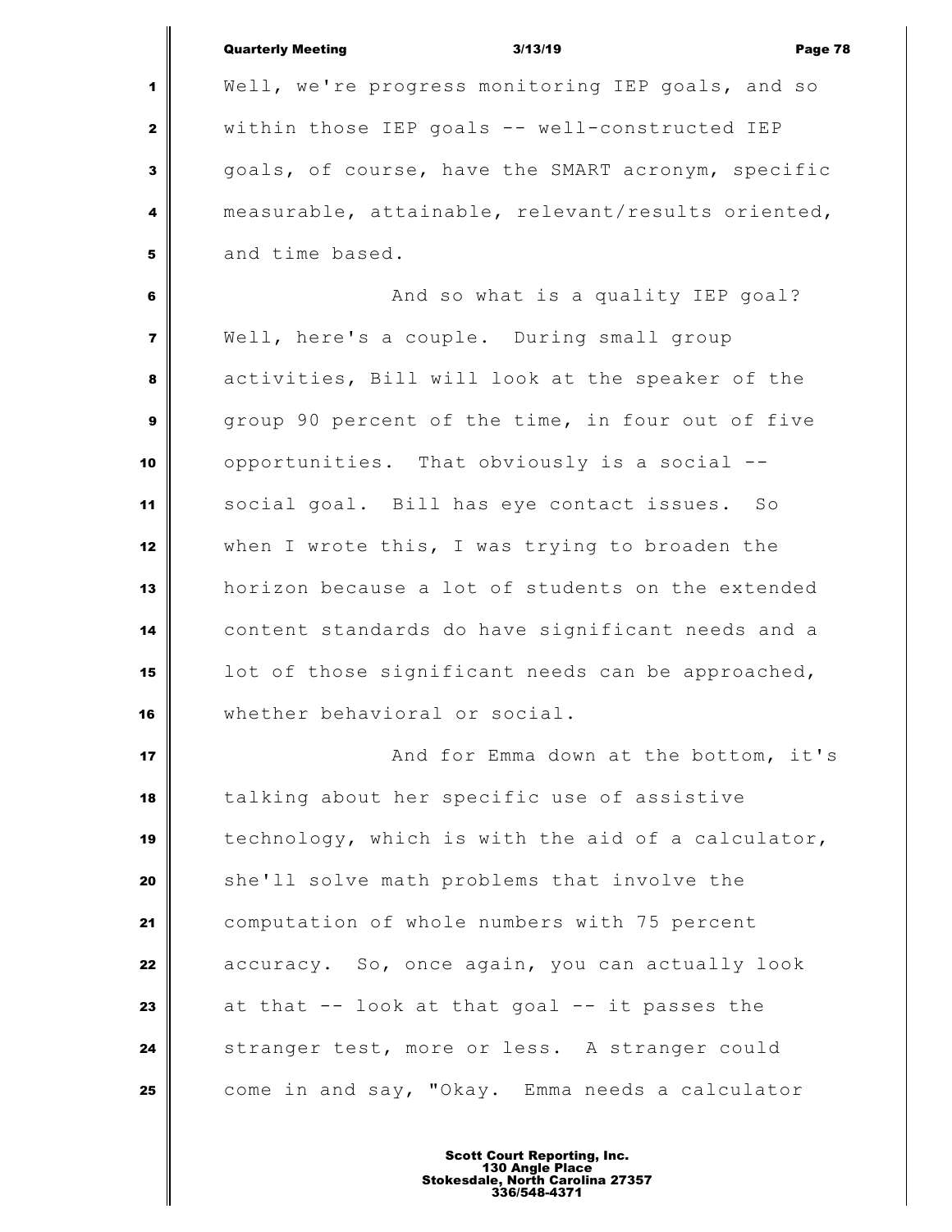Well, we're progress monitoring IEP goals, and so within those IEP goals -- well-constructed IEP goals, of course, have the SMART acronym, specific measurable, attainable, relevant/results oriented, and time based.

And so what is a quality IEP goal? Well, here's a couple. During small group activities, Bill will look at the speaker of the group 90 percent of the time, in four out of five opportunities. That obviously is a social -- social goal. Bill has eye contact issues. So when I wrote this, I was trying to broaden the horizon because a lot of students on the extended content standards do have significant needs and a lot of those significant needs can be approached, whether behavioral or social.

And for Emma down at the bottom, it's talking about her specific use of assistive technology, which is with the aid of a calculator, she'll solve math problems that involve the computation of whole numbers with 75 percent accuracy. So, once again, you can actually look at that -- look at that goal -- it passes the stranger test, more or less. A stranger could come in and say, "Okay. Emma needs a calculator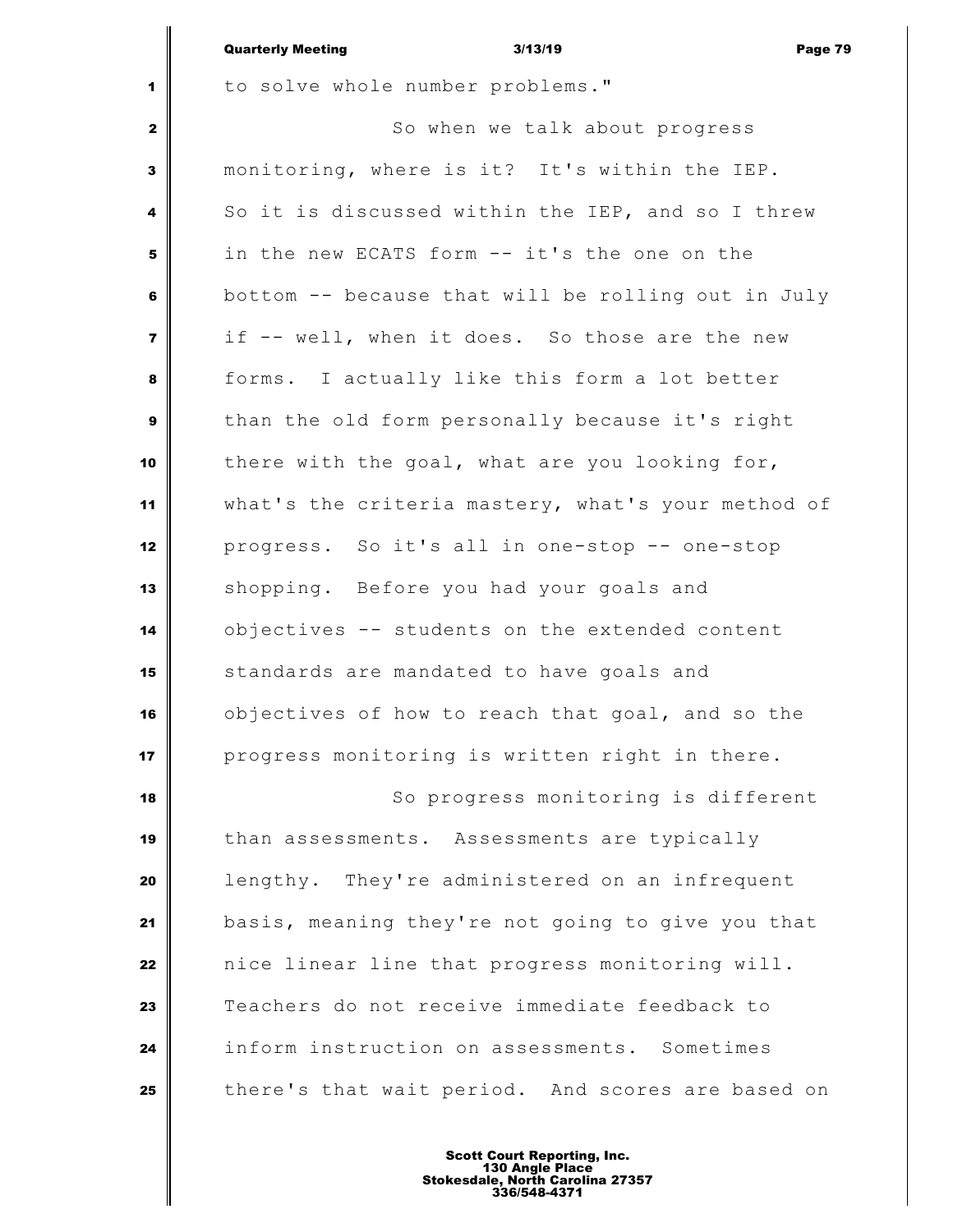to solve whole number problems."

So when we talk about progress monitoring, where is it? It's within the IEP. So it is discussed within the IEP, and so I threw in the new ECATS form -- it's the one on the bottom -- because that will be rolling out in July if -- well, when it does. So those are the new forms. I actually like this form a lot better than the old form personally because it's right there with the goal, what are you looking for, what's the criteria mastery, what's your method of progress. So it's all in one-stop -- one-stop shopping. Before you had your goals and objectives -- students on the extended content standards are mandated to have goals and objectives of how to reach that goal, and so the progress monitoring is written right in there.

So progress monitoring is different than assessments. Assessments are typically lengthy. They're administered on an infrequent basis, meaning they're not going to give you that nice linear line that progress monitoring will. Teachers do not receive immediate feedback to inform instruction on assessments. Sometimes there's that wait period. And scores are based on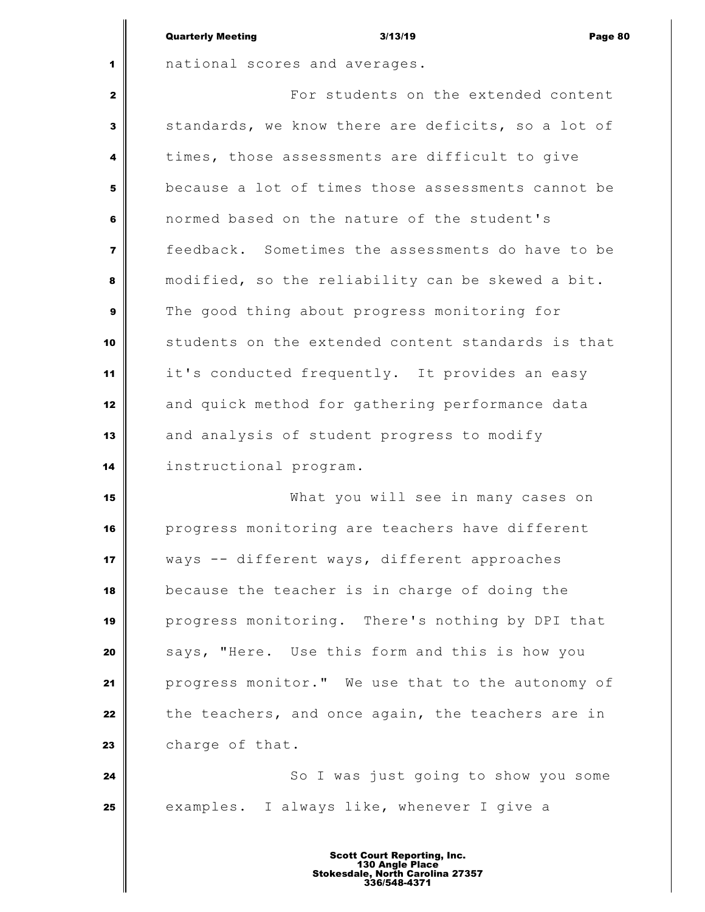national scores and averages.

For students on the extended content standards, we know there are deficits, so a lot of times, those assessments are difficult to give because a lot of times those assessments cannot be normed based on the nature of the student's feedback. Sometimes the assessments do have to be modified, so the reliability can be skewed a bit. The good thing about progress monitoring for students on the extended content standards is that it's conducted frequently. It provides an easy and quick method for gathering performance data and analysis of student progress to modify instructional program.

What you will see in many cases on progress monitoring are teachers have different ways -- different ways, different approaches because the teacher is in charge of doing the progress monitoring. There's nothing by DPI that says, "Here. Use this form and this is how you progress monitor." We use that to the autonomy of the teachers, and once again, the teachers are in charge of that.

So I was just going to show you some examples. I always like, whenever I give a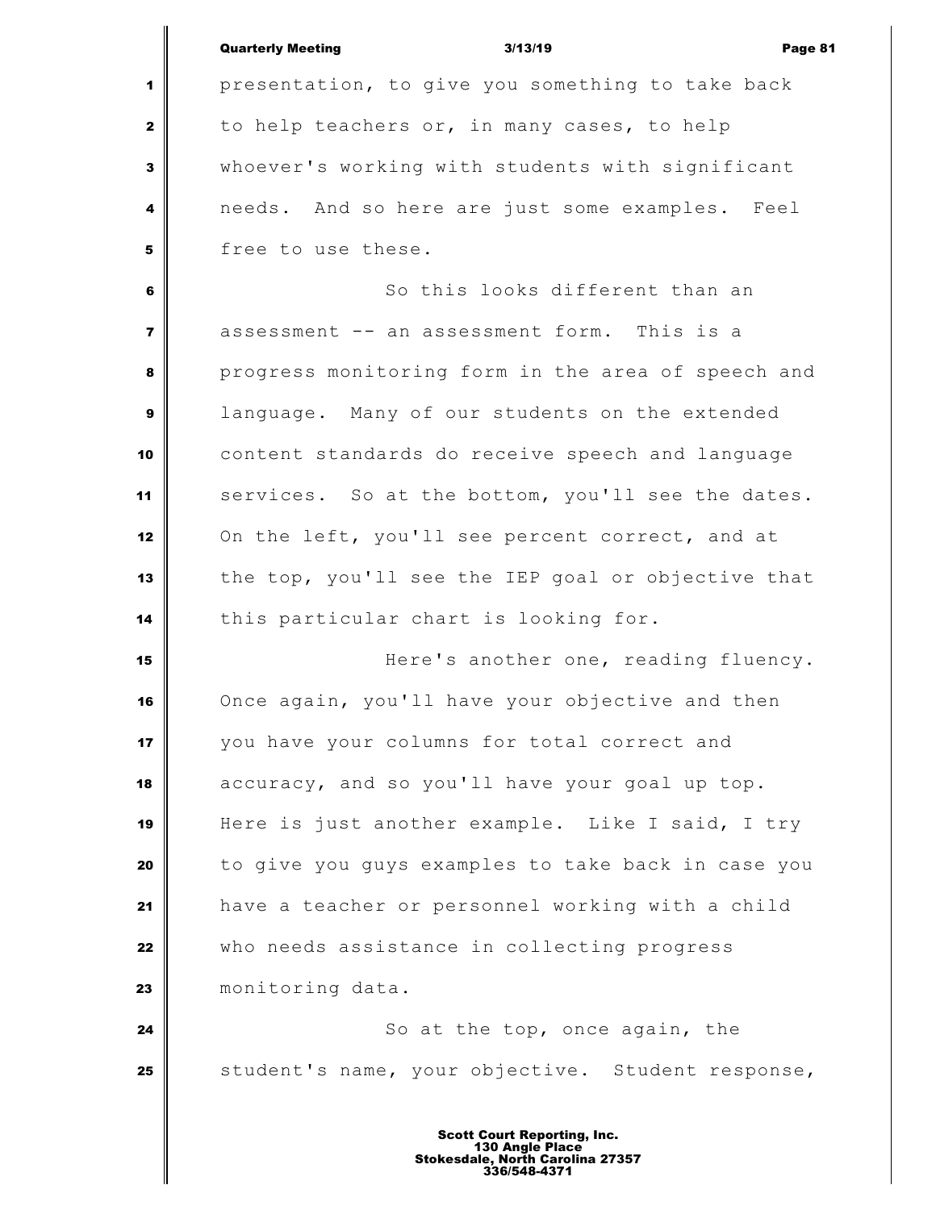presentation, to give you something to take back to help teachers or, in many cases, to help whoever's working with students with significant needs. And so here are just some examples. Feel free to use these.

So this looks different than an assessment -- an assessment form. This is a progress monitoring form in the area of speech and language. Many of our students on the extended content standards do receive speech and language services. So at the bottom, you'll see the dates. On the left, you'll see percent correct, and at the top, you'll see the IEP goal or objective that this particular chart is looking for.

Here's another one, reading fluency. Once again, you'll have your objective and then you have your columns for total correct and accuracy, and so you'll have your goal up top. Here is just another example. Like I said, I try to give you guys examples to take back in case you have a teacher or personnel working with a child who needs assistance in collecting progress monitoring data.

So at the top, once again, the student's name, your objective. Student response,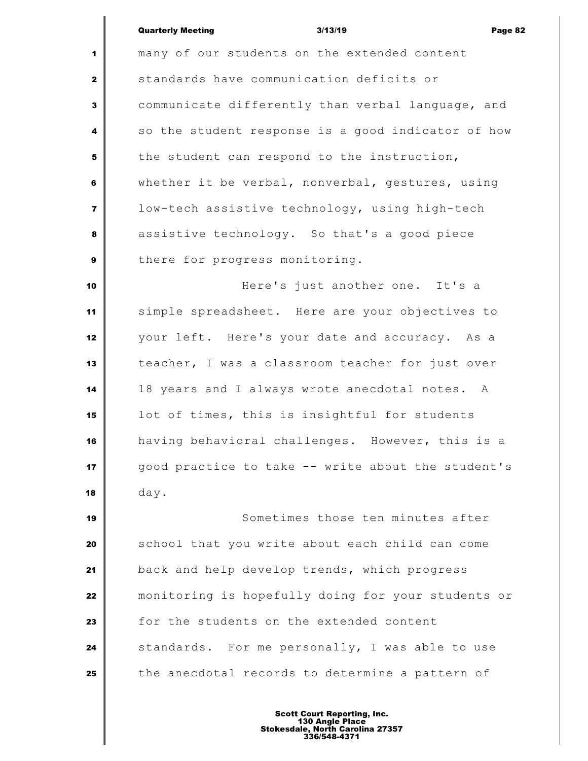many of our students on the extended content standards have communication deficits or communicate differently than verbal language, and so the student response is a good indicator of how the student can respond to the instruction, whether it be verbal, nonverbal, gestures, using low-tech assistive technology, using high-tech assistive technology. So that's a good piece there for progress monitoring.

Here's just another one. It's a simple spreadsheet. Here are your objectives to your left. Here's your date and accuracy. As a teacher, I was a classroom teacher for just over 18 years and I always wrote anecdotal notes. A lot of times, this is insightful for students having behavioral challenges. However, this is a good practice to take -- write about the student's day.

Sometimes those ten minutes after school that you write about each child can come back and help develop trends, which progress monitoring is hopefully doing for your students or for the students on the extended content standards. For me personally, I was able to use the anecdotal records to determine a pattern of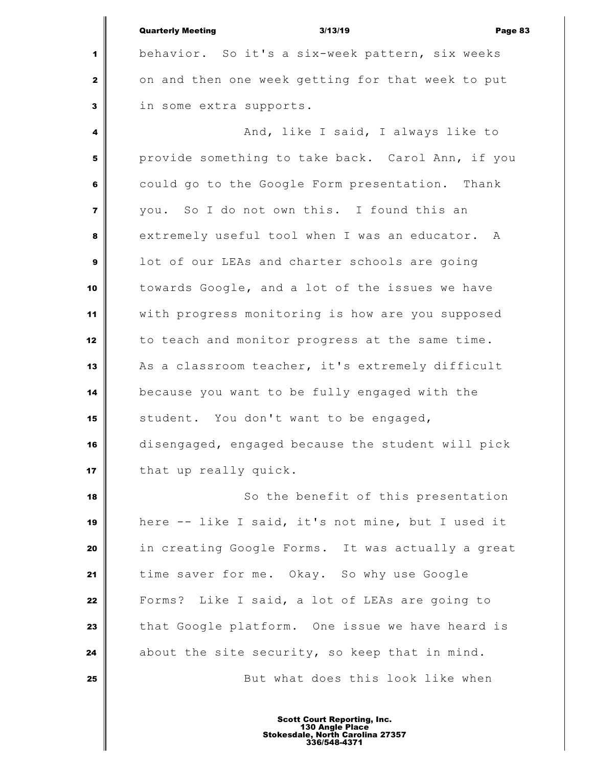behavior. So it's a six-week pattern, six weeks on and then one week getting for that week to put in some extra supports.

And, like I said, I always like to provide something to take back. Carol Ann, if you could go to the Google Form presentation. Thank you. So I do not own this. I found this an extremely useful tool when I was an educator. A lot of our LEAs and charter schools are going towards Google, and a lot of the issues we have with progress monitoring is how are you supposed to teach and monitor progress at the same time. As a classroom teacher, it's extremely difficult because you want to be fully engaged with the student. You don't want to be engaged, disengaged, engaged because the student will pick that up really quick.

So the benefit of this presentation here -- like I said, it's not mine, but I used it in creating Google Forms. It was actually a great time saver for me. Okay. So why use Google Forms? Like I said, a lot of LEAs are going to that Google platform. One issue we have heard is about the site security, so keep that in mind.

But what does this look like when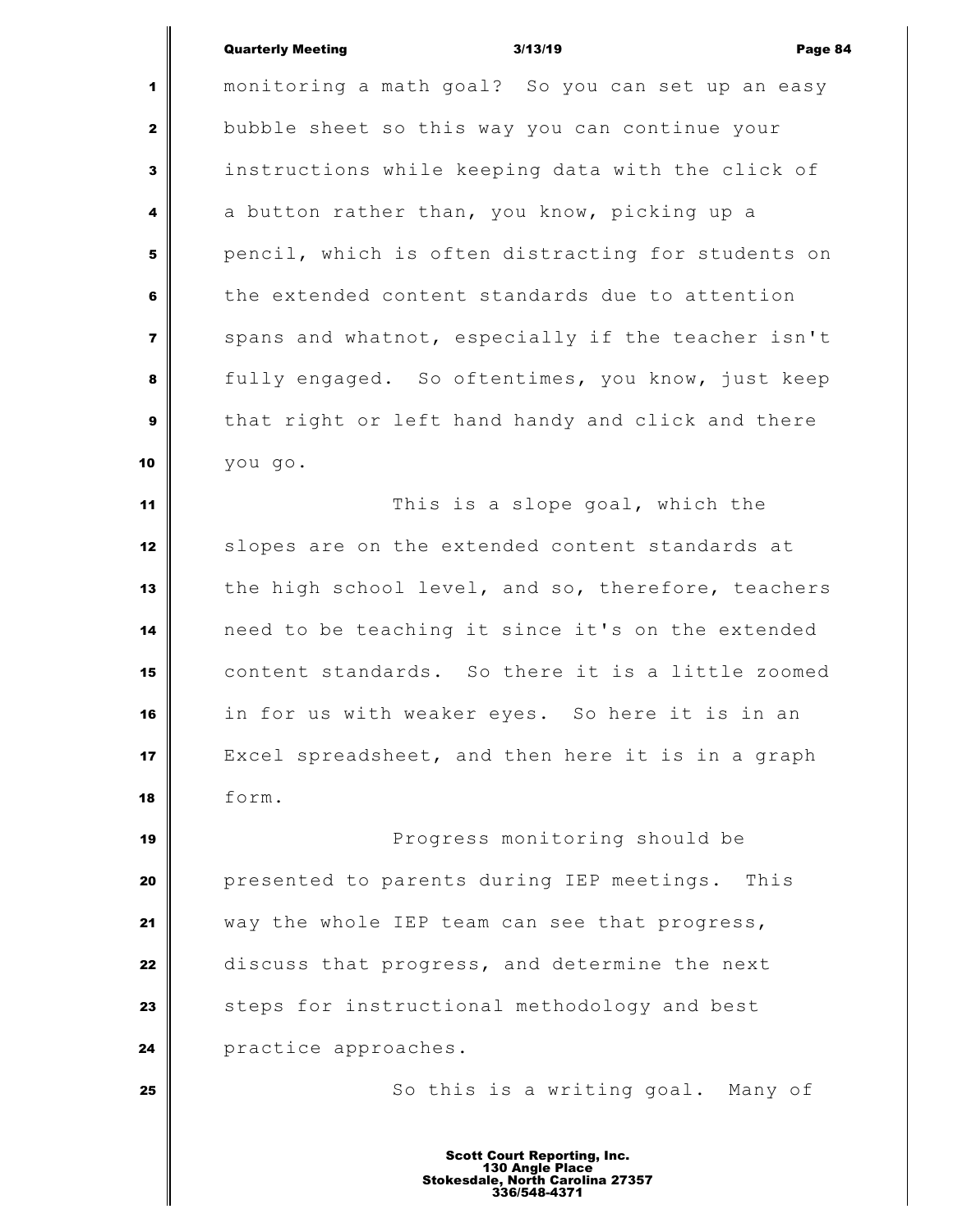monitoring a math goal? So you can set up an easy bubble sheet so this way you can continue your instructions while keeping data with the click of a button rather than, you know, picking up a pencil, which is often distracting for students on the extended content standards due to attention spans and whatnot, especially if the teacher isn't fully engaged. So oftentimes, you know, just keep that right or left hand handy and click and there you go.

This is a slope goal, which the slopes are on the extended content standards at the high school level, and so, therefore, teachers need to be teaching it since it's on the extended content standards. So there it is a little zoomed in for us with weaker eyes. So here it is in an Excel spreadsheet, and then here it is in a graph form.

Progress monitoring should be presented to parents during IEP meetings. This way the whole IEP team can see that progress, discuss that progress, and determine the next steps for instructional methodology and best practice approaches.

So this is a writing goal. Many of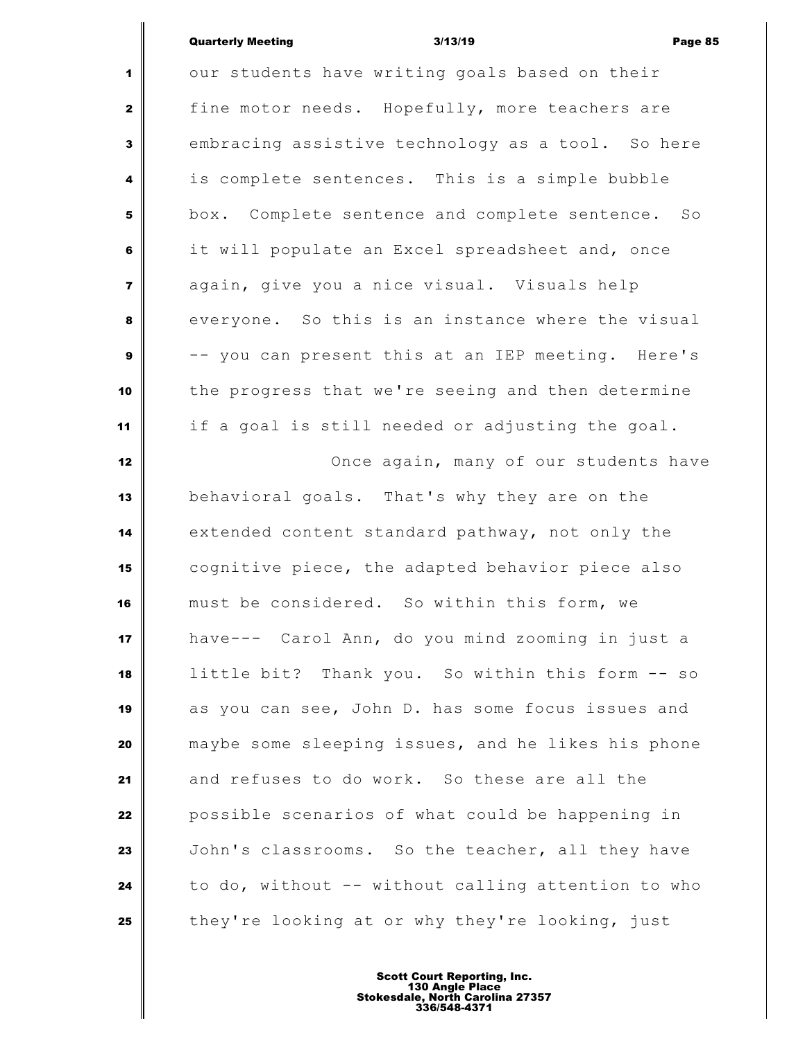our students have writing goals based on their fine motor needs. Hopefully, more teachers are embracing assistive technology as a tool. So here is complete sentences. This is a simple bubble box. Complete sentence and complete sentence. So it will populate an Excel spreadsheet and, once again, give you a nice visual. Visuals help everyone. So this is an instance where the visual -- you can present this at an IEP meeting. Here's the progress that we're seeing and then determine if a goal is still needed or adjusting the goal.

Once again, many of our students have behavioral goals. That's why they are on the extended content standard pathway, not only the cognitive piece, the adapted behavior piece also must be considered. So within this form, we have--- Carol Ann, do you mind zooming in just a little bit? Thank you. So within this form -- so as you can see, John D. has some focus issues and maybe some sleeping issues, and he likes his phone and refuses to do work. So these are all the possible scenarios of what could be happening in John's classrooms. So the teacher, all they have to do, without -- without calling attention to who they're looking at or why they're looking, just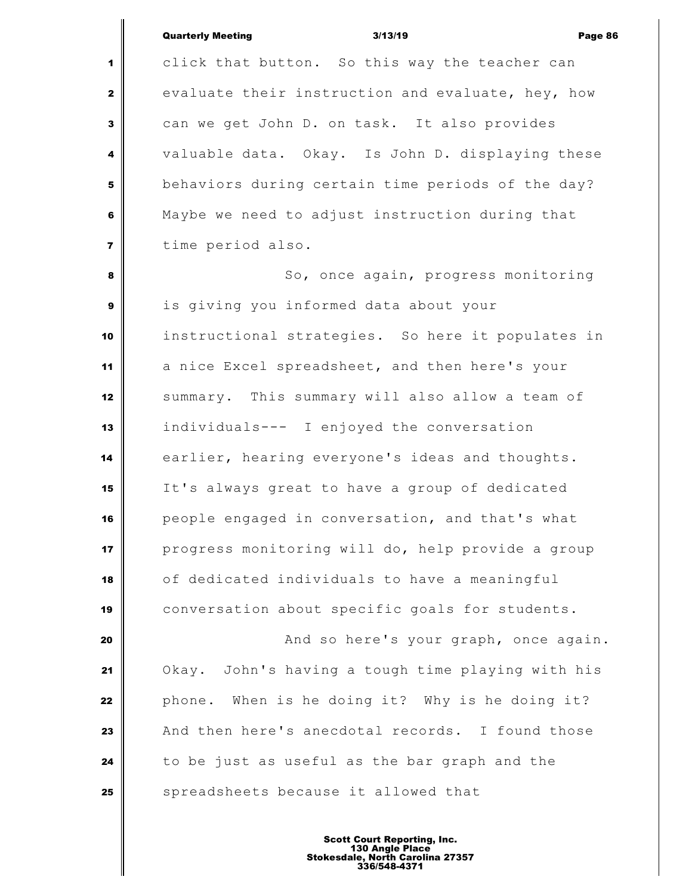click that button. So this way the teacher can evaluate their instruction and evaluate, hey, how can we get John D. on task. It also provides valuable data. Okay. Is John D. displaying these behaviors during certain time periods of the day? Maybe we need to adjust instruction during that time period also.

So, once again, progress monitoring is giving you informed data about your instructional strategies. So here it populates in a nice Excel spreadsheet, and then here's your summary. This summary will also allow a team of individuals--- I enjoyed the conversation earlier, hearing everyone's ideas and thoughts. It's always great to have a group of dedicated people engaged in conversation, and that's what progress monitoring will do, help provide a group of dedicated individuals to have a meaningful conversation about specific goals for students.

And so here's your graph, once again. Okay. John's having a tough time playing with his phone. When is he doing it? Why is he doing it? And then here's anecdotal records. I found those to be just as useful as the bar graph and the spreadsheets because it allowed that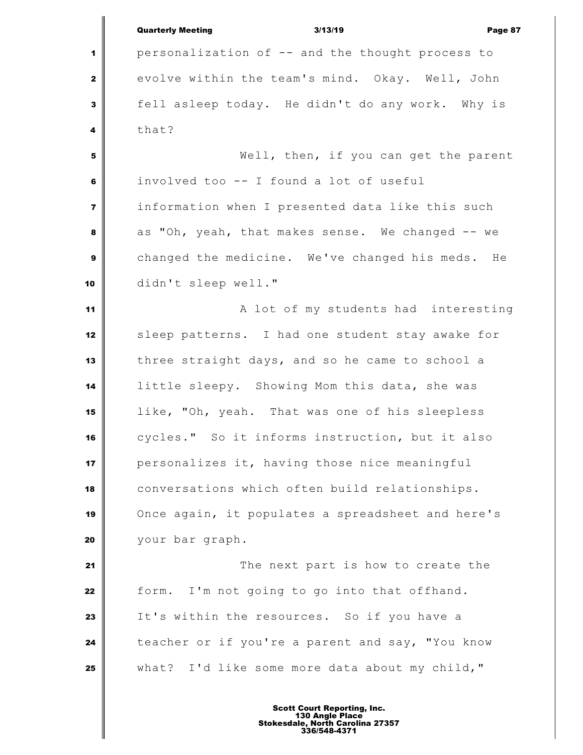personalization of -- and the thought process to evolve within the team's mind. Okay. Well, John fell asleep today. He didn't do any work. Why is that?

Well, then, if you can get the parent involved too -- I found a lot of useful information when I presented data like this such as "Oh, yeah, that makes sense. We changed -- we changed the medicine. We've changed his meds. He didn't sleep well."

A lot of my students had interesting sleep patterns. I had one student stay awake for three straight days, and so he came to school a little sleepy. Showing Mom this data, she was like, "Oh, yeah. That was one of his sleepless cycles." So it informs instruction, but it also personalizes it, having those nice meaningful conversations which often build relationships. Once again, it populates a spreadsheet and here's your bar graph.

The next part is how to create the form. I'm not going to go into that offhand. It's within the resources. So if you have a teacher or if you're a parent and say, "You know what? I'd like some more data about my child,"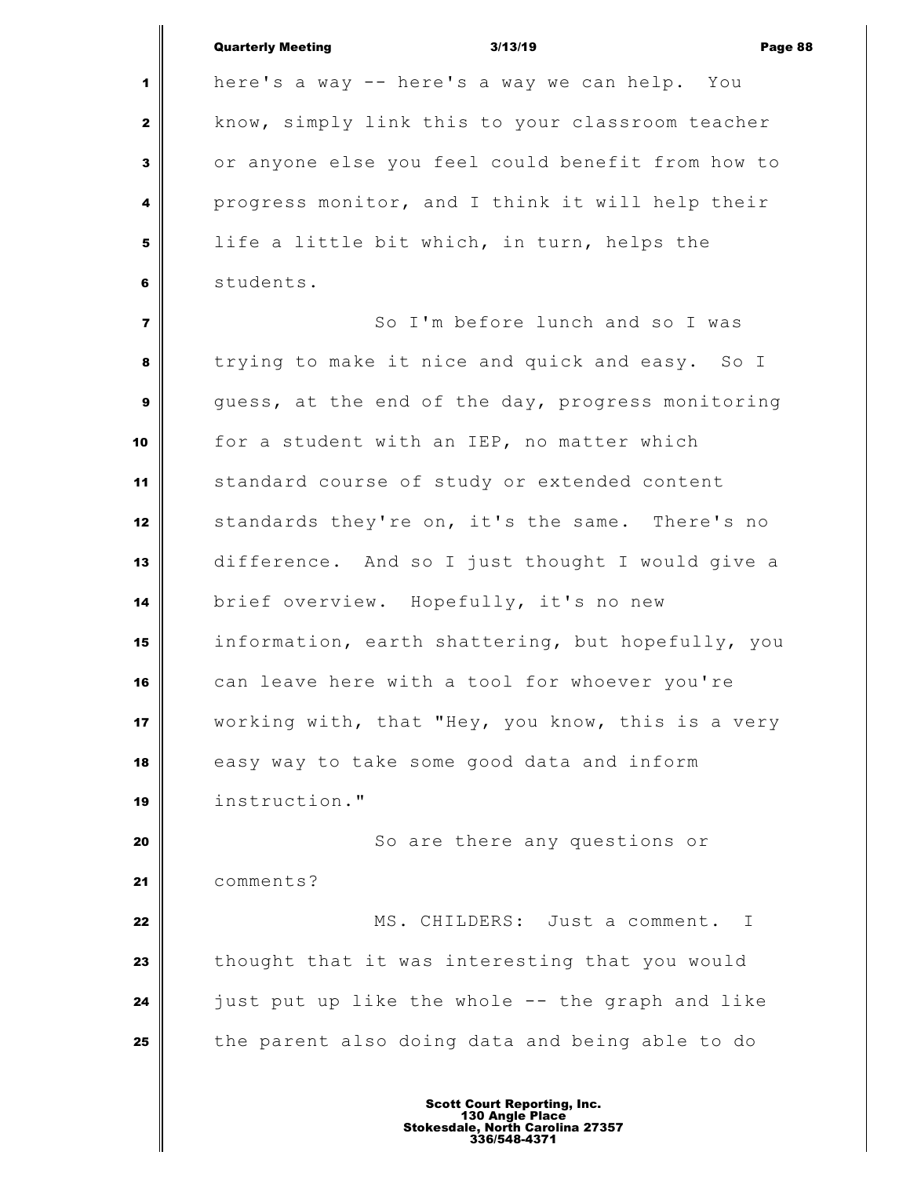here's a way -- here's a way we can help. You know, simply link this to your classroom teacher or anyone else you feel could benefit from how to progress monitor, and I think it will help their life a little bit which, in turn, helps the students.

So I'm before lunch and so I was trying to make it nice and quick and easy. So I guess, at the end of the day, progress monitoring for a student with an IEP, no matter which standard course of study or extended content standards they're on, it's the same. There's no difference. And so I just thought I would give a brief overview. Hopefully, it's no new information, earth shattering, but hopefully, you can leave here with a tool for whoever you're working with, that "Hey, you know, this is a very easy way to take some good data and inform instruction."

So are there any questions or comments?

MS. CHILDERS: Just a comment. I thought that it was interesting that you would just put up like the whole -- the graph and like the parent also doing data and being able to do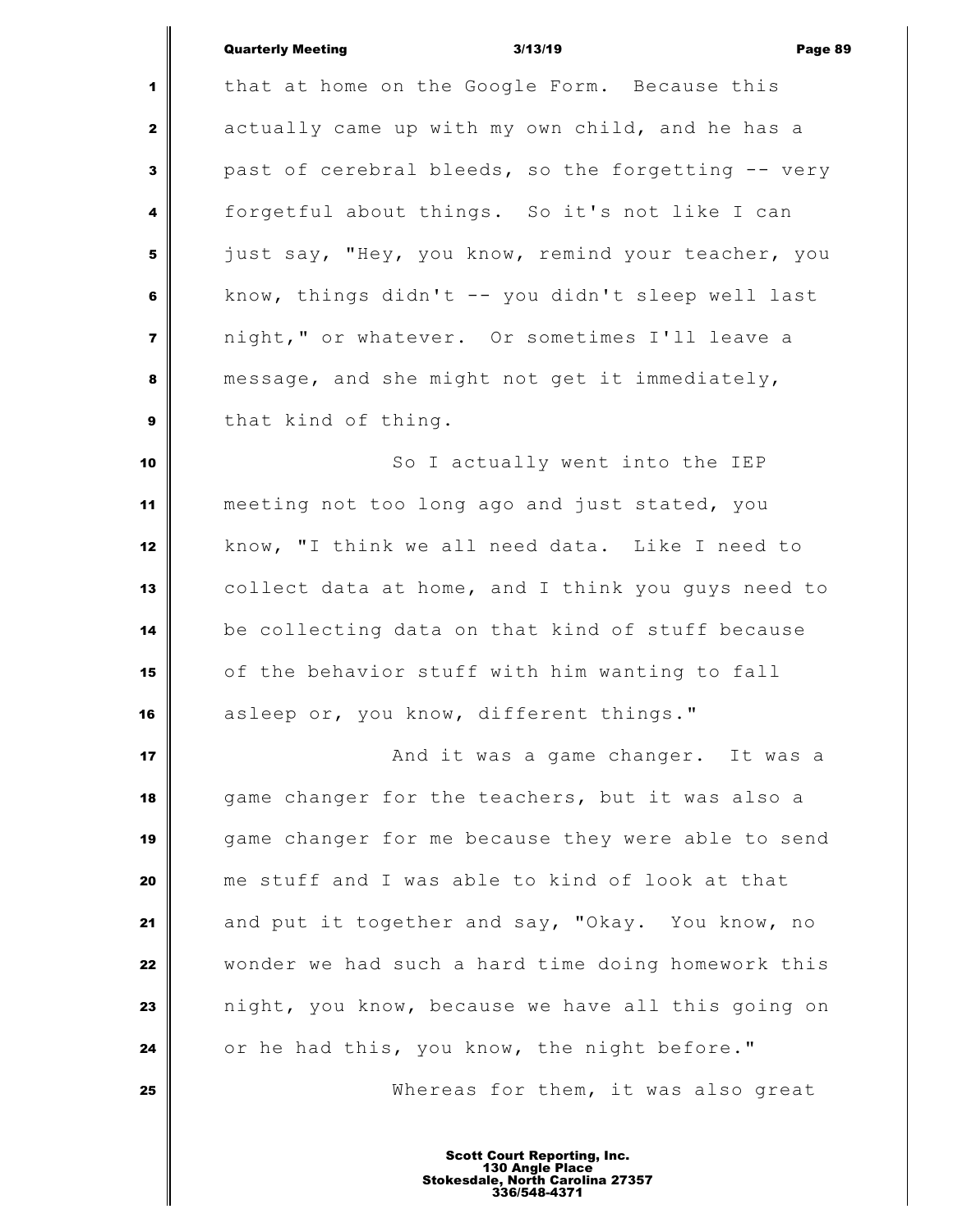that at home on the Google Form. Because this actually came up with my own child, and he has a past of cerebral bleeds, so the forgetting -- very forgetful about things. So it's not like I can just say, "Hey, you know, remind your teacher, you know, things didn't -- you didn't sleep well last night," or whatever. Or sometimes I'll leave a message, and she might not get it immediately, that kind of thing.

So I actually went into the IEP meeting not too long ago and just stated, you know, "I think we all need data. Like I need to collect data at home, and I think you guys need to be collecting data on that kind of stuff because of the behavior stuff with him wanting to fall asleep or, you know, different things."

And it was a game changer. It was a game changer for the teachers, but it was also a game changer for me because they were able to send me stuff and I was able to kind of look at that and put it together and say, "Okay. You know, no wonder we had such a hard time doing homework this night, you know, because we have all this going on or he had this, you know, the night before."

Whereas for them, it was also great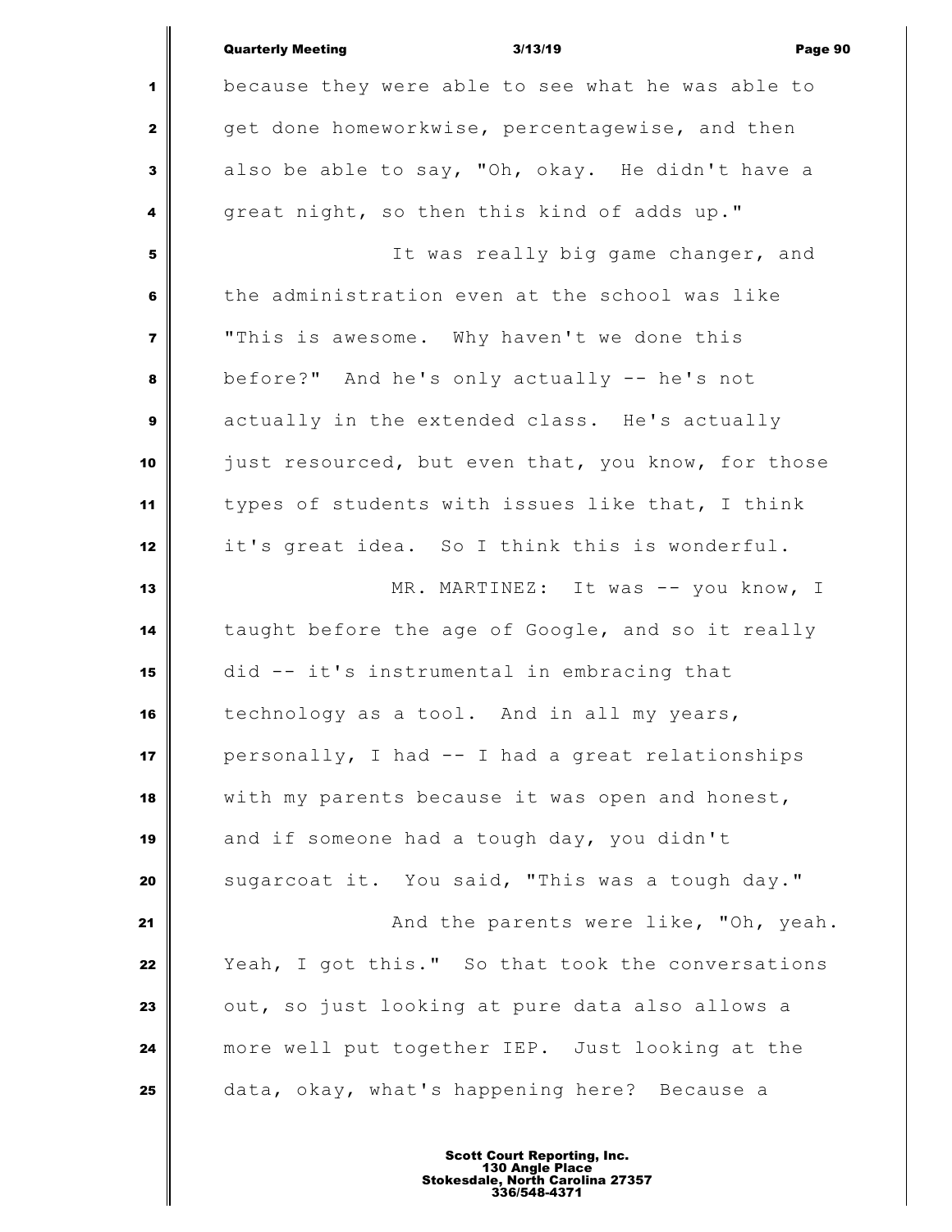because they were able to see what he was able to get done homeworkwise, percentagewise, and then also be able to say, "Oh, okay. He didn't have a great night, so then this kind of adds up."

It was really big game changer, and the administration even at the school was like "This is awesome. Why haven't we done this before?" And he's only actually -- he's not actually in the extended class. He's actually just resourced, but even that, you know, for those types of students with issues like that, I think it's great idea. So I think this is wonderful.

MR. MARTINEZ: It was -- you know, I taught before the age of Google, and so it really did -- it's instrumental in embracing that technology as a tool. And in all my years, personally, I had -- I had a great relationships with my parents because it was open and honest, and if someone had a tough day, you didn't sugarcoat it. You said, "This was a tough day."

And the parents were like, "Oh, yeah. Yeah, I got this." So that took the conversations out, so just looking at pure data also allows a more well put together IEP. Just looking at the data, okay, what's happening here? Because a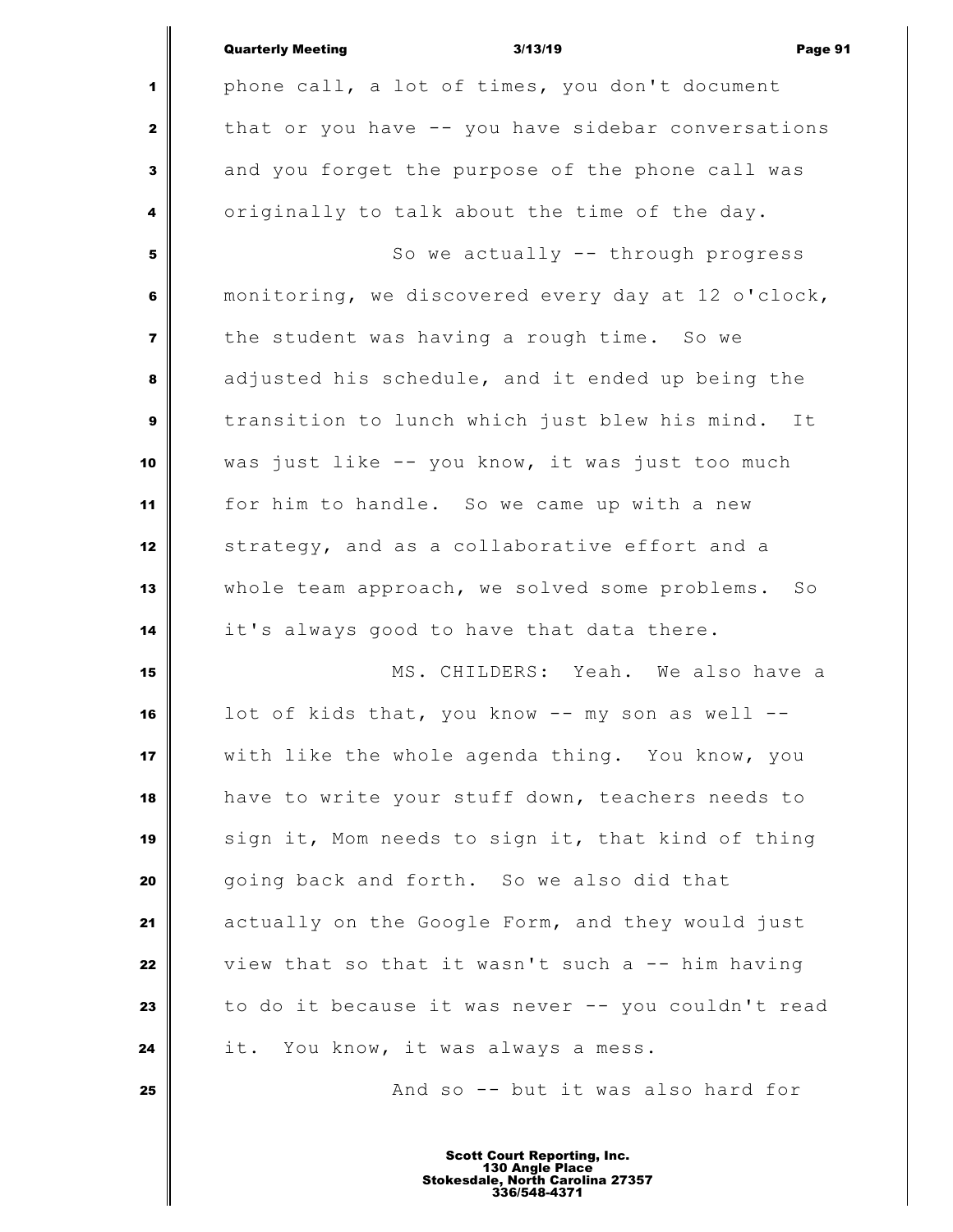phone call, a lot of times, you don't document that or you have -- you have sidebar conversations and you forget the purpose of the phone call was originally to talk about the time of the day.

So we actually -- through progress monitoring, we discovered every day at 12 o'clock, the student was having a rough time. So we adjusted his schedule, and it ended up being the transition to lunch which just blew his mind. It was just like -- you know, it was just too much for him to handle. So we came up with a new strategy, and as a collaborative effort and a whole team approach, we solved some problems. So it's always good to have that data there.

MS. CHILDERS: Yeah. We also have a lot of kids that, you know -- my son as well -- with like the whole agenda thing. You know, you have to write your stuff down, teachers needs to sign it, Mom needs to sign it, that kind of thing going back and forth. So we also did that actually on the Google Form, and they would just view that so that it wasn't such a -- him having to do it because it was never -- you couldn't read it. You know, it was always a mess.

And so -- but it was also hard for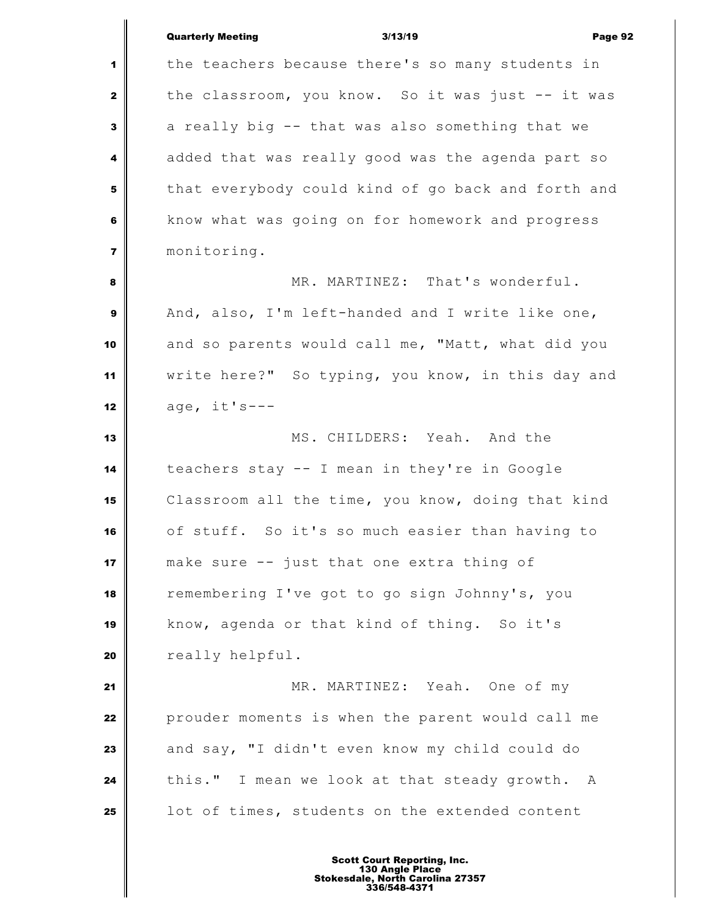the teachers because there's so many students in the classroom, you know. So it was just -- it was a really big -- that was also something that we added that was really good was the agenda part so that everybody could kind of go back and forth and know what was going on for homework and progress monitoring.

MR. MARTINEZ: That's wonderful. And, also, I'm left-handed and I write like one, and so parents would call me, "Matt, what did you write here?" So typing, you know, in this day and age, it's---

MS. CHILDERS: Yeah. And the teachers stay -- I mean in they're in Google Classroom all the time, you know, doing that kind of stuff. So it's so much easier than having to make sure -- just that one extra thing of remembering I've got to go sign Johnny's, you know, agenda or that kind of thing. So it's really helpful.

MR. MARTINEZ: Yeah. One of my prouder moments is when the parent would call me and say, "I didn't even know my child could do this." I mean we look at that steady growth. A lot of times, students on the extended content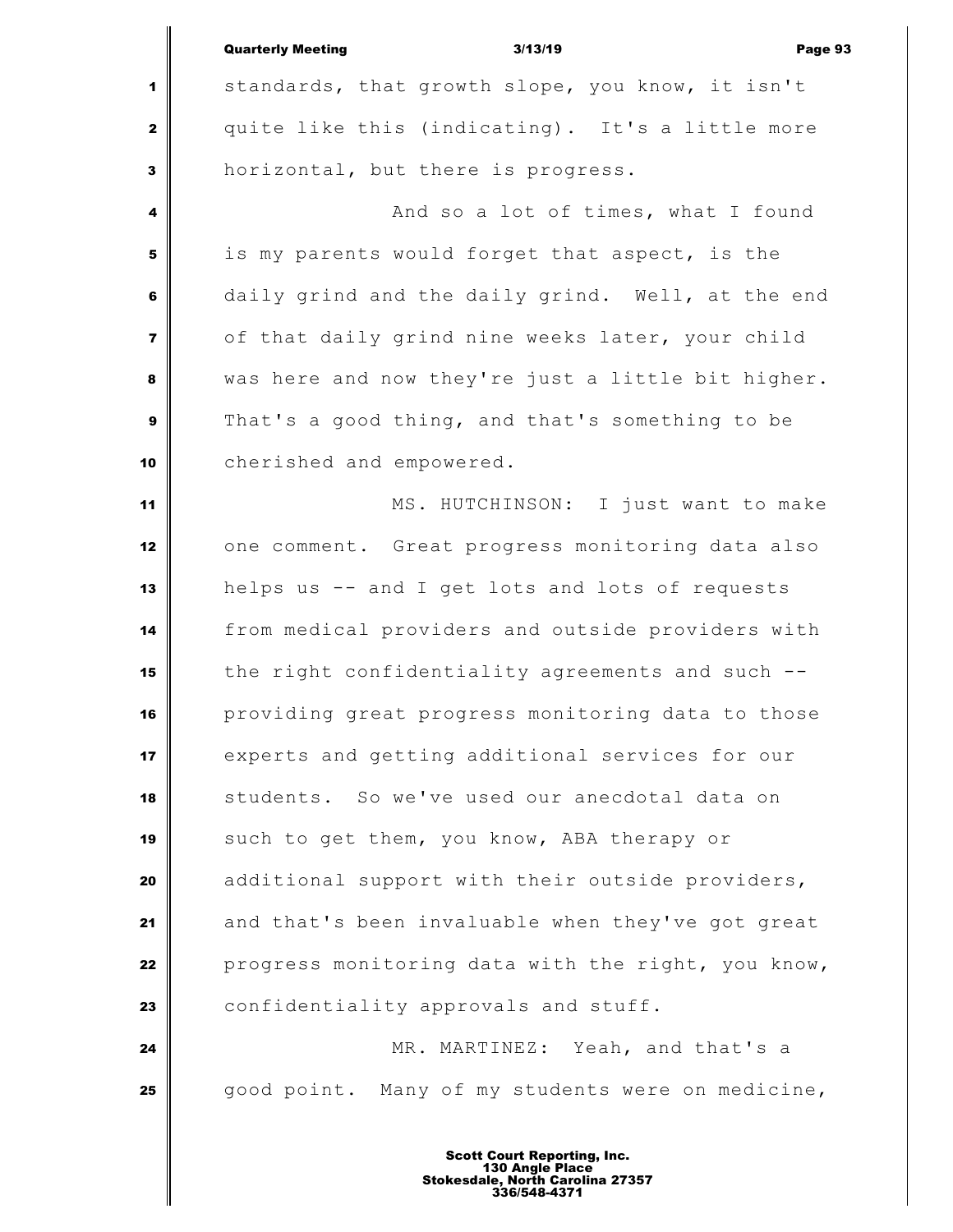standards, that growth slope, you know, it isn't quite like this (indicating). It's a little more horizontal, but there is progress.

And so a lot of times, what I found is my parents would forget that aspect, is the daily grind and the daily grind. Well, at the end of that daily grind nine weeks later, your child was here and now they're just a little bit higher. That's a good thing, and that's something to be cherished and empowered.

MS. HUTCHINSON: I just want to make one comment. Great progress monitoring data also helps us -- and I get lots and lots of requests from medical providers and outside providers with the right confidentiality agreements and such -- providing great progress monitoring data to those experts and getting additional services for our students. So we've used our anecdotal data on such to get them, you know, ABA therapy or additional support with their outside providers, and that's been invaluable when they've got great progress monitoring data with the right, you know, confidentiality approvals and stuff.

MR. MARTINEZ: Yeah, and that's a good point. Many of my students were on medicine,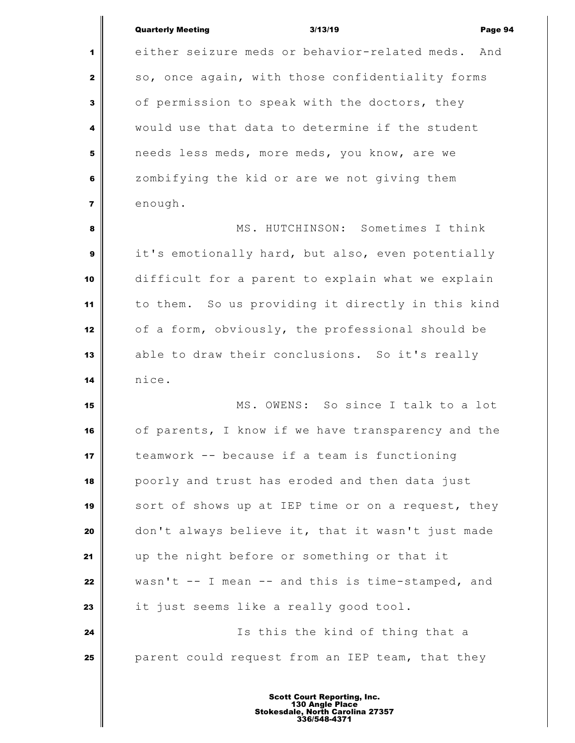either seizure meds or behavior-related meds. And so, once again, with those confidentiality forms of permission to speak with the doctors, they would use that data to determine if the student needs less meds, more meds, you know, are we zombifying the kid or are we not giving them enough.

MS. HUTCHINSON: Sometimes I think it's emotionally hard, but also, even potentially difficult for a parent to explain what we explain to them. So us providing it directly in this kind of a form, obviously, the professional should be able to draw their conclusions. So it's really nice.

MS. OWENS: So since I talk to a lot of parents, I know if we have transparency and the teamwork -- because if a team is functioning poorly and trust has eroded and then data just sort of shows up at IEP time or on a request, they don't always believe it, that it wasn't just made up the night before or something or that it wasn't -- I mean -- and this is time-stamped, and it just seems like a really good tool.

Is this the kind of thing that a parent could request from an IEP team, that they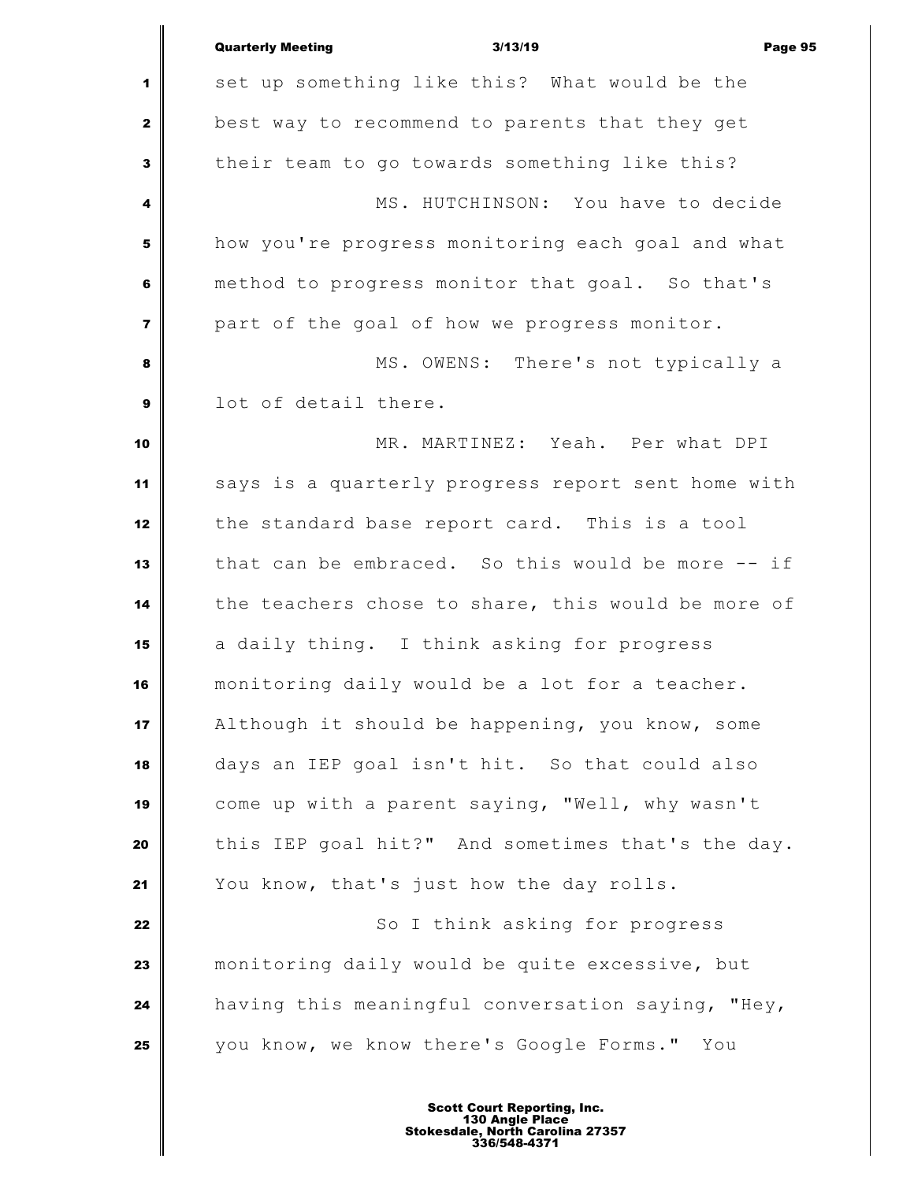set up something like this? What would be the best way to recommend to parents that they get their team to go towards something like this?

MS. HUTCHINSON: You have to decide how you're progress monitoring each goal and what method to progress monitor that goal. So that's part of the goal of how we progress monitor.

MS. OWENS: There's not typically a lot of detail there.

MR. MARTINEZ: Yeah. Per what DPI says is a quarterly progress report sent home with the standard base report card. This is a tool that can be embraced. So this would be more -- if the teachers chose to share, this would be more of a daily thing. I think asking for progress monitoring daily would be a lot for a teacher. Although it should be happening, you know, some days an IEP goal isn't hit. So that could also come up with a parent saying, "Well, why wasn't this IEP goal hit?" And sometimes that's the day. You know, that's just how the day rolls.

So I think asking for progress monitoring daily would be quite excessive, but having this meaningful conversation saying, "Hey, you know, we know there's Google Forms." You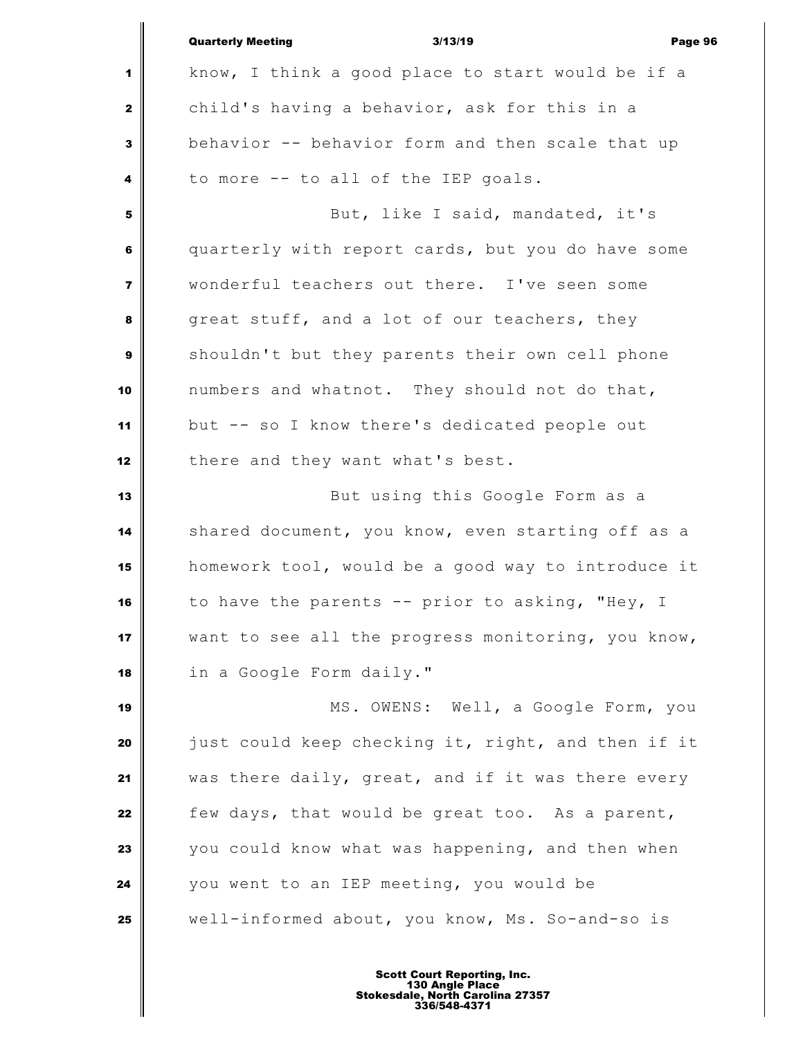know, I think a good place to start would be if a child's having a behavior, ask for this in a behavior -- behavior form and then scale that up to more -- to all of the IEP goals.

But, like I said, mandated, it's quarterly with report cards, but you do have some wonderful teachers out there. I've seen some great stuff, and a lot of our teachers, they shouldn't but they parents their own cell phone numbers and whatnot. They should not do that, but -- so I know there's dedicated people out there and they want what's best.

But using this Google Form as a shared document, you know, even starting off as a homework tool, would be a good way to introduce it to have the parents -- prior to asking, "Hey, I want to see all the progress monitoring, you know, in a Google Form daily."

MS. OWENS: Well, a Google Form, you just could keep checking it, right, and then if it was there daily, great, and if it was there every few days, that would be great too. As a parent, you could know what was happening, and then when you went to an IEP meeting, you would be well-informed about, you know, Ms. So-and-so is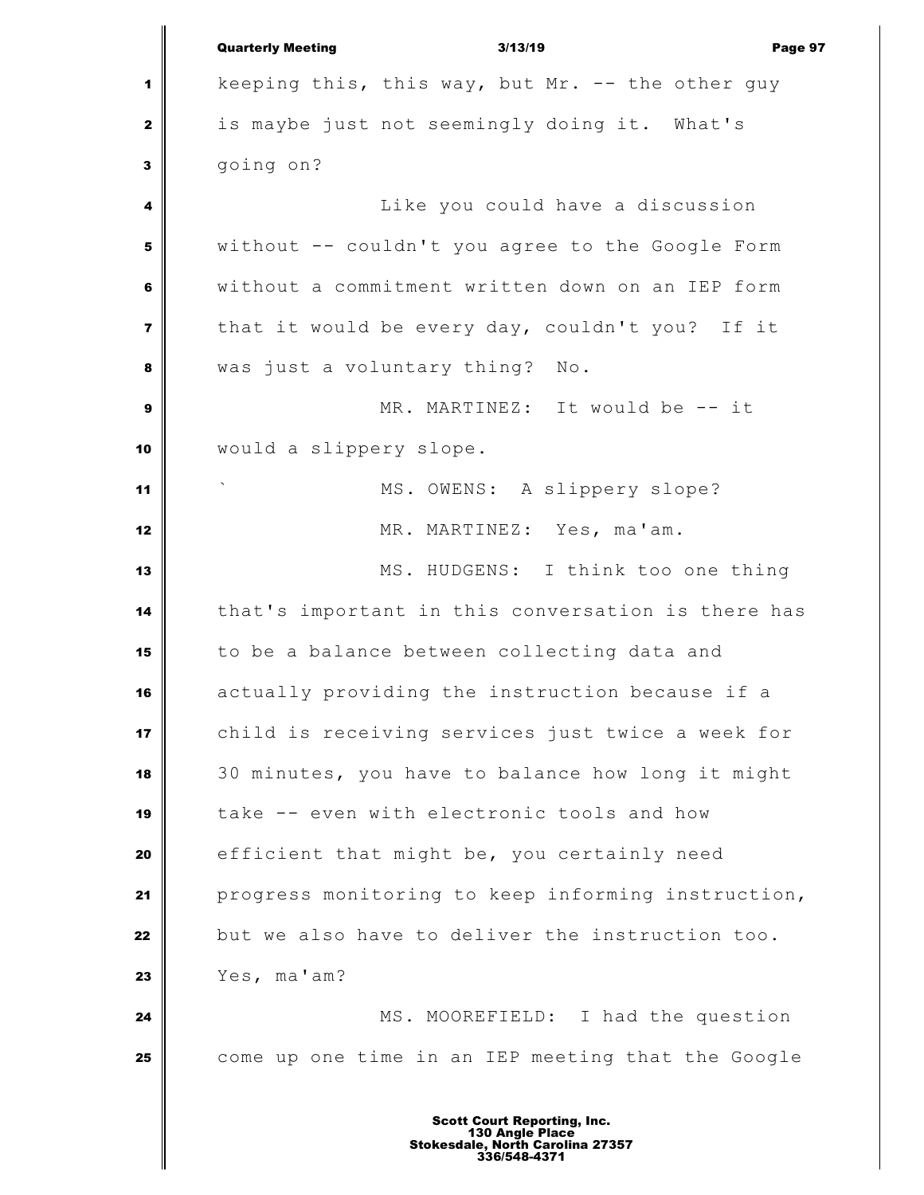keeping this, this way, but Mr. -- the other guy is maybe just not seemingly doing it. What's going on?

Like you could have a discussion without -- couldn't you agree to the Google Form without a commitment written down on an IEP form that it would be every day, couldn't you? If it was just a voluntary thing? No.

MR. MARTINEZ: It would be -- it would a slippery slope.

` MS. OWENS: A slippery slope?

MR. MARTINEZ: Yes, ma'am.

MS. HUDGENS: I think too one thing that's important in this conversation is there has to be a balance between collecting data and actually providing the instruction because if a child is receiving services just twice a week for 30 minutes, you have to balance how long it might take -- even with electronic tools and how efficient that might be, you certainly need progress monitoring to keep informing instruction, but we also have to deliver the instruction too. Yes, ma'am?

MS. MOOREFIELD: I had the question come up one time in an IEP meeting that the Google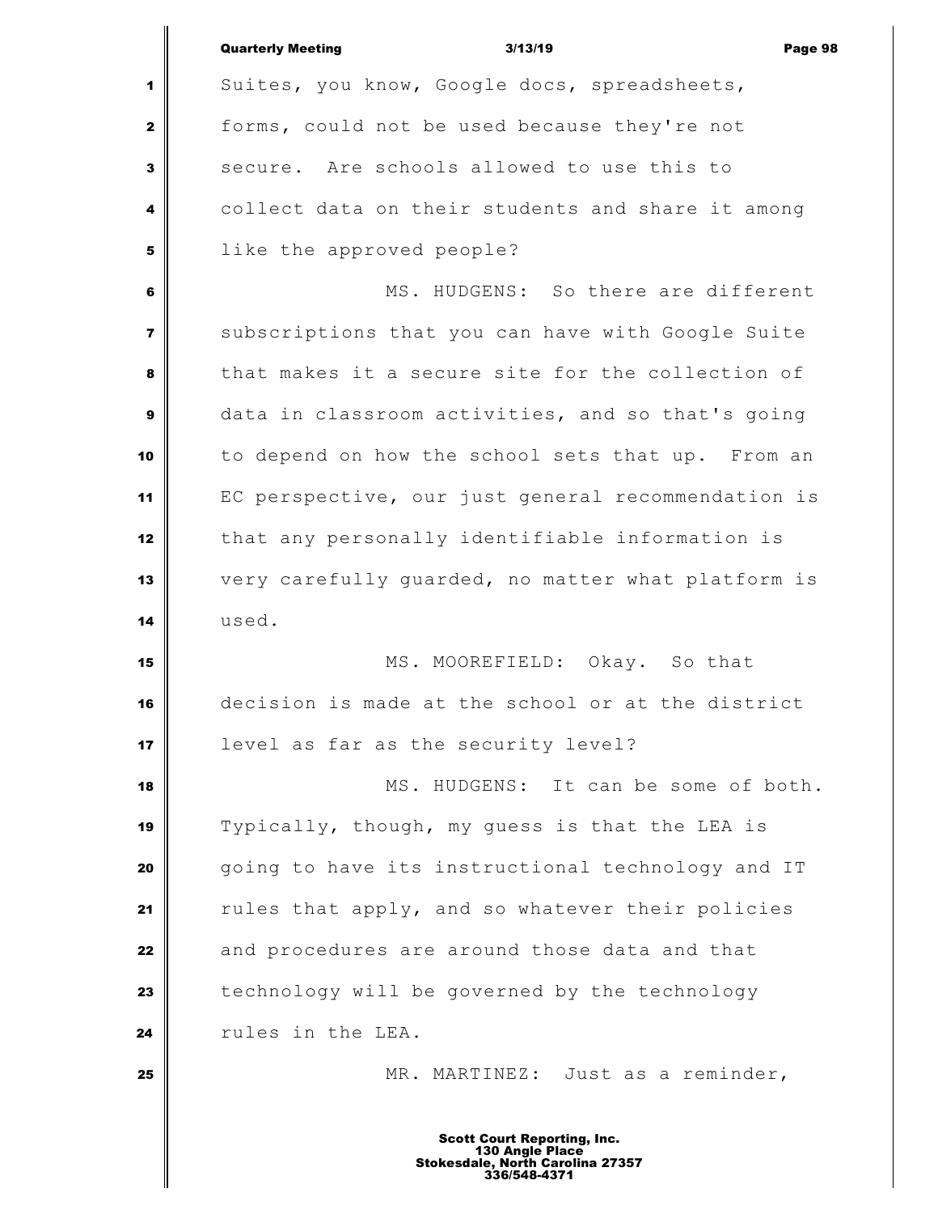Suites, you know, Google docs, spreadsheets, forms, could not be used because they're not secure. Are schools allowed to use this to collect data on their students and share it among like the approved people?

MS. HUDGENS: So there are different subscriptions that you can have with Google Suite that makes it a secure site for the collection of data in classroom activities, and so that's going to depend on how the school sets that up. From an EC perspective, our just general recommendation is that any personally identifiable information is very carefully guarded, no matter what platform is used.

MS. MOOREFIELD: Okay. So that decision is made at the school or at the district level as far as the security level?

MS. HUDGENS: It can be some of both. Typically, though, my guess is that the LEA is going to have its instructional technology and IT rules that apply, and so whatever their policies and procedures are around those data and that technology will be governed by the technology rules in the LEA.

MR. MARTINEZ: Just as a reminder,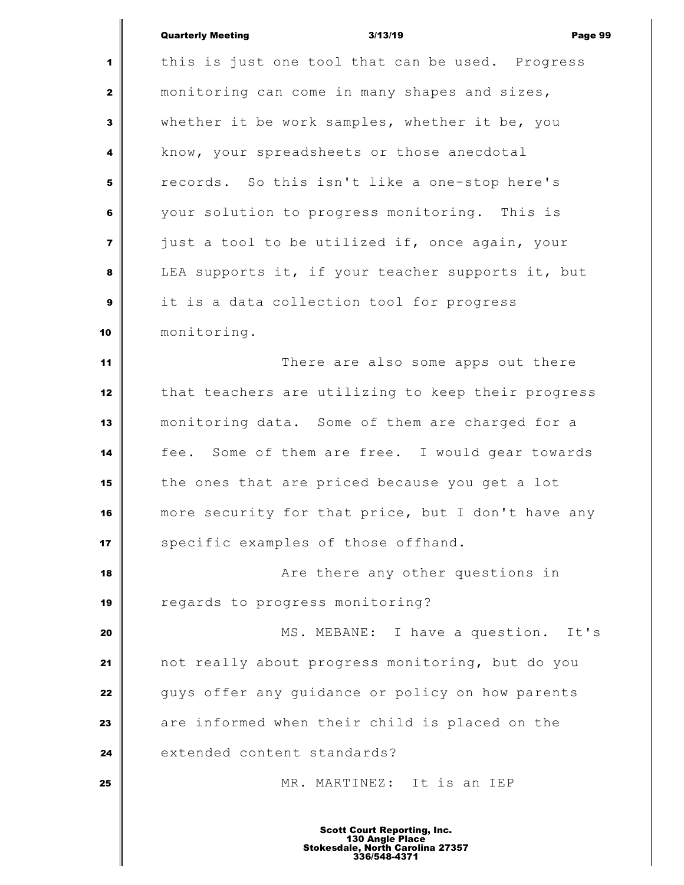this is just one tool that can be used. Progress monitoring can come in many shapes and sizes, whether it be work samples, whether it be, you know, your spreadsheets or those anecdotal records. So this isn't like a one-stop here's your solution to progress monitoring. This is just a tool to be utilized if, once again, your LEA supports it, if your teacher supports it, but it is a data collection tool for progress monitoring.

There are also some apps out there that teachers are utilizing to keep their progress monitoring data. Some of them are charged for a fee. Some of them are free. I would gear towards the ones that are priced because you get a lot more security for that price, but I don't have any specific examples of those offhand.

Are there any other questions in regards to progress monitoring?

MS. MEBANE: I have a question. It's not really about progress monitoring, but do you guys offer any guidance or policy on how parents are informed when their child is placed on the extended content standards?

MR. MARTINEZ: It is an IEP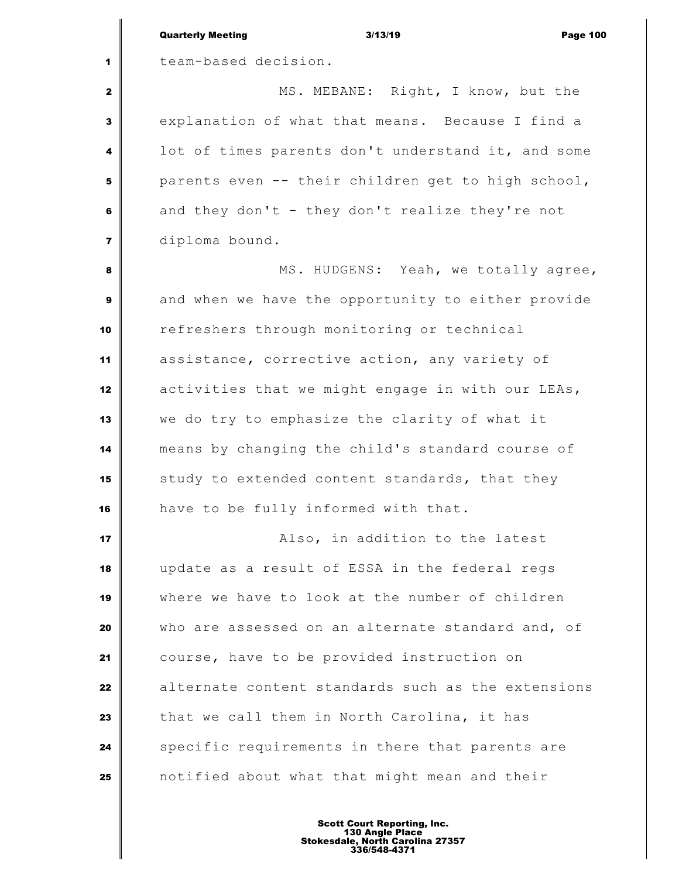team-based decision.

MS. MEBANE: Right, I know, but the explanation of what that means. Because I find a lot of times parents don't understand it, and some parents even -- their children get to high school, and they don't - they don't realize they're not diploma bound.

MS. HUDGENS: Yeah, we totally agree, and when we have the opportunity to either provide refreshers through monitoring or technical assistance, corrective action, any variety of activities that we might engage in with our LEAs, we do try to emphasize the clarity of what it means by changing the child's standard course of study to extended content standards, that they have to be fully informed with that.

Also, in addition to the latest update as a result of ESSA in the federal regs where we have to look at the number of children who are assessed on an alternate standard and, of course, have to be provided instruction on alternate content standards such as the extensions that we call them in North Carolina, it has specific requirements in there that parents are notified about what that might mean and their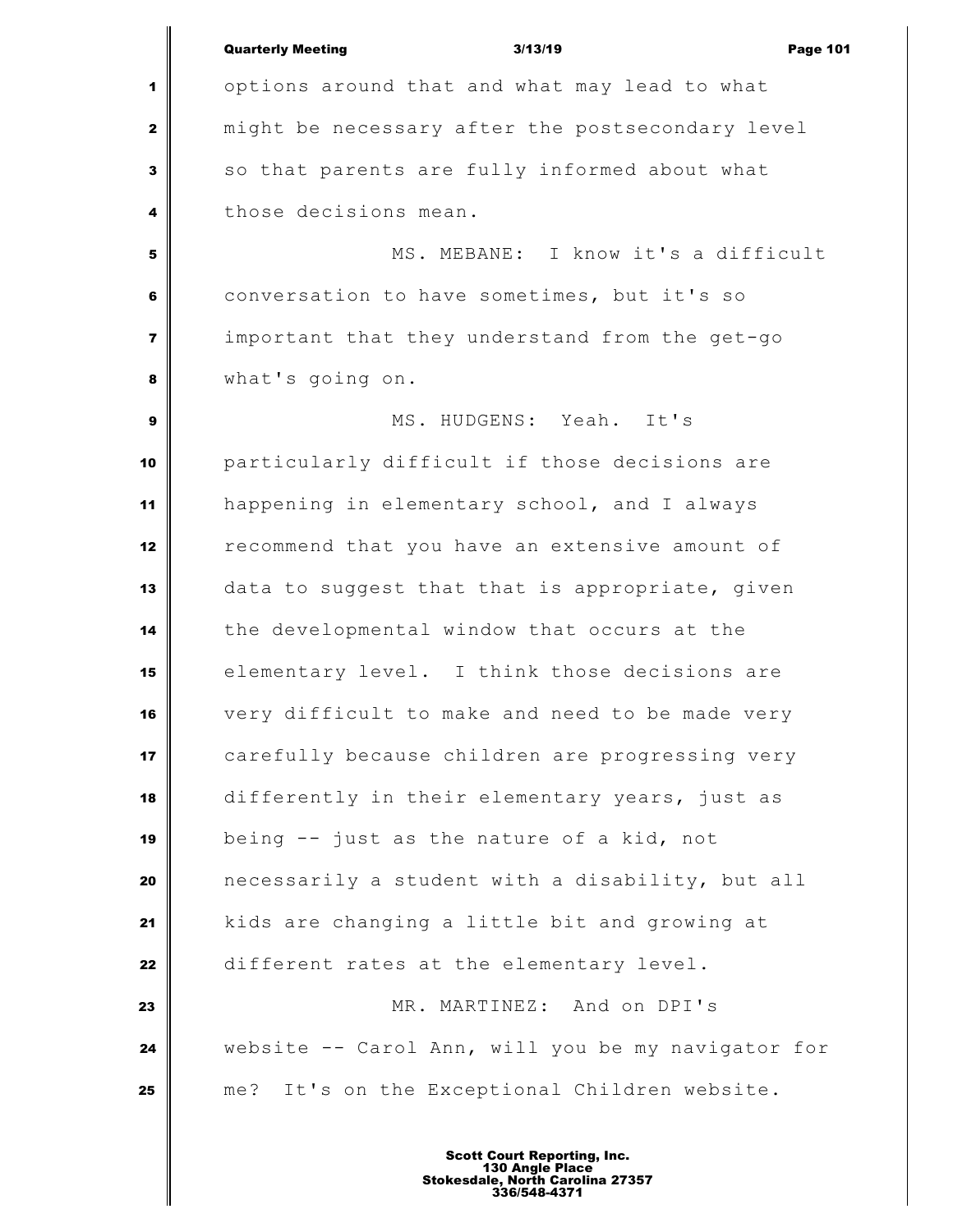options around that and what may lead to what might be necessary after the postsecondary level so that parents are fully informed about what those decisions mean.

MS. MEBANE: I know it's a difficult conversation to have sometimes, but it's so important that they understand from the get-go what's going on.

MS. HUDGENS: Yeah. It's particularly difficult if those decisions are happening in elementary school, and I always recommend that you have an extensive amount of data to suggest that that is appropriate, given the developmental window that occurs at the elementary level. I think those decisions are very difficult to make and need to be made very carefully because children are progressing very differently in their elementary years, just as being -- just as the nature of a kid, not necessarily a student with a disability, but all kids are changing a little bit and growing at different rates at the elementary level.

MR. MARTINEZ: And on DPI's website -- Carol Ann, will you be my navigator for me? It's on the Exceptional Children website.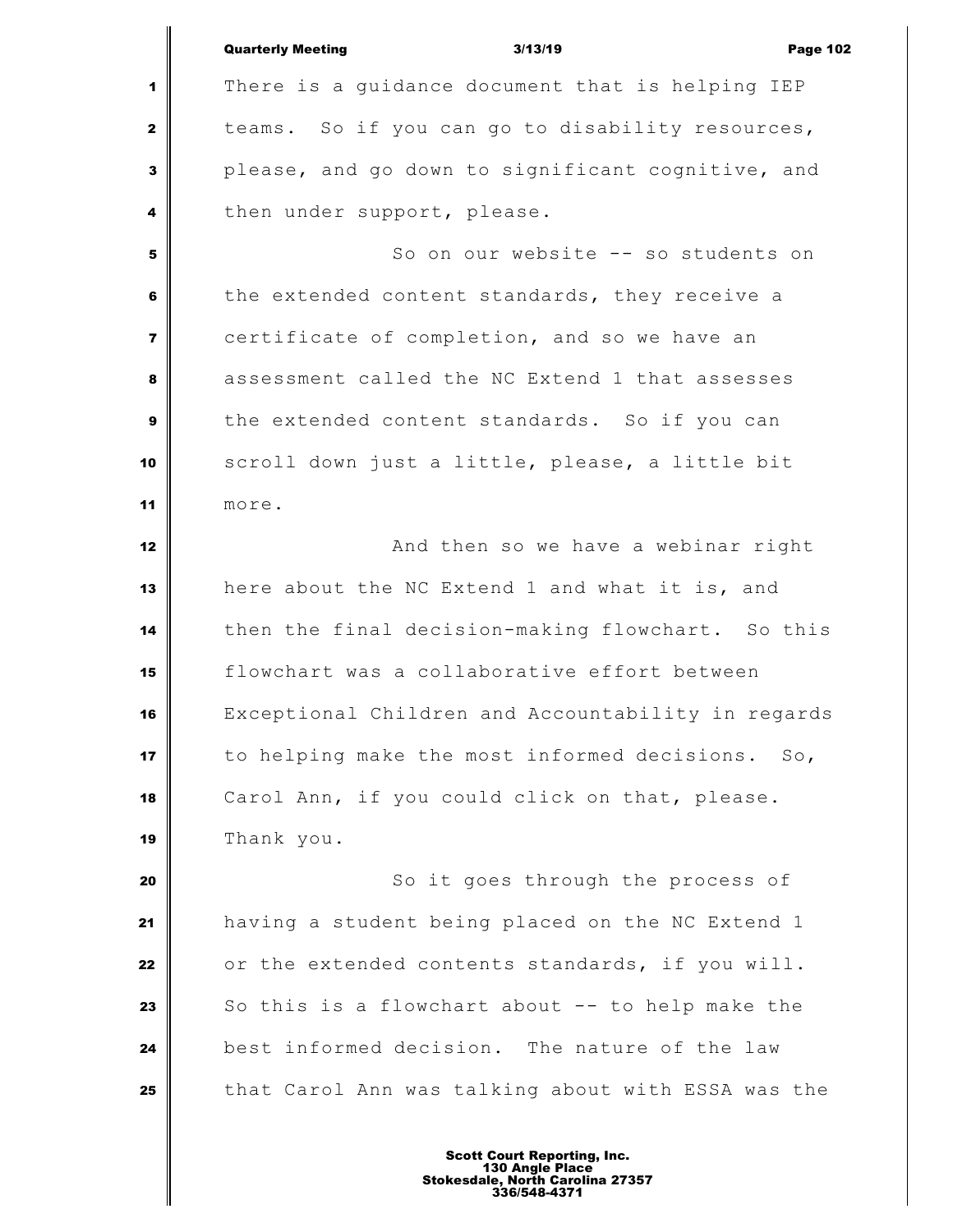There is a guidance document that is helping IEP teams. So if you can go to disability resources, please, and go down to significant cognitive, and then under support, please.

So on our website -- so students on the extended content standards, they receive a certificate of completion, and so we have an assessment called the NC Extend 1 that assesses the extended content standards. So if you can scroll down just a little, please, a little bit more.

And then so we have a webinar right here about the NC Extend 1 and what it is, and then the final decision-making flowchart. So this flowchart was a collaborative effort between Exceptional Children and Accountability in regards to helping make the most informed decisions. So, Carol Ann, if you could click on that, please. Thank you.

So it goes through the process of having a student being placed on the NC Extend 1 or the extended contents standards, if you will. So this is a flowchart about -- to help make the best informed decision. The nature of the law that Carol Ann was talking about with ESSA was the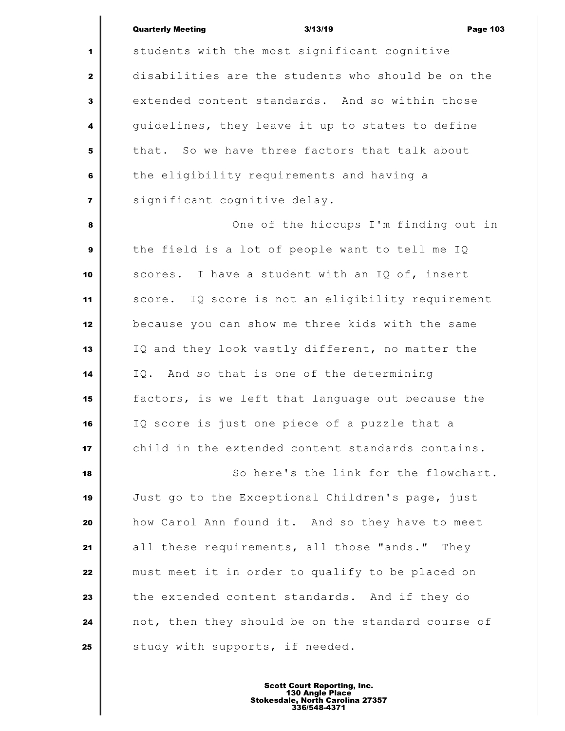students with the most significant cognitive disabilities are the students who should be on the extended content standards. And so within those guidelines, they leave it up to states to define that. So we have three factors that talk about the eligibility requirements and having a significant cognitive delay.

One of the hiccups I'm finding out in the field is a lot of people want to tell me IQ scores. I have a student with an IQ of, insert score. IQ score is not an eligibility requirement because you can show me three kids with the same IQ and they look vastly different, no matter the IQ. And so that is one of the determining factors, is we left that language out because the IQ score is just one piece of a puzzle that a child in the extended content standards contains.

So here's the link for the flowchart. Just go to the Exceptional Children's page, just how Carol Ann found it. And so they have to meet all these requirements, all those "ands." They must meet it in order to qualify to be placed on the extended content standards. And if they do not, then they should be on the standard course of study with supports, if needed.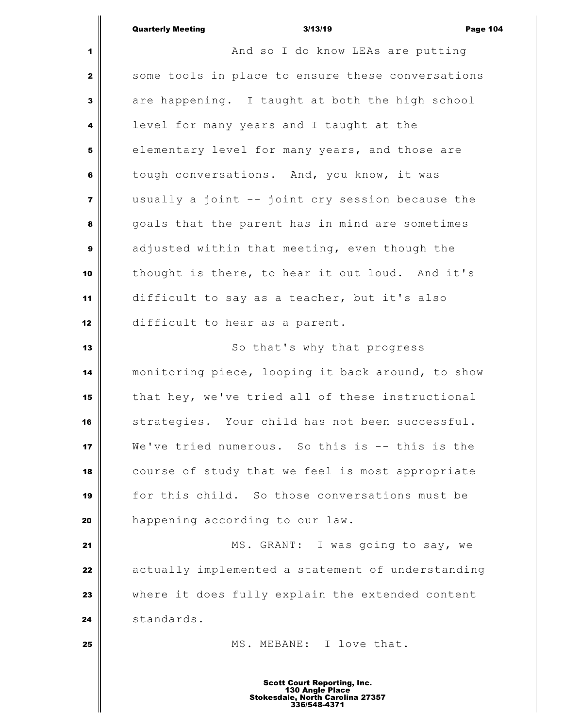And so I do know LEAs are putting some tools in place to ensure these conversations are happening. I taught at both the high school level for many years and I taught at the elementary level for many years, and those are tough conversations. And, you know, it was usually a joint -- joint cry session because the goals that the parent has in mind are sometimes adjusted within that meeting, even though the thought is there, to hear it out loud. And it's difficult to say as a teacher, but it's also difficult to hear as a parent.

So that's why that progress monitoring piece, looping it back around, to show that hey, we've tried all of these instructional strategies. Your child has not been successful. We've tried numerous. So this is -- this is the course of study that we feel is most appropriate for this child. So those conversations must be happening according to our law.

MS. GRANT: I was going to say, we actually implemented a statement of understanding where it does fully explain the extended content standards.

MS. MEBANE: I love that.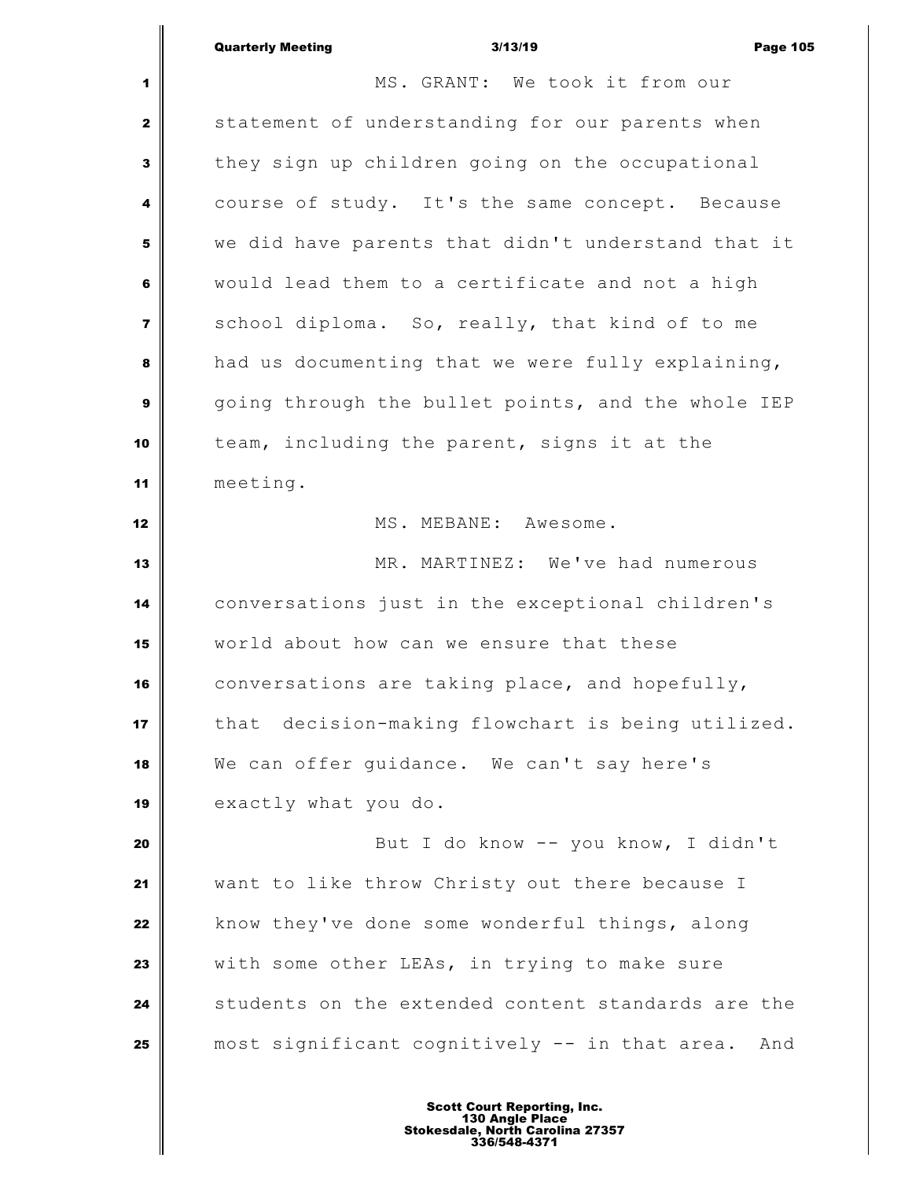MS. GRANT: We took it from our statement of understanding for our parents when they sign up children going on the occupational course of study. It's the same concept. Because we did have parents that didn't understand that it would lead them to a certificate and not a high school diploma. So, really, that kind of to me had us documenting that we were fully explaining, going through the bullet points, and the whole IEP team, including the parent, signs it at the meeting.

MS. MEBANE: Awesome.

MR. MARTINEZ: We've had numerous conversations just in the exceptional children's world about how can we ensure that these conversations are taking place, and hopefully, that decision-making flowchart is being utilized. We can offer guidance. We can't say here's exactly what you do.

But I do know -- you know, I didn't want to like throw Christy out there because I know they've done some wonderful things, along with some other LEAs, in trying to make sure students on the extended content standards are the most significant cognitively -- in that area. And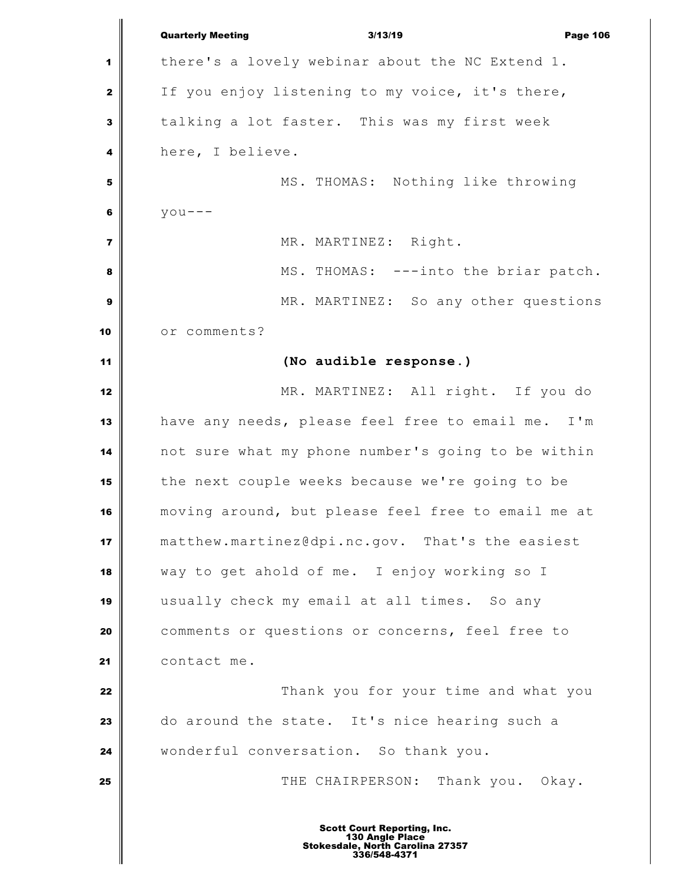there's a lovely webinar about the NC Extend 1. If you enjoy listening to my voice, it's there, talking a lot faster. This was my first week here, I believe.

MS. THOMAS: Nothing like throwing you---

MR. MARTINEZ: Right.

MS. THOMAS: ---into the briar patch.

MR. MARTINEZ: So any other questions or comments?

**(No audible response.)**

MR. MARTINEZ: All right. If you do have any needs, please feel free to email me. I'm not sure what my phone number's going to be within the next couple weeks because we're going to be moving around, but please feel free to email me at matthew.martinez@dpi.nc.gov. That's the easiest way to get ahold of me. I enjoy working so I usually check my email at all times. So any comments or questions or concerns, feel free to contact me.

Thank you for your time and what you do around the state. It's nice hearing such a wonderful conversation. So thank you.

THE CHAIRPERSON: Thank you. Okay.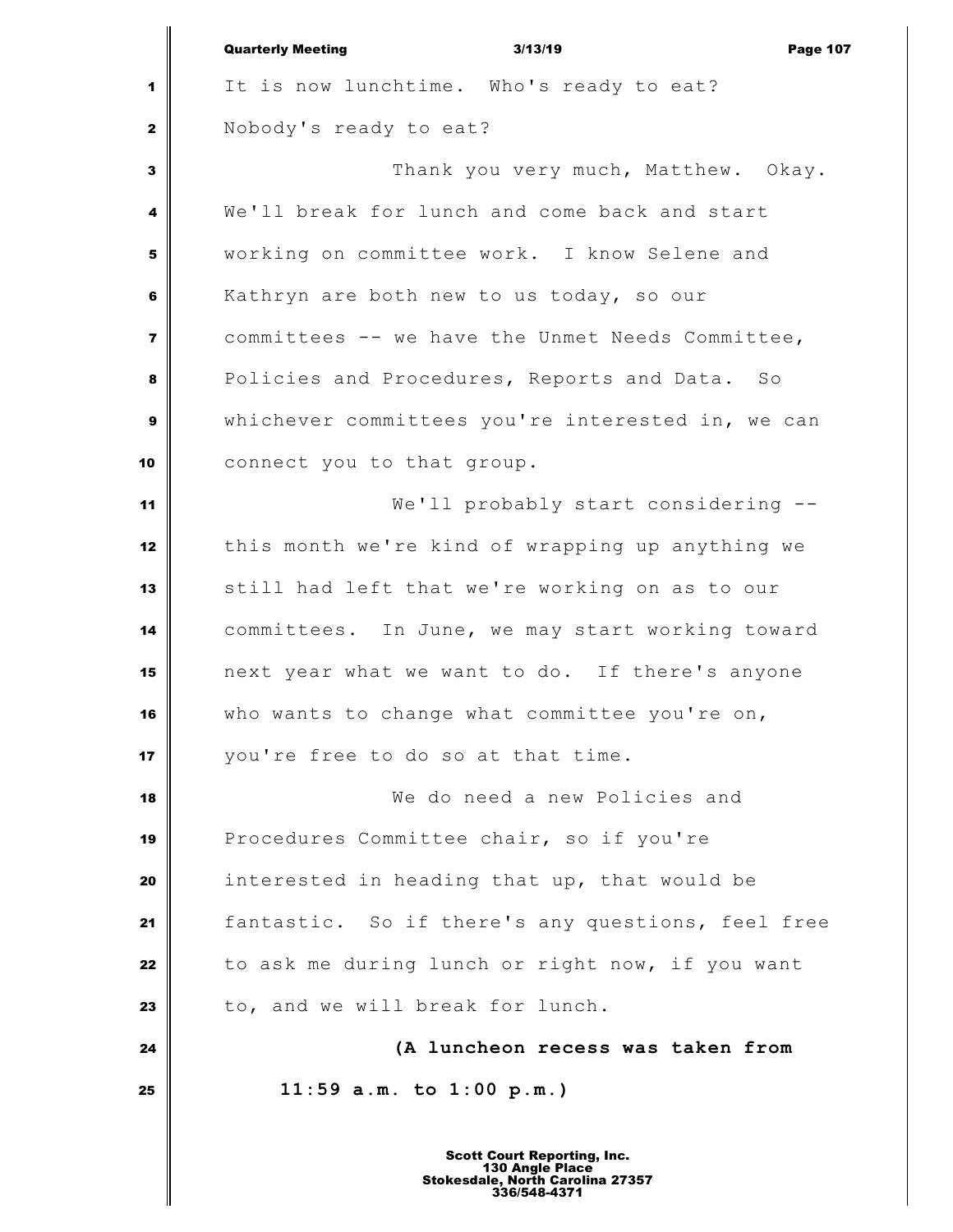It is now lunchtime. Who's ready to eat? Nobody's ready to eat?

Thank you very much, Matthew. Okay. We'll break for lunch and come back and start working on committee work. I know Selene and Kathryn are both new to us today, so our committees -- we have the Unmet Needs Committee, Policies and Procedures, Reports and Data. So whichever committees you're interested in, we can connect you to that group.

We'll probably start considering -- this month we're kind of wrapping up anything we still had left that we're working on as to our committees. In June, we may start working toward next year what we want to do. If there's anyone who wants to change what committee you're on, you're free to do so at that time.

We do need a new Policies and Procedures Committee chair, so if you're interested in heading that up, that would be fantastic. So if there's any questions, feel free to ask me during lunch or right now, if you want to, and we will break for lunch.

**(A luncheon recess was taken from 11:59 a.m. to 1:00 p.m.)**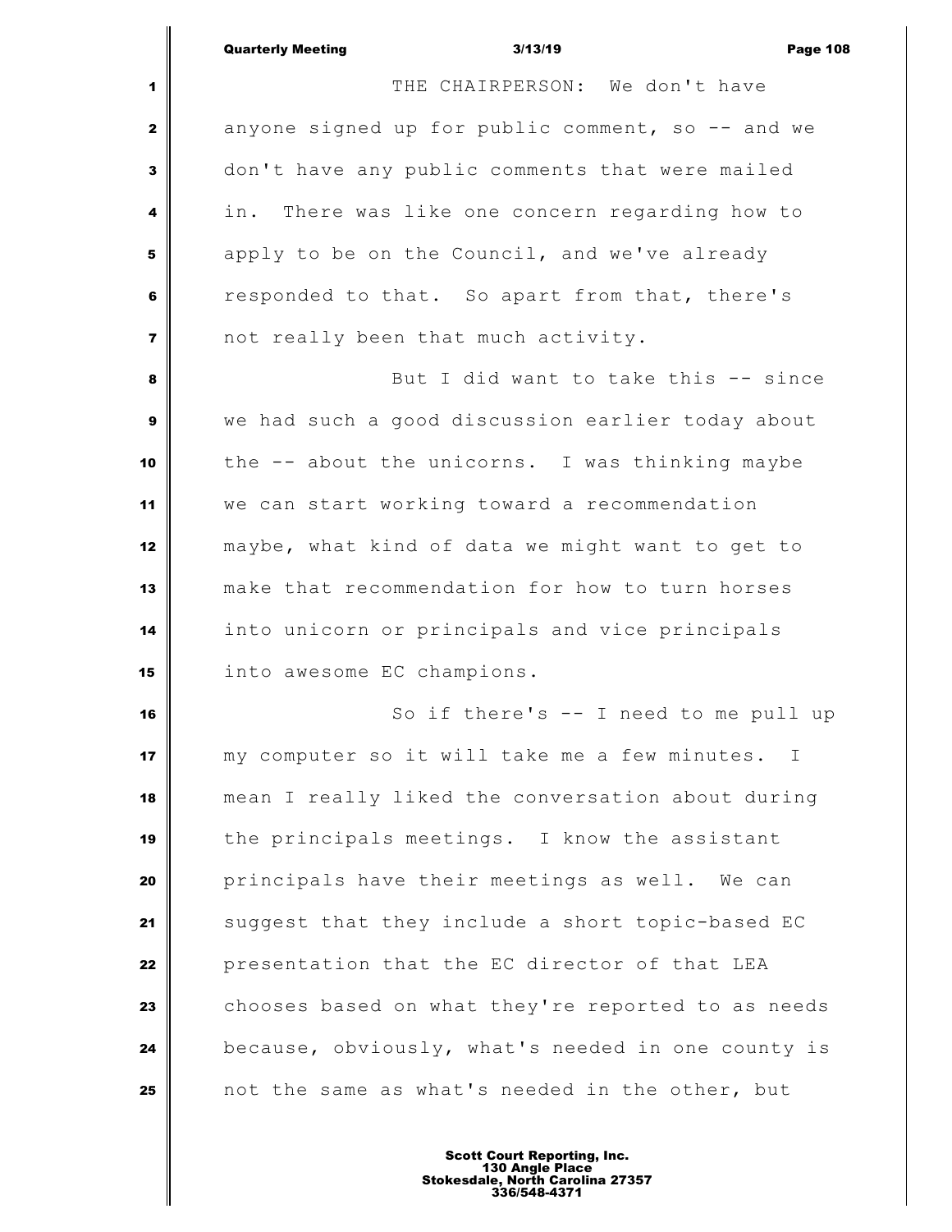THE CHAIRPERSON: We don't have anyone signed up for public comment, so -- and we don't have any public comments that were mailed in. There was like one concern regarding how to apply to be on the Council, and we've already responded to that. So apart from that, there's not really been that much activity.

But I did want to take this -- since we had such a good discussion earlier today about the -- about the unicorns. I was thinking maybe we can start working toward a recommendation maybe, what kind of data we might want to get to make that recommendation for how to turn horses into unicorn or principals and vice principals into awesome EC champions.

So if there's -- I need to me pull up my computer so it will take me a few minutes. I mean I really liked the conversation about during the principals meetings. I know the assistant principals have their meetings as well. We can suggest that they include a short topic-based EC presentation that the EC director of that LEA chooses based on what they're reported to as needs because, obviously, what's needed in one county is not the same as what's needed in the other, but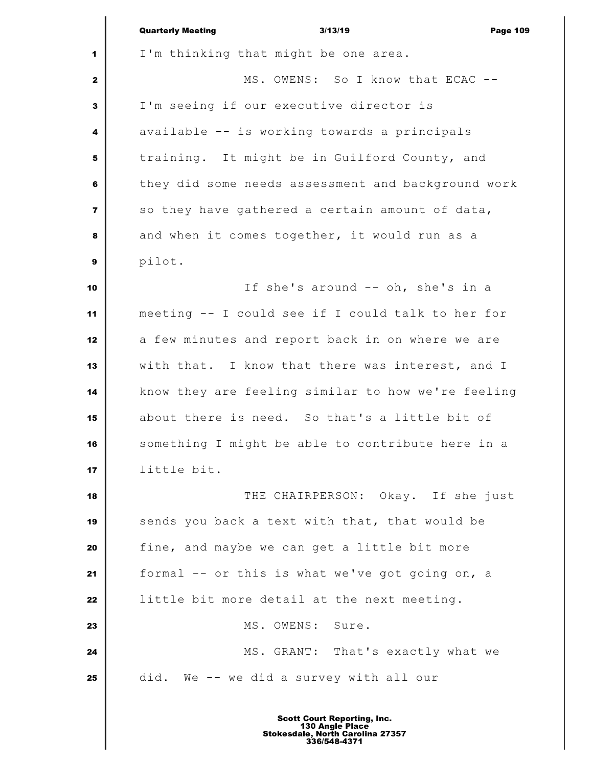I'm thinking that might be one area.

MS. OWENS: So I know that ECAC -- I'm seeing if our executive director is available -- is working towards a principals training. It might be in Guilford County, and they did some needs assessment and background work so they have gathered a certain amount of data, and when it comes together, it would run as a pilot.

If she's around -- oh, she's in a meeting -- I could see if I could talk to her for a few minutes and report back in on where we are with that. I know that there was interest, and I know they are feeling similar to how we're feeling about there is need. So that's a little bit of something I might be able to contribute here in a little bit.

THE CHAIRPERSON: Okay. If she just sends you back a text with that, that would be fine, and maybe we can get a little bit more formal -- or this is what we've got going on, a little bit more detail at the next meeting.

MS. OWENS: Sure.

MS. GRANT: That's exactly what we did. We -- we did a survey with all our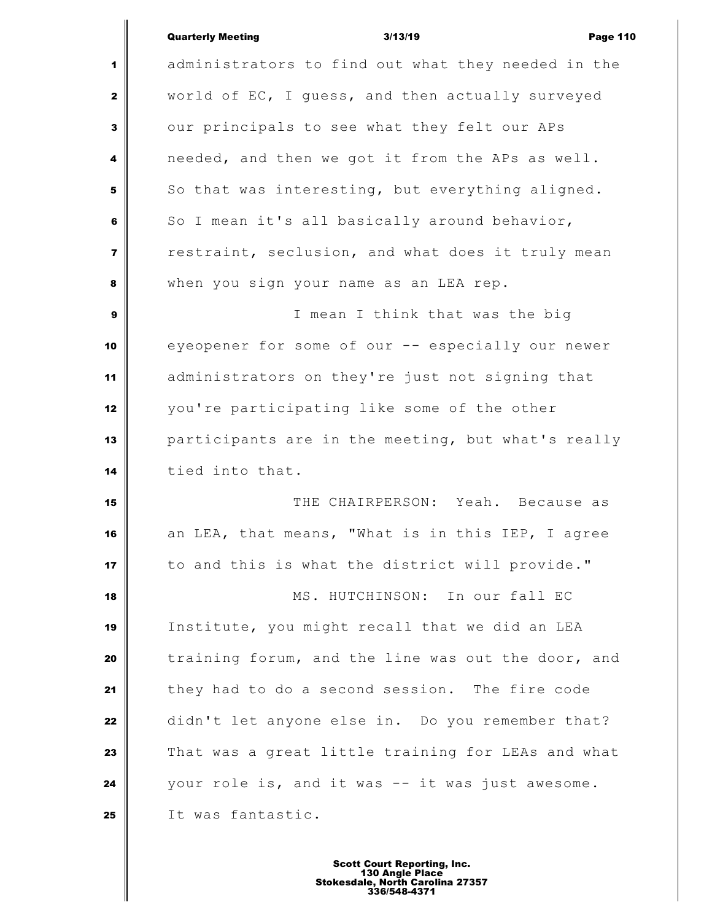administrators to find out what they needed in the world of EC, I guess, and then actually surveyed our principals to see what they felt our APs needed, and then we got it from the APs as well. So that was interesting, but everything aligned. So I mean it's all basically around behavior, restraint, seclusion, and what does it truly mean when you sign your name as an LEA rep.

I mean I think that was the big eyeopener for some of our -- especially our newer administrators on they're just not signing that you're participating like some of the other participants are in the meeting, but what's really tied into that.

THE CHAIRPERSON: Yeah. Because as an LEA, that means, "What is in this IEP, I agree to and this is what the district will provide."

MS. HUTCHINSON: In our fall EC Institute, you might recall that we did an LEA training forum, and the line was out the door, and they had to do a second session. The fire code didn't let anyone else in. Do you remember that? That was a great little training for LEAs and what your role is, and it was -- it was just awesome. It was fantastic.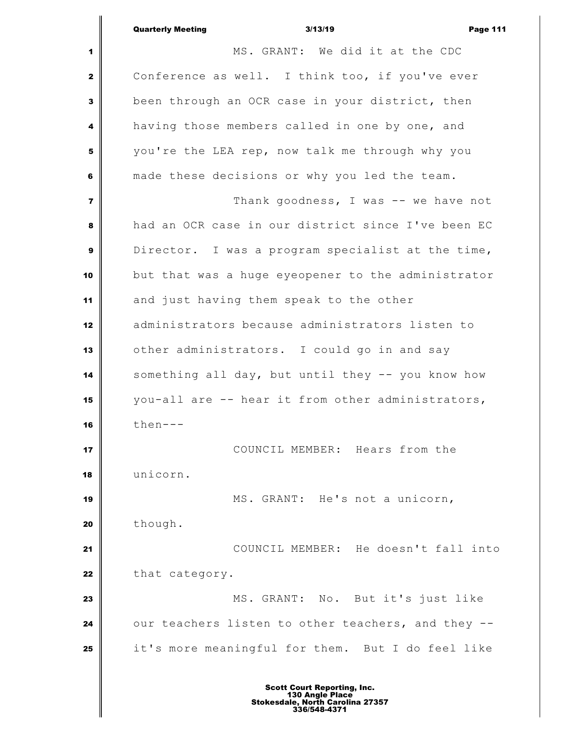MS. GRANT: We did it at the CDC Conference as well. I think too, if you've ever been through an OCR case in your district, then having those members called in one by one, and you're the LEA rep, now talk me through why you made these decisions or why you led the team.

Thank goodness, I was -- we have not had an OCR case in our district since I've been EC Director. I was a program specialist at the time, but that was a huge eyeopener to the administrator and just having them speak to the other administrators because administrators listen to other administrators. I could go in and say something all day, but until they -- you know how you-all are -- hear it from other administrators, then---

COUNCIL MEMBER: Hears from the unicorn.

MS. GRANT: He's not a unicorn, though.

COUNCIL MEMBER: He doesn't fall into that category.

MS. GRANT: No. But it's just like our teachers listen to other teachers, and they -- it's more meaningful for them. But I do feel like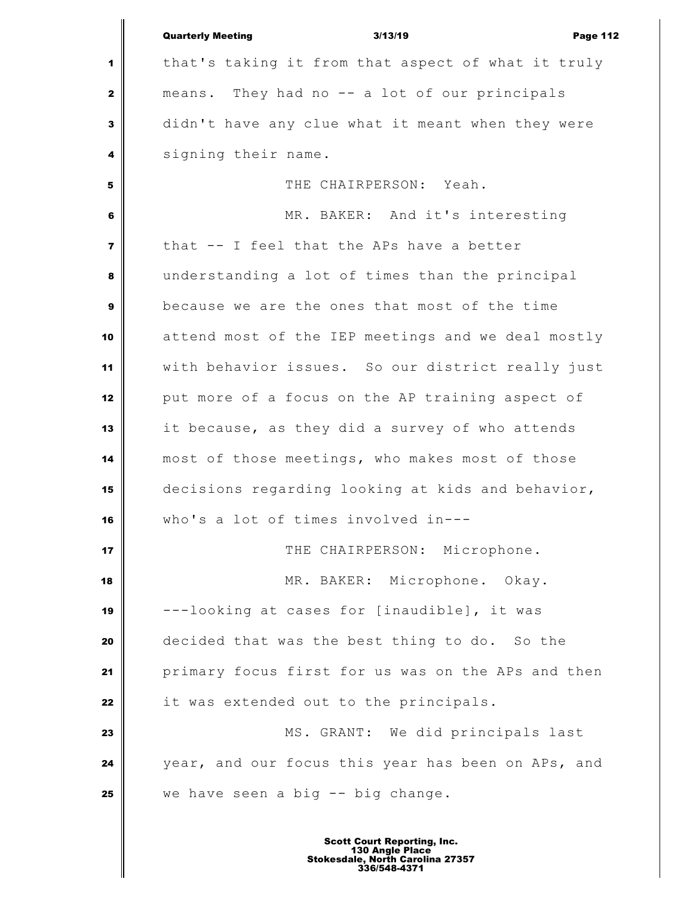that's taking it from that aspect of what it truly means. They had no -- a lot of our principals didn't have any clue what it meant when they were signing their name.

THE CHAIRPERSON: Yeah.

MR. BAKER: And it's interesting that -- I feel that the APs have a better understanding a lot of times than the principal because we are the ones that most of the time attend most of the IEP meetings and we deal mostly with behavior issues. So our district really just put more of a focus on the AP training aspect of it because, as they did a survey of who attends most of those meetings, who makes most of those decisions regarding looking at kids and behavior, who's a lot of times involved in---

THE CHAIRPERSON: Microphone.

MR. BAKER: Microphone. Okay. ---looking at cases for [inaudible], it was decided that was the best thing to do. So the primary focus first for us was on the APs and then it was extended out to the principals.

MS. GRANT: We did principals last year, and our focus this year has been on APs, and we have seen a big -- big change.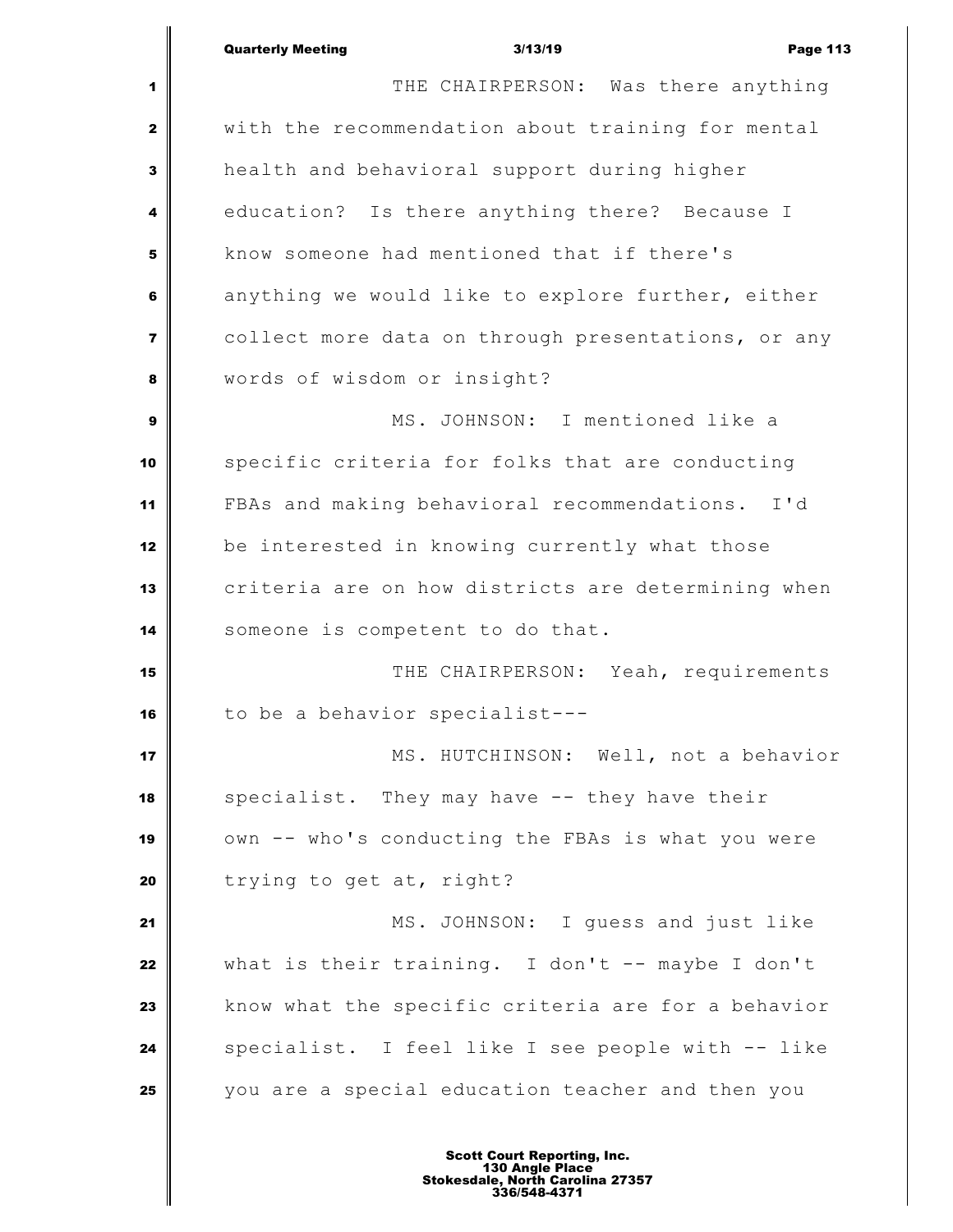THE CHAIRPERSON: Was there anything with the recommendation about training for mental health and behavioral support during higher education? Is there anything there? Because I know someone had mentioned that if there's anything we would like to explore further, either collect more data on through presentations, or any words of wisdom or insight?

MS. JOHNSON: I mentioned like a specific criteria for folks that are conducting FBAs and making behavioral recommendations. I'd be interested in knowing currently what those criteria are on how districts are determining when someone is competent to do that.

THE CHAIRPERSON: Yeah, requirements to be a behavior specialist---

MS. HUTCHINSON: Well, not a behavior specialist. They may have -- they have their own -- who's conducting the FBAs is what you were trying to get at, right?

MS. JOHNSON: I guess and just like what is their training. I don't -- maybe I don't know what the specific criteria are for a behavior specialist. I feel like I see people with -- like you are a special education teacher and then you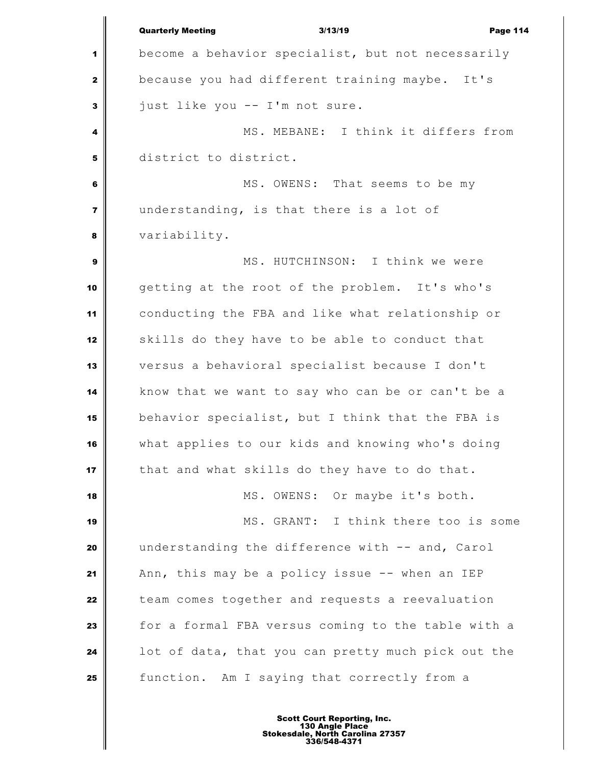become a behavior specialist, but not necessarily because you had different training maybe. It's just like you -- I'm not sure.

MS. MEBANE: I think it differs from district to district.

MS. OWENS: That seems to be my understanding, is that there is a lot of variability.

MS. HUTCHINSON: I think we were getting at the root of the problem. It's who's conducting the FBA and like what relationship or skills do they have to be able to conduct that versus a behavioral specialist because I don't know that we want to say who can be or can't be a behavior specialist, but I think that the FBA is what applies to our kids and knowing who's doing that and what skills do they have to do that.

MS. OWENS: Or maybe it's both.

MS. GRANT: I think there too is some understanding the difference with -- and, Carol Ann, this may be a policy issue -- when an IEP team comes together and requests a reevaluation for a formal FBA versus coming to the table with a lot of data, that you can pretty much pick out the function. Am I saying that correctly from a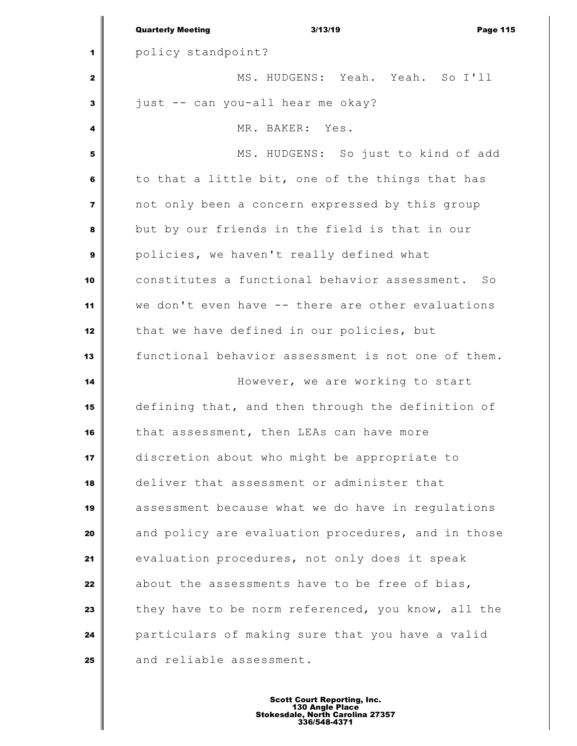policy standpoint?

MS. HUDGENS: Yeah. Yeah. So I'll just -- can you-all hear me okay?

MR. BAKER: Yes.

MS. HUDGENS: So just to kind of add to that a little bit, one of the things that has not only been a concern expressed by this group but by our friends in the field is that in our policies, we haven't really defined what constitutes a functional behavior assessment. So we don't even have -- there are other evaluations that we have defined in our policies, but functional behavior assessment is not one of them.

However, we are working to start defining that, and then through the definition of that assessment, then LEAs can have more discretion about who might be appropriate to deliver that assessment or administer that assessment because what we do have in regulations and policy are evaluation procedures, and in those evaluation procedures, not only does it speak about the assessments have to be free of bias, they have to be norm referenced, you know, all the particulars of making sure that you have a valid and reliable assessment.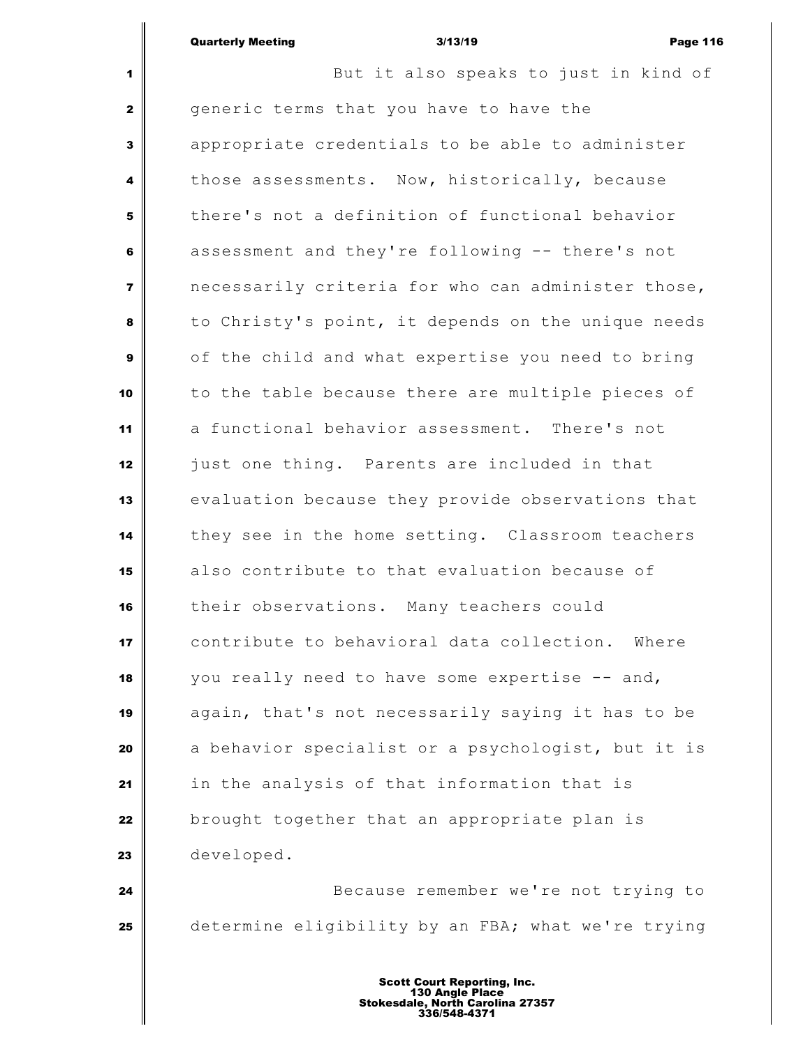But it also speaks to just in kind of generic terms that you have to have the appropriate credentials to be able to administer those assessments. Now, historically, because there's not a definition of functional behavior assessment and they're following -- there's not necessarily criteria for who can administer those, to Christy's point, it depends on the unique needs of the child and what expertise you need to bring to the table because there are multiple pieces of a functional behavior assessment. There's not just one thing. Parents are included in that evaluation because they provide observations that they see in the home setting. Classroom teachers also contribute to that evaluation because of their observations. Many teachers could contribute to behavioral data collection. Where you really need to have some expertise -- and, again, that's not necessarily saying it has to be a behavior specialist or a psychologist, but it is in the analysis of that information that is brought together that an appropriate plan is developed.

Because remember we're not trying to determine eligibility by an FBA; what we're trying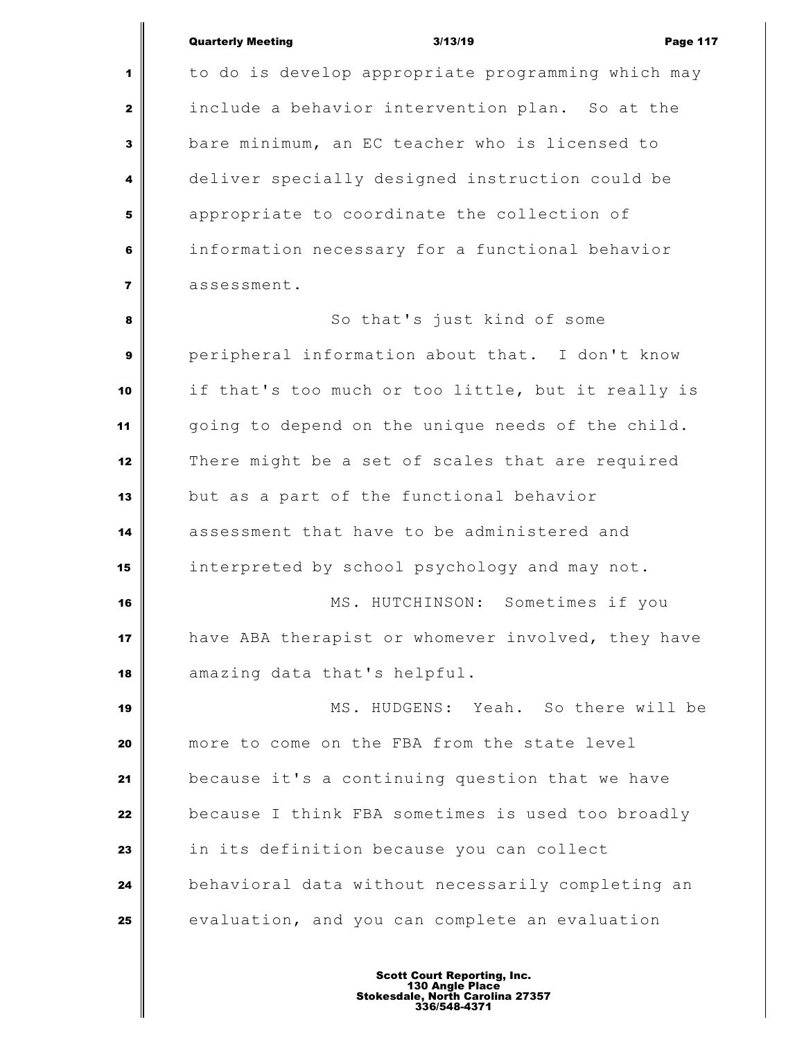to do is develop appropriate programming which may include a behavior intervention plan. So at the bare minimum, an EC teacher who is licensed to deliver specially designed instruction could be appropriate to coordinate the collection of information necessary for a functional behavior assessment.

So that's just kind of some peripheral information about that. I don't know if that's too much or too little, but it really is going to depend on the unique needs of the child. There might be a set of scales that are required but as a part of the functional behavior assessment that have to be administered and interpreted by school psychology and may not.

MS. HUTCHINSON: Sometimes if you have ABA therapist or whomever involved, they have amazing data that's helpful.

MS. HUDGENS: Yeah. So there will be more to come on the FBA from the state level because it's a continuing question that we have because I think FBA sometimes is used too broadly in its definition because you can collect behavioral data without necessarily completing an evaluation, and you can complete an evaluation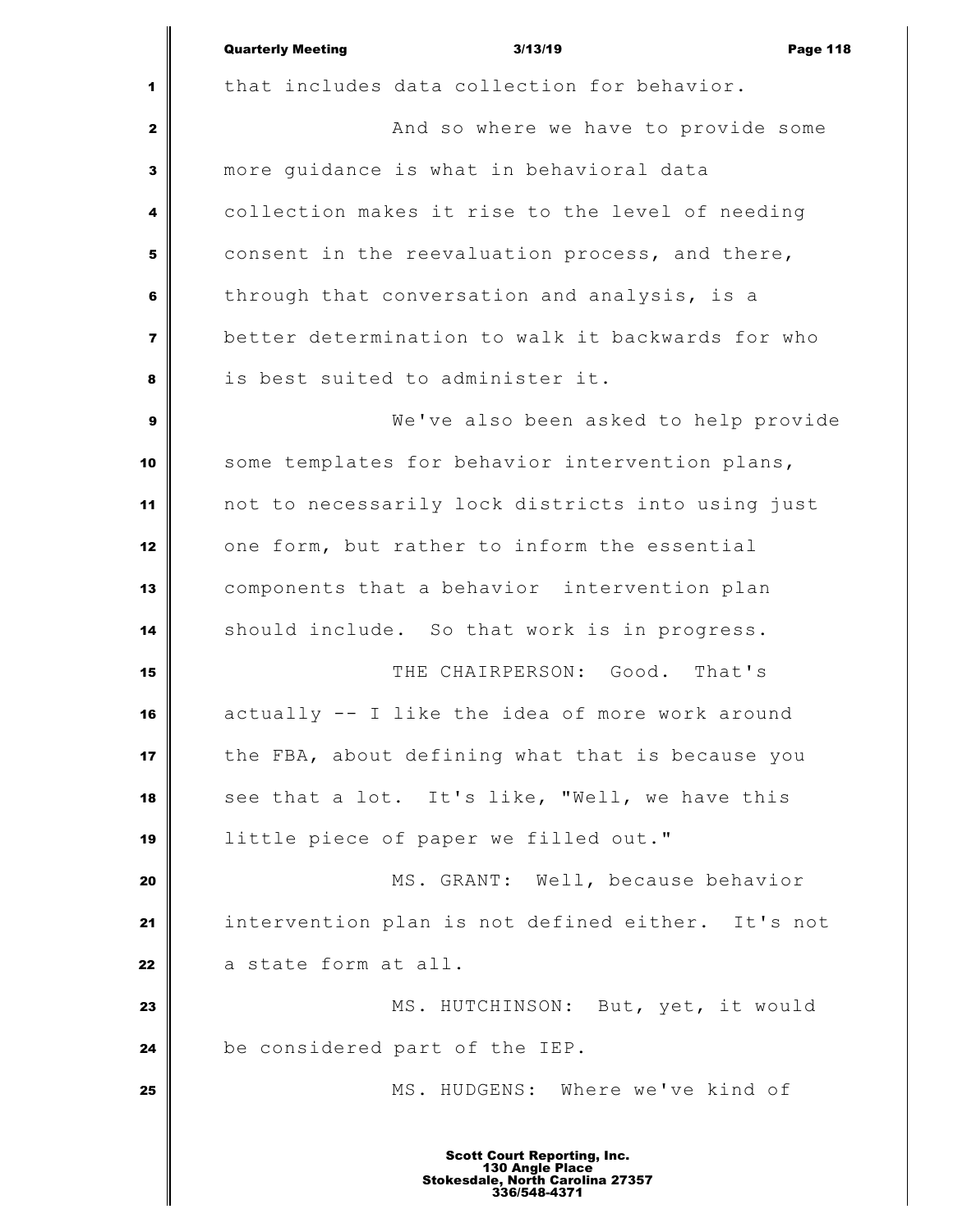that includes data collection for behavior.

And so where we have to provide some more guidance is what in behavioral data collection makes it rise to the level of needing consent in the reevaluation process, and there, through that conversation and analysis, is a better determination to walk it backwards for who is best suited to administer it.

We've also been asked to help provide some templates for behavior intervention plans, not to necessarily lock districts into using just one form, but rather to inform the essential components that a behavior intervention plan should include. So that work is in progress.

THE CHAIRPERSON: Good. That's actually -- I like the idea of more work around the FBA, about defining what that is because you see that a lot. It's like, "Well, we have this little piece of paper we filled out."

MS. GRANT: Well, because behavior intervention plan is not defined either. It's not a state form at all.

MS. HUTCHINSON: But, yet, it would be considered part of the IEP.

MS. HUDGENS: Where we've kind of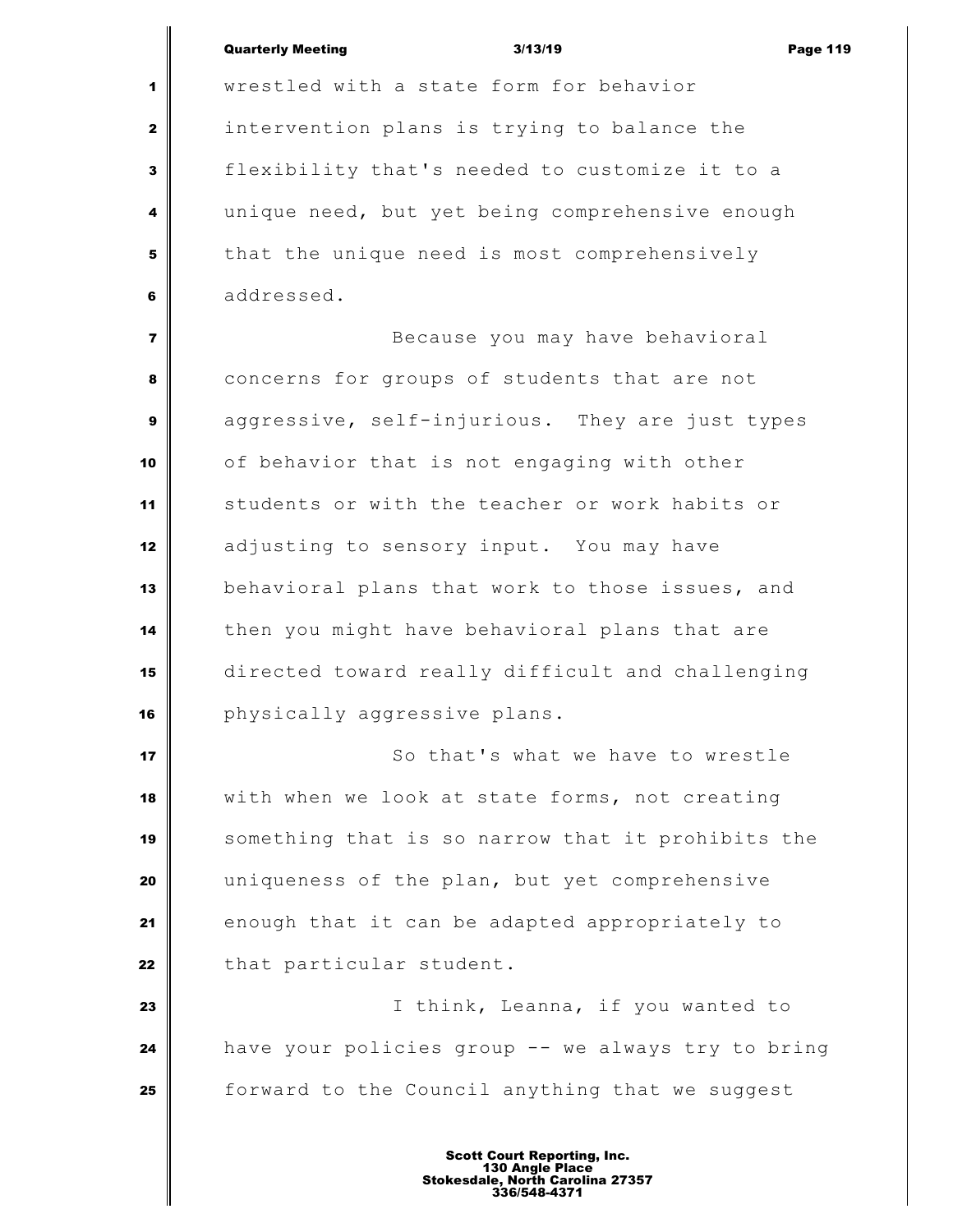wrestled with a state form for behavior intervention plans is trying to balance the flexibility that's needed to customize it to a unique need, but yet being comprehensive enough that the unique need is most comprehensively addressed.

Because you may have behavioral concerns for groups of students that are not aggressive, self-injurious. They are just types of behavior that is not engaging with other students or with the teacher or work habits or adjusting to sensory input. You may have behavioral plans that work to those issues, and then you might have behavioral plans that are directed toward really difficult and challenging physically aggressive plans.

So that's what we have to wrestle with when we look at state forms, not creating something that is so narrow that it prohibits the uniqueness of the plan, but yet comprehensive enough that it can be adapted appropriately to that particular student.

I think, Leanna, if you wanted to have your policies group -- we always try to bring forward to the Council anything that we suggest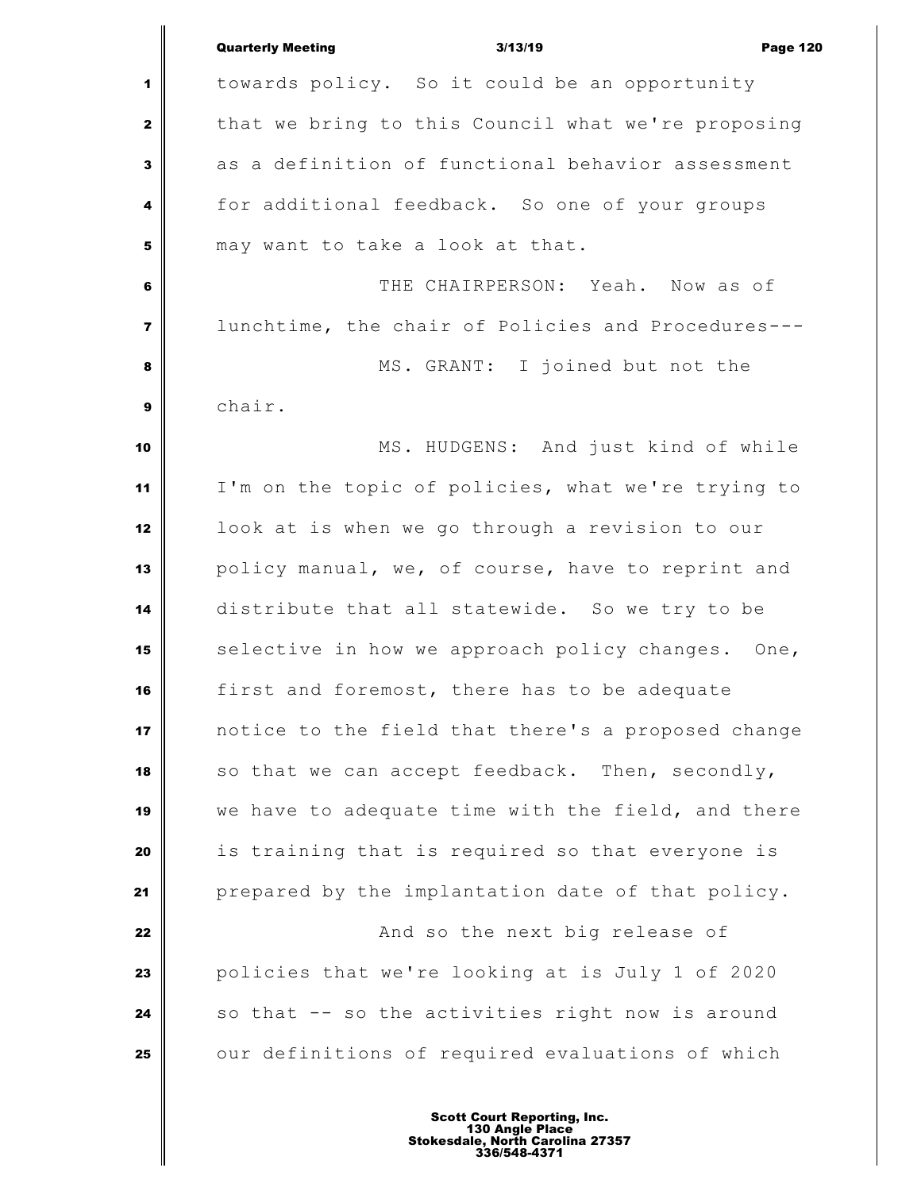towards policy. So it could be an opportunity that we bring to this Council what we're proposing as a definition of functional behavior assessment for additional feedback. So one of your groups may want to take a look at that.

THE CHAIRPERSON: Yeah. Now as of lunchtime, the chair of Policies and Procedures---

MS. GRANT: I joined but not the chair.

MS. HUDGENS: And just kind of while I'm on the topic of policies, what we're trying to look at is when we go through a revision to our policy manual, we, of course, have to reprint and distribute that all statewide. So we try to be selective in how we approach policy changes. One, first and foremost, there has to be adequate notice to the field that there's a proposed change so that we can accept feedback. Then, secondly, we have to adequate time with the field, and there is training that is required so that everyone is prepared by the implantation date of that policy.

And so the next big release of policies that we're looking at is July 1 of 2020 so that -- so the activities right now is around our definitions of required evaluations of which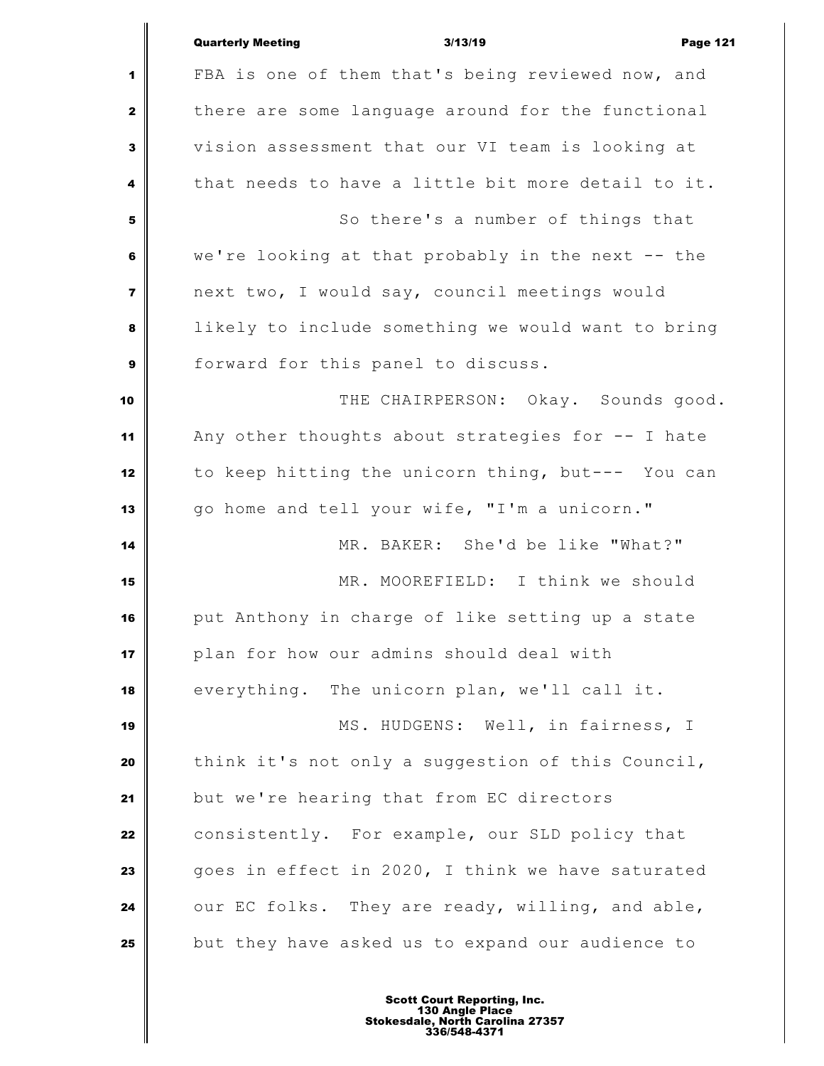FBA is one of them that's being reviewed now, and there are some language around for the functional vision assessment that our VI team is looking at that needs to have a little bit more detail to it.

So there's a number of things that we're looking at that probably in the next -- the next two, I would say, council meetings would likely to include something we would want to bring forward for this panel to discuss.

THE CHAIRPERSON: Okay. Sounds good. Any other thoughts about strategies for -- I hate to keep hitting the unicorn thing, but--- You can go home and tell your wife, "I'm a unicorn."

MR. BAKER: She'd be like "What?"

MR. MOOREFIELD: I think we should put Anthony in charge of like setting up a state plan for how our admins should deal with everything. The unicorn plan, we'll call it.

MS. HUDGENS: Well, in fairness, I think it's not only a suggestion of this Council, but we're hearing that from EC directors consistently. For example, our SLD policy that goes in effect in 2020, I think we have saturated our EC folks. They are ready, willing, and able, but they have asked us to expand our audience to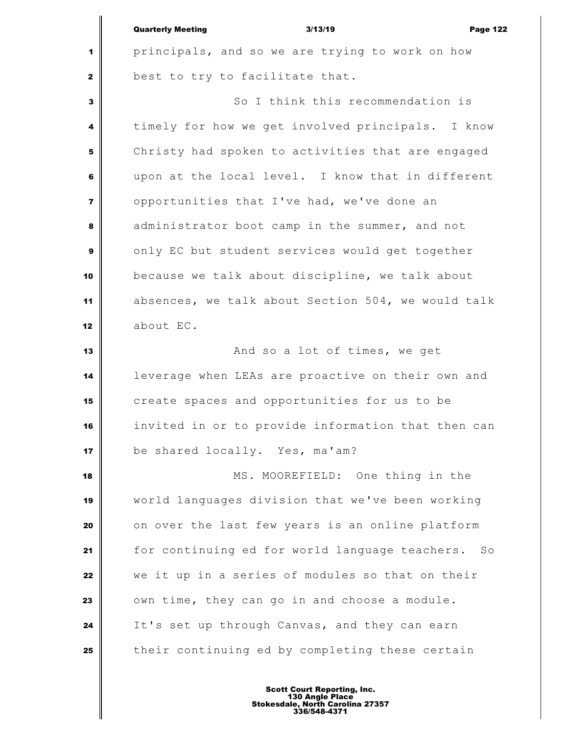principals, and so we are trying to work on how best to try to facilitate that.

So I think this recommendation is timely for how we get involved principals. I know Christy had spoken to activities that are engaged upon at the local level. I know that in different opportunities that I've had, we've done an administrator boot camp in the summer, and not only EC but student services would get together because we talk about discipline, we talk about absences, we talk about Section 504, we would talk about EC.

And so a lot of times, we get leverage when LEAs are proactive on their own and create spaces and opportunities for us to be invited in or to provide information that then can be shared locally. Yes, ma'am?

MS. MOOREFIELD: One thing in the world languages division that we've been working on over the last few years is an online platform for continuing ed for world language teachers. So we it up in a series of modules so that on their own time, they can go in and choose a module. It's set up through Canvas, and they can earn their continuing ed by completing these certain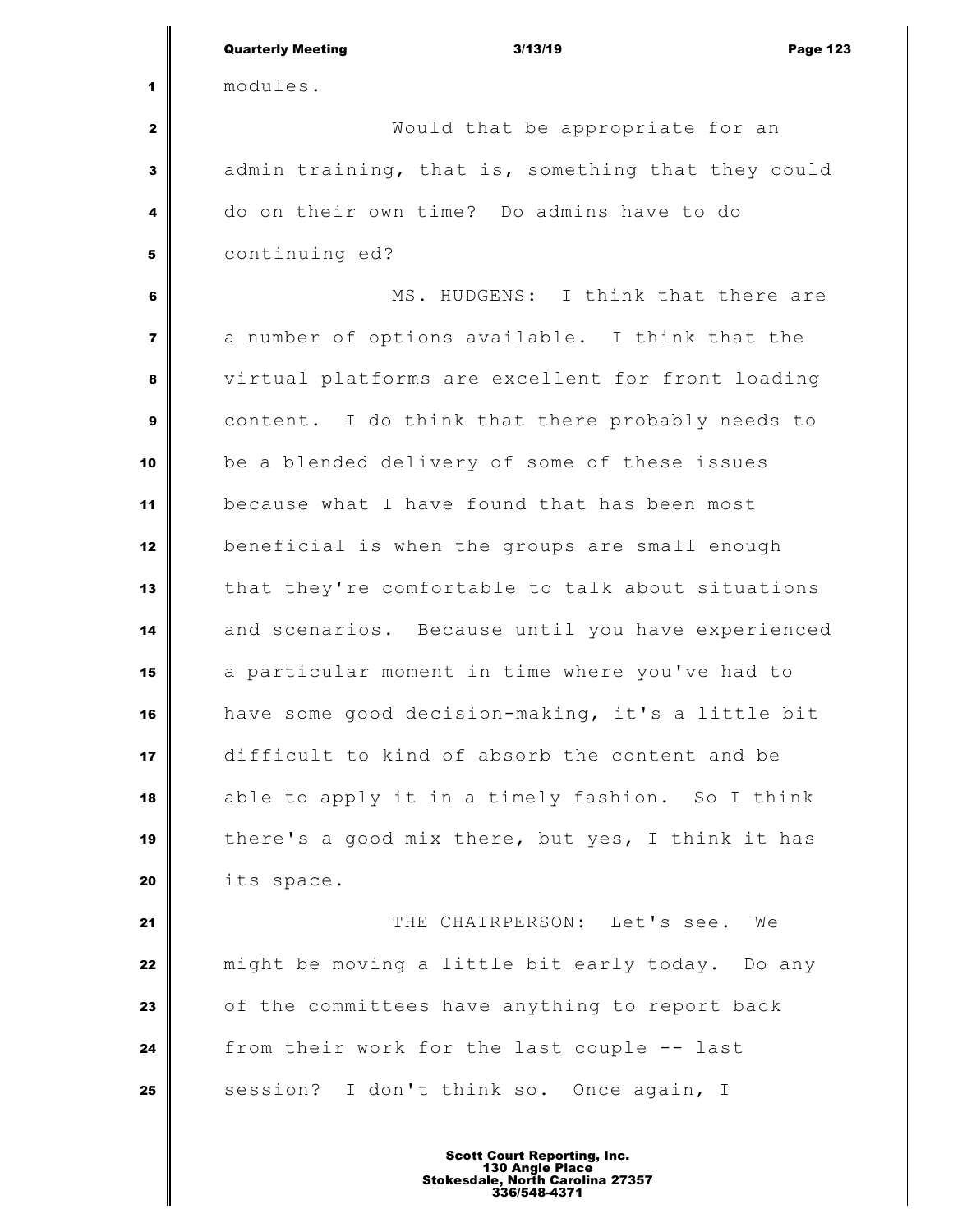modules.

Would that be appropriate for an admin training, that is, something that they could do on their own time? Do admins have to do continuing ed?

MS. HUDGENS: I think that there are a number of options available. I think that the virtual platforms are excellent for front loading content. I do think that there probably needs to be a blended delivery of some of these issues because what I have found that has been most beneficial is when the groups are small enough that they're comfortable to talk about situations and scenarios. Because until you have experienced a particular moment in time where you've had to have some good decision-making, it's a little bit difficult to kind of absorb the content and be able to apply it in a timely fashion. So I think there's a good mix there, but yes, I think it has its space.

THE CHAIRPERSON: Let's see. We might be moving a little bit early today. Do any of the committees have anything to report back from their work for the last couple -- last session? I don't think so. Once again, I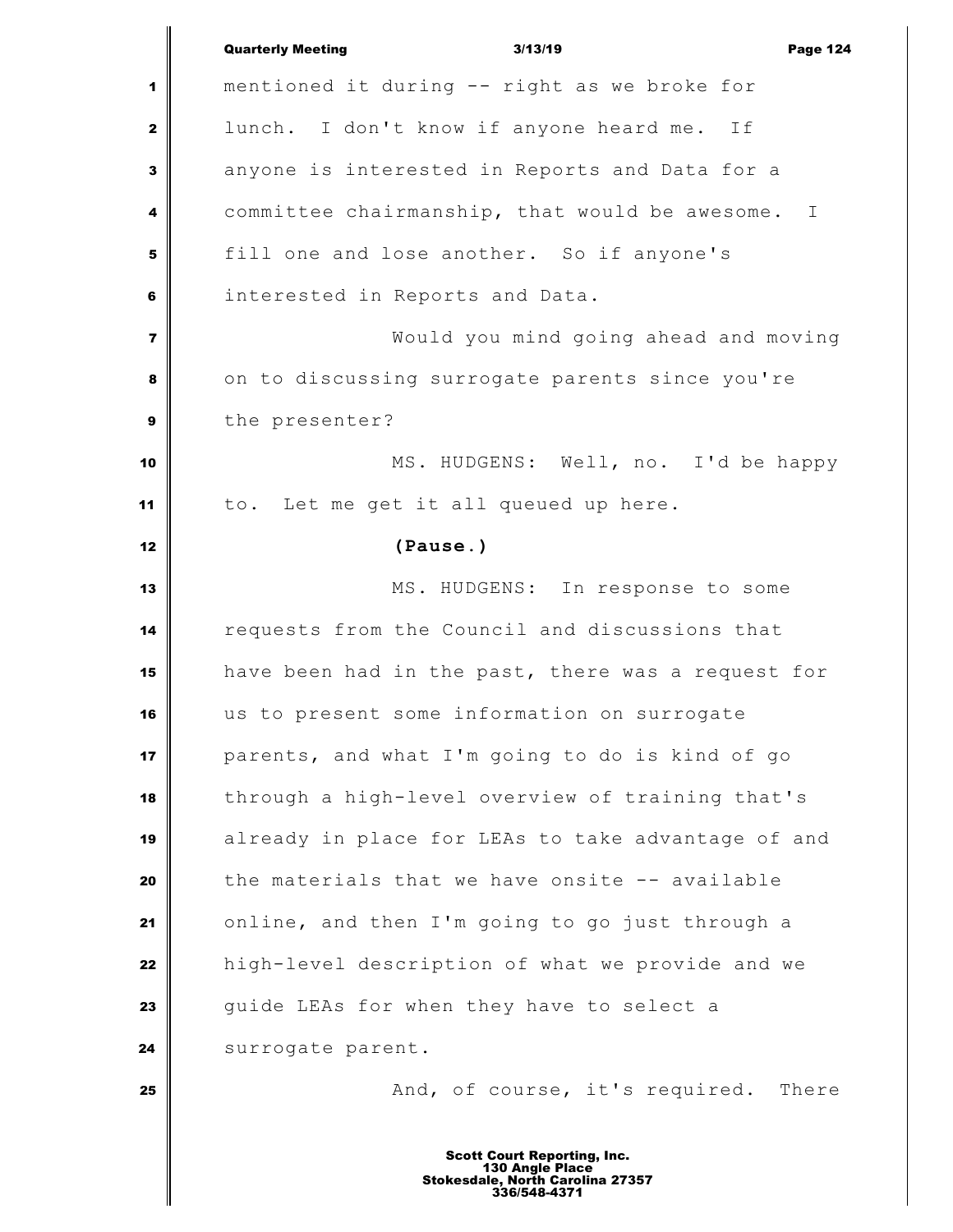mentioned it during -- right as we broke for lunch. I don't know if anyone heard me. If anyone is interested in Reports and Data for a committee chairmanship, that would be awesome. I fill one and lose another. So if anyone's interested in Reports and Data.

Would you mind going ahead and moving on to discussing surrogate parents since you're the presenter?

MS. HUDGENS: Well, no. I'd be happy to. Let me get it all queued up here.

**(Pause.)**

MS. HUDGENS: In response to some requests from the Council and discussions that have been had in the past, there was a request for us to present some information on surrogate parents, and what I'm going to do is kind of go through a high-level overview of training that's already in place for LEAs to take advantage of and the materials that we have onsite -- available online, and then I'm going to go just through a high-level description of what we provide and we guide LEAs for when they have to select a surrogate parent.

And, of course, it's required. There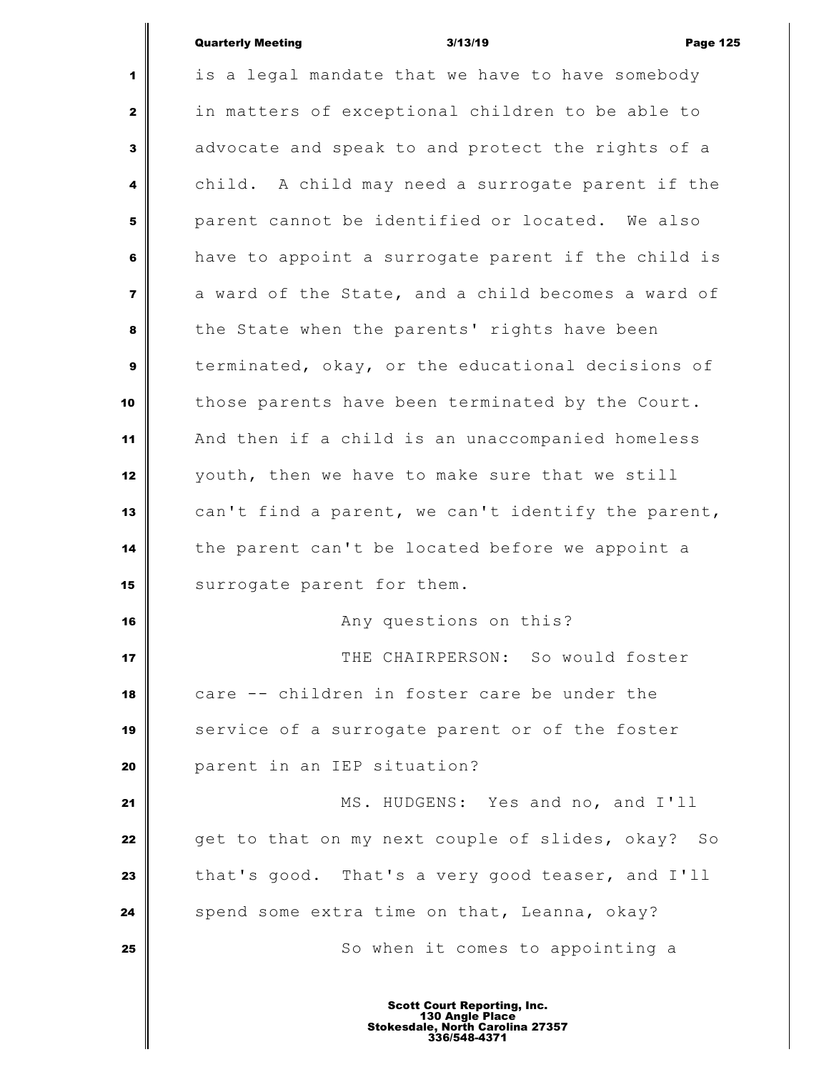is a legal mandate that we have to have somebody in matters of exceptional children to be able to advocate and speak to and protect the rights of a child. A child may need a surrogate parent if the parent cannot be identified or located. We also have to appoint a surrogate parent if the child is a ward of the State, and a child becomes a ward of the State when the parents' rights have been terminated, okay, or the educational decisions of those parents have been terminated by the Court. And then if a child is an unaccompanied homeless youth, then we have to make sure that we still can't find a parent, we can't identify the parent, the parent can't be located before we appoint a surrogate parent for them.

Any questions on this?

THE CHAIRPERSON: So would foster care -- children in foster care be under the service of a surrogate parent or of the foster parent in an IEP situation?

MS. HUDGENS: Yes and no, and I'll get to that on my next couple of slides, okay? So that's good. That's a very good teaser, and I'll spend some extra time on that, Leanna, okay?

So when it comes to appointing a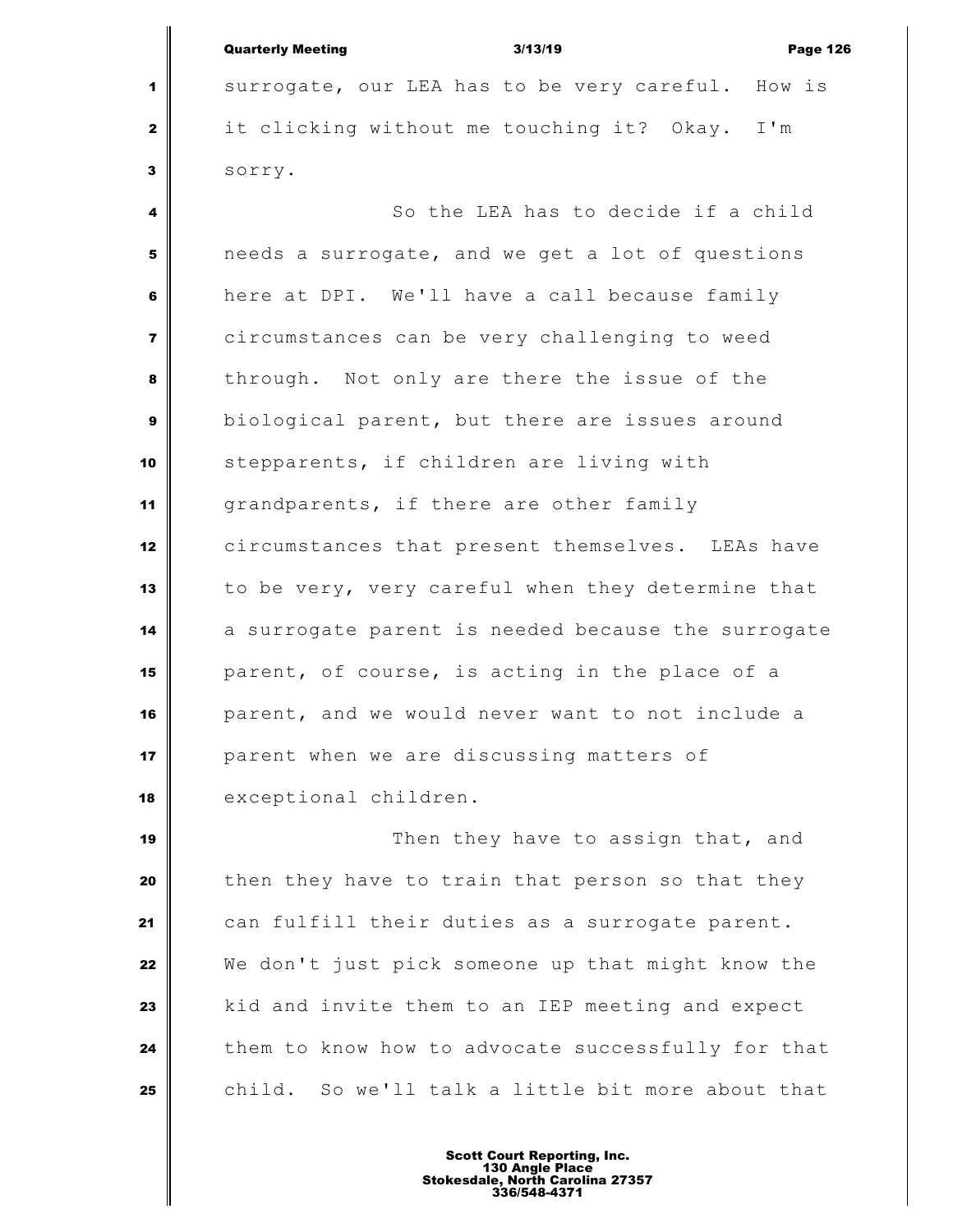surrogate, our LEA has to be very careful. How is it clicking without me touching it? Okay. I'm sorry.

So the LEA has to decide if a child needs a surrogate, and we get a lot of questions here at DPI. We'll have a call because family circumstances can be very challenging to weed through. Not only are there the issue of the biological parent, but there are issues around stepparents, if children are living with grandparents, if there are other family circumstances that present themselves. LEAs have to be very, very careful when they determine that a surrogate parent is needed because the surrogate parent, of course, is acting in the place of a parent, and we would never want to not include a parent when we are discussing matters of exceptional children.

Then they have to assign that, and then they have to train that person so that they can fulfill their duties as a surrogate parent. We don't just pick someone up that might know the kid and invite them to an IEP meeting and expect them to know how to advocate successfully for that child. So we'll talk a little bit more about that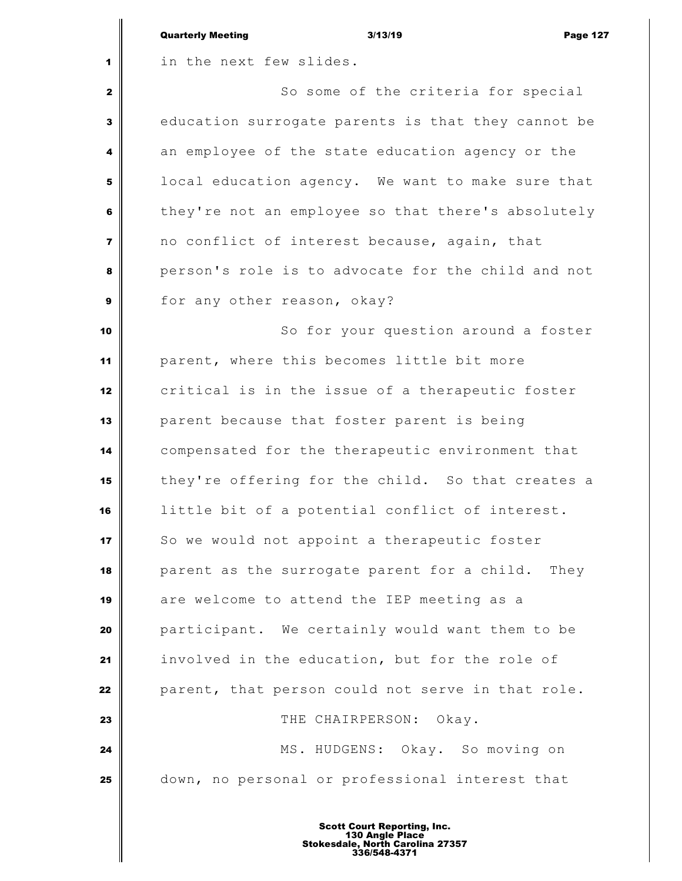in the next few slides.

So some of the criteria for special education surrogate parents is that they cannot be an employee of the state education agency or the local education agency. We want to make sure that they're not an employee so that there's absolutely no conflict of interest because, again, that person's role is to advocate for the child and not for any other reason, okay?

So for your question around a foster parent, where this becomes little bit more critical is in the issue of a therapeutic foster parent because that foster parent is being compensated for the therapeutic environment that they're offering for the child. So that creates a little bit of a potential conflict of interest. So we would not appoint a therapeutic foster parent as the surrogate parent for a child. They are welcome to attend the IEP meeting as a participant. We certainly would want them to be involved in the education, but for the role of parent, that person could not serve in that role.

THE CHAIRPERSON: Okay.

MS. HUDGENS: Okay. So moving on down, no personal or professional interest that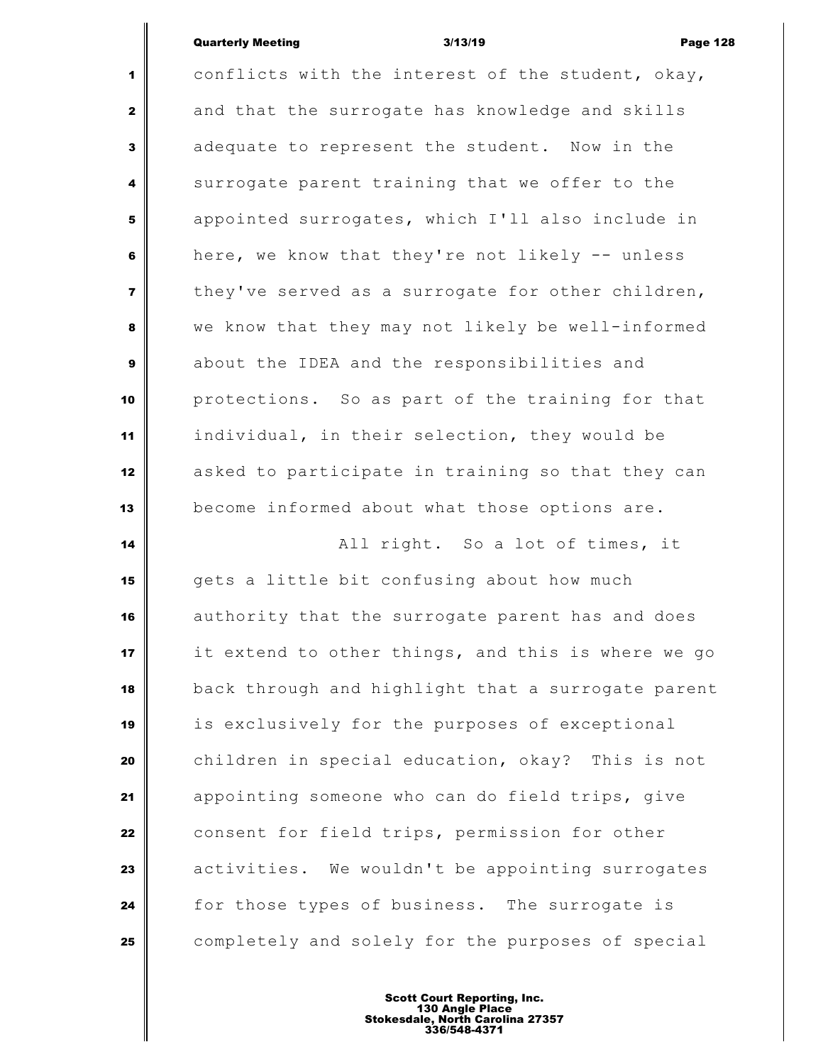conflicts with the interest of the student, okay, and that the surrogate has knowledge and skills adequate to represent the student. Now in the surrogate parent training that we offer to the appointed surrogates, which I'll also include in here, we know that they're not likely -- unless they've served as a surrogate for other children, we know that they may not likely be well-informed about the IDEA and the responsibilities and protections. So as part of the training for that individual, in their selection, they would be asked to participate in training so that they can become informed about what those options are.

All right. So a lot of times, it gets a little bit confusing about how much authority that the surrogate parent has and does it extend to other things, and this is where we go back through and highlight that a surrogate parent is exclusively for the purposes of exceptional children in special education, okay? This is not appointing someone who can do field trips, give consent for field trips, permission for other activities. We wouldn't be appointing surrogates for those types of business. The surrogate is completely and solely for the purposes of special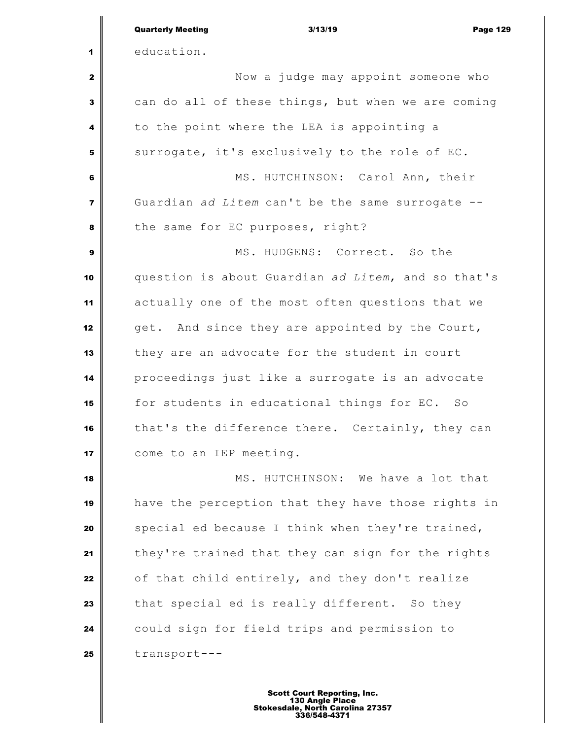education.

Now a judge may appoint someone who can do all of these things, but when we are coming to the point where the LEA is appointing a surrogate, it's exclusively to the role of EC.

MS. HUTCHINSON: Carol Ann, their Guardian *ad Litem* can't be the same surrogate -- the same for EC purposes, right?

MS. HUDGENS: Correct. So the question is about Guardian *ad Litem*, and so that's actually one of the most often questions that we get. And since they are appointed by the Court, they are an advocate for the student in court proceedings just like a surrogate is an advocate for students in educational things for EC. So that's the difference there. Certainly, they can come to an IEP meeting.

MS. HUTCHINSON: We have a lot that have the perception that they have those rights in special ed because I think when they're trained, they're trained that they can sign for the rights of that child entirely, and they don't realize that special ed is really different. So they could sign for field trips and permission to transport---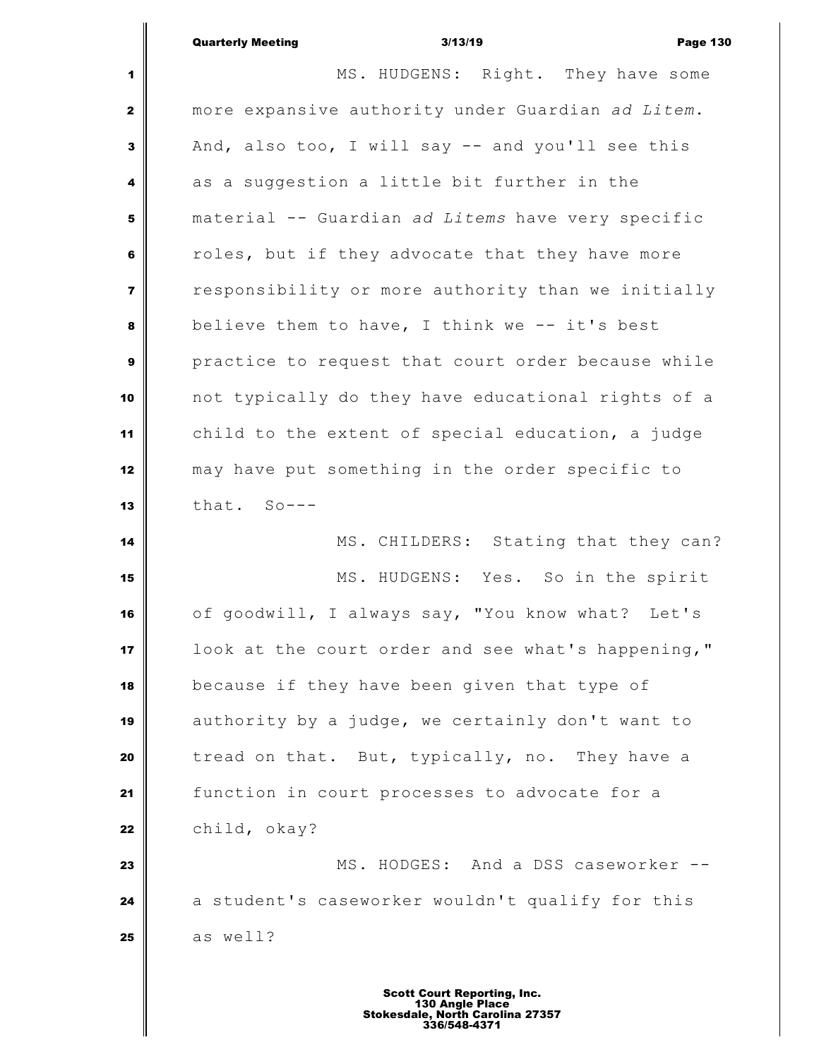MS. HUDGENS: Right. They have some more expansive authority under Guardian *ad Litem*. And, also too, I will say -- and you'll see this as a suggestion a little bit further in the material -- Guardian *ad Litems* have very specific roles, but if they advocate that they have more responsibility or more authority than we initially believe them to have, I think we -- it's best practice to request that court order because while not typically do they have educational rights of a child to the extent of special education, a judge may have put something in the order specific to that. So---

MS. CHILDERS: Stating that they can?

MS. HUDGENS: Yes. So in the spirit of goodwill, I always say, "You know what? Let's look at the court order and see what's happening," because if they have been given that type of authority by a judge, we certainly don't want to tread on that. But, typically, no. They have a function in court processes to advocate for a child, okay?

MS. HODGES: And a DSS caseworker -- a student's caseworker wouldn't qualify for this as well?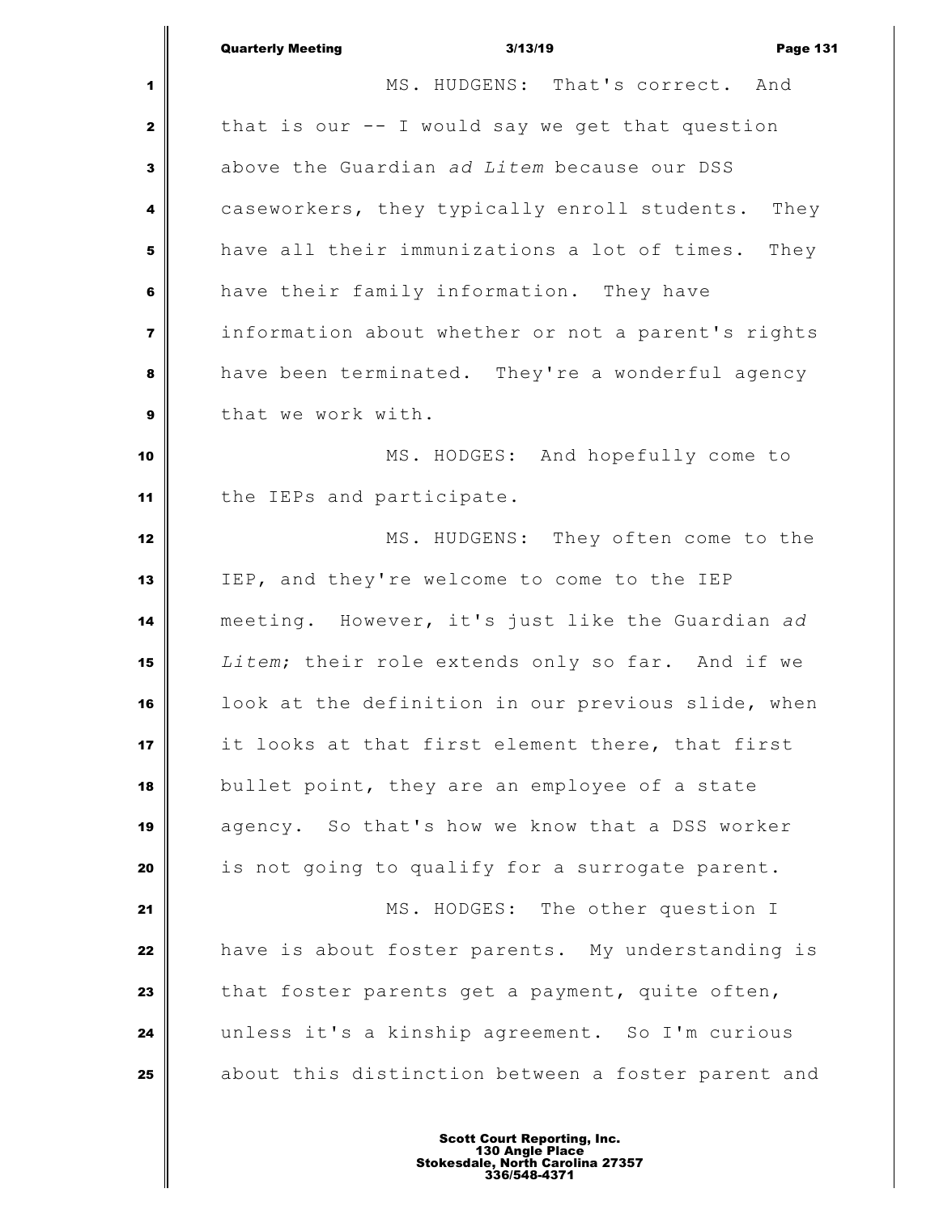MS. HUDGENS: That's correct. And that is our -- I would say we get that question above the Guardian *ad Litem* because our DSS caseworkers, they typically enroll students. They have all their immunizations a lot of times. They have their family information. They have information about whether or not a parent's rights have been terminated. They're a wonderful agency that we work with.

MS. HODGES: And hopefully come to the IEPs and participate.

MS. HUDGENS: They often come to the IEP, and they're welcome to come to the IEP meeting. However, it's just like the Guardian *ad Litem*; their role extends only so far. And if we look at the definition in our previous slide, when it looks at that first element there, that first bullet point, they are an employee of a state agency. So that's how we know that a DSS worker is not going to qualify for a surrogate parent.

MS. HODGES: The other question I have is about foster parents. My understanding is that foster parents get a payment, quite often, unless it's a kinship agreement. So I'm curious about this distinction between a foster parent and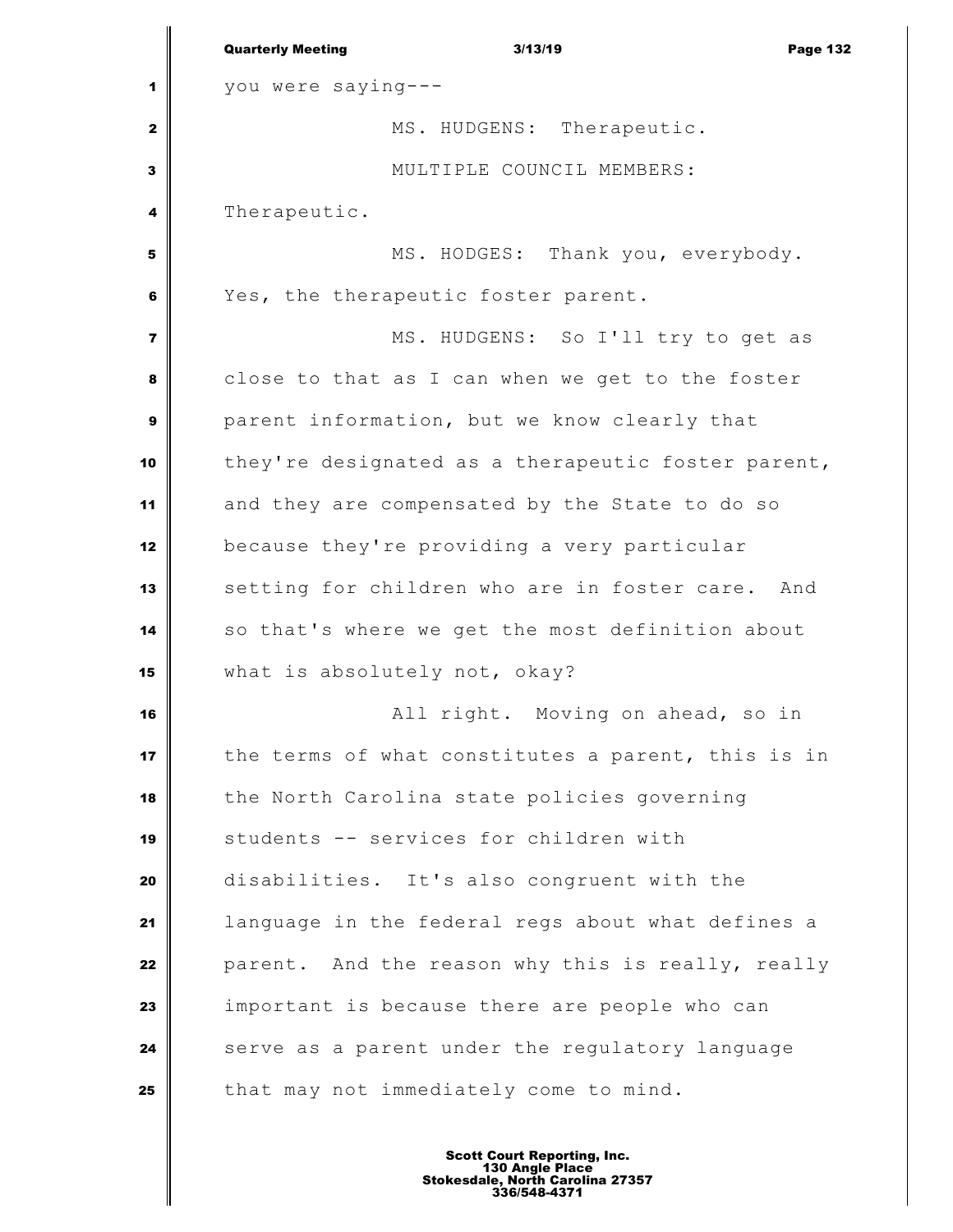you were saying---

MS. HUDGENS: Therapeutic.

MULTIPLE COUNCIL MEMBERS: Therapeutic.

MS. HODGES: Thank you, everybody. Yes, the therapeutic foster parent.

MS. HUDGENS: So I'll try to get as close to that as I can when we get to the foster parent information, but we know clearly that they're designated as a therapeutic foster parent, and they are compensated by the State to do so because they're providing a very particular setting for children who are in foster care. And so that's where we get the most definition about what is absolutely not, okay?

All right. Moving on ahead, so in the terms of what constitutes a parent, this is in the North Carolina state policies governing students -- services for children with disabilities. It's also congruent with the language in the federal regs about what defines a parent. And the reason why this is really, really important is because there are people who can serve as a parent under the regulatory language that may not immediately come to mind.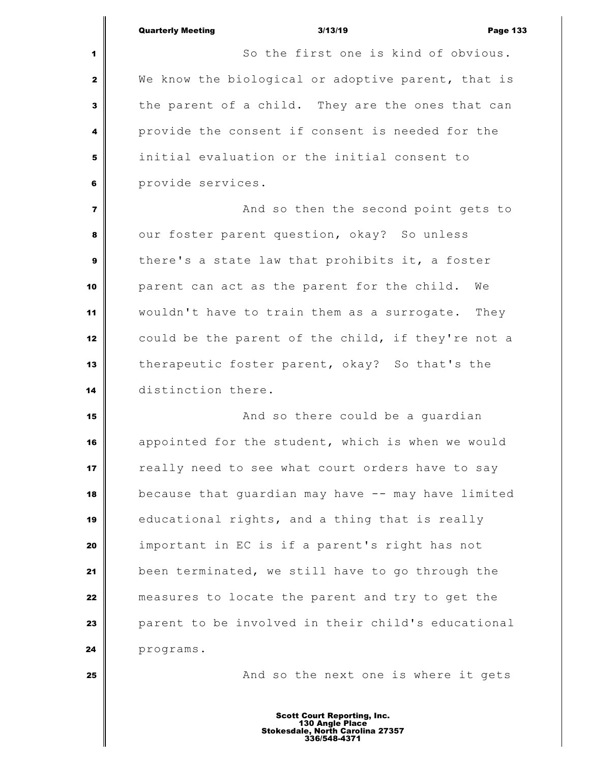So the first one is kind of obvious. We know the biological or adoptive parent, that is the parent of a child. They are the ones that can provide the consent if consent is needed for the initial evaluation or the initial consent to provide services.

And so then the second point gets to our foster parent question, okay? So unless there's a state law that prohibits it, a foster parent can act as the parent for the child. We wouldn't have to train them as a surrogate. They could be the parent of the child, if they're not a therapeutic foster parent, okay? So that's the distinction there.

And so there could be a guardian appointed for the student, which is when we would really need to see what court orders have to say because that guardian may have -- may have limited educational rights, and a thing that is really important in EC is if a parent's right has not been terminated, we still have to go through the measures to locate the parent and try to get the parent to be involved in their child's educational programs.

And so the next one is where it gets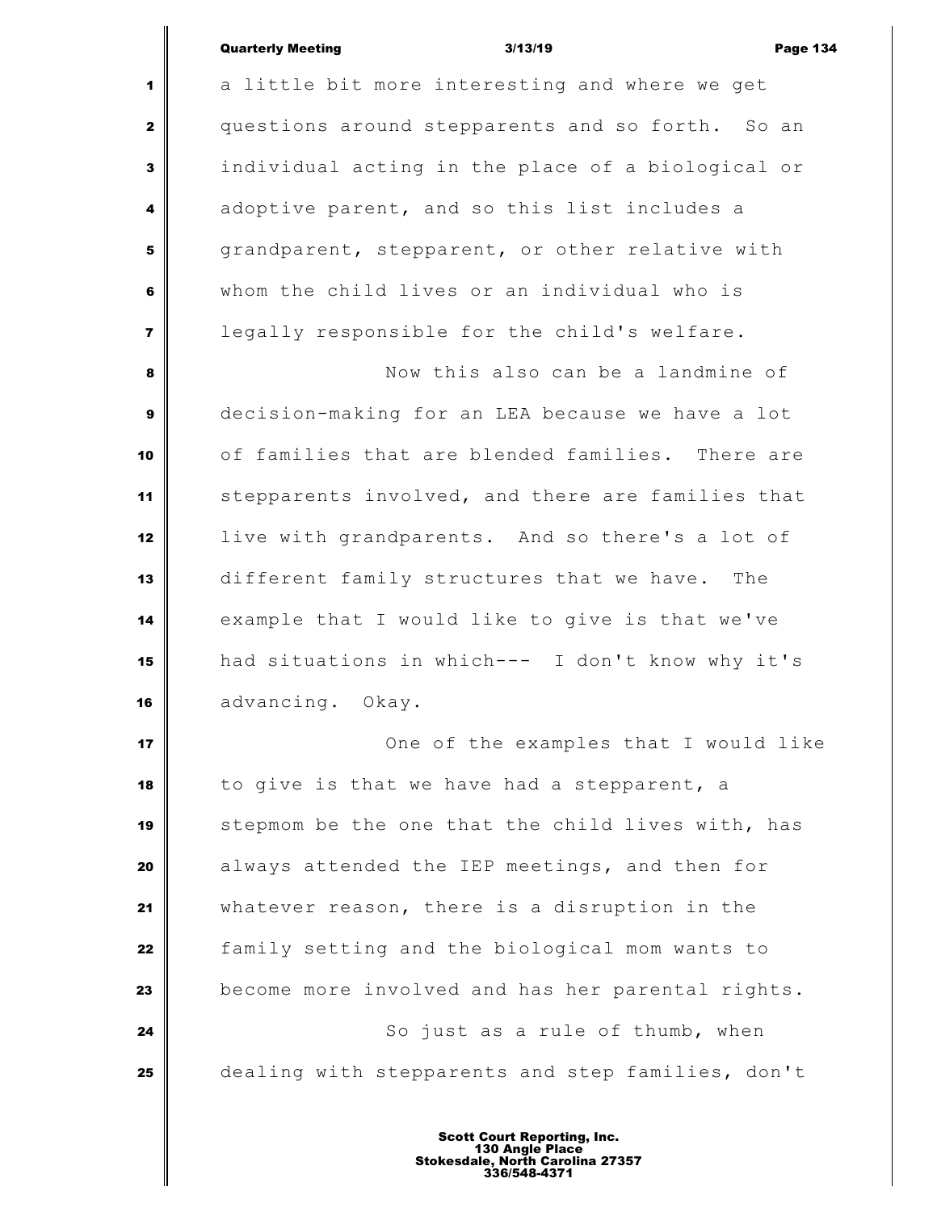a little bit more interesting and where we get questions around stepparents and so forth. So an individual acting in the place of a biological or adoptive parent, and so this list includes a grandparent, stepparent, or other relative with whom the child lives or an individual who is legally responsible for the child's welfare.

Now this also can be a landmine of decision-making for an LEA because we have a lot of families that are blended families. There are stepparents involved, and there are families that live with grandparents. And so there's a lot of different family structures that we have. The example that I would like to give is that we've had situations in which--- I don't know why it's advancing. Okay.

One of the examples that I would like to give is that we have had a stepparent, a stepmom be the one that the child lives with, has always attended the IEP meetings, and then for whatever reason, there is a disruption in the family setting and the biological mom wants to become more involved and has her parental rights.

So just as a rule of thumb, when dealing with stepparents and step families, don't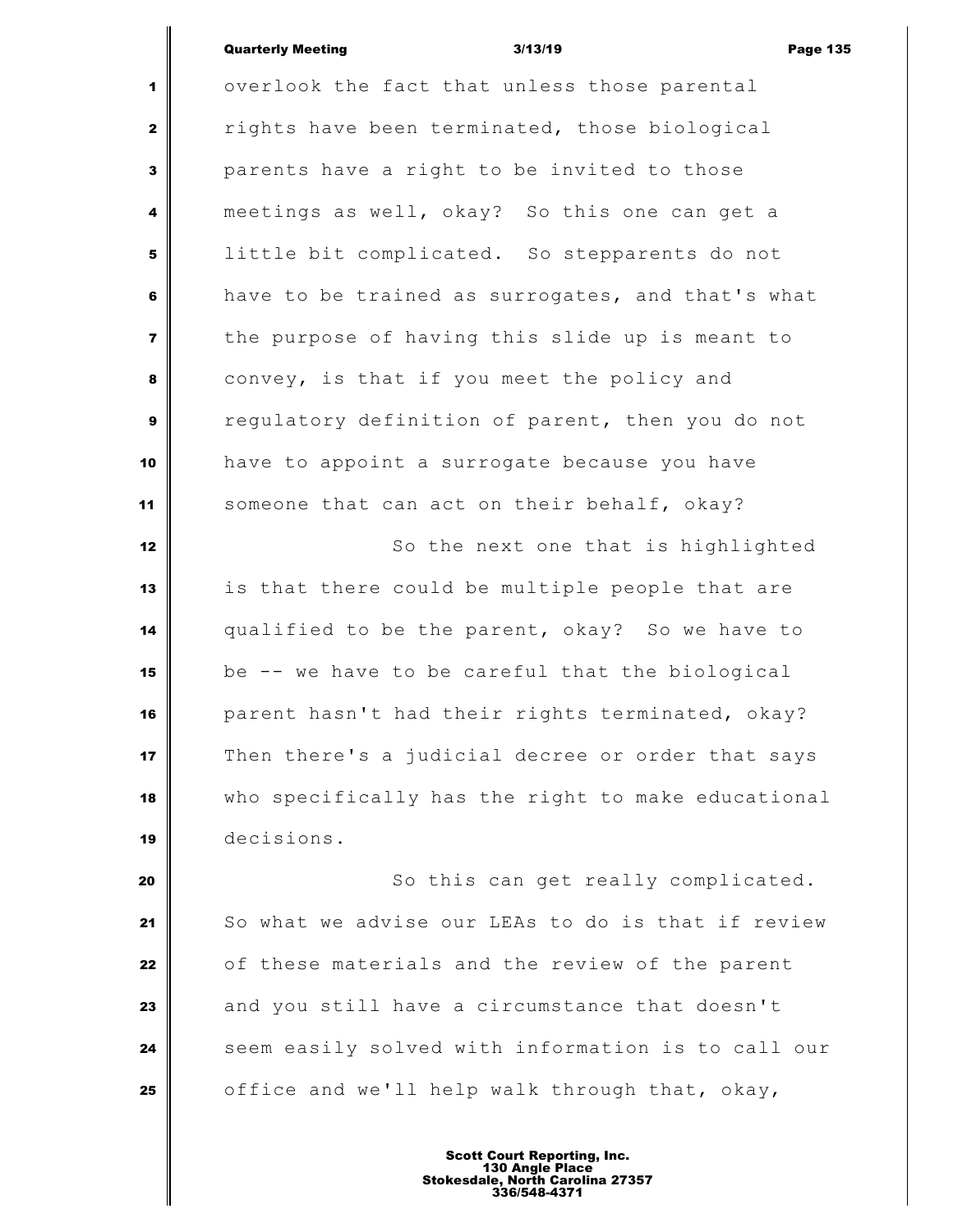overlook the fact that unless those parental rights have been terminated, those biological parents have a right to be invited to those meetings as well, okay? So this one can get a little bit complicated. So stepparents do not have to be trained as surrogates, and that's what the purpose of having this slide up is meant to convey, is that if you meet the policy and regulatory definition of parent, then you do not have to appoint a surrogate because you have someone that can act on their behalf, okay?

So the next one that is highlighted is that there could be multiple people that are qualified to be the parent, okay? So we have to be -- we have to be careful that the biological parent hasn't had their rights terminated, okay? Then there's a judicial decree or order that says who specifically has the right to make educational decisions.

So this can get really complicated. So what we advise our LEAs to do is that if review of these materials and the review of the parent and you still have a circumstance that doesn't seem easily solved with information is to call our office and we'll help walk through that, okay,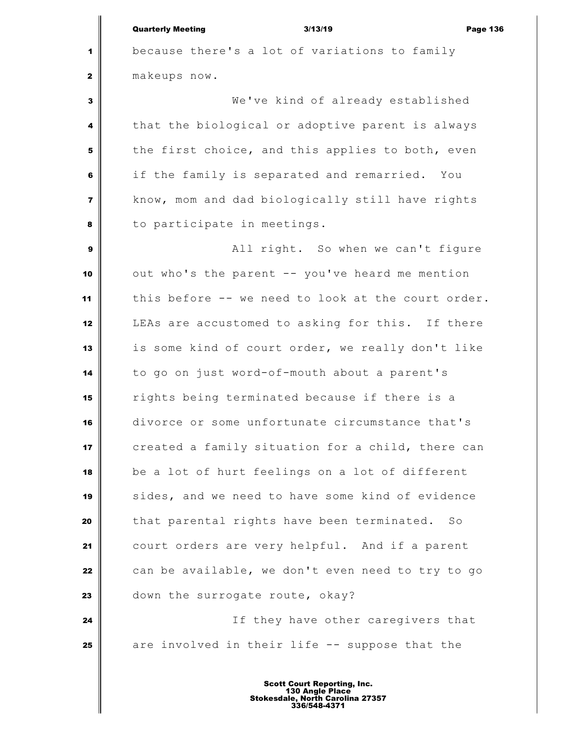because there's a lot of variations to family makeups now.

We've kind of already established that the biological or adoptive parent is always the first choice, and this applies to both, even if the family is separated and remarried. You know, mom and dad biologically still have rights to participate in meetings.

All right. So when we can't figure out who's the parent -- you've heard me mention this before -- we need to look at the court order. LEAs are accustomed to asking for this. If there is some kind of court order, we really don't like to go on just word-of-mouth about a parent's rights being terminated because if there is a divorce or some unfortunate circumstance that's created a family situation for a child, there can be a lot of hurt feelings on a lot of different sides, and we need to have some kind of evidence that parental rights have been terminated. So court orders are very helpful. And if a parent can be available, we don't even need to try to go down the surrogate route, okay?

If they have other caregivers that are involved in their life -- suppose that the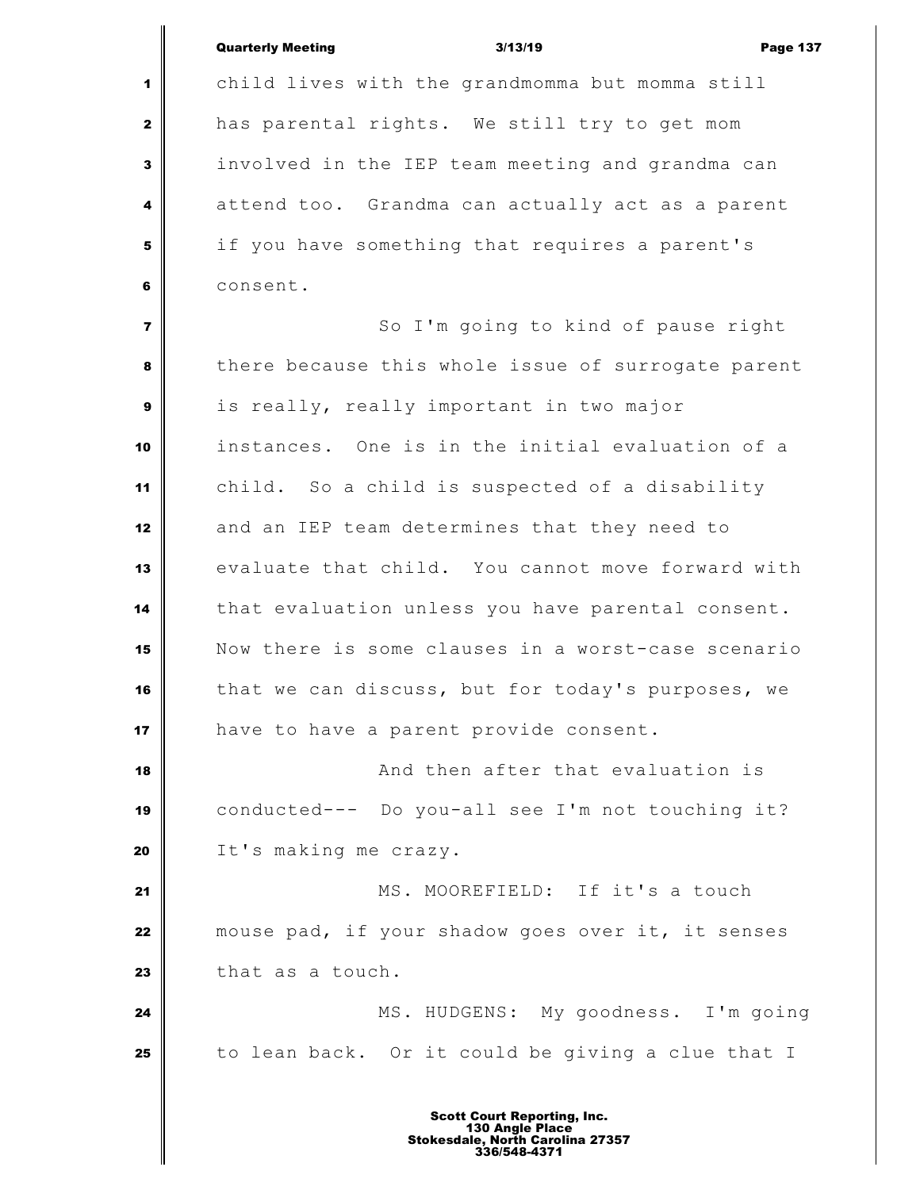child lives with the grandmomma but momma still has parental rights. We still try to get mom involved in the IEP team meeting and grandma can attend too. Grandma can actually act as a parent if you have something that requires a parent's consent.

So I'm going to kind of pause right there because this whole issue of surrogate parent is really, really important in two major instances. One is in the initial evaluation of a child. So a child is suspected of a disability and an IEP team determines that they need to evaluate that child. You cannot move forward with that evaluation unless you have parental consent. Now there is some clauses in a worst-case scenario that we can discuss, but for today's purposes, we have to have a parent provide consent.

And then after that evaluation is conducted--- Do you-all see I'm not touching it? It's making me crazy.

MS. MOOREFIELD: If it's a touch mouse pad, if your shadow goes over it, it senses that as a touch.

MS. HUDGENS: My goodness. I'm going to lean back. Or it could be giving a clue that I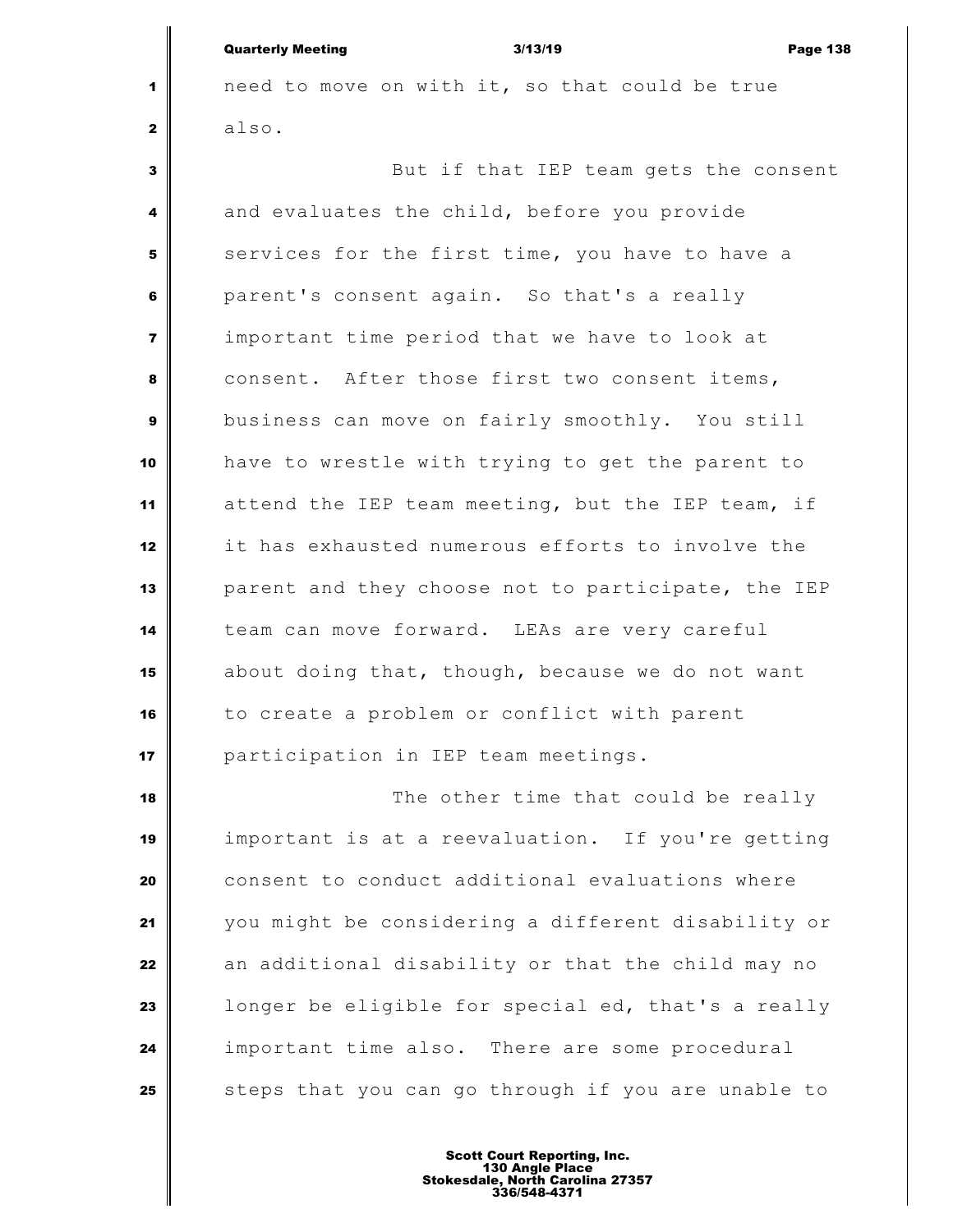need to move on with it, so that could be true also.

But if that IEP team gets the consent and evaluates the child, before you provide services for the first time, you have to have a parent's consent again. So that's a really important time period that we have to look at consent. After those first two consent items, business can move on fairly smoothly. You still have to wrestle with trying to get the parent to attend the IEP team meeting, but the IEP team, if it has exhausted numerous efforts to involve the parent and they choose not to participate, the IEP team can move forward. LEAs are very careful about doing that, though, because we do not want to create a problem or conflict with parent participation in IEP team meetings.

The other time that could be really important is at a reevaluation. If you're getting consent to conduct additional evaluations where you might be considering a different disability or an additional disability or that the child may no longer be eligible for special ed, that's a really important time also. There are some procedural steps that you can go through if you are unable to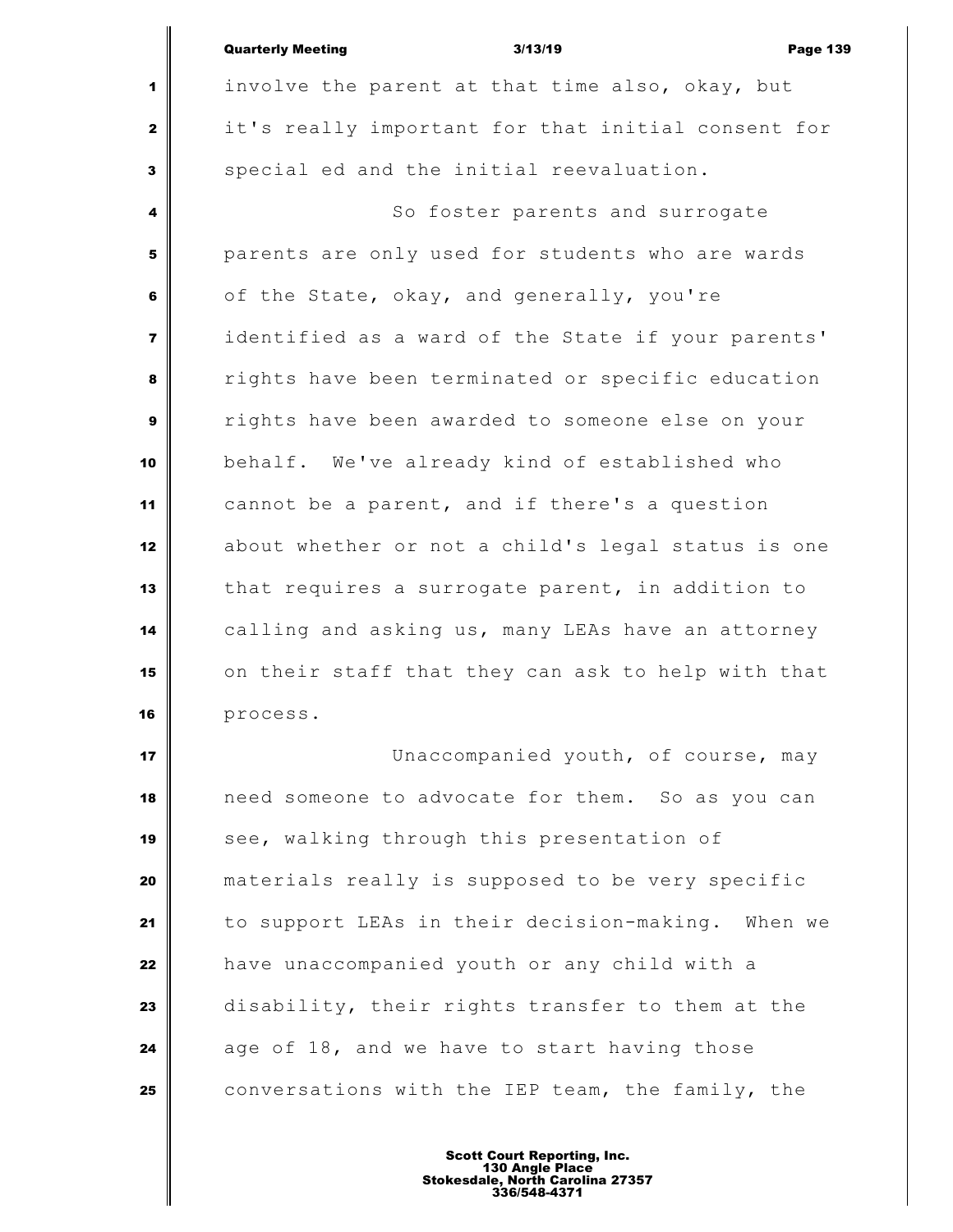involve the parent at that time also, okay, but it's really important for that initial consent for special ed and the initial reevaluation.

So foster parents and surrogate parents are only used for students who are wards of the State, okay, and generally, you're identified as a ward of the State if your parents' rights have been terminated or specific education rights have been awarded to someone else on your behalf. We've already kind of established who cannot be a parent, and if there's a question about whether or not a child's legal status is one that requires a surrogate parent, in addition to calling and asking us, many LEAs have an attorney on their staff that they can ask to help with that process.

Unaccompanied youth, of course, may need someone to advocate for them. So as you can see, walking through this presentation of materials really is supposed to be very specific to support LEAs in their decision-making. When we have unaccompanied youth or any child with a disability, their rights transfer to them at the age of 18, and we have to start having those conversations with the IEP team, the family, the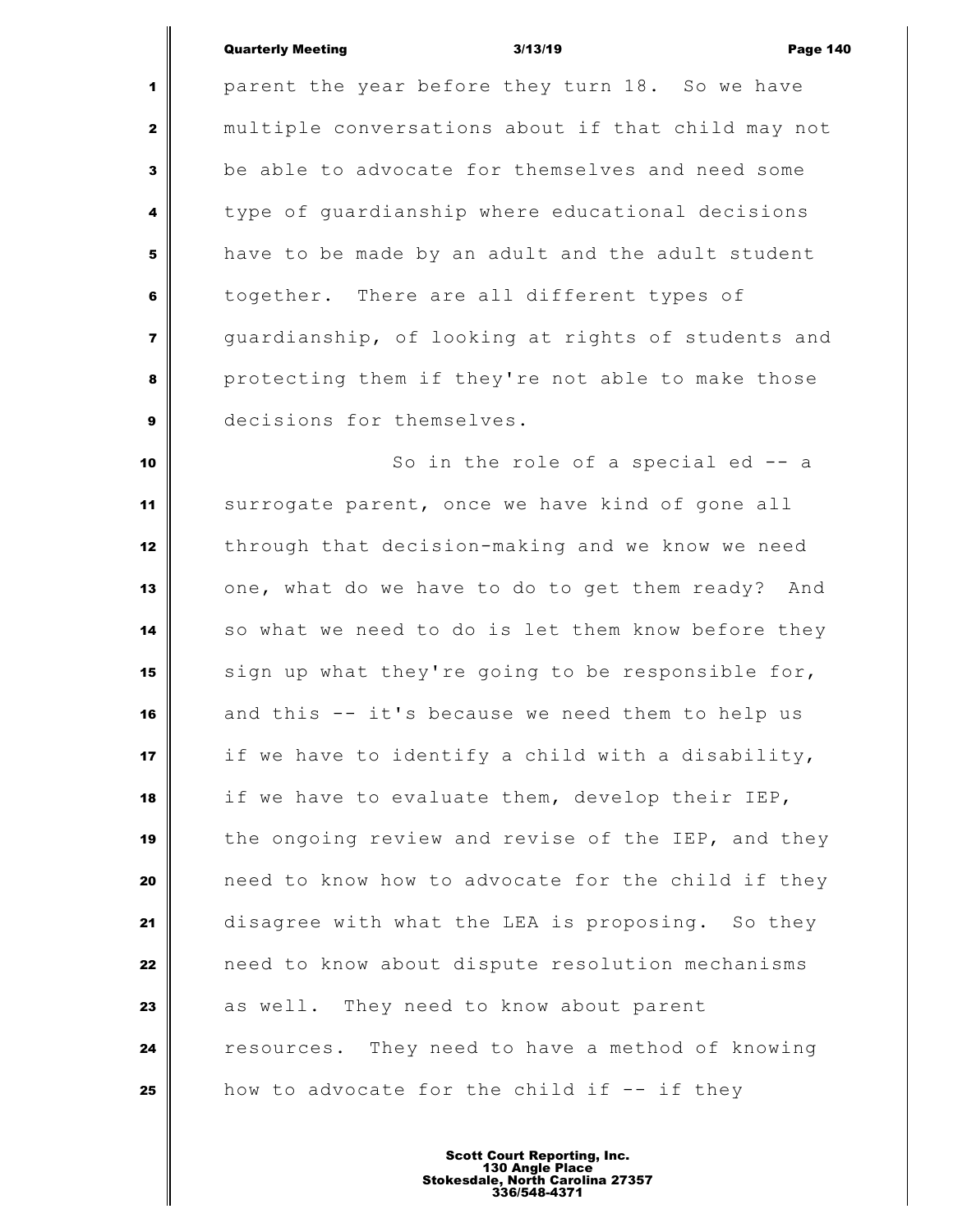parent the year before they turn 18. So we have multiple conversations about if that child may not be able to advocate for themselves and need some type of guardianship where educational decisions have to be made by an adult and the adult student together. There are all different types of guardianship, of looking at rights of students and protecting them if they're not able to make those decisions for themselves.

So in the role of a special ed -- a surrogate parent, once we have kind of gone all through that decision-making and we know we need one, what do we have to do to get them ready? And so what we need to do is let them know before they sign up what they're going to be responsible for, and this -- it's because we need them to help us if we have to identify a child with a disability, if we have to evaluate them, develop their IEP, the ongoing review and revise of the IEP, and they need to know how to advocate for the child if they disagree with what the LEA is proposing. So they need to know about dispute resolution mechanisms as well. They need to know about parent resources. They need to have a method of knowing how to advocate for the child if -- if they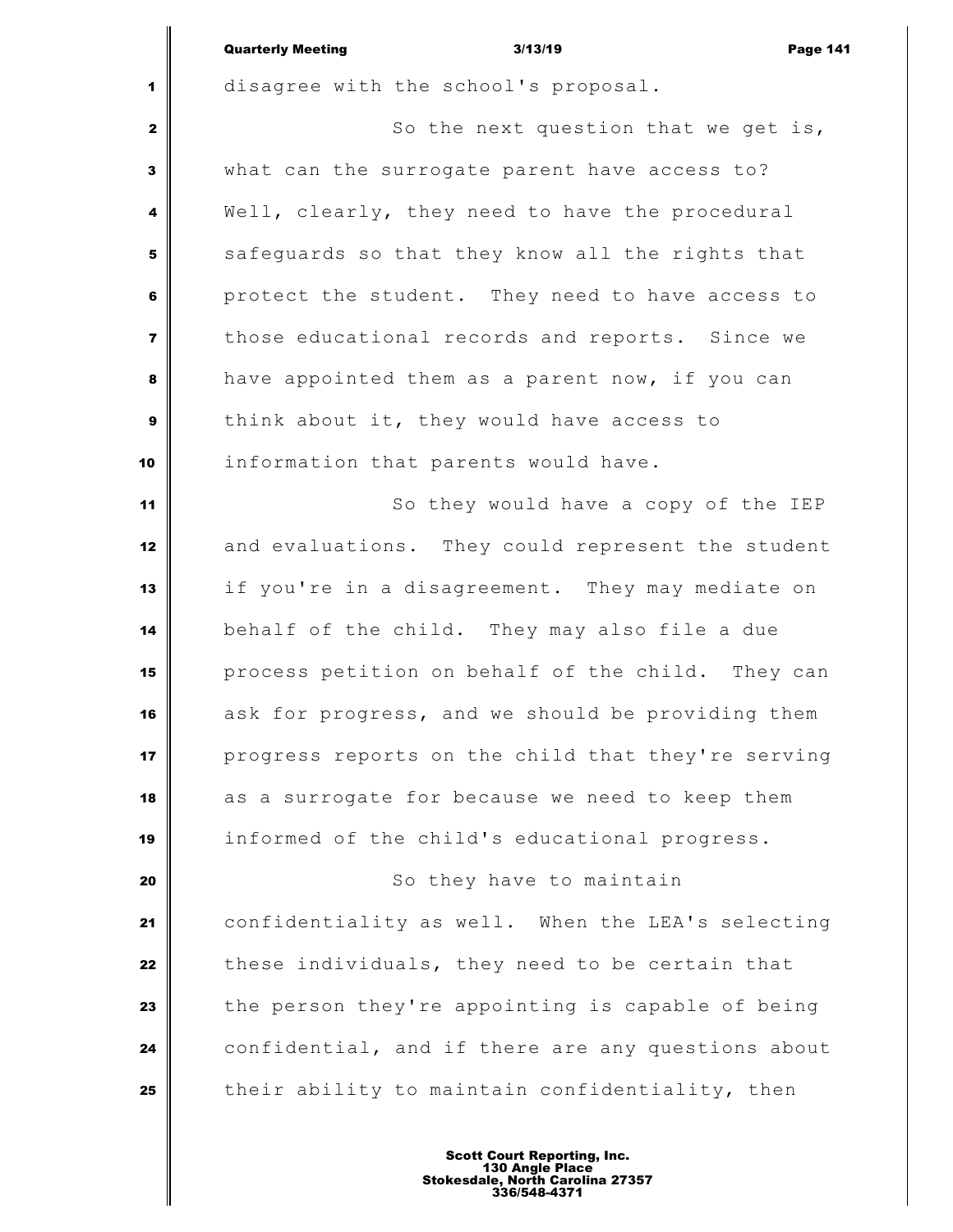disagree with the school's proposal.

So the next question that we get is, what can the surrogate parent have access to? Well, clearly, they need to have the procedural safeguards so that they know all the rights that protect the student. They need to have access to those educational records and reports. Since we have appointed them as a parent now, if you can think about it, they would have access to information that parents would have.

So they would have a copy of the IEP and evaluations. They could represent the student if you're in a disagreement. They may mediate on behalf of the child. They may also file a due process petition on behalf of the child. They can ask for progress, and we should be providing them progress reports on the child that they're serving as a surrogate for because we need to keep them informed of the child's educational progress.

So they have to maintain confidentiality as well. When the LEA's selecting these individuals, they need to be certain that the person they're appointing is capable of being confidential, and if there are any questions about their ability to maintain confidentiality, then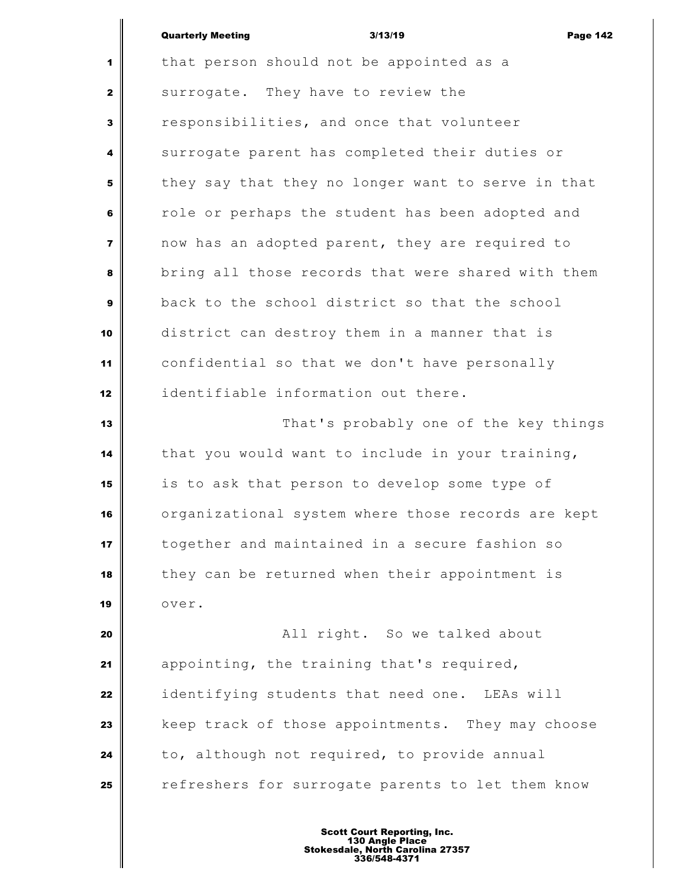that person should not be appointed as a surrogate. They have to review the responsibilities, and once that volunteer surrogate parent has completed their duties or they say that they no longer want to serve in that role or perhaps the student has been adopted and now has an adopted parent, they are required to bring all those records that were shared with them back to the school district so that the school district can destroy them in a manner that is confidential so that we don't have personally identifiable information out there.

That's probably one of the key things that you would want to include in your training, is to ask that person to develop some type of organizational system where those records are kept together and maintained in a secure fashion so they can be returned when their appointment is over.

All right. So we talked about appointing, the training that's required, identifying students that need one. LEAs will keep track of those appointments. They may choose to, although not required, to provide annual refreshers for surrogate parents to let them know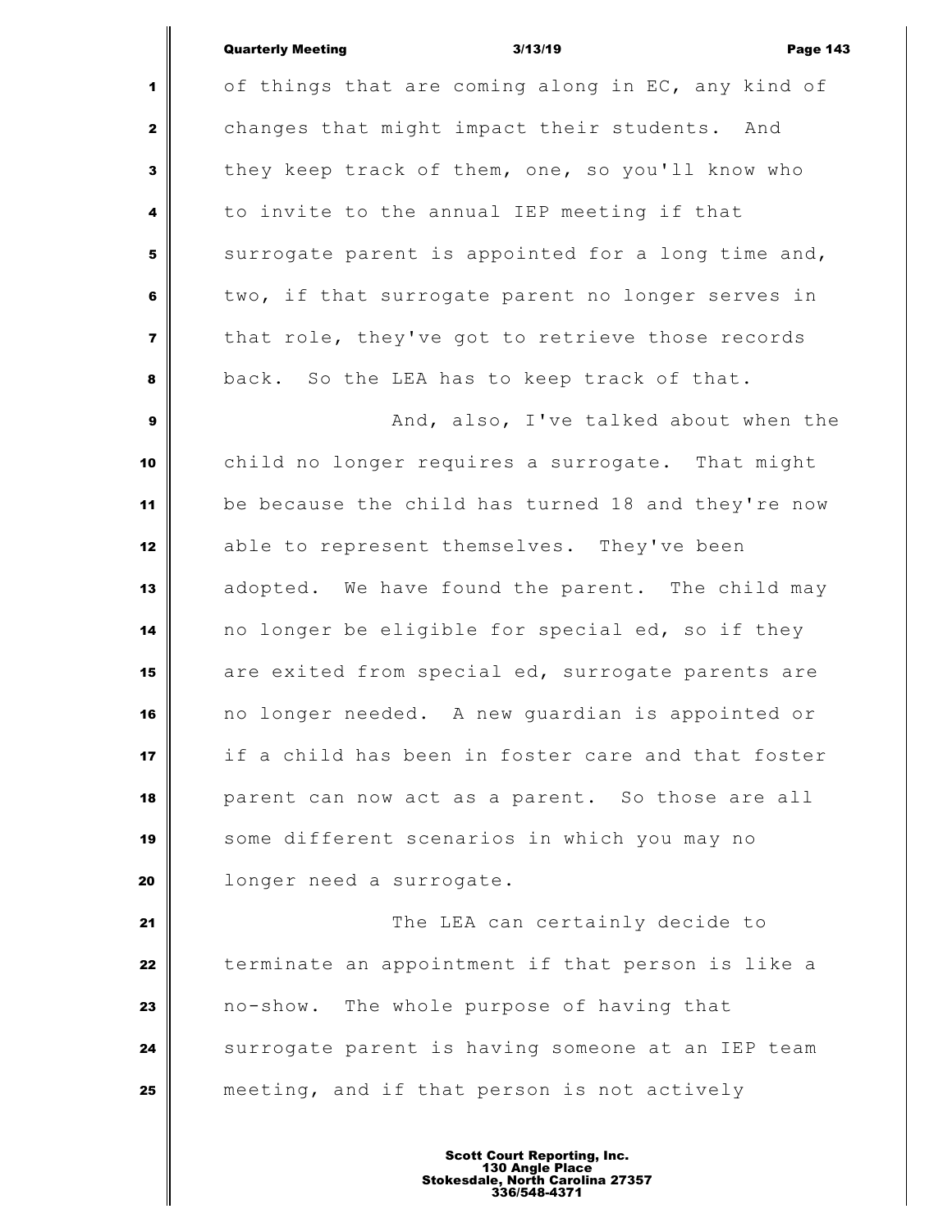of things that are coming along in EC, any kind of changes that might impact their students. And they keep track of them, one, so you'll know who to invite to the annual IEP meeting if that surrogate parent is appointed for a long time and, two, if that surrogate parent no longer serves in that role, they've got to retrieve those records back. So the LEA has to keep track of that.

And, also, I've talked about when the child no longer requires a surrogate. That might be because the child has turned 18 and they're now able to represent themselves. They've been adopted. We have found the parent. The child may no longer be eligible for special ed, so if they are exited from special ed, surrogate parents are no longer needed. A new guardian is appointed or if a child has been in foster care and that foster parent can now act as a parent. So those are all some different scenarios in which you may no longer need a surrogate.

The LEA can certainly decide to terminate an appointment if that person is like a no-show. The whole purpose of having that surrogate parent is having someone at an IEP team meeting, and if that person is not actively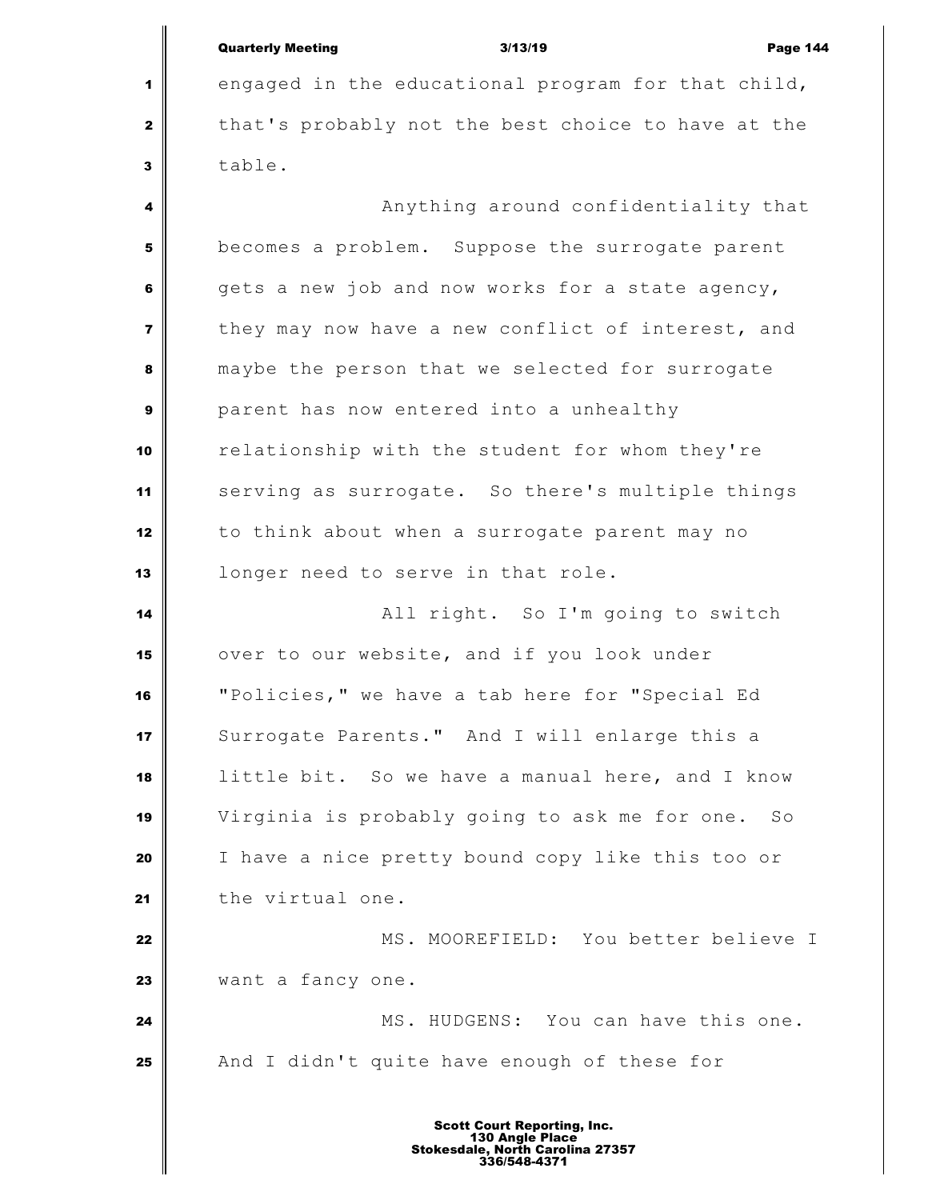engaged in the educational program for that child, that's probably not the best choice to have at the table.

Anything around confidentiality that becomes a problem. Suppose the surrogate parent gets a new job and now works for a state agency, they may now have a new conflict of interest, and maybe the person that we selected for surrogate parent has now entered into a unhealthy relationship with the student for whom they're serving as surrogate. So there's multiple things to think about when a surrogate parent may no longer need to serve in that role.

All right. So I'm going to switch over to our website, and if you look under "Policies," we have a tab here for "Special Ed Surrogate Parents." And I will enlarge this a little bit. So we have a manual here, and I know Virginia is probably going to ask me for one. So I have a nice pretty bound copy like this too or the virtual one.

MS. MOOREFIELD: You better believe I want a fancy one.

MS. HUDGENS: You can have this one. And I didn't quite have enough of these for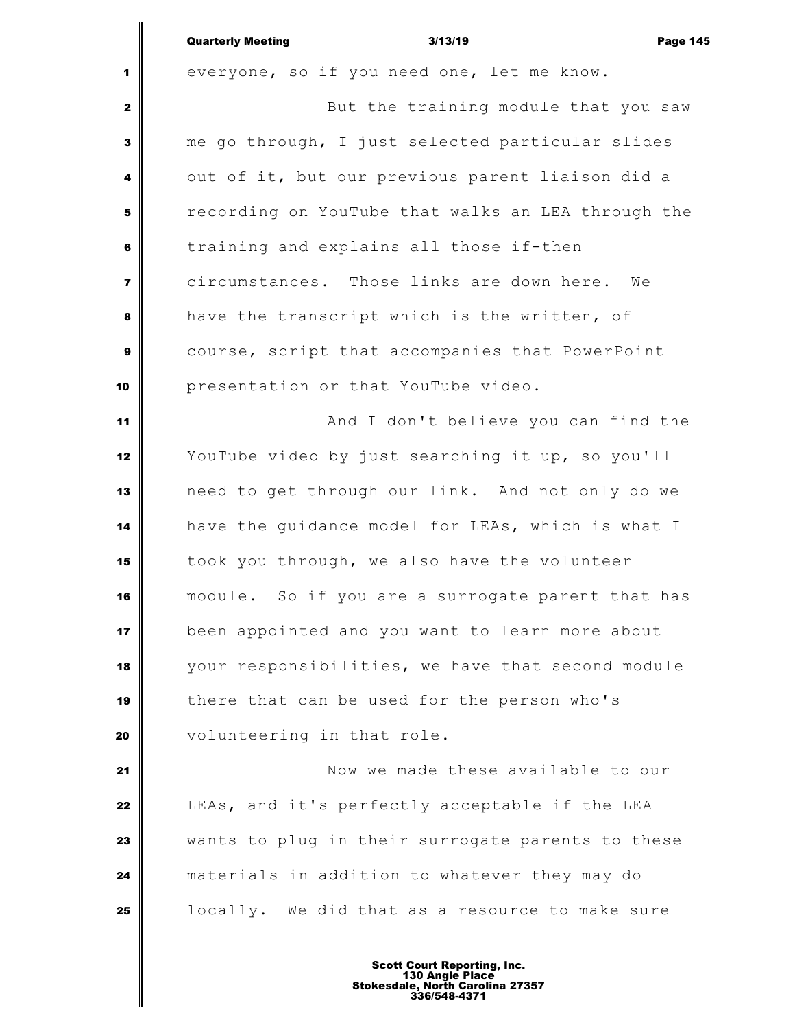everyone, so if you need one, let me know.

But the training module that you saw me go through, I just selected particular slides out of it, but our previous parent liaison did a recording on YouTube that walks an LEA through the training and explains all those if-then circumstances. Those links are down here. We have the transcript which is the written, of course, script that accompanies that PowerPoint presentation or that YouTube video.

And I don't believe you can find the YouTube video by just searching it up, so you'll need to get through our link. And not only do we have the guidance model for LEAs, which is what I took you through, we also have the volunteer module. So if you are a surrogate parent that has been appointed and you want to learn more about your responsibilities, we have that second module there that can be used for the person who's volunteering in that role.

Now we made these available to our LEAs, and it's perfectly acceptable if the LEA wants to plug in their surrogate parents to these materials in addition to whatever they may do locally. We did that as a resource to make sure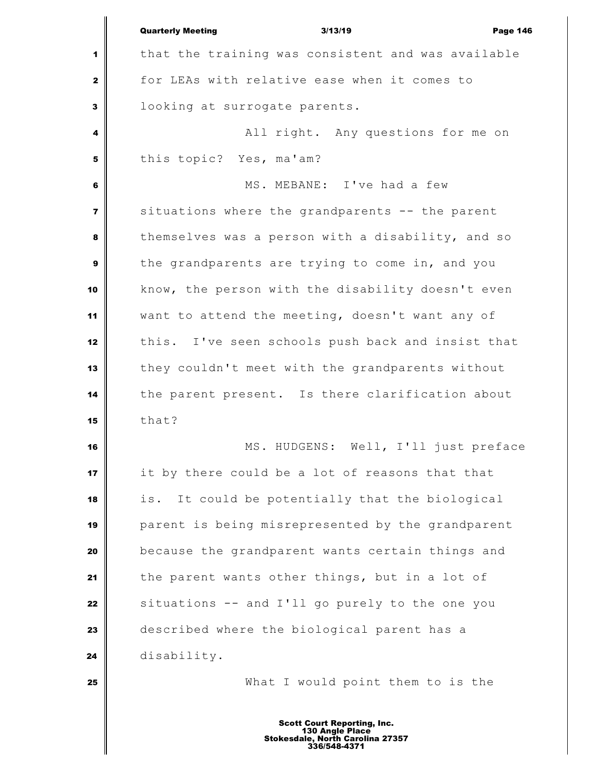that the training was consistent and was available for LEAs with relative ease when it comes to looking at surrogate parents.

All right. Any questions for me on this topic? Yes, ma'am?

MS. MEBANE: I've had a few situations where the grandparents -- the parent themselves was a person with a disability, and so the grandparents are trying to come in, and you know, the person with the disability doesn't even want to attend the meeting, doesn't want any of this. I've seen schools push back and insist that they couldn't meet with the grandparents without the parent present. Is there clarification about that?

MS. HUDGENS: Well, I'll just preface it by there could be a lot of reasons that that is. It could be potentially that the biological parent is being misrepresented by the grandparent because the grandparent wants certain things and the parent wants other things, but in a lot of situations -- and I'll go purely to the one you described where the biological parent has a disability.

What I would point them to is the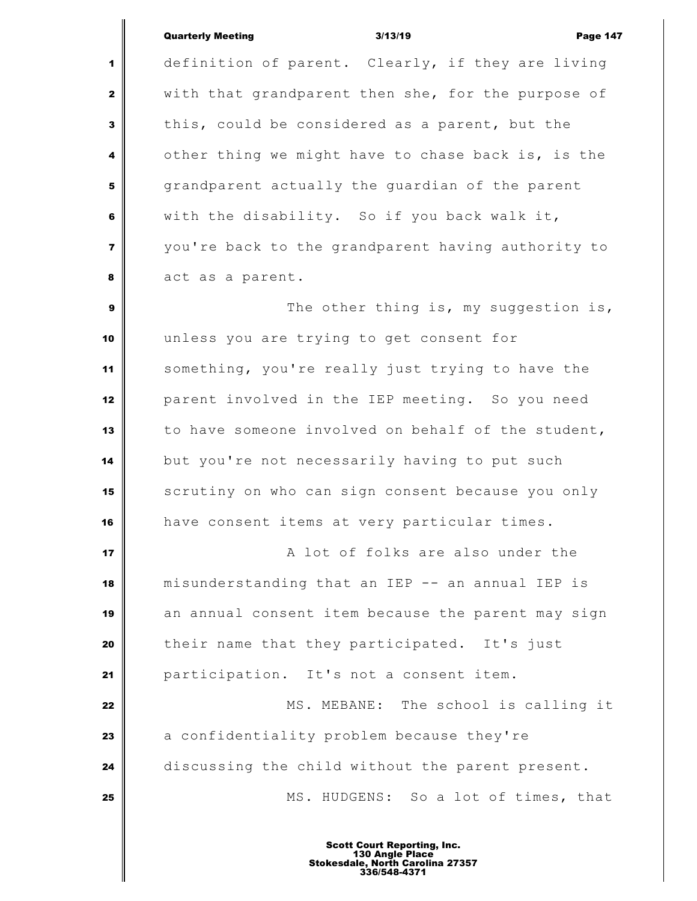definition of parent. Clearly, if they are living with that grandparent then she, for the purpose of this, could be considered as a parent, but the other thing we might have to chase back is, is the grandparent actually the guardian of the parent with the disability. So if you back walk it, you're back to the grandparent having authority to act as a parent.

The other thing is, my suggestion is, unless you are trying to get consent for something, you're really just trying to have the parent involved in the IEP meeting. So you need to have someone involved on behalf of the student, but you're not necessarily having to put such scrutiny on who can sign consent because you only have consent items at very particular times.

A lot of folks are also under the misunderstanding that an IEP -- an annual IEP is an annual consent item because the parent may sign their name that they participated. It's just participation. It's not a consent item.

MS. MEBANE: The school is calling it a confidentiality problem because they're discussing the child without the parent present.

MS. HUDGENS: So a lot of times, that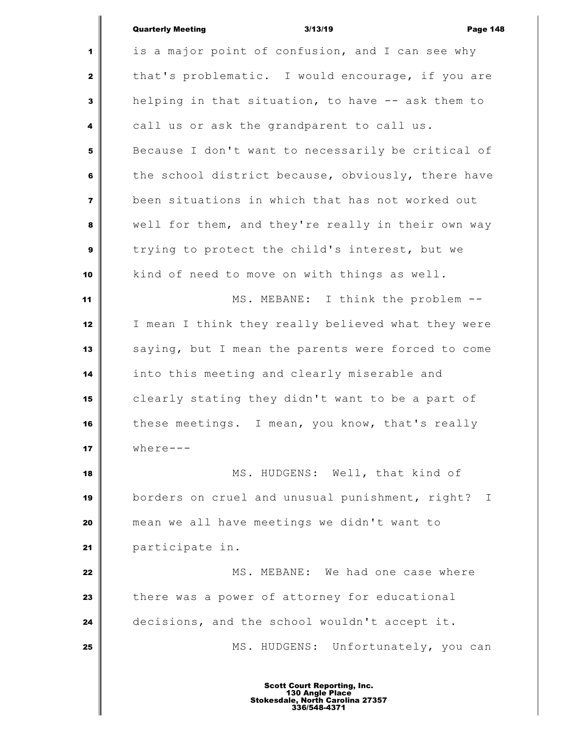is a major point of confusion, and I can see why that's problematic. I would encourage, if you are helping in that situation, to have -- ask them to call us or ask the grandparent to call us. Because I don't want to necessarily be critical of the school district because, obviously, there have been situations in which that has not worked out well for them, and they're really in their own way trying to protect the child's interest, but we kind of need to move on with things as well.

MS. MEBANE: I think the problem -- I mean I think they really believed what they were saying, but I mean the parents were forced to come into this meeting and clearly miserable and clearly stating they didn't want to be a part of these meetings. I mean, you know, that's really where---

MS. HUDGENS: Well, that kind of borders on cruel and unusual punishment, right? I mean we all have meetings we didn't want to participate in.

MS. MEBANE: We had one case where there was a power of attorney for educational decisions, and the school wouldn't accept it.

MS. HUDGENS: Unfortunately, you can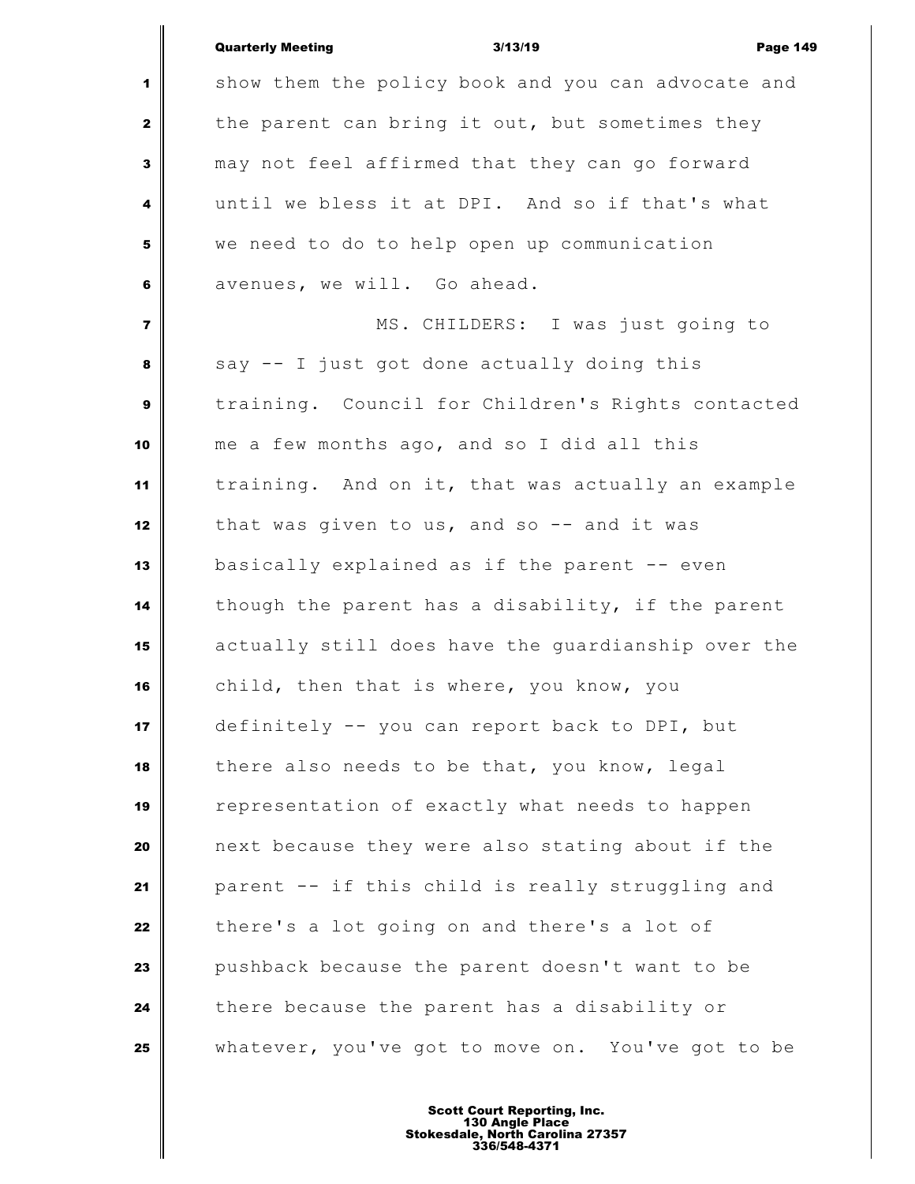show them the policy book and you can advocate and the parent can bring it out, but sometimes they may not feel affirmed that they can go forward until we bless it at DPI. And so if that's what we need to do to help open up communication avenues, we will. Go ahead.

MS. CHILDERS: I was just going to say -- I just got done actually doing this training. Council for Children's Rights contacted me a few months ago, and so I did all this training. And on it, that was actually an example that was given to us, and so -- and it was basically explained as if the parent -- even though the parent has a disability, if the parent actually still does have the guardianship over the child, then that is where, you know, you definitely -- you can report back to DPI, but there also needs to be that, you know, legal representation of exactly what needs to happen next because they were also stating about if the parent -- if this child is really struggling and there's a lot going on and there's a lot of pushback because the parent doesn't want to be there because the parent has a disability or whatever, you've got to move on. You've got to be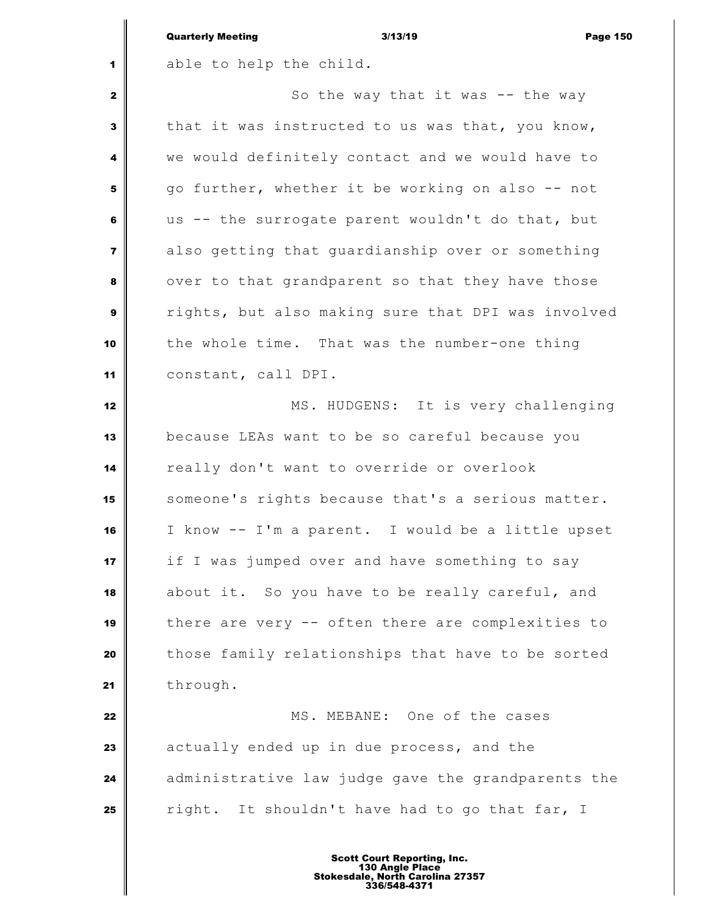able to help the child.

So the way that it was -- the way that it was instructed to us was that, you know, we would definitely contact and we would have to go further, whether it be working on also -- not us -- the surrogate parent wouldn't do that, but also getting that guardianship over or something over to that grandparent so that they have those rights, but also making sure that DPI was involved the whole time. That was the number-one thing constant, call DPI.

MS. HUDGENS: It is very challenging because LEAs want to be so careful because you really don't want to override or overlook someone's rights because that's a serious matter. I know -- I'm a parent. I would be a little upset if I was jumped over and have something to say about it. So you have to be really careful, and there are very -- often there are complexities to those family relationships that have to be sorted through.

MS. MEBANE: One of the cases actually ended up in due process, and the administrative law judge gave the grandparents the right. It shouldn't have had to go that far, I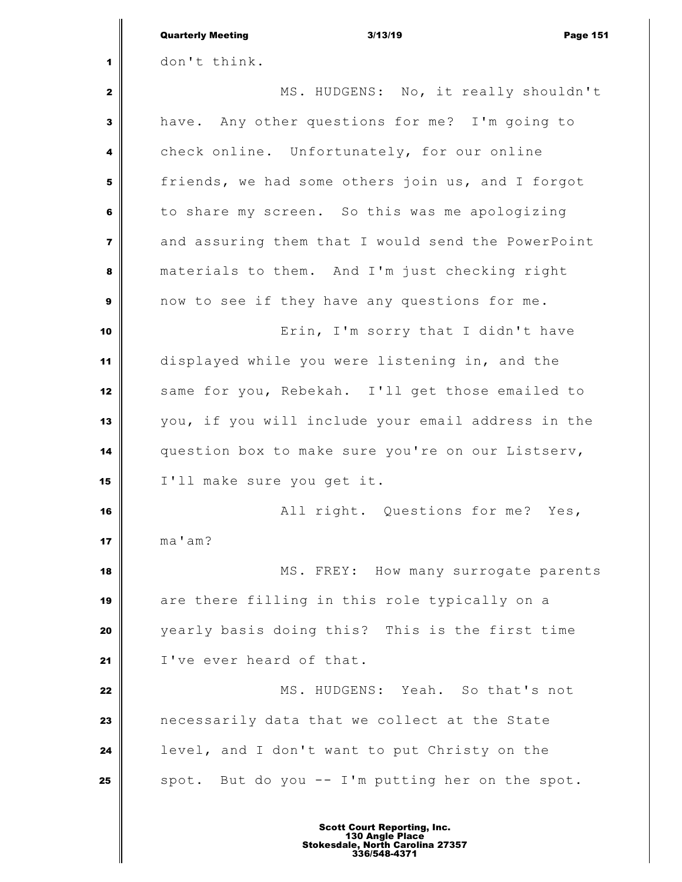don't think.

MS. HUDGENS: No, it really shouldn't have. Any other questions for me? I'm going to check online. Unfortunately, for our online friends, we had some others join us, and I forgot to share my screen. So this was me apologizing and assuring them that I would send the PowerPoint materials to them. And I'm just checking right now to see if they have any questions for me.

Erin, I'm sorry that I didn't have displayed while you were listening in, and the same for you, Rebekah. I'll get those emailed to you, if you will include your email address in the question box to make sure you're on our Listserv, I'll make sure you get it.

All right. Questions for me? Yes, ma'am?

MS. FREY: How many surrogate parents are there filling in this role typically on a yearly basis doing this? This is the first time I've ever heard of that.

MS. HUDGENS: Yeah. So that's not necessarily data that we collect at the State level, and I don't want to put Christy on the spot. But do you -- I'm putting her on the spot.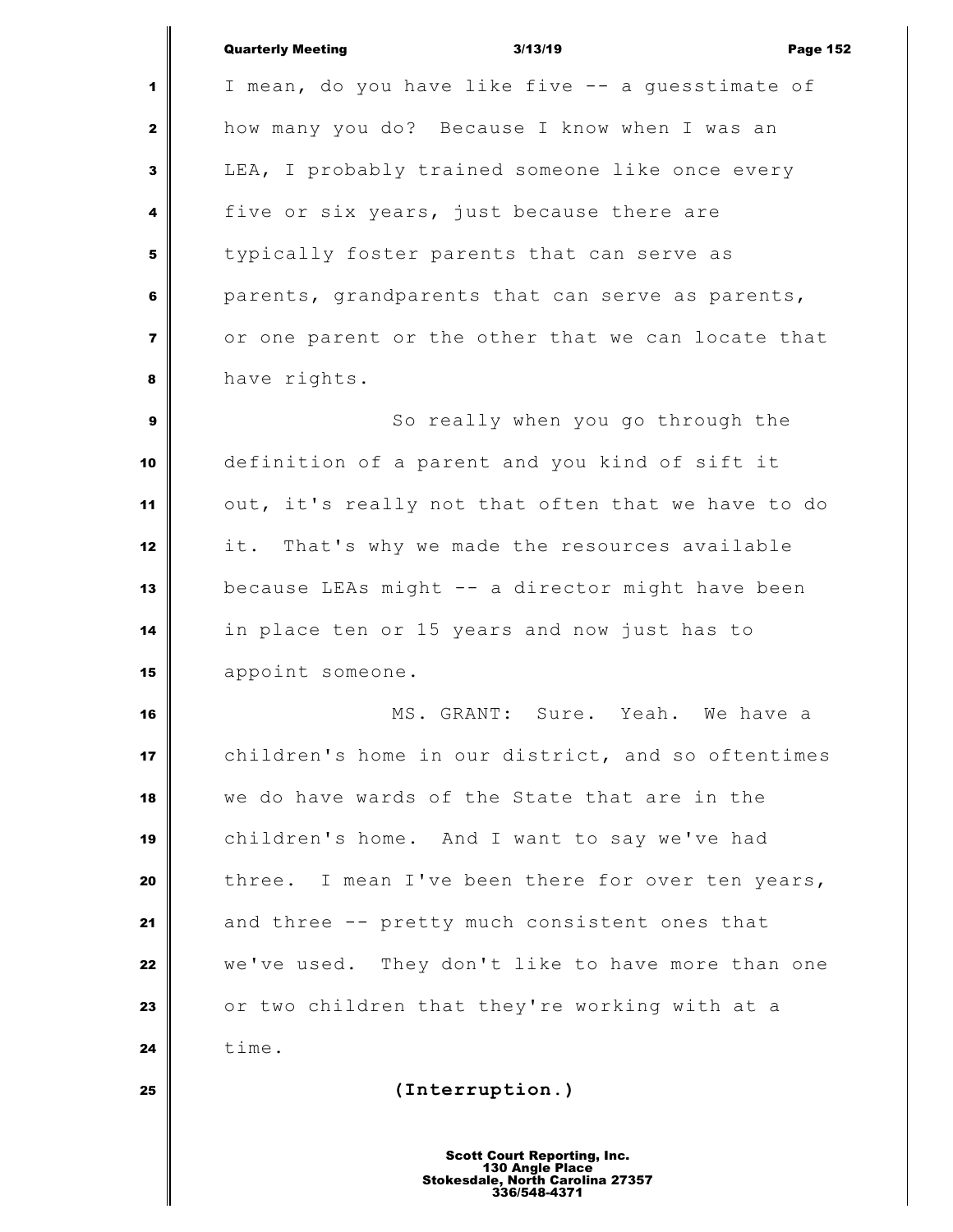I mean, do you have like five -- a guesstimate of how many you do? Because I know when I was an LEA, I probably trained someone like once every five or six years, just because there are typically foster parents that can serve as parents, grandparents that can serve as parents, or one parent or the other that we can locate that have rights.

So really when you go through the definition of a parent and you kind of sift it out, it's really not that often that we have to do it. That's why we made the resources available because LEAs might -- a director might have been in place ten or 15 years and now just has to appoint someone.

MS. GRANT: Sure. Yeah. We have a children's home in our district, and so oftentimes we do have wards of the State that are in the children's home. And I want to say we've had three. I mean I've been there for over ten years, and three -- pretty much consistent ones that we've used. They don't like to have more than one or two children that they're working with at a time.

**(Interruption.)**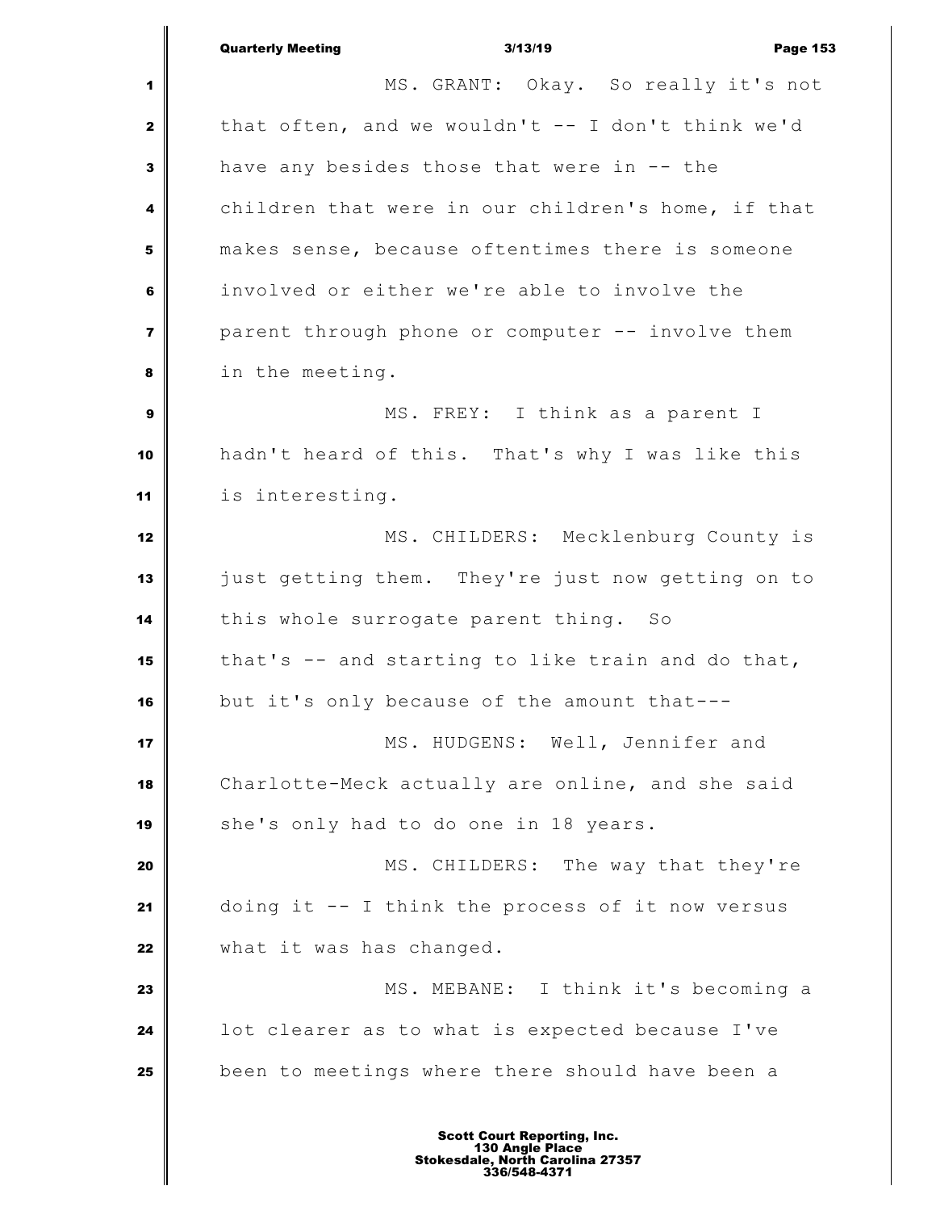MS. GRANT: Okay. So really it's not that often, and we wouldn't -- I don't think we'd have any besides those that were in -- the children that were in our children's home, if that makes sense, because oftentimes there is someone involved or either we're able to involve the parent through phone or computer -- involve them in the meeting.

MS. FREY: I think as a parent I hadn't heard of this. That's why I was like this is interesting.

MS. CHILDERS: Mecklenburg County is just getting them. They're just now getting on to this whole surrogate parent thing. So that's -- and starting to like train and do that, but it's only because of the amount that---

MS. HUDGENS: Well, Jennifer and Charlotte-Meck actually are online, and she said she's only had to do one in 18 years.

MS. CHILDERS: The way that they're doing it -- I think the process of it now versus what it was has changed.

MS. MEBANE: I think it's becoming a lot clearer as to what is expected because I've been to meetings where there should have been a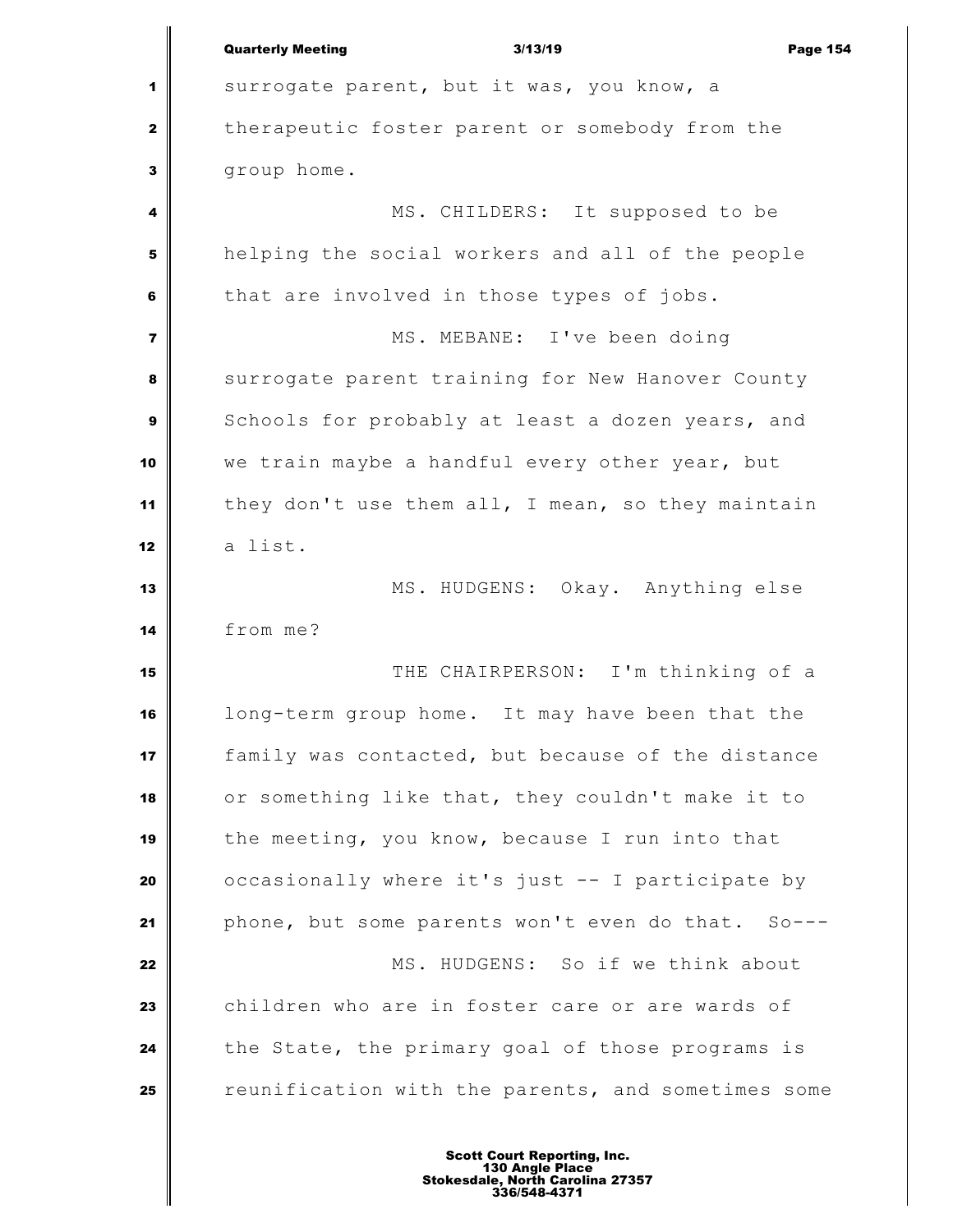surrogate parent, but it was, you know, a therapeutic foster parent or somebody from the group home.

MS. CHILDERS: It supposed to be helping the social workers and all of the people that are involved in those types of jobs.

MS. MEBANE: I've been doing surrogate parent training for New Hanover County Schools for probably at least a dozen years, and we train maybe a handful every other year, but they don't use them all, I mean, so they maintain a list.

MS. HUDGENS: Okay. Anything else from me?

THE CHAIRPERSON: I'm thinking of a long-term group home. It may have been that the family was contacted, but because of the distance or something like that, they couldn't make it to the meeting, you know, because I run into that occasionally where it's just -- I participate by phone, but some parents won't even do that. So---

MS. HUDGENS: So if we think about children who are in foster care or are wards of the State, the primary goal of those programs is reunification with the parents, and sometimes some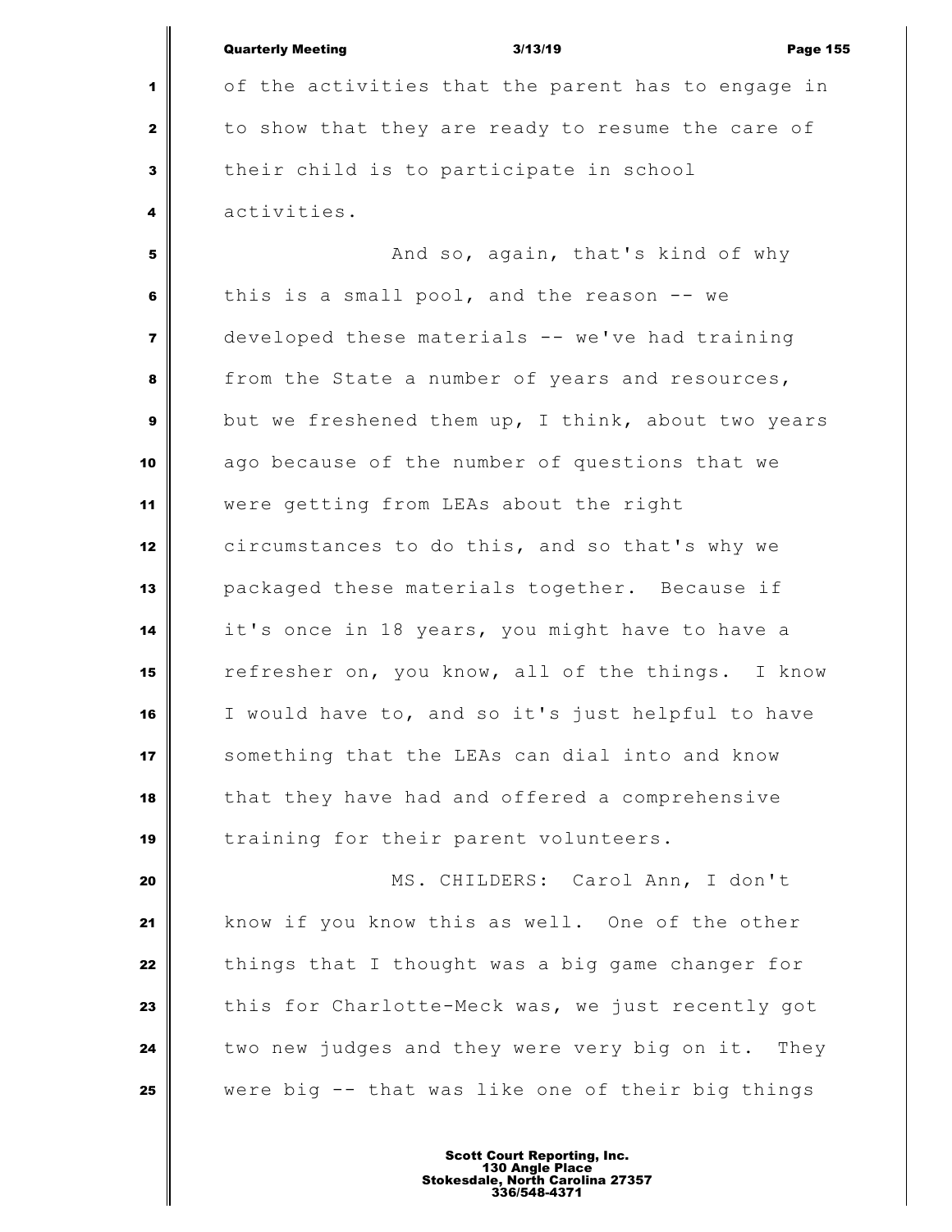of the activities that the parent has to engage in to show that they are ready to resume the care of their child is to participate in school activities.

And so, again, that's kind of why this is a small pool, and the reason -- we developed these materials -- we've had training from the State a number of years and resources, but we freshened them up, I think, about two years ago because of the number of questions that we were getting from LEAs about the right circumstances to do this, and so that's why we packaged these materials together. Because if it's once in 18 years, you might have to have a refresher on, you know, all of the things. I know I would have to, and so it's just helpful to have something that the LEAs can dial into and know that they have had and offered a comprehensive training for their parent volunteers.

MS. CHILDERS: Carol Ann, I don't know if you know this as well. One of the other things that I thought was a big game changer for this for Charlotte-Meck was, we just recently got two new judges and they were very big on it. They were big -- that was like one of their big things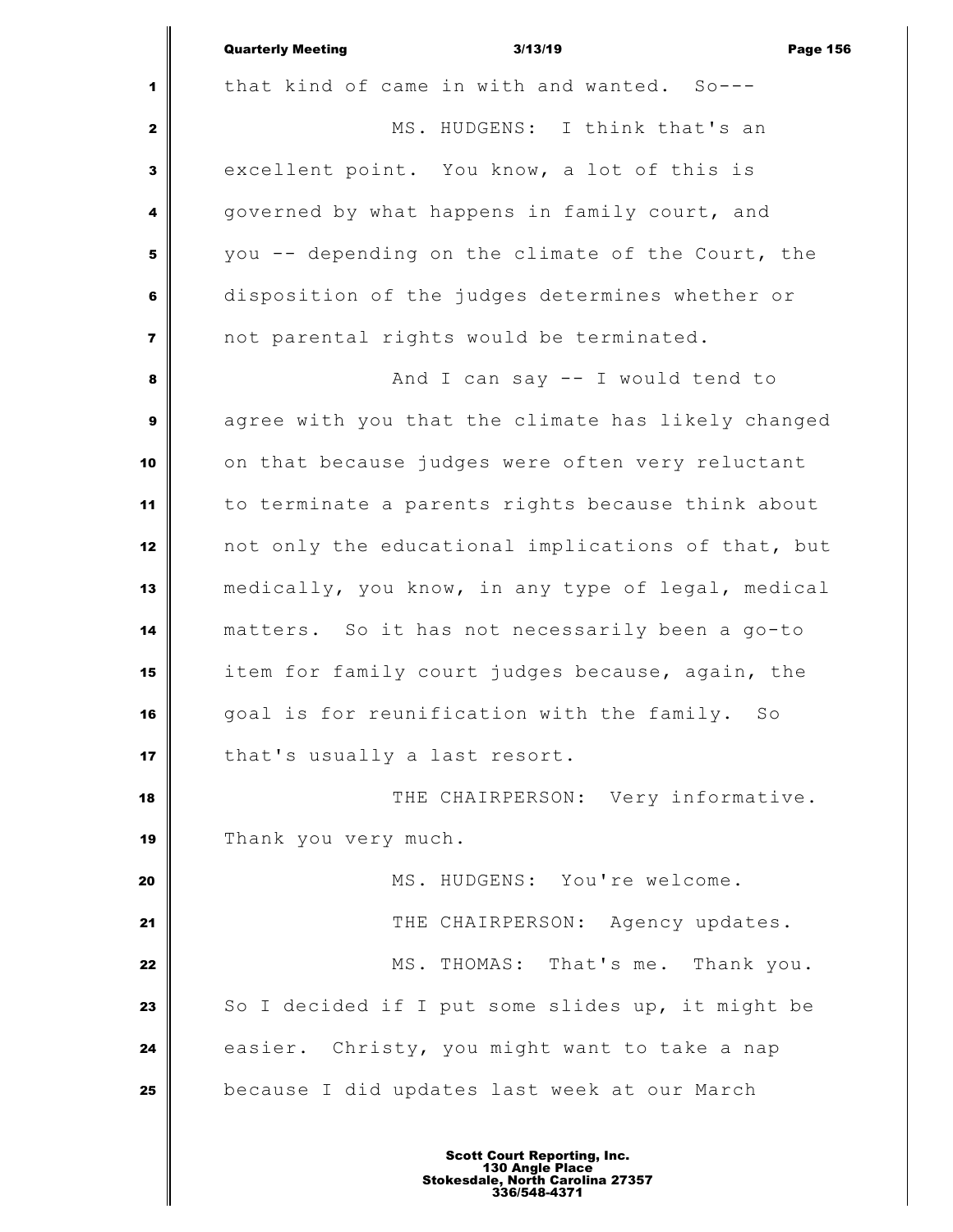that kind of came in with and wanted. So---

MS. HUDGENS: I think that's an excellent point. You know, a lot of this is governed by what happens in family court, and you -- depending on the climate of the Court, the disposition of the judges determines whether or not parental rights would be terminated.

And I can say -- I would tend to agree with you that the climate has likely changed on that because judges were often very reluctant to terminate a parents rights because think about not only the educational implications of that, but medically, you know, in any type of legal, medical matters. So it has not necessarily been a go-to item for family court judges because, again, the goal is for reunification with the family. So that's usually a last resort.

THE CHAIRPERSON: Very informative. Thank you very much.

MS. HUDGENS: You're welcome.

THE CHAIRPERSON: Agency updates.

MS. THOMAS: That's me. Thank you. So I decided if I put some slides up, it might be easier. Christy, you might want to take a nap because I did updates last week at our March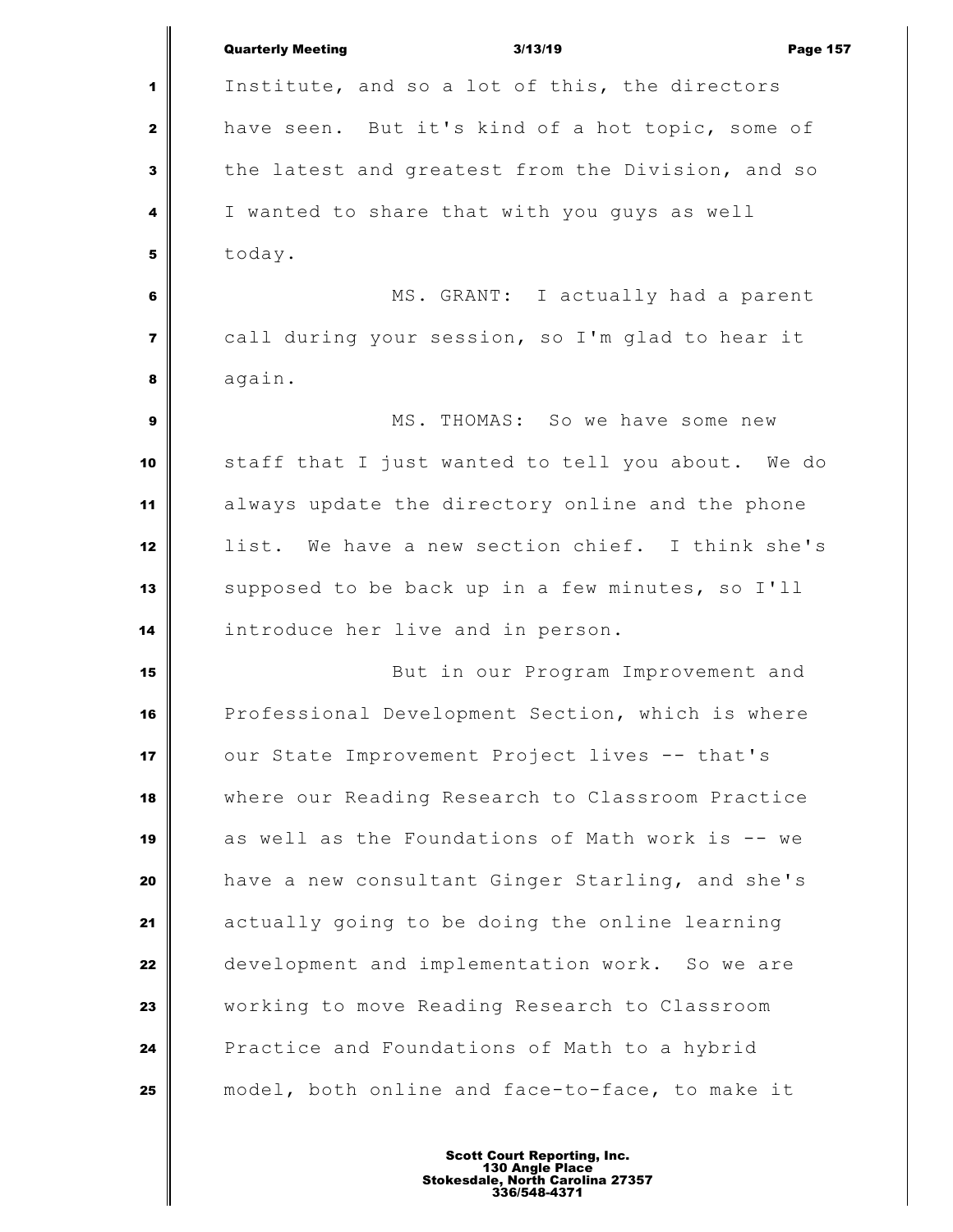Institute, and so a lot of this, the directors have seen. But it's kind of a hot topic, some of the latest and greatest from the Division, and so I wanted to share that with you guys as well today.

MS. GRANT: I actually had a parent call during your session, so I'm glad to hear it again.

MS. THOMAS: So we have some new staff that I just wanted to tell you about. We do always update the directory online and the phone list. We have a new section chief. I think she's supposed to be back up in a few minutes, so I'll introduce her live and in person.

But in our Program Improvement and Professional Development Section, which is where our State Improvement Project lives -- that's where our Reading Research to Classroom Practice as well as the Foundations of Math work is -- we have a new consultant Ginger Starling, and she's actually going to be doing the online learning development and implementation work. So we are working to move Reading Research to Classroom Practice and Foundations of Math to a hybrid model, both online and face-to-face, to make it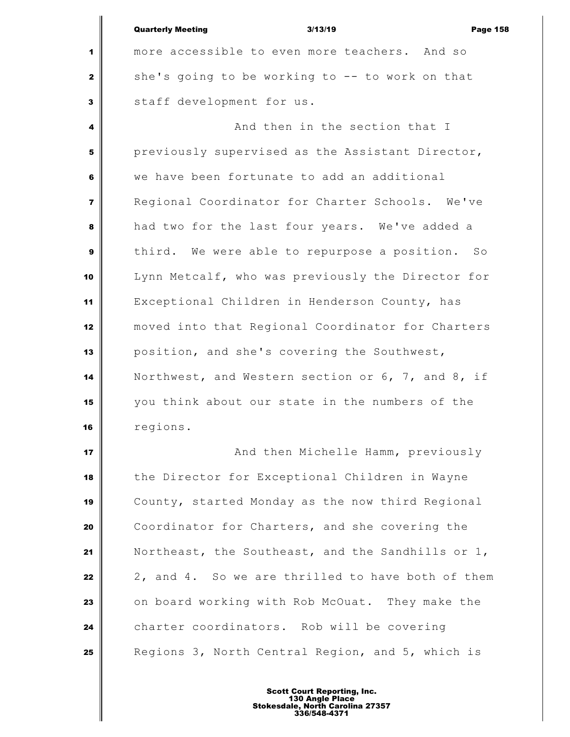more accessible to even more teachers. And so she's going to be working to -- to work on that staff development for us.

And then in the section that I previously supervised as the Assistant Director, we have been fortunate to add an additional Regional Coordinator for Charter Schools. We've had two for the last four years. We've added a third. We were able to repurpose a position. So Lynn Metcalf, who was previously the Director for Exceptional Children in Henderson County, has moved into that Regional Coordinator for Charters position, and she's covering the Southwest, Northwest, and Western section or 6, 7, and 8, if you think about our state in the numbers of the regions.

And then Michelle Hamm, previously the Director for Exceptional Children in Wayne County, started Monday as the now third Regional Coordinator for Charters, and she covering the Northeast, the Southeast, and the Sandhills or 1, 2, and 4. So we are thrilled to have both of them on board working with Rob McOuat. They make the charter coordinators. Rob will be covering Regions 3, North Central Region, and 5, which is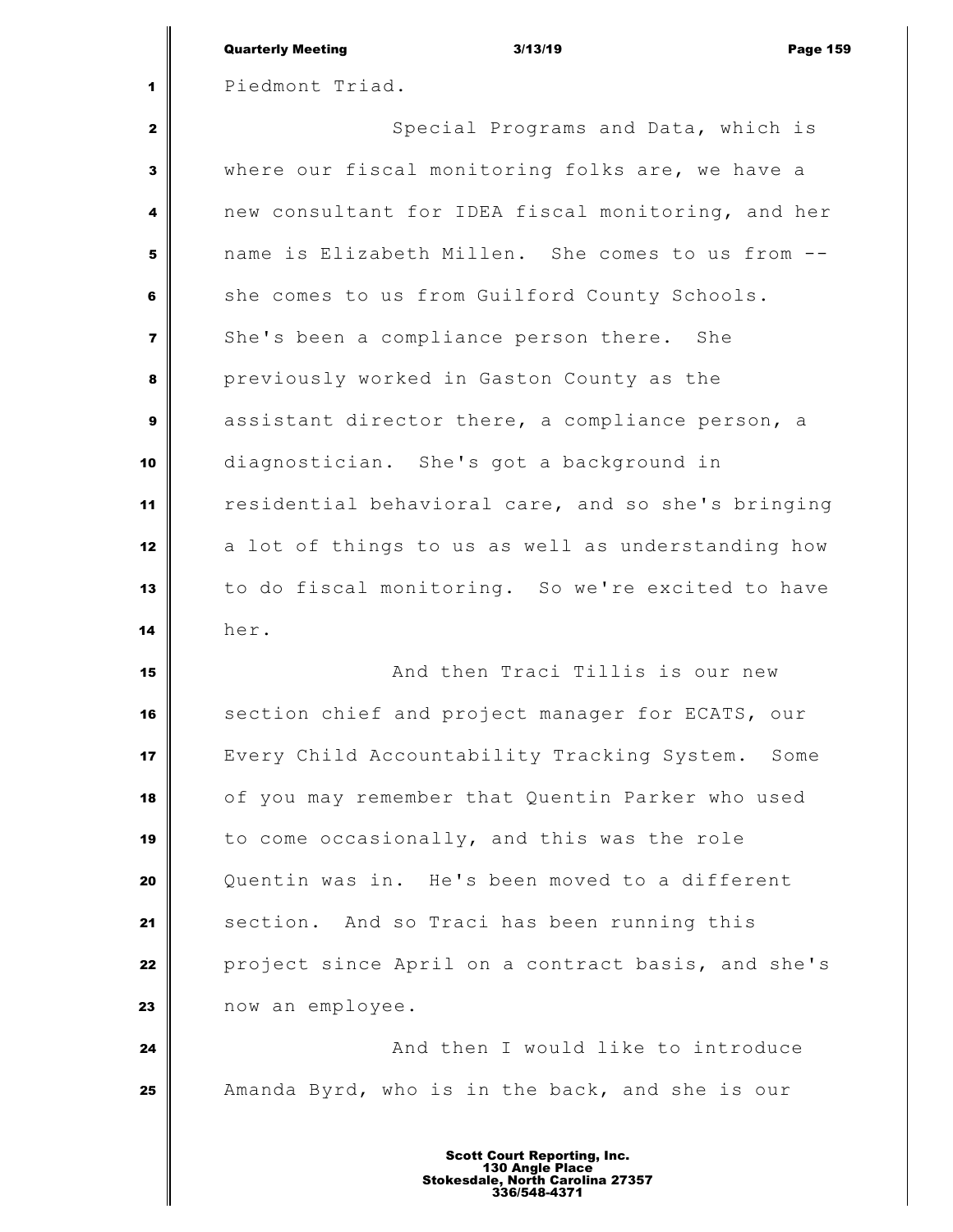Piedmont Triad.

Special Programs and Data, which is where our fiscal monitoring folks are, we have a new consultant for IDEA fiscal monitoring, and her name is Elizabeth Millen. She comes to us from -- she comes to us from Guilford County Schools. She's been a compliance person there. She previously worked in Gaston County as the assistant director there, a compliance person, a diagnostician. She's got a background in residential behavioral care, and so she's bringing a lot of things to us as well as understanding how to do fiscal monitoring. So we're excited to have her.

And then Traci Tillis is our new section chief and project manager for ECATS, our Every Child Accountability Tracking System. Some of you may remember that Quentin Parker who used to come occasionally, and this was the role Quentin was in. He's been moved to a different section. And so Traci has been running this project since April on a contract basis, and she's now an employee.

And then I would like to introduce Amanda Byrd, who is in the back, and she is our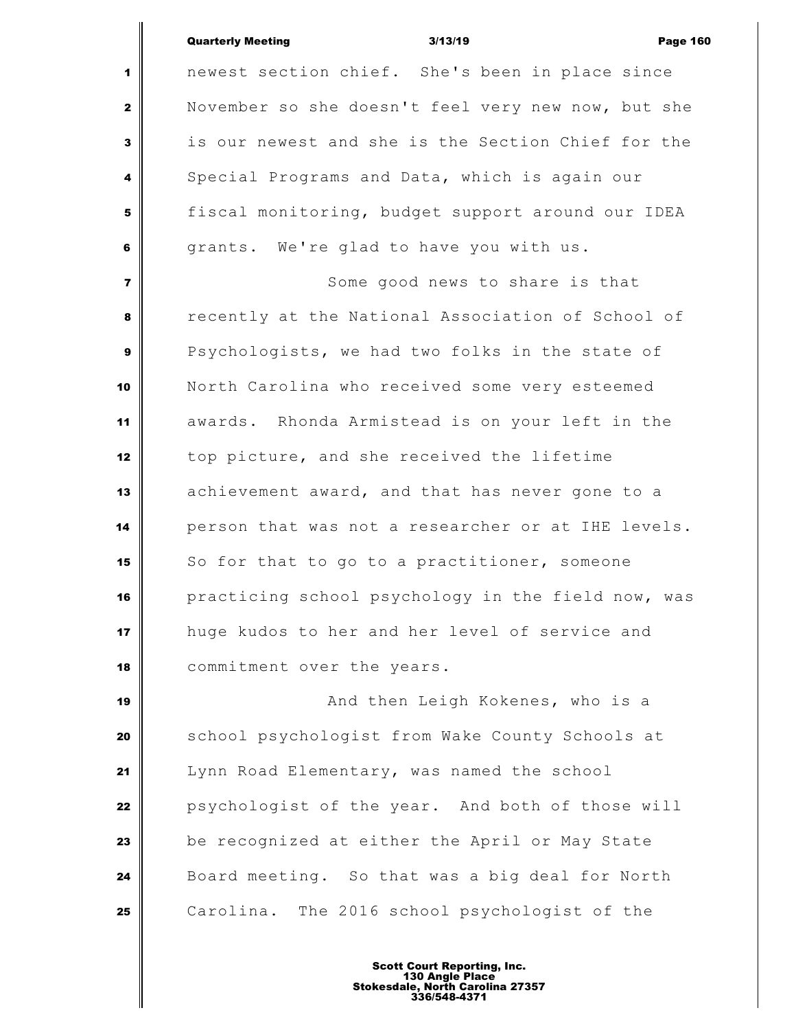newest section chief. She's been in place since November so she doesn't feel very new now, but she is our newest and she is the Section Chief for the Special Programs and Data, which is again our fiscal monitoring, budget support around our IDEA grants. We're glad to have you with us.

Some good news to share is that recently at the National Association of School of Psychologists, we had two folks in the state of North Carolina who received some very esteemed awards. Rhonda Armistead is on your left in the top picture, and she received the lifetime achievement award, and that has never gone to a person that was not a researcher or at IHE levels. So for that to go to a practitioner, someone practicing school psychology in the field now, was huge kudos to her and her level of service and commitment over the years.

And then Leigh Kokenes, who is a school psychologist from Wake County Schools at Lynn Road Elementary, was named the school psychologist of the year. And both of those will be recognized at either the April or May State Board meeting. So that was a big deal for North Carolina. The 2016 school psychologist of the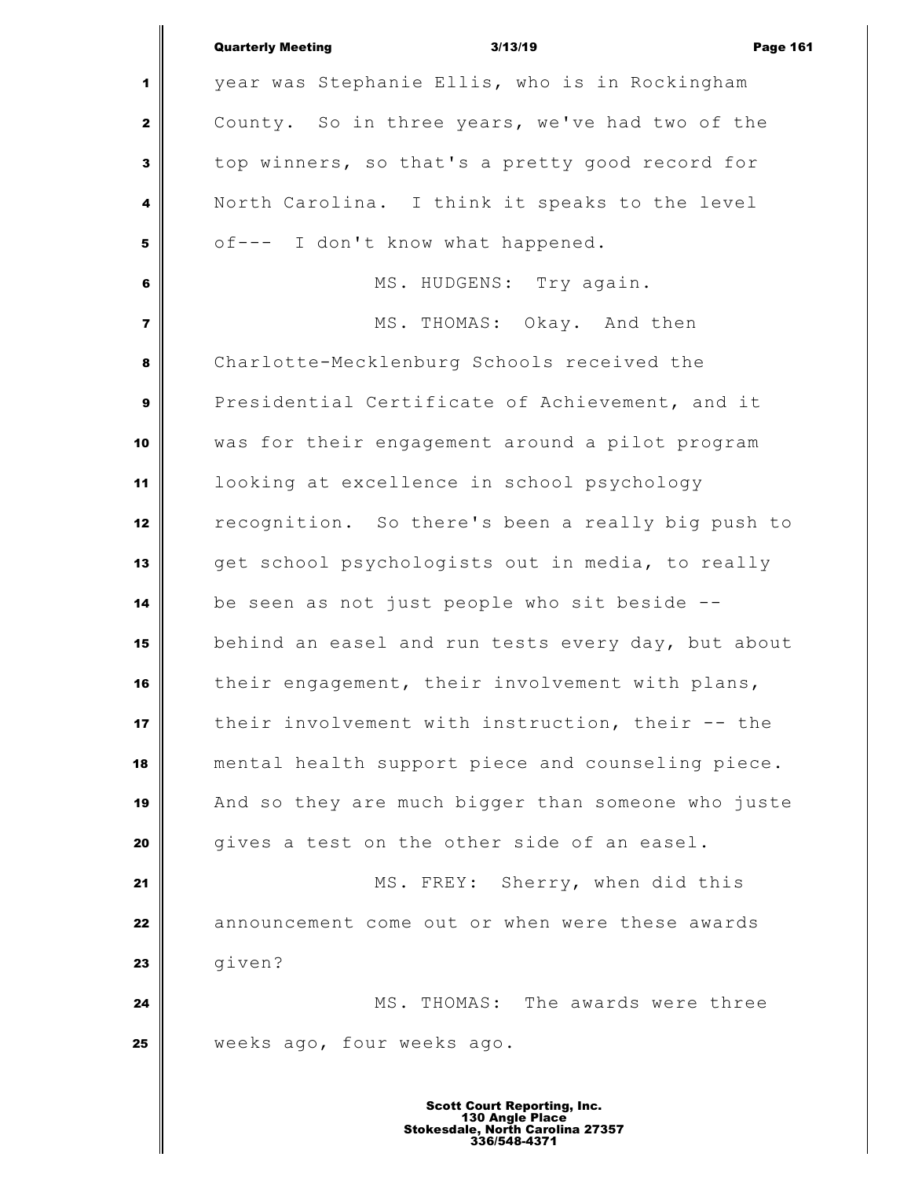year was Stephanie Ellis, who is in Rockingham County. So in three years, we've had two of the top winners, so that's a pretty good record for North Carolina. I think it speaks to the level of--- I don't know what happened.

MS. HUDGENS: Try again.

MS. THOMAS: Okay. And then Charlotte-Mecklenburg Schools received the Presidential Certificate of Achievement, and it was for their engagement around a pilot program looking at excellence in school psychology recognition. So there's been a really big push to get school psychologists out in media, to really be seen as not just people who sit beside -- behind an easel and run tests every day, but about their engagement, their involvement with plans, their involvement with instruction, their -- the mental health support piece and counseling piece. And so they are much bigger than someone who juste gives a test on the other side of an easel.

MS. FREY: Sherry, when did this announcement come out or when were these awards given?

MS. THOMAS: The awards were three weeks ago, four weeks ago.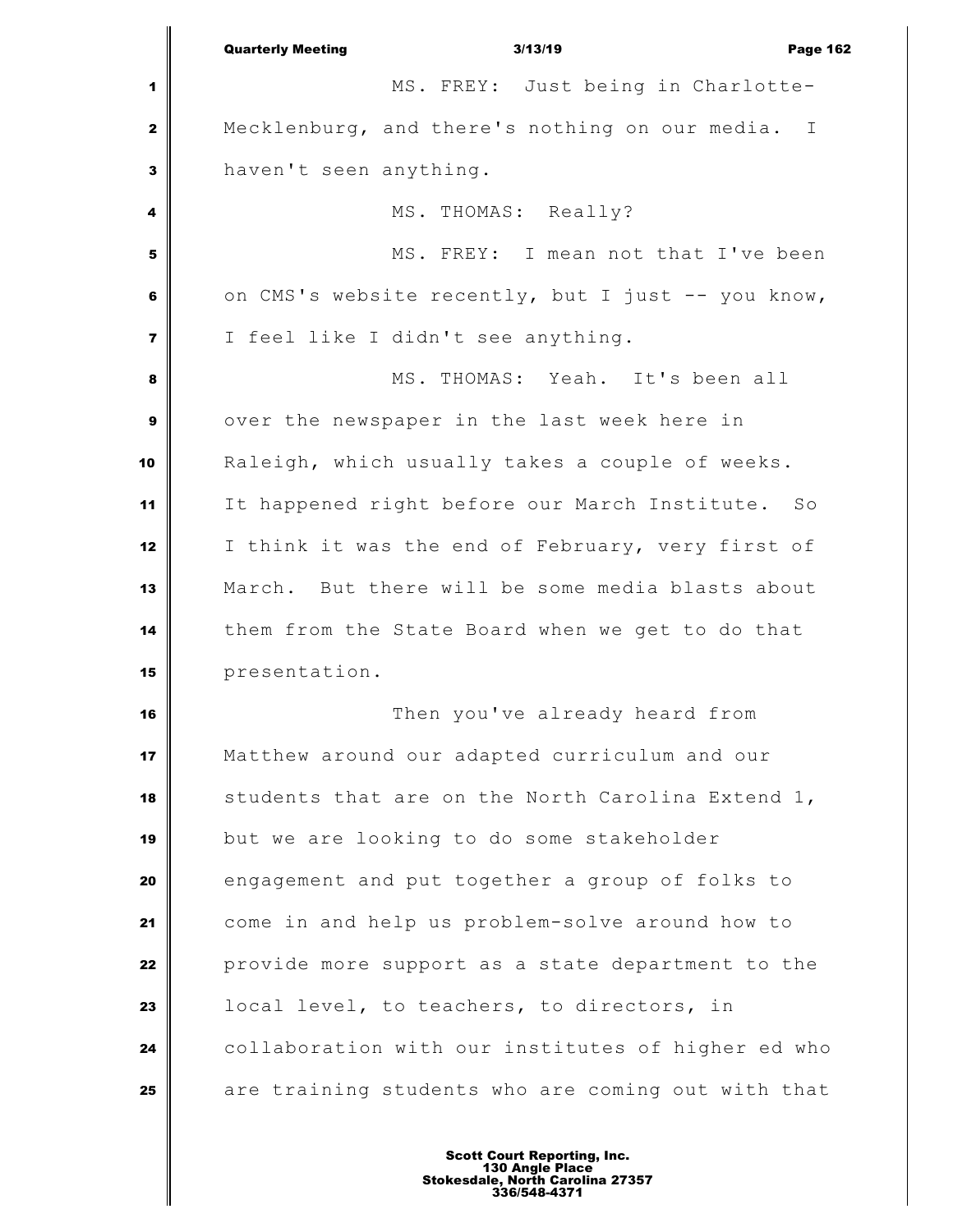MS. FREY: Just being in Charlotte-Mecklenburg, and there's nothing on our media. I haven't seen anything.

MS. THOMAS: Really?

MS. FREY: I mean not that I've been on CMS's website recently, but I just -- you know, I feel like I didn't see anything.

MS. THOMAS: Yeah. It's been all over the newspaper in the last week here in Raleigh, which usually takes a couple of weeks. It happened right before our March Institute. So I think it was the end of February, very first of March. But there will be some media blasts about them from the State Board when we get to do that presentation.

Then you've already heard from Matthew around our adapted curriculum and our students that are on the North Carolina Extend 1, but we are looking to do some stakeholder engagement and put together a group of folks to come in and help us problem-solve around how to provide more support as a state department to the local level, to teachers, to directors, in collaboration with our institutes of higher ed who are training students who are coming out with that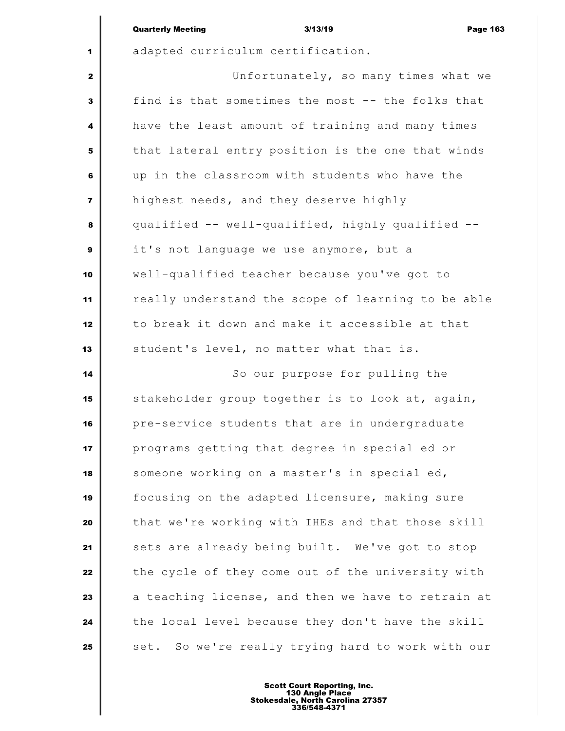adapted curriculum certification.

Unfortunately, so many times what we find is that sometimes the most -- the folks that have the least amount of training and many times that lateral entry position is the one that winds up in the classroom with students who have the highest needs, and they deserve highly qualified -- well-qualified, highly qualified -- it's not language we use anymore, but a well-qualified teacher because you've got to really understand the scope of learning to be able to break it down and make it accessible at that student's level, no matter what that is.

So our purpose for pulling the stakeholder group together is to look at, again, pre-service students that are in undergraduate programs getting that degree in special ed or someone working on a master's in special ed, focusing on the adapted licensure, making sure that we're working with IHEs and that those skill sets are already being built. We've got to stop the cycle of they come out of the university with a teaching license, and then we have to retrain at the local level because they don't have the skill set. So we're really trying hard to work with our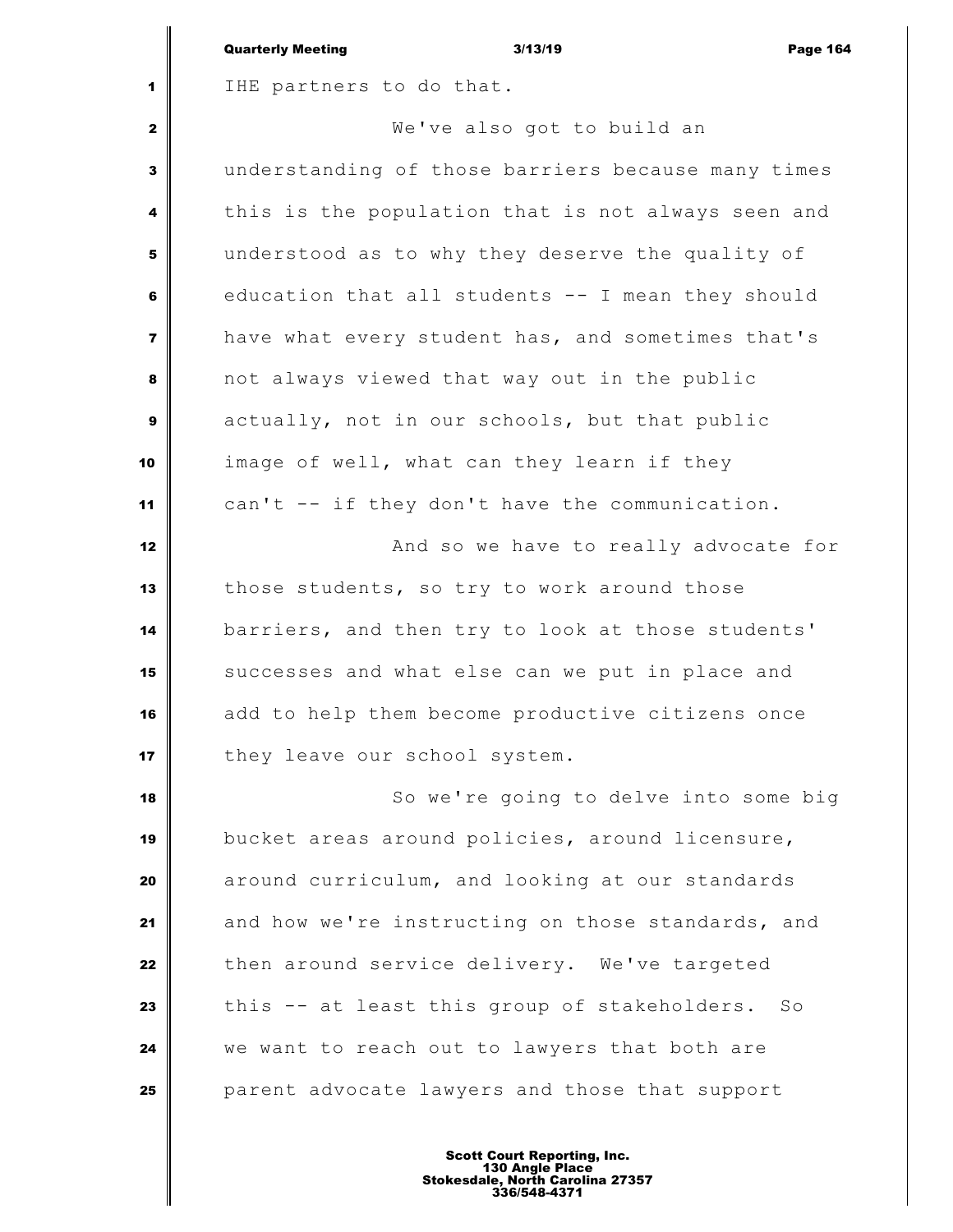IHE partners to do that.

We've also got to build an understanding of those barriers because many times this is the population that is not always seen and understood as to why they deserve the quality of education that all students -- I mean they should have what every student has, and sometimes that's not always viewed that way out in the public actually, not in our schools, but that public image of well, what can they learn if they can't -- if they don't have the communication.

And so we have to really advocate for those students, so try to work around those barriers, and then try to look at those students' successes and what else can we put in place and add to help them become productive citizens once they leave our school system.

So we're going to delve into some big bucket areas around policies, around licensure, around curriculum, and looking at our standards and how we're instructing on those standards, and then around service delivery. We've targeted this -- at least this group of stakeholders. So we want to reach out to lawyers that both are parent advocate lawyers and those that support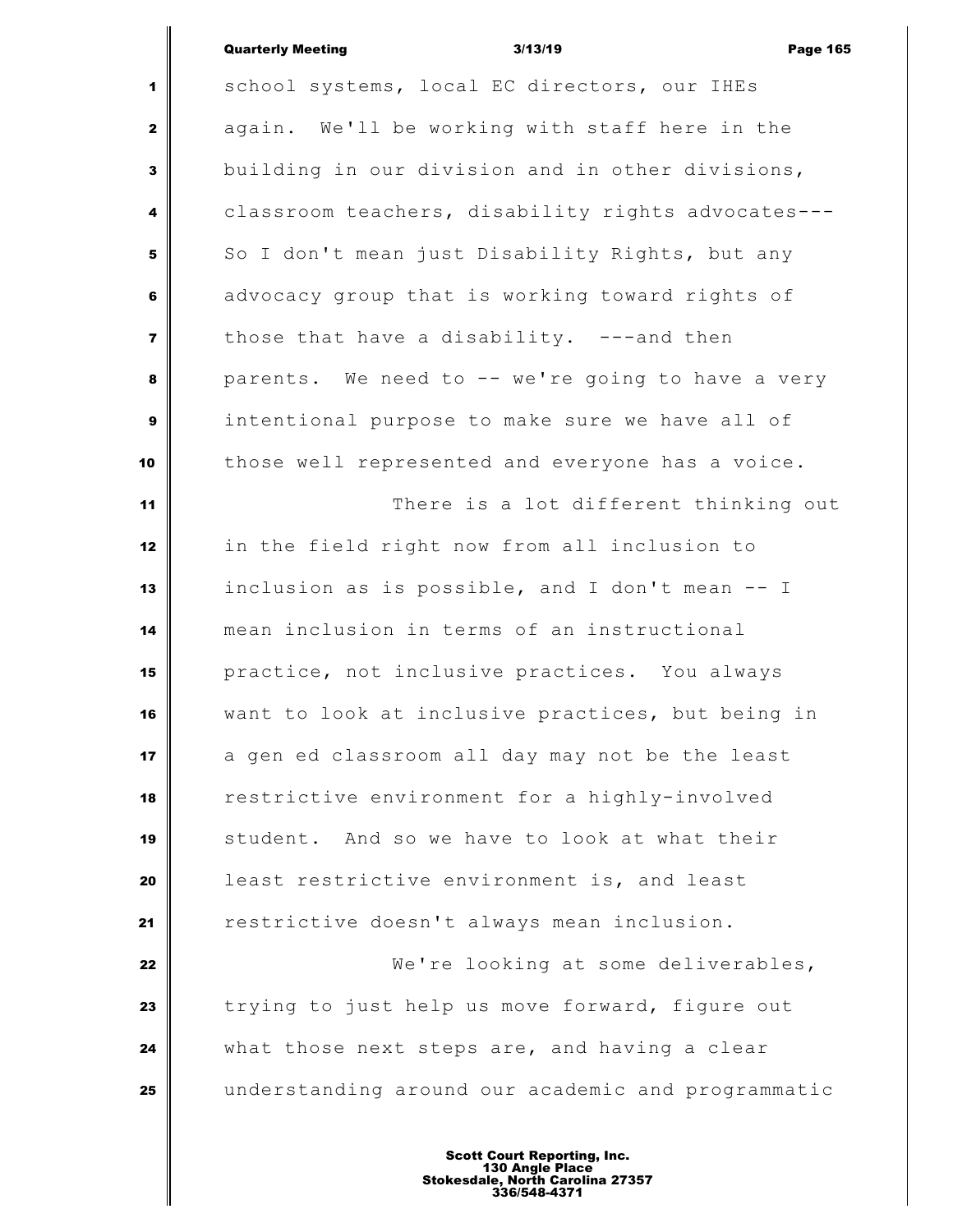school systems, local EC directors, our IHEs again. We'll be working with staff here in the building in our division and in other divisions, classroom teachers, disability rights advocates--- So I don't mean just Disability Rights, but any advocacy group that is working toward rights of those that have a disability. ---and then parents. We need to -- we're going to have a very intentional purpose to make sure we have all of those well represented and everyone has a voice.

There is a lot different thinking out in the field right now from all inclusion to inclusion as is possible, and I don't mean -- I mean inclusion in terms of an instructional practice, not inclusive practices. You always want to look at inclusive practices, but being in a gen ed classroom all day may not be the least restrictive environment for a highly-involved student. And so we have to look at what their least restrictive environment is, and least restrictive doesn't always mean inclusion.

We're looking at some deliverables, trying to just help us move forward, figure out what those next steps are, and having a clear understanding around our academic and programmatic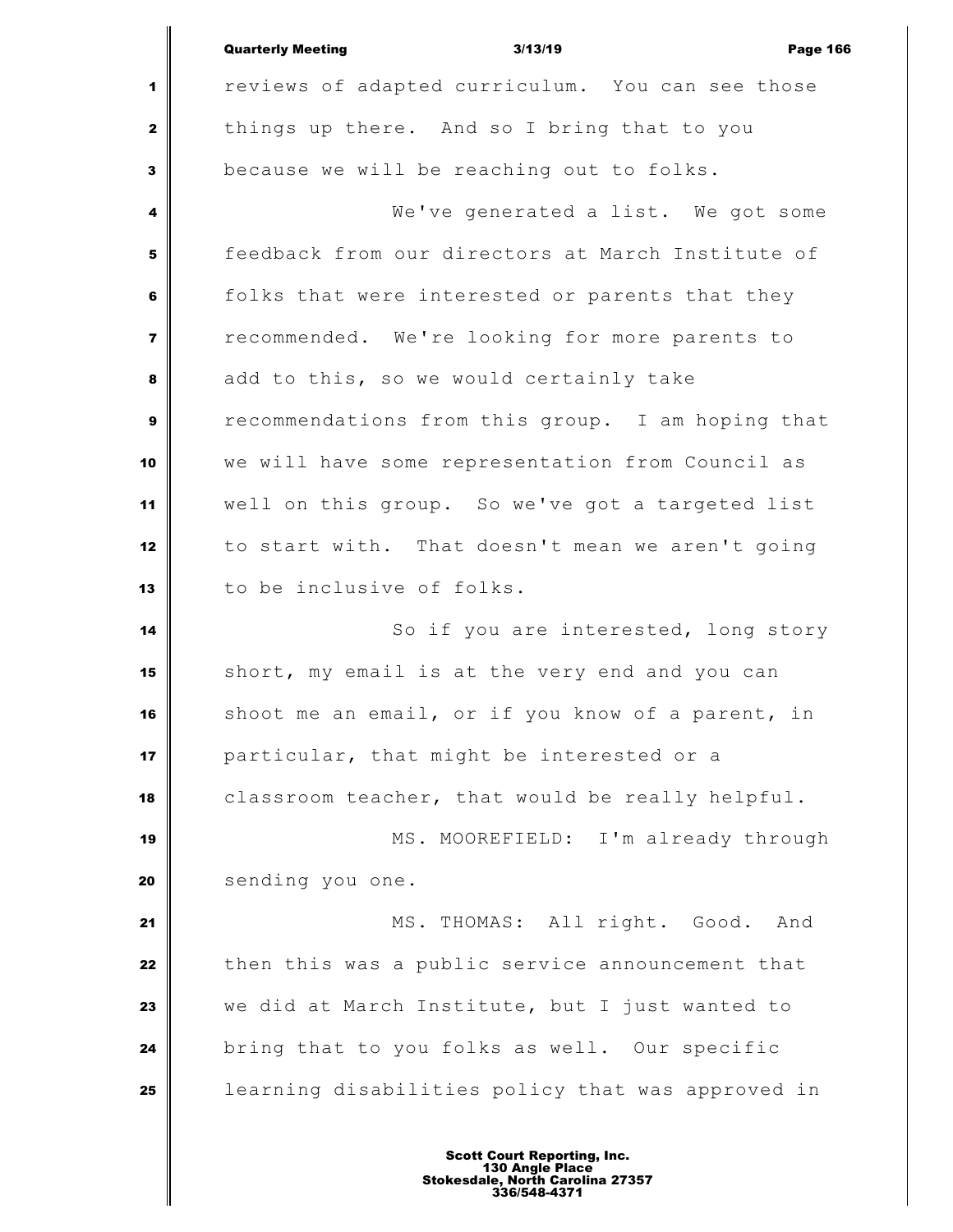reviews of adapted curriculum. You can see those things up there. And so I bring that to you because we will be reaching out to folks.

We've generated a list. We got some feedback from our directors at March Institute of folks that were interested or parents that they recommended. We're looking for more parents to add to this, so we would certainly take recommendations from this group. I am hoping that we will have some representation from Council as well on this group. So we've got a targeted list to start with. That doesn't mean we aren't going to be inclusive of folks.

So if you are interested, long story short, my email is at the very end and you can shoot me an email, or if you know of a parent, in particular, that might be interested or a classroom teacher, that would be really helpful.

MS. MOOREFIELD: I'm already through sending you one.

MS. THOMAS: All right. Good. And then this was a public service announcement that we did at March Institute, but I just wanted to bring that to you folks as well. Our specific learning disabilities policy that was approved in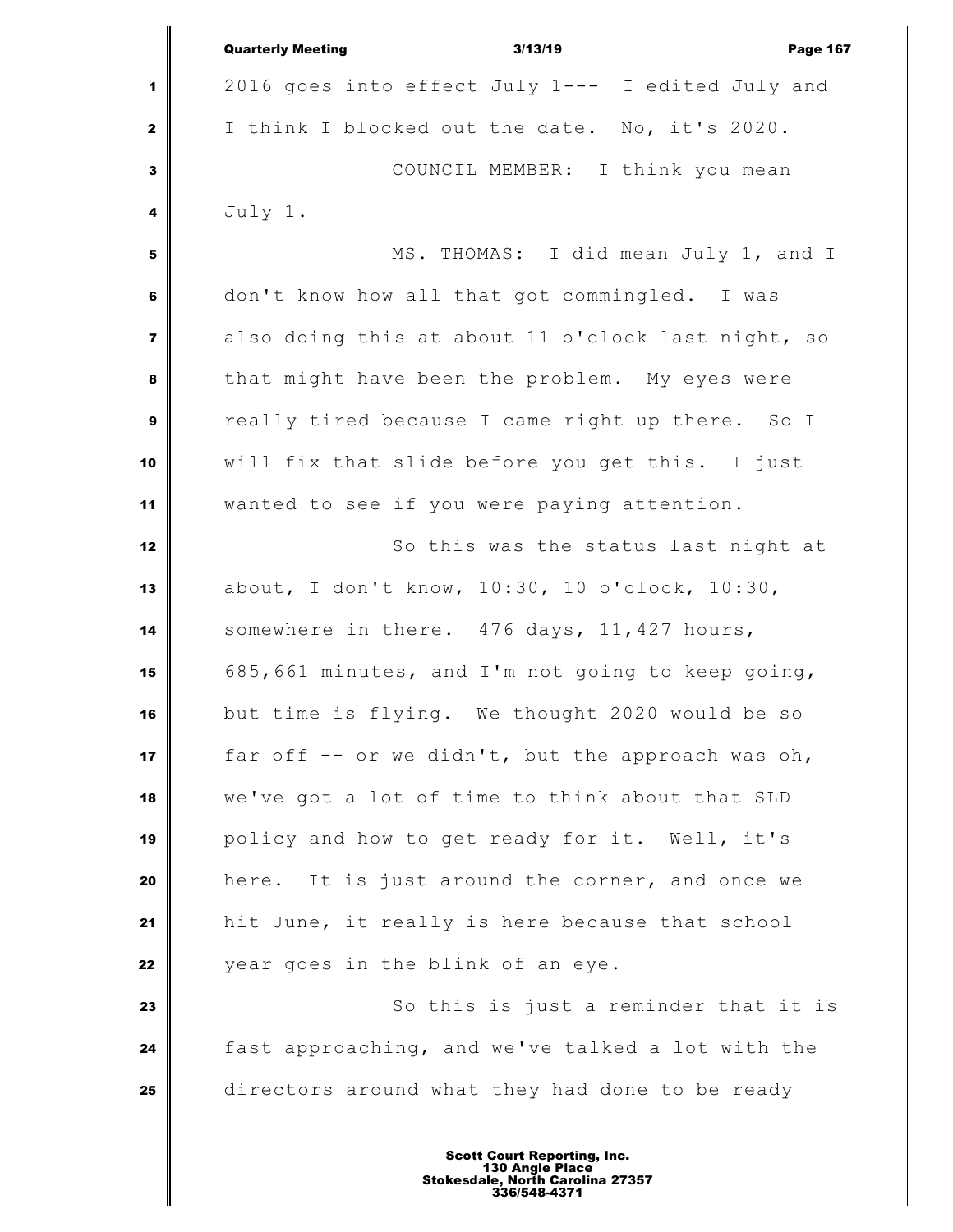2016 goes into effect July 1--- I edited July and I think I blocked out the date. No, it's 2020.

COUNCIL MEMBER: I think you mean July 1.

MS. THOMAS: I did mean July 1, and I don't know how all that got commingled. I was also doing this at about 11 o'clock last night, so that might have been the problem. My eyes were really tired because I came right up there. So I will fix that slide before you get this. I just wanted to see if you were paying attention.

So this was the status last night at about, I don't know, 10:30, 10 o'clock, 10:30, somewhere in there. 476 days, 11,427 hours, 685,661 minutes, and I'm not going to keep going, but time is flying. We thought 2020 would be so far off -- or we didn't, but the approach was oh, we've got a lot of time to think about that SLD policy and how to get ready for it. Well, it's here. It is just around the corner, and once we hit June, it really is here because that school year goes in the blink of an eye.

So this is just a reminder that it is fast approaching, and we've talked a lot with the directors around what they had done to be ready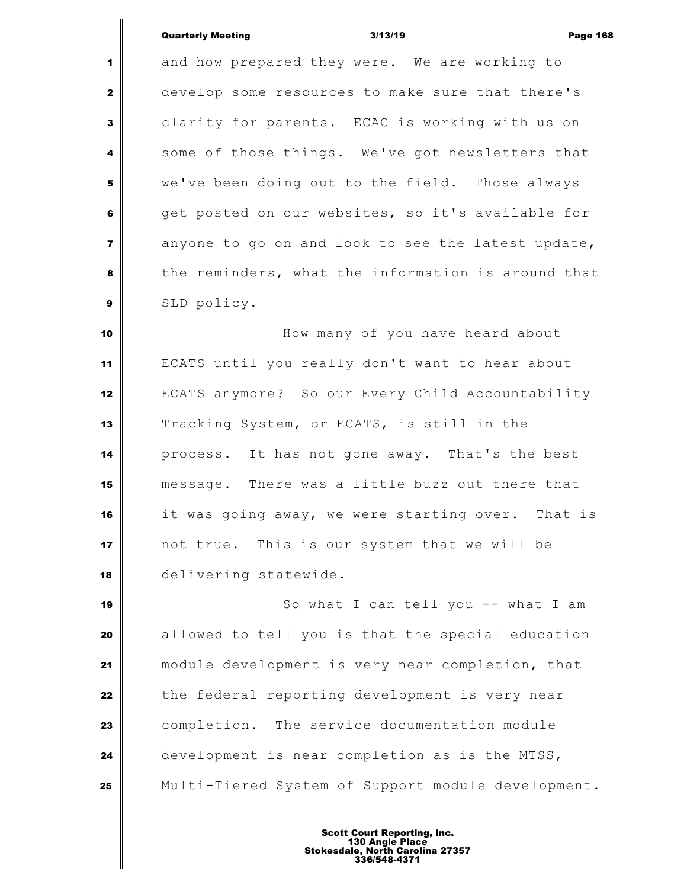and how prepared they were. We are working to develop some resources to make sure that there's clarity for parents. ECAC is working with us on some of those things. We've got newsletters that we've been doing out to the field. Those always get posted on our websites, so it's available for anyone to go on and look to see the latest update, the reminders, what the information is around that SLD policy.

How many of you have heard about ECATS until you really don't want to hear about ECATS anymore? So our Every Child Accountability Tracking System, or ECATS, is still in the process. It has not gone away. That's the best message. There was a little buzz out there that it was going away, we were starting over. That is not true. This is our system that we will be delivering statewide.

So what I can tell you -- what I am allowed to tell you is that the special education module development is very near completion, that the federal reporting development is very near completion. The service documentation module development is near completion as is the MTSS, Multi-Tiered System of Support module development.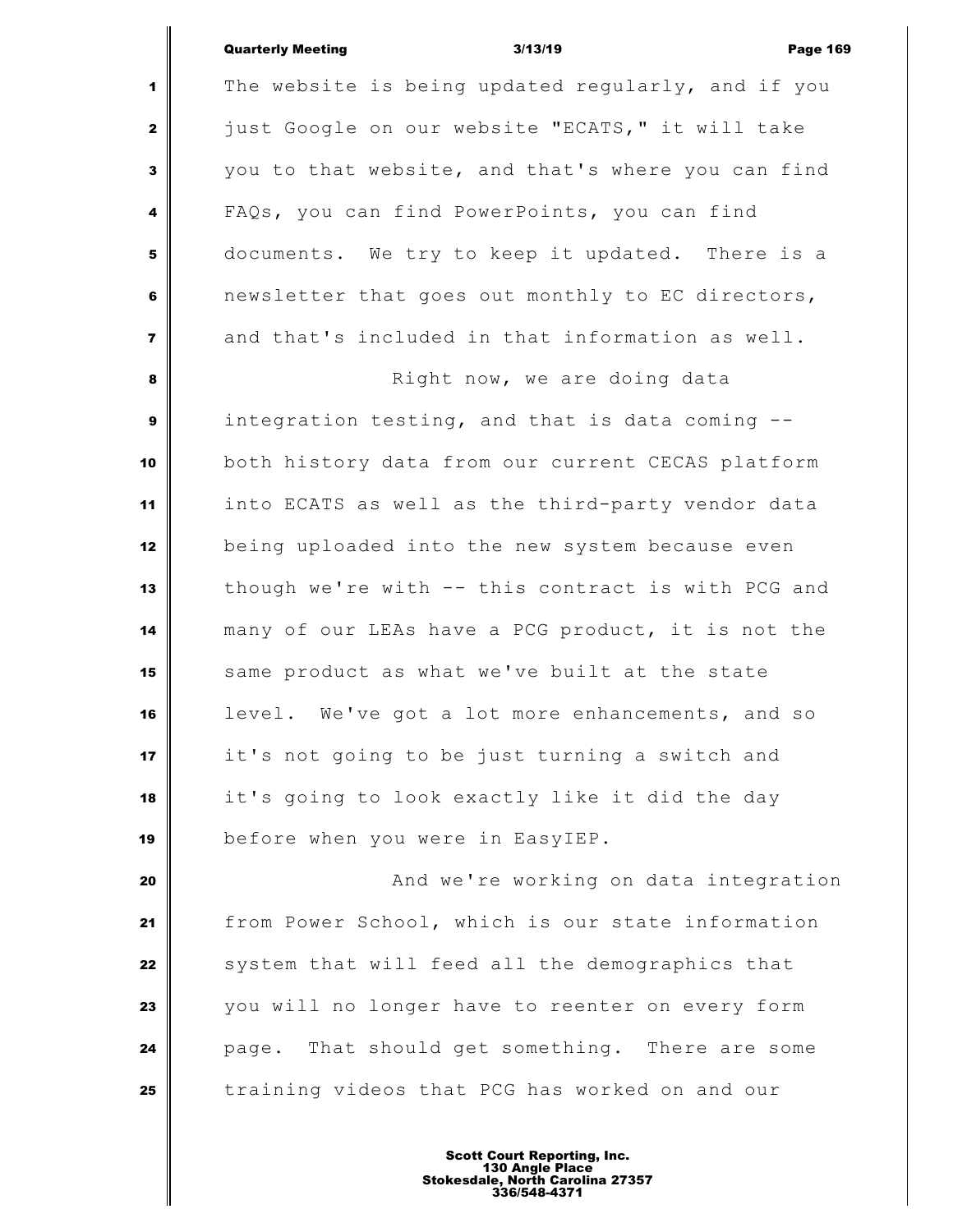The website is being updated regularly, and if you just Google on our website "ECATS," it will take you to that website, and that's where you can find FAQs, you can find PowerPoints, you can find documents. We try to keep it updated. There is a newsletter that goes out monthly to EC directors, and that's included in that information as well.

Right now, we are doing data integration testing, and that is data coming -- both history data from our current CECAS platform into ECATS as well as the third-party vendor data being uploaded into the new system because even though we're with -- this contract is with PCG and many of our LEAs have a PCG product, it is not the same product as what we've built at the state level. We've got a lot more enhancements, and so it's not going to be just turning a switch and it's going to look exactly like it did the day before when you were in EasyIEP.

And we're working on data integration from Power School, which is our state information system that will feed all the demographics that you will no longer have to reenter on every form page. That should get something. There are some training videos that PCG has worked on and our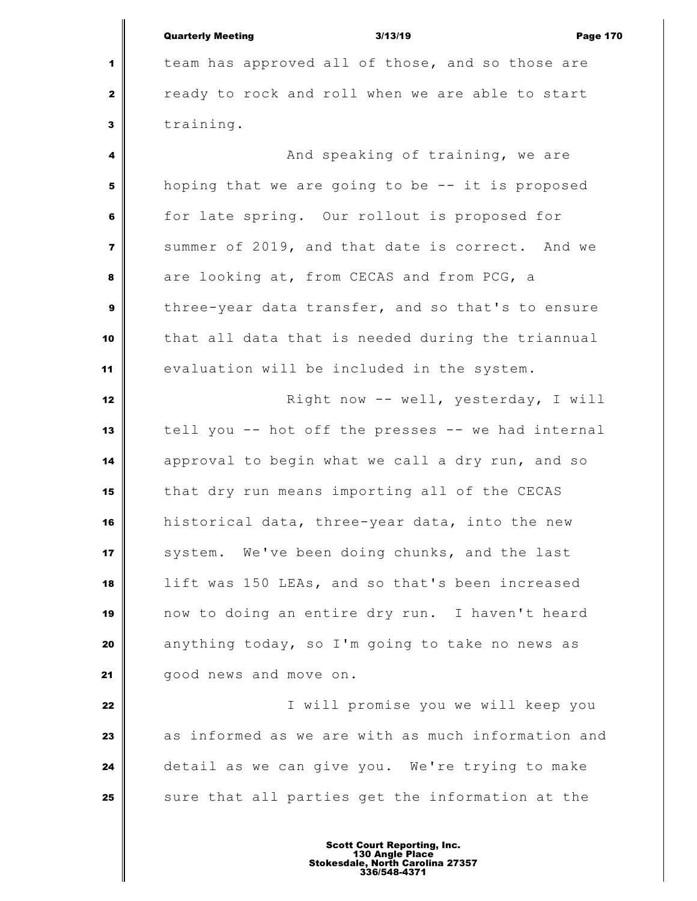team has approved all of those, and so those are ready to rock and roll when we are able to start training.

And speaking of training, we are hoping that we are going to be -- it is proposed for late spring. Our rollout is proposed for summer of 2019, and that date is correct. And we are looking at, from CECAS and from PCG, a three-year data transfer, and so that's to ensure that all data that is needed during the triannual evaluation will be included in the system.

Right now -- well, yesterday, I will tell you -- hot off the presses -- we had internal approval to begin what we call a dry run, and so that dry run means importing all of the CECAS historical data, three-year data, into the new system. We've been doing chunks, and the last lift was 150 LEAs, and so that's been increased now to doing an entire dry run. I haven't heard anything today, so I'm going to take no news as good news and move on.

I will promise you we will keep you as informed as we are with as much information and detail as we can give you. We're trying to make sure that all parties get the information at the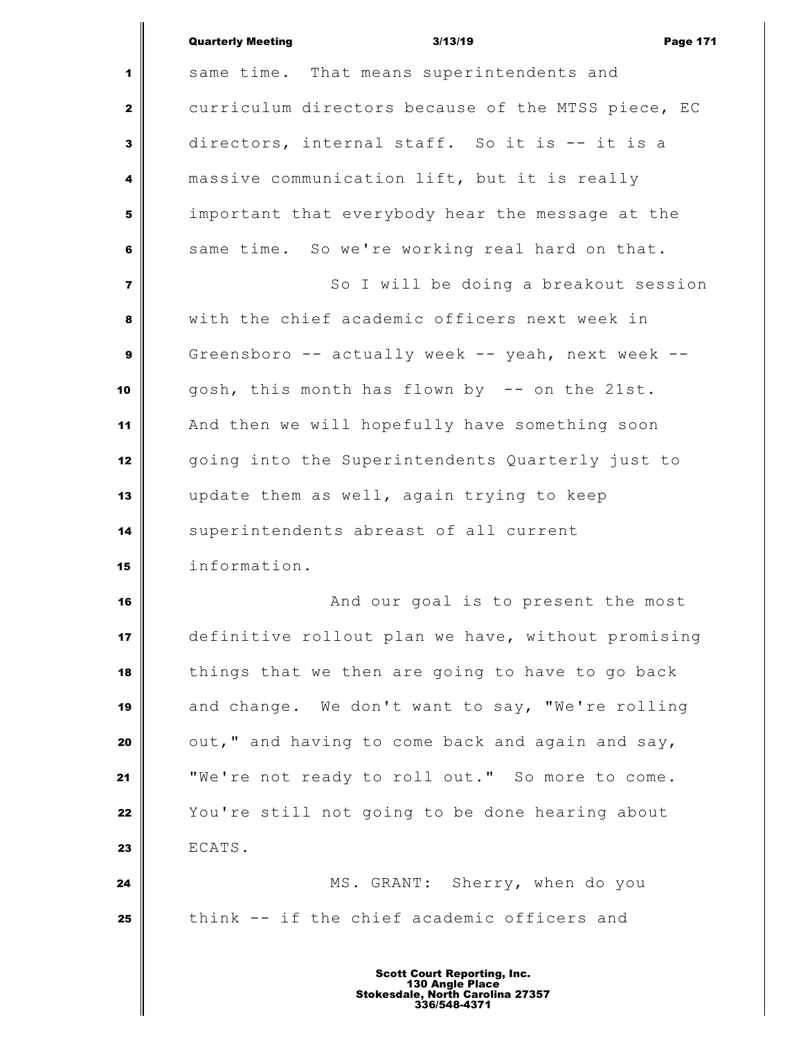same time. That means superintendents and curriculum directors because of the MTSS piece, EC directors, internal staff. So it is -- it is a massive communication lift, but it is really important that everybody hear the message at the same time. So we're working real hard on that.

So I will be doing a breakout session with the chief academic officers next week in Greensboro -- actually week -- yeah, next week -- gosh, this month has flown by -- on the 21st. And then we will hopefully have something soon going into the Superintendents Quarterly just to update them as well, again trying to keep superintendents abreast of all current information.

And our goal is to present the most definitive rollout plan we have, without promising things that we then are going to have to go back and change. We don't want to say, "We're rolling out," and having to come back and again and say, "We're not ready to roll out." So more to come. You're still not going to be done hearing about ECATS.

MS. GRANT: Sherry, when do you think -- if the chief academic officers and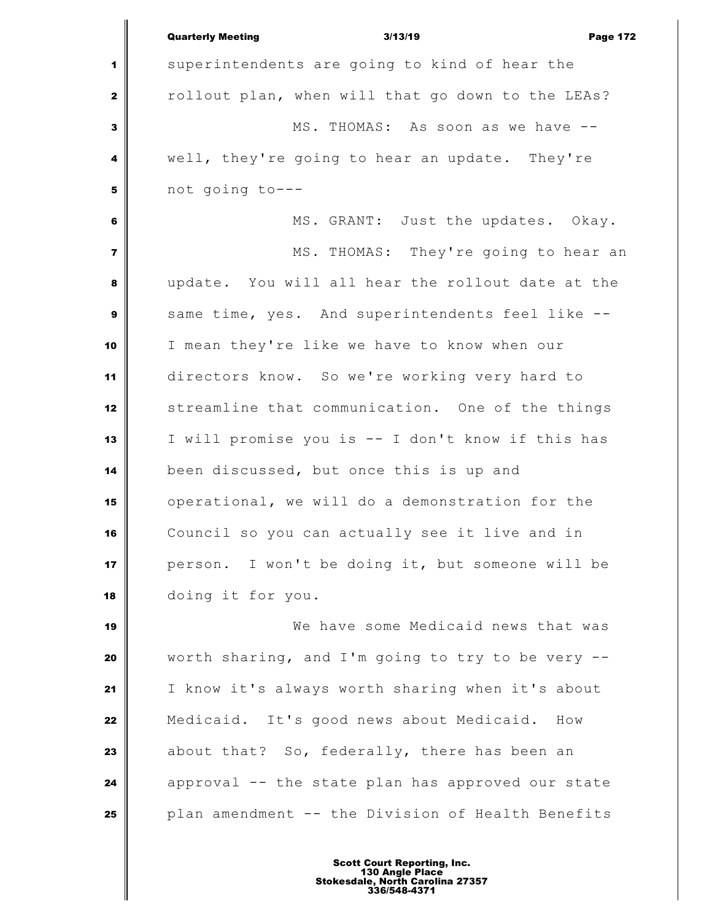superintendents are going to kind of hear the rollout plan, when will that go down to the LEAs?

MS. THOMAS: As soon as we have -- well, they're going to hear an update. They're not going to---

MS. GRANT: Just the updates. Okay.

MS. THOMAS: They're going to hear an update. You will all hear the rollout date at the same time, yes. And superintendents feel like -- I mean they're like we have to know when our directors know. So we're working very hard to streamline that communication. One of the things I will promise you is -- I don't know if this has been discussed, but once this is up and operational, we will do a demonstration for the Council so you can actually see it live and in person. I won't be doing it, but someone will be doing it for you.

We have some Medicaid news that was worth sharing, and I'm going to try to be very -- I know it's always worth sharing when it's about Medicaid. It's good news about Medicaid. How about that? So, federally, there has been an approval -- the state plan has approved our state plan amendment -- the Division of Health Benefits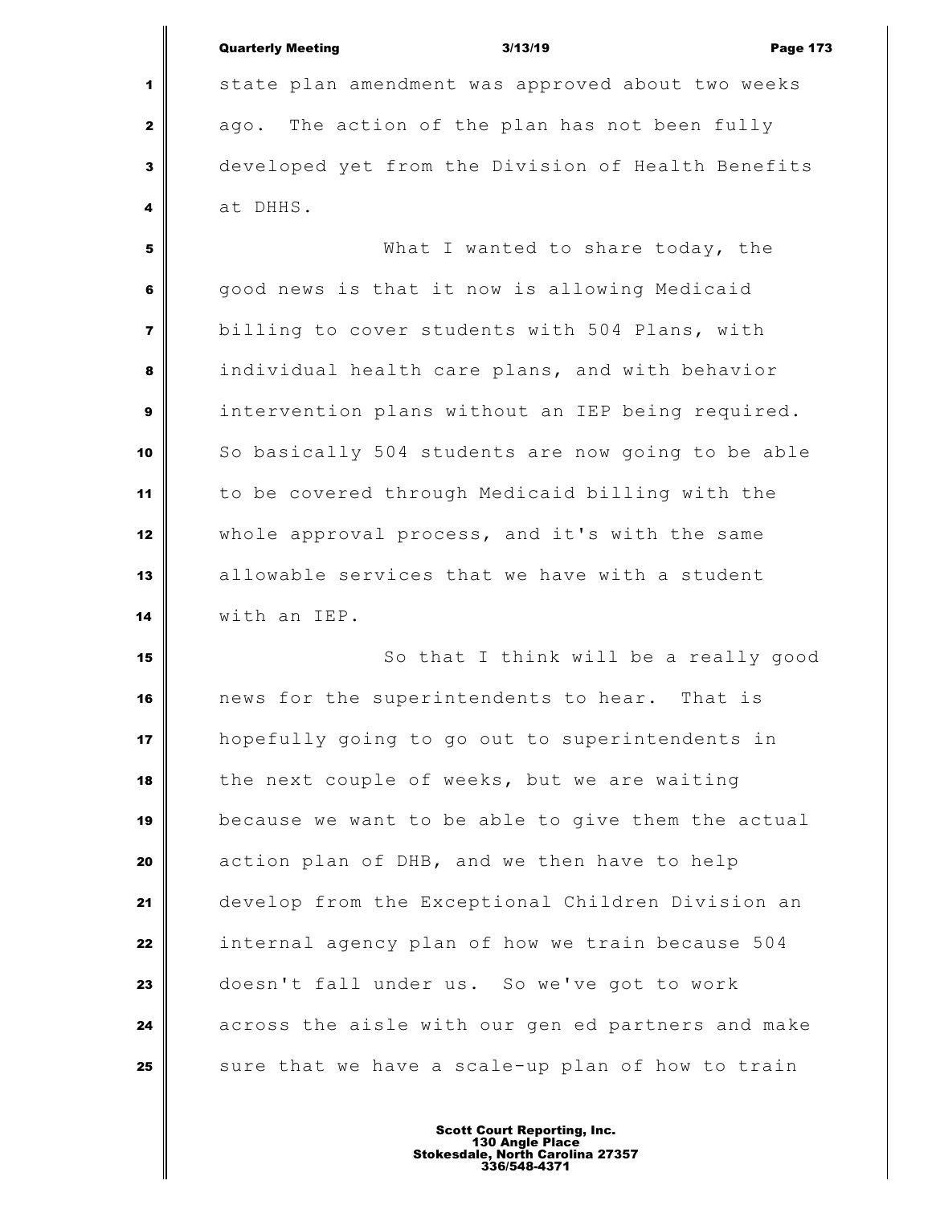state plan amendment was approved about two weeks ago. The action of the plan has not been fully developed yet from the Division of Health Benefits at DHHS.

What I wanted to share today, the good news is that it now is allowing Medicaid billing to cover students with 504 Plans, with individual health care plans, and with behavior intervention plans without an IEP being required. So basically 504 students are now going to be able to be covered through Medicaid billing with the whole approval process, and it's with the same allowable services that we have with a student with an IEP.

So that I think will be a really good news for the superintendents to hear. That is hopefully going to go out to superintendents in the next couple of weeks, but we are waiting because we want to be able to give them the actual action plan of DHB, and we then have to help develop from the Exceptional Children Division an internal agency plan of how we train because 504 doesn't fall under us. So we've got to work across the aisle with our gen ed partners and make sure that we have a scale-up plan of how to train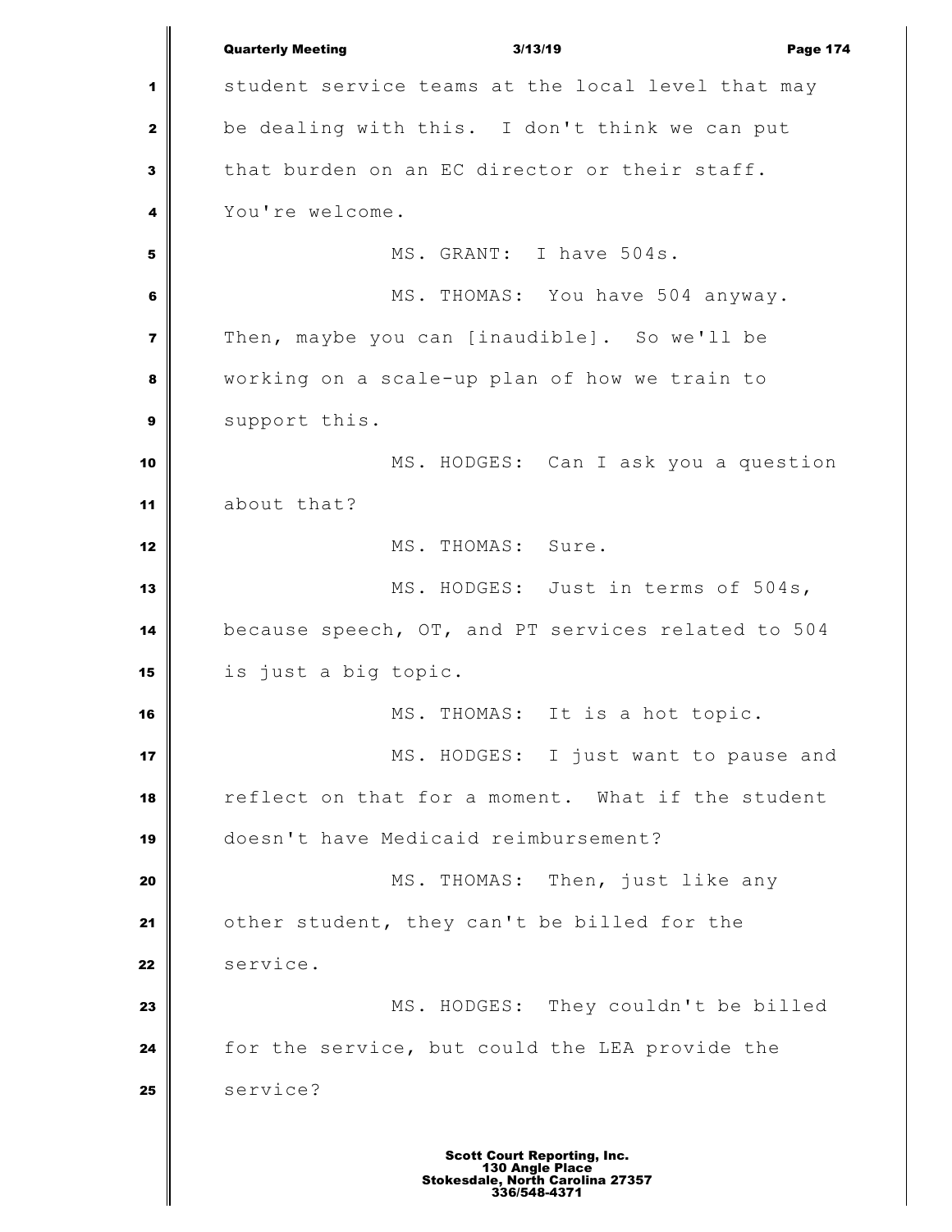student service teams at the local level that may be dealing with this. I don't think we can put that burden on an EC director or their staff. You're welcome.

MS. GRANT: I have 504s.

MS. THOMAS: You have 504 anyway. Then, maybe you can [inaudible]. So we'll be working on a scale-up plan of how we train to support this.

MS. HODGES: Can I ask you a question about that?

MS. THOMAS: Sure.

MS. HODGES: Just in terms of 504s, because speech, OT, and PT services related to 504 is just a big topic.

MS. THOMAS: It is a hot topic.

MS. HODGES: I just want to pause and reflect on that for a moment. What if the student doesn't have Medicaid reimbursement?

MS. THOMAS: Then, just like any other student, they can't be billed for the service.

MS. HODGES: They couldn't be billed for the service, but could the LEA provide the service?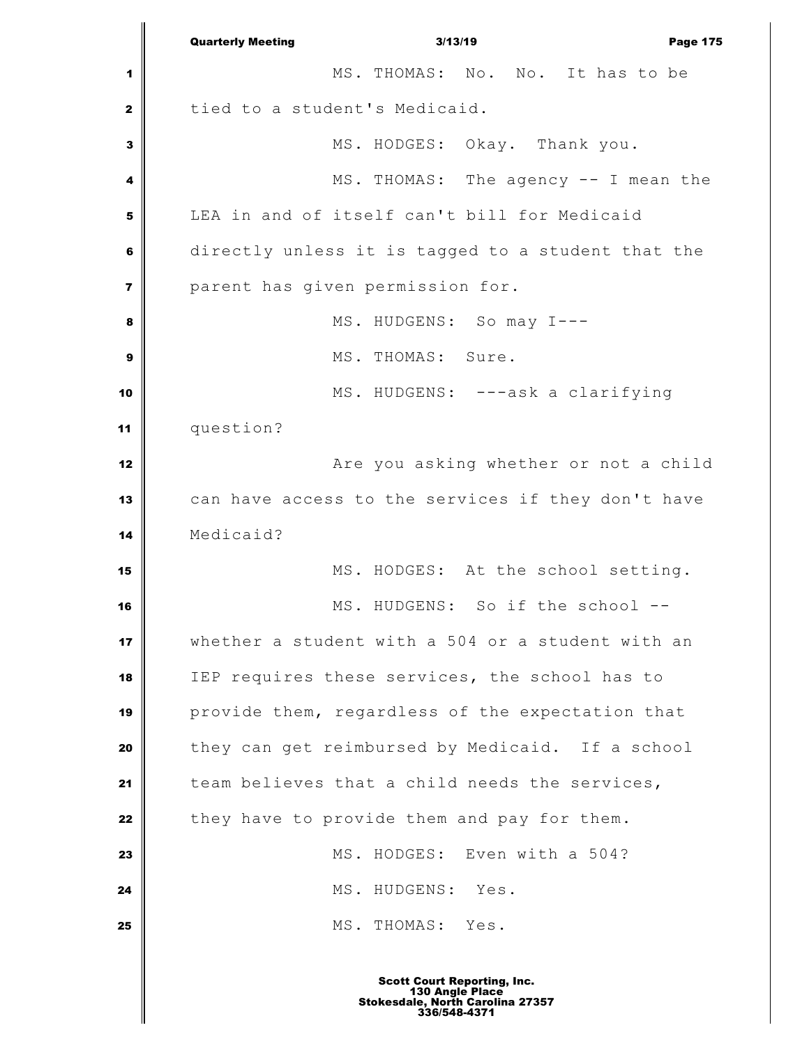MS. THOMAS: No. No. It has to be tied to a student's Medicaid.

MS. HODGES: Okay. Thank you.

MS. THOMAS: The agency -- I mean the LEA in and of itself can't bill for Medicaid directly unless it is tagged to a student that the parent has given permission for.

MS. HUDGENS: So may I---

MS. THOMAS: Sure.

MS. HUDGENS: ---ask a clarifying question?

Are you asking whether or not a child can have access to the services if they don't have Medicaid?

MS. HODGES: At the school setting.

MS. HUDGENS: So if the school -- whether a student with a 504 or a student with an IEP requires these services, the school has to provide them, regardless of the expectation that they can get reimbursed by Medicaid. If a school team believes that a child needs the services, they have to provide them and pay for them.

MS. HODGES: Even with a 504?

MS. HUDGENS: Yes.

MS. THOMAS: Yes.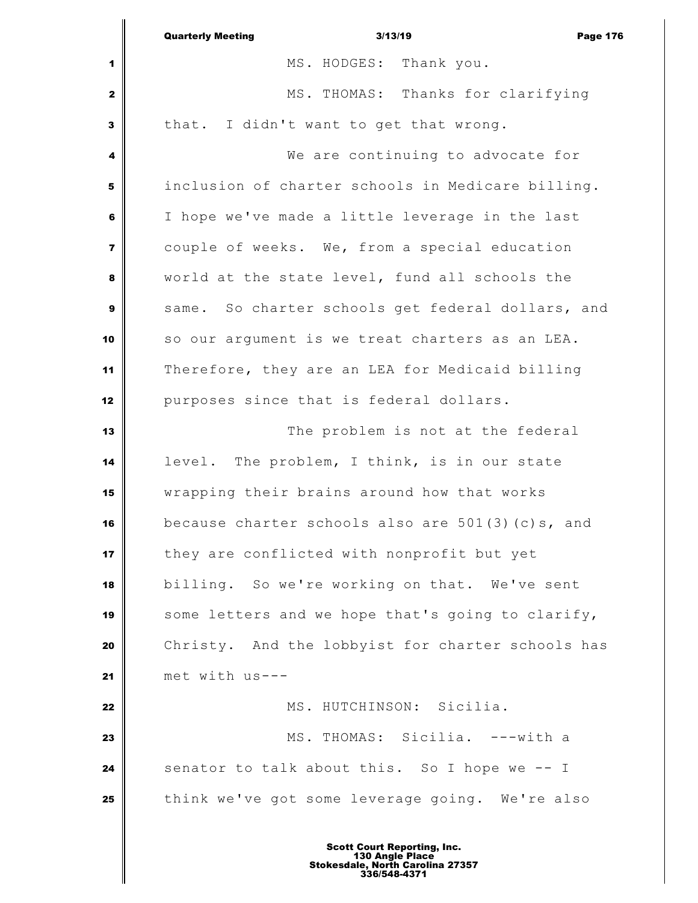MS. HODGES: Thank you.

MS. THOMAS: Thanks for clarifying that. I didn't want to get that wrong.

We are continuing to advocate for inclusion of charter schools in Medicare billing. I hope we've made a little leverage in the last couple of weeks. We, from a special education world at the state level, fund all schools the same. So charter schools get federal dollars, and so our argument is we treat charters as an LEA. Therefore, they are an LEA for Medicaid billing purposes since that is federal dollars.

The problem is not at the federal level. The problem, I think, is in our state wrapping their brains around how that works because charter schools also are 501(3)(c)s, and they are conflicted with nonprofit but yet billing. So we're working on that. We've sent some letters and we hope that's going to clarify, Christy. And the lobbyist for charter schools has met with us---

MS. HUTCHINSON: Sicilia.

MS. THOMAS: Sicilia. ---with a senator to talk about this. So I hope we -- I think we've got some leverage going. We're also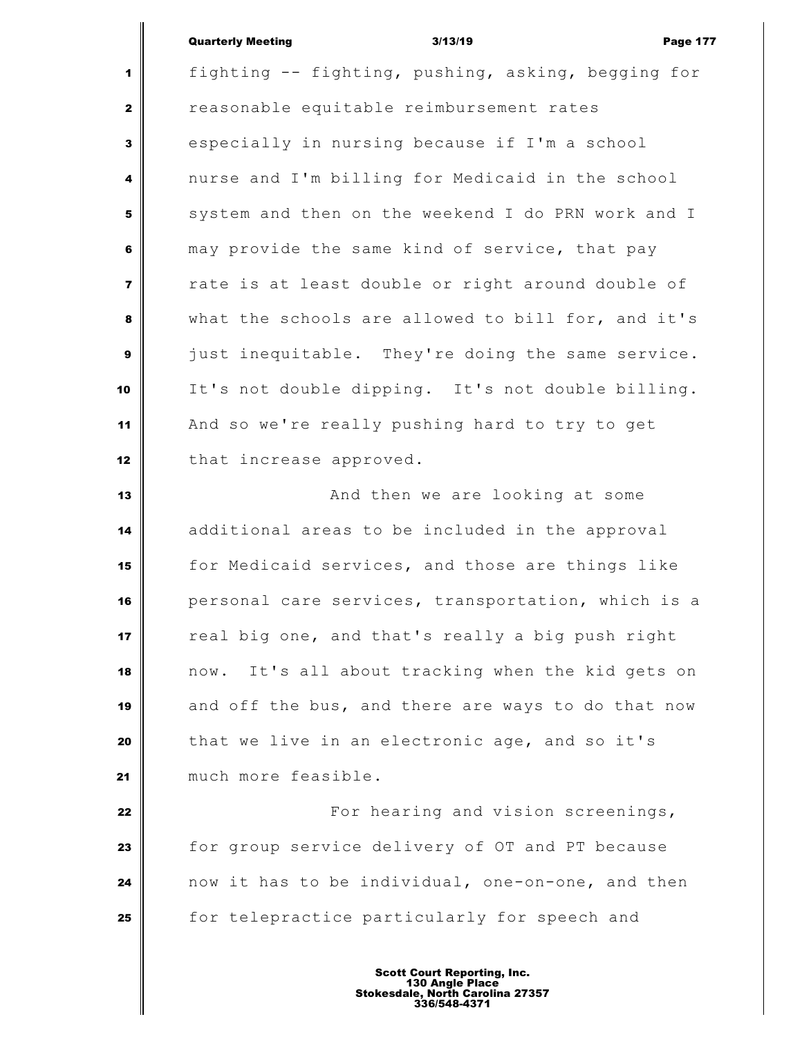fighting -- fighting, pushing, asking, begging for reasonable equitable reimbursement rates especially in nursing because if I'm a school nurse and I'm billing for Medicaid in the school system and then on the weekend I do PRN work and I may provide the same kind of service, that pay rate is at least double or right around double of what the schools are allowed to bill for, and it's just inequitable. They're doing the same service. It's not double dipping. It's not double billing. And so we're really pushing hard to try to get that increase approved.

And then we are looking at some additional areas to be included in the approval for Medicaid services, and those are things like personal care services, transportation, which is a real big one, and that's really a big push right now. It's all about tracking when the kid gets on and off the bus, and there are ways to do that now that we live in an electronic age, and so it's much more feasible.

For hearing and vision screenings, for group service delivery of OT and PT because now it has to be individual, one-on-one, and then for telepractice particularly for speech and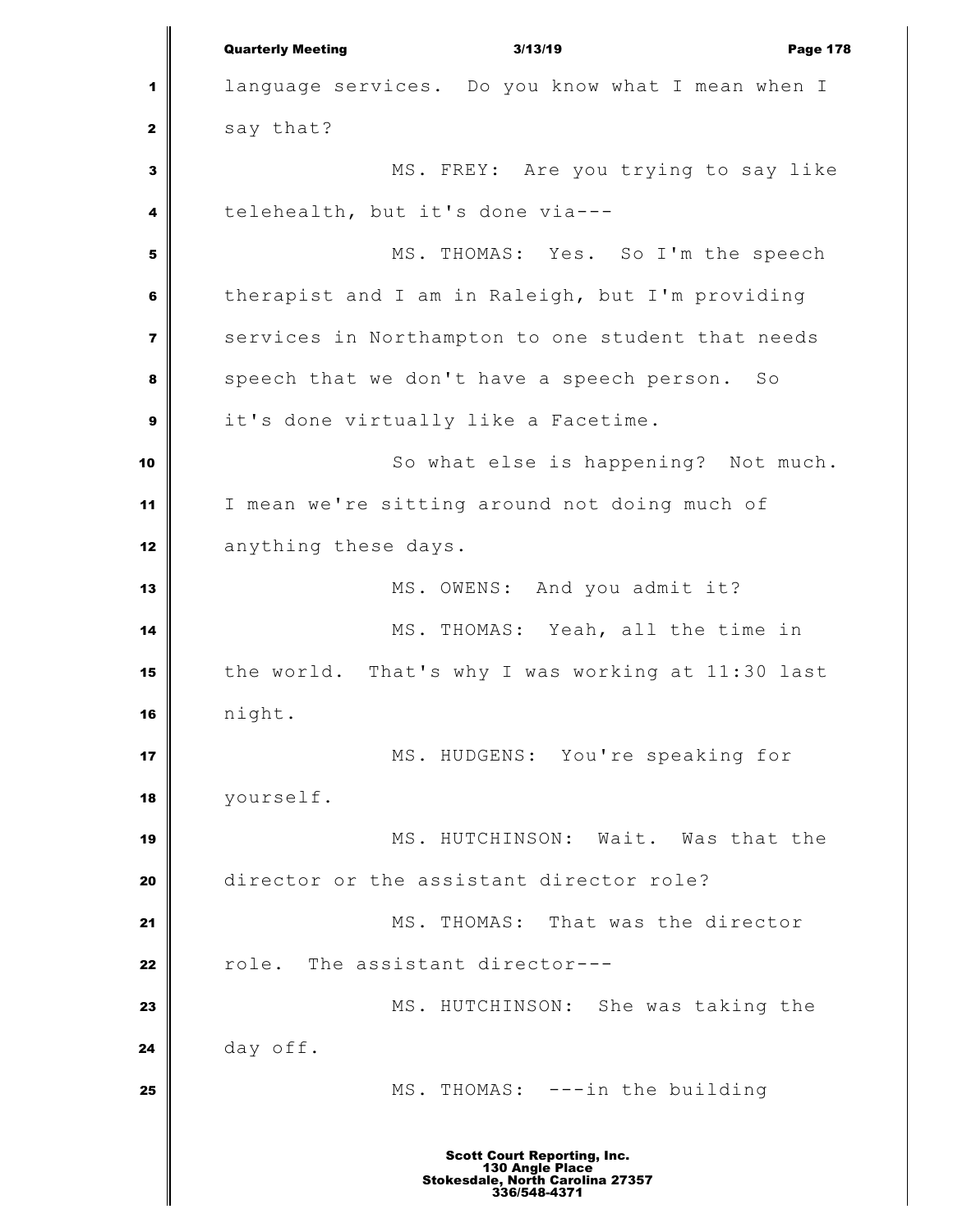language services. Do you know what I mean when I say that?

MS. FREY: Are you trying to say like telehealth, but it's done via---

MS. THOMAS: Yes. So I'm the speech therapist and I am in Raleigh, but I'm providing services in Northampton to one student that needs speech that we don't have a speech person. So it's done virtually like a Facetime.

So what else is happening? Not much. I mean we're sitting around not doing much of anything these days.

MS. OWENS: And you admit it?

MS. THOMAS: Yeah, all the time in the world. That's why I was working at 11:30 last night.

MS. HUDGENS: You're speaking for yourself.

MS. HUTCHINSON: Wait. Was that the director or the assistant director role?

MS. THOMAS: That was the director role. The assistant director---

MS. HUTCHINSON: She was taking the day off.

MS. THOMAS: ---in the building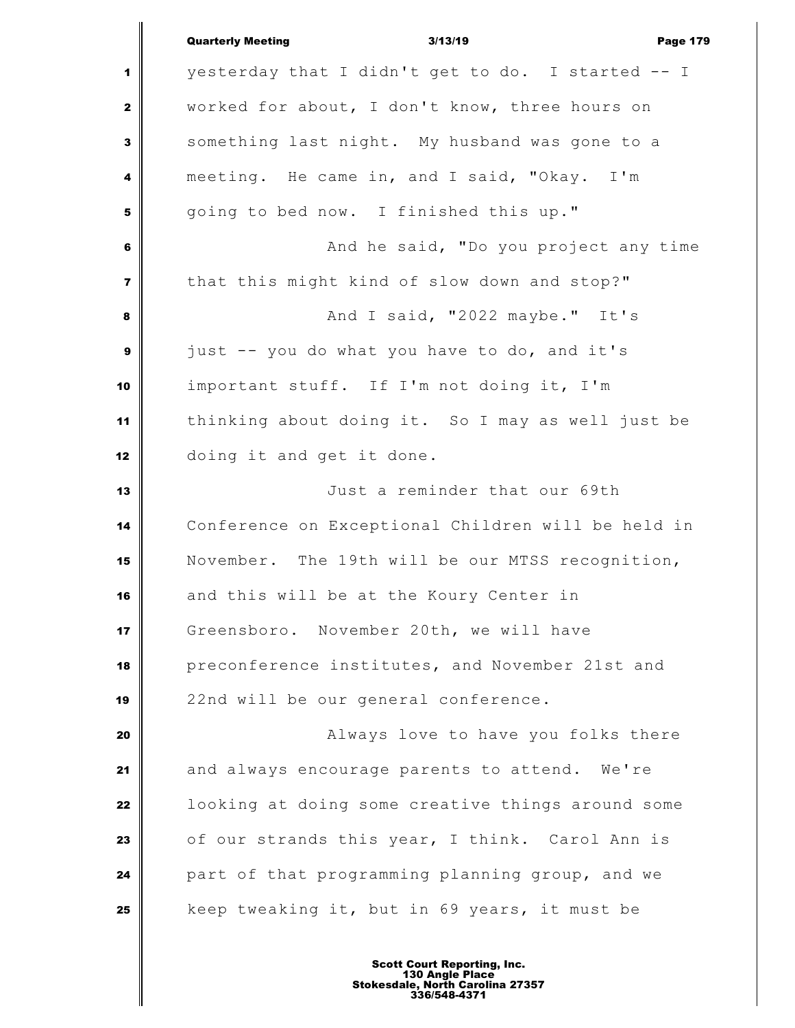yesterday that I didn't get to do. I started -- I worked for about, I don't know, three hours on something last night. My husband was gone to a meeting. He came in, and I said, "Okay. I'm going to bed now. I finished this up."

And he said, "Do you project any time that this might kind of slow down and stop?"

And I said, "2022 maybe." It's just -- you do what you have to do, and it's important stuff. If I'm not doing it, I'm thinking about doing it. So I may as well just be doing it and get it done.

Just a reminder that our 69th Conference on Exceptional Children will be held in November. The 19th will be our MTSS recognition, and this will be at the Koury Center in Greensboro. November 20th, we will have preconference institutes, and November 21st and 22nd will be our general conference.

Always love to have you folks there and always encourage parents to attend. We're looking at doing some creative things around some of our strands this year, I think. Carol Ann is part of that programming planning group, and we keep tweaking it, but in 69 years, it must be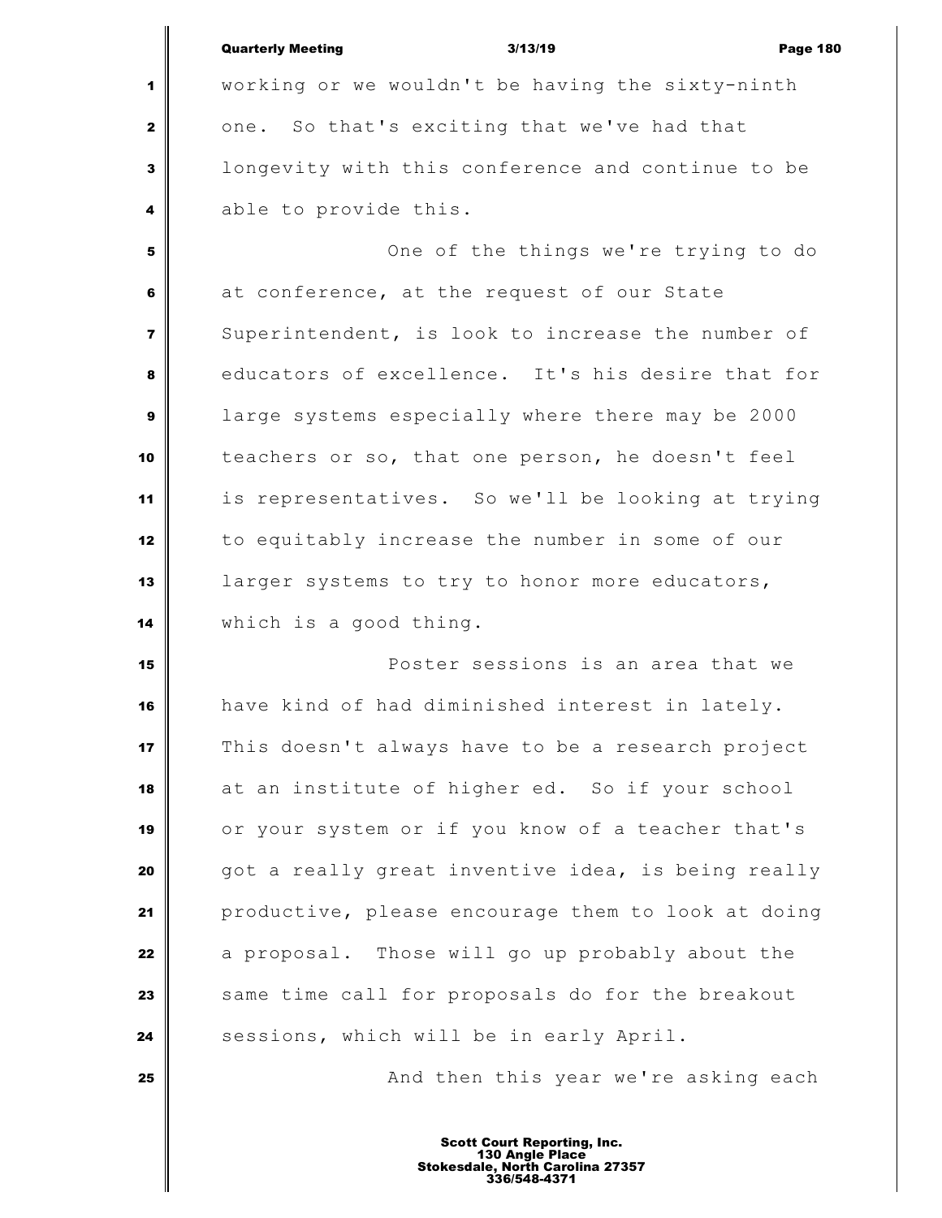working or we wouldn't be having the sixty-ninth one. So that's exciting that we've had that longevity with this conference and continue to be able to provide this.

One of the things we're trying to do at conference, at the request of our State Superintendent, is look to increase the number of educators of excellence. It's his desire that for large systems especially where there may be 2000 teachers or so, that one person, he doesn't feel is representatives. So we'll be looking at trying to equitably increase the number in some of our larger systems to try to honor more educators, which is a good thing.

Poster sessions is an area that we have kind of had diminished interest in lately. This doesn't always have to be a research project at an institute of higher ed. So if your school or your system or if you know of a teacher that's got a really great inventive idea, is being really productive, please encourage them to look at doing a proposal. Those will go up probably about the same time call for proposals do for the breakout sessions, which will be in early April.

And then this year we're asking each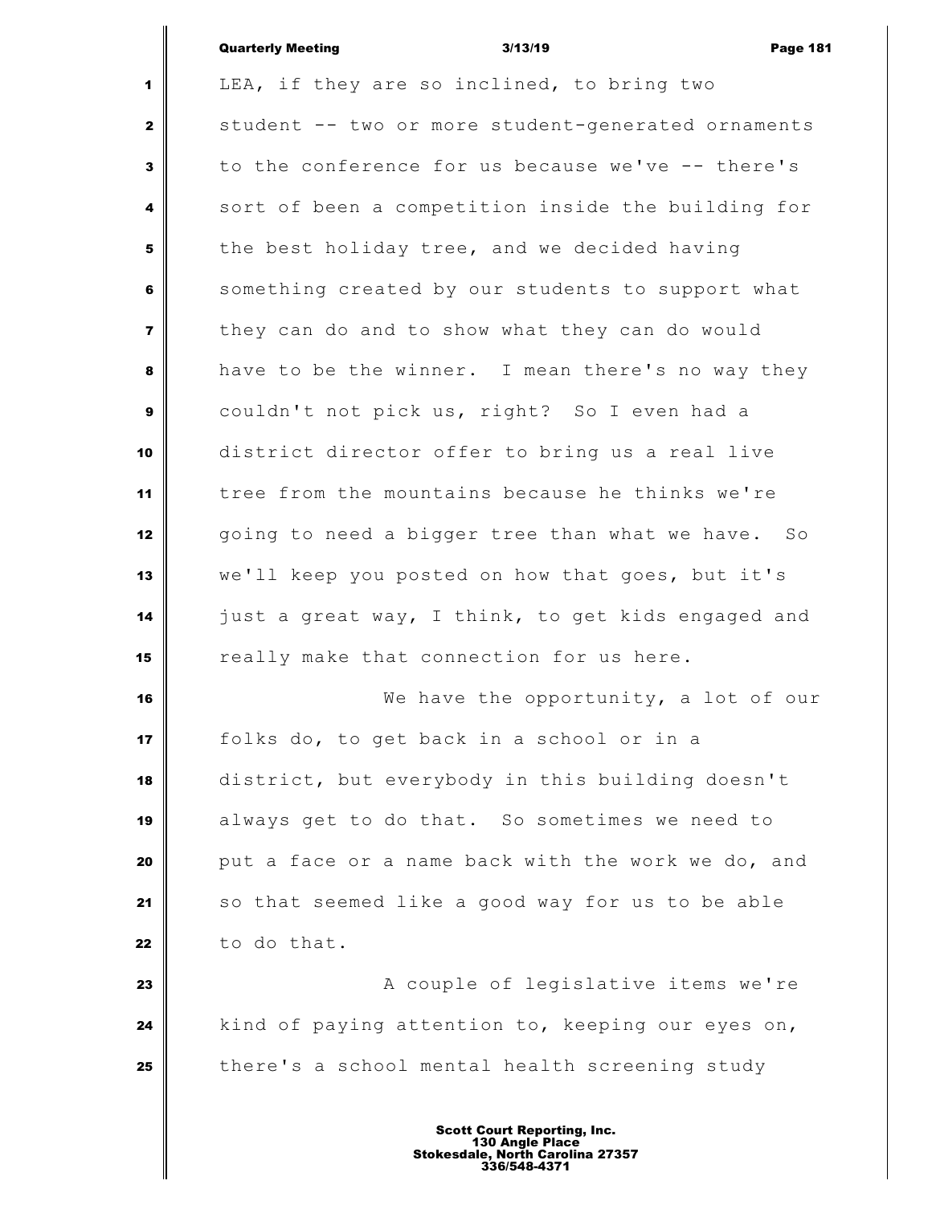LEA, if they are so inclined, to bring two student -- two or more student-generated ornaments to the conference for us because we've -- there's sort of been a competition inside the building for the best holiday tree, and we decided having something created by our students to support what they can do and to show what they can do would have to be the winner. I mean there's no way they couldn't not pick us, right? So I even had a district director offer to bring us a real live tree from the mountains because he thinks we're going to need a bigger tree than what we have. So we'll keep you posted on how that goes, but it's just a great way, I think, to get kids engaged and really make that connection for us here.

We have the opportunity, a lot of our folks do, to get back in a school or in a district, but everybody in this building doesn't always get to do that. So sometimes we need to put a face or a name back with the work we do, and so that seemed like a good way for us to be able to do that.

A couple of legislative items we're kind of paying attention to, keeping our eyes on, there's a school mental health screening study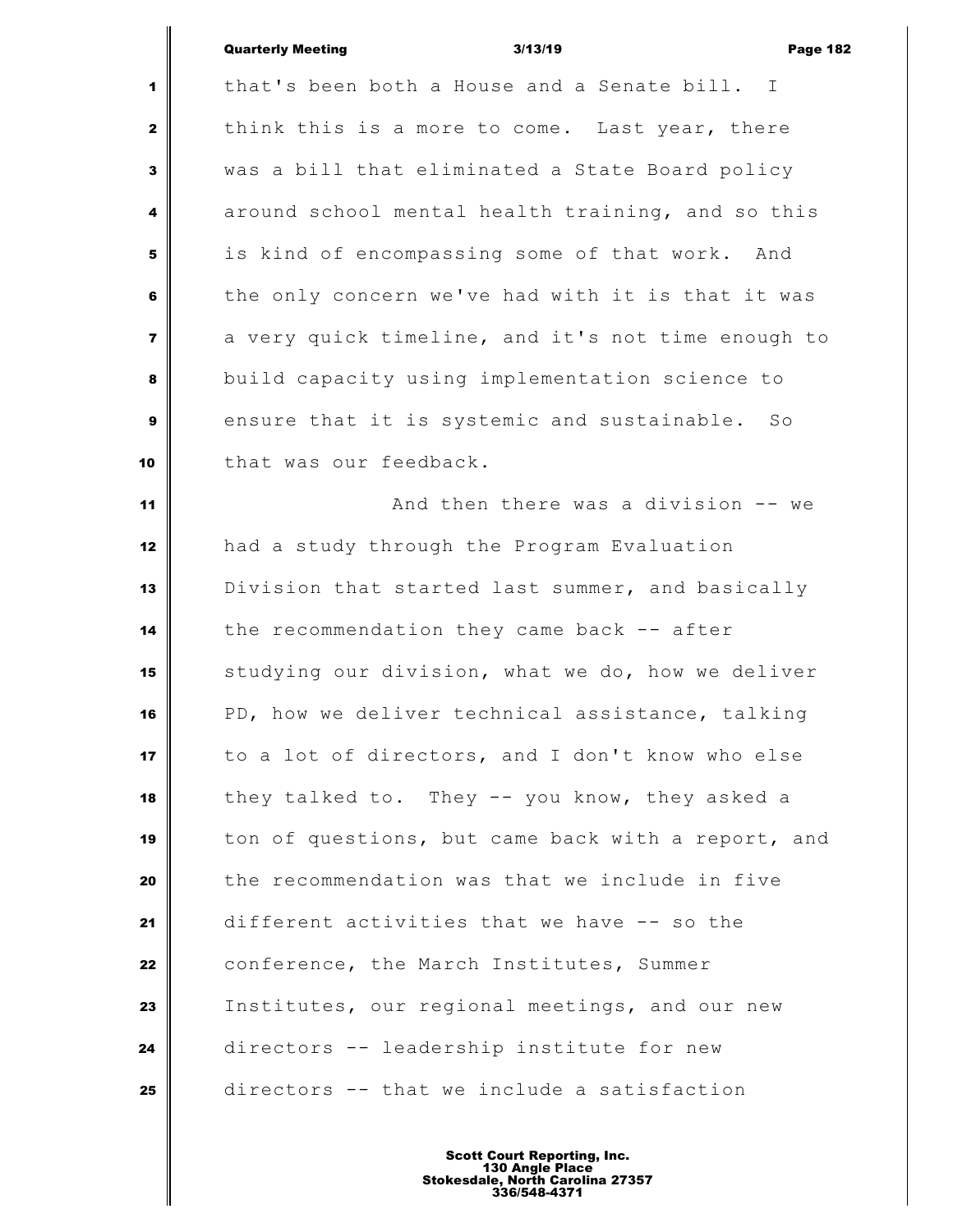that's been both a House and a Senate bill. I think this is a more to come. Last year, there was a bill that eliminated a State Board policy around school mental health training, and so this is kind of encompassing some of that work. And the only concern we've had with it is that it was a very quick timeline, and it's not time enough to build capacity using implementation science to ensure that it is systemic and sustainable. So that was our feedback.

And then there was a division -- we had a study through the Program Evaluation Division that started last summer, and basically the recommendation they came back -- after studying our division, what we do, how we deliver PD, how we deliver technical assistance, talking to a lot of directors, and I don't know who else they talked to. They -- you know, they asked a ton of questions, but came back with a report, and the recommendation was that we include in five different activities that we have -- so the conference, the March Institutes, Summer Institutes, our regional meetings, and our new directors -- leadership institute for new directors -- that we include a satisfaction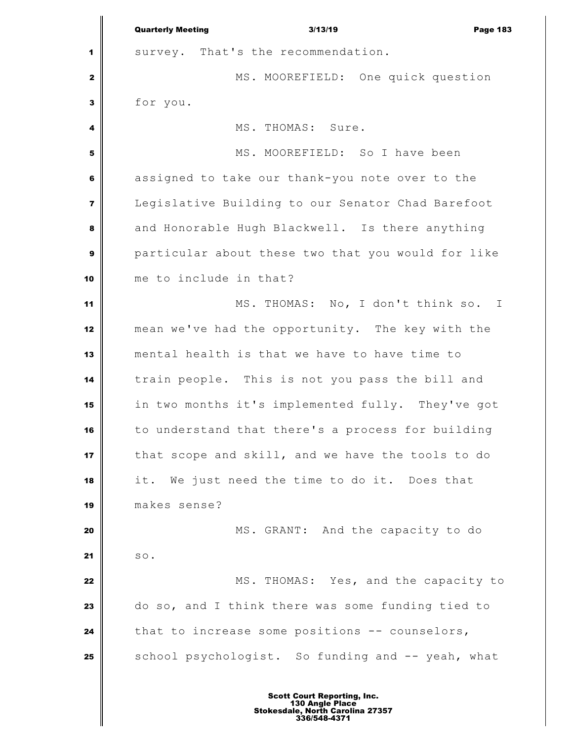survey. That's the recommendation.

MS. MOOREFIELD: One quick question for you.

MS. THOMAS: Sure.

MS. MOOREFIELD: So I have been assigned to take our thank-you note over to the Legislative Building to our Senator Chad Barefoot and Honorable Hugh Blackwell. Is there anything particular about these two that you would for like me to include in that?

MS. THOMAS: No, I don't think so. I mean we've had the opportunity. The key with the mental health is that we have to have time to train people. This is not you pass the bill and in two months it's implemented fully. They've got to understand that there's a process for building that scope and skill, and we have the tools to do it. We just need the time to do it. Does that makes sense?

MS. GRANT: And the capacity to do so.

MS. THOMAS: Yes, and the capacity to do so, and I think there was some funding tied to that to increase some positions -- counselors, school psychologist. So funding and -- yeah, what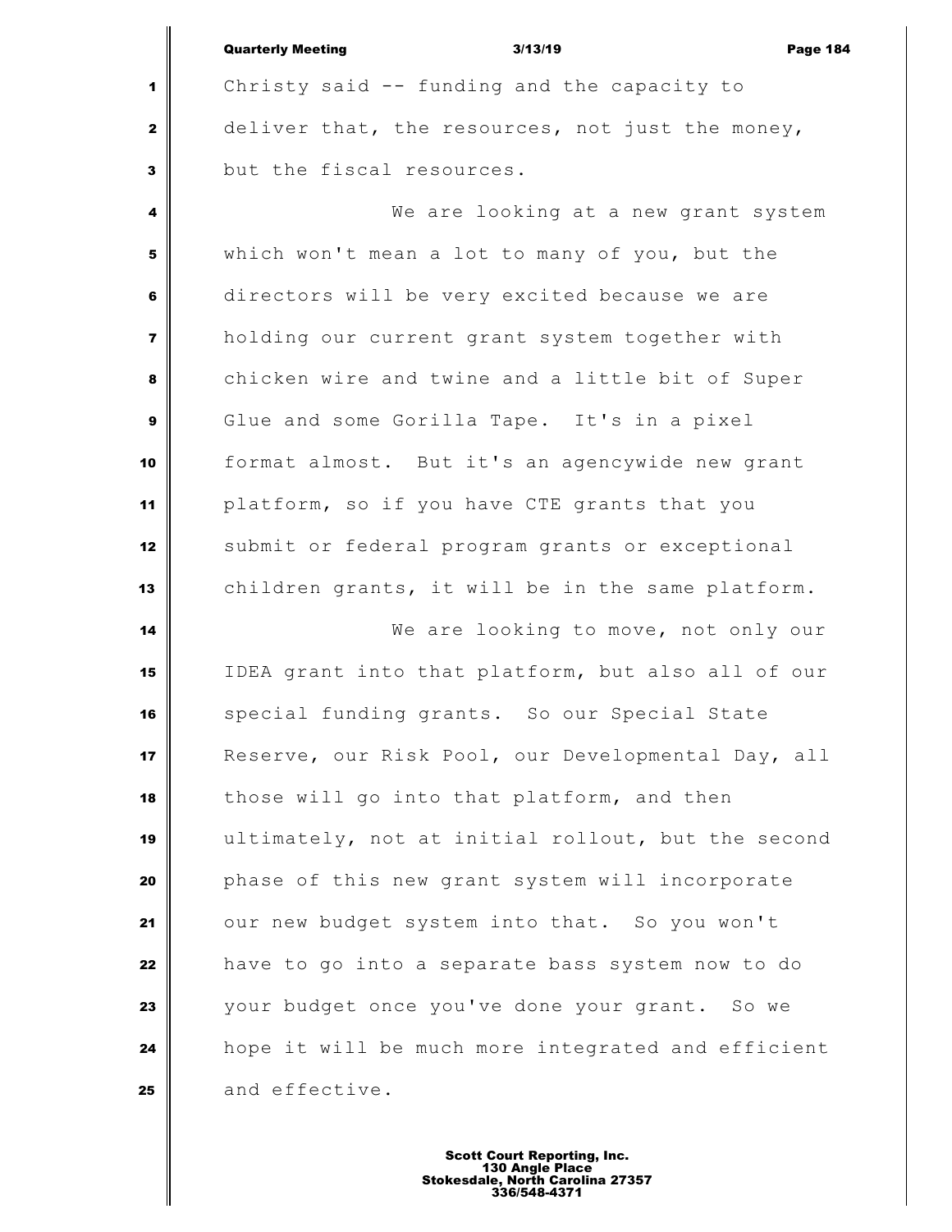Christy said -- funding and the capacity to deliver that, the resources, not just the money, but the fiscal resources.

We are looking at a new grant system which won't mean a lot to many of you, but the directors will be very excited because we are holding our current grant system together with chicken wire and twine and a little bit of Super Glue and some Gorilla Tape. It's in a pixel format almost. But it's an agencywide new grant platform, so if you have CTE grants that you submit or federal program grants or exceptional children grants, it will be in the same platform.

We are looking to move, not only our IDEA grant into that platform, but also all of our special funding grants. So our Special State Reserve, our Risk Pool, our Developmental Day, all those will go into that platform, and then ultimately, not at initial rollout, but the second phase of this new grant system will incorporate our new budget system into that. So you won't have to go into a separate bass system now to do your budget once you've done your grant. So we hope it will be much more integrated and efficient and effective.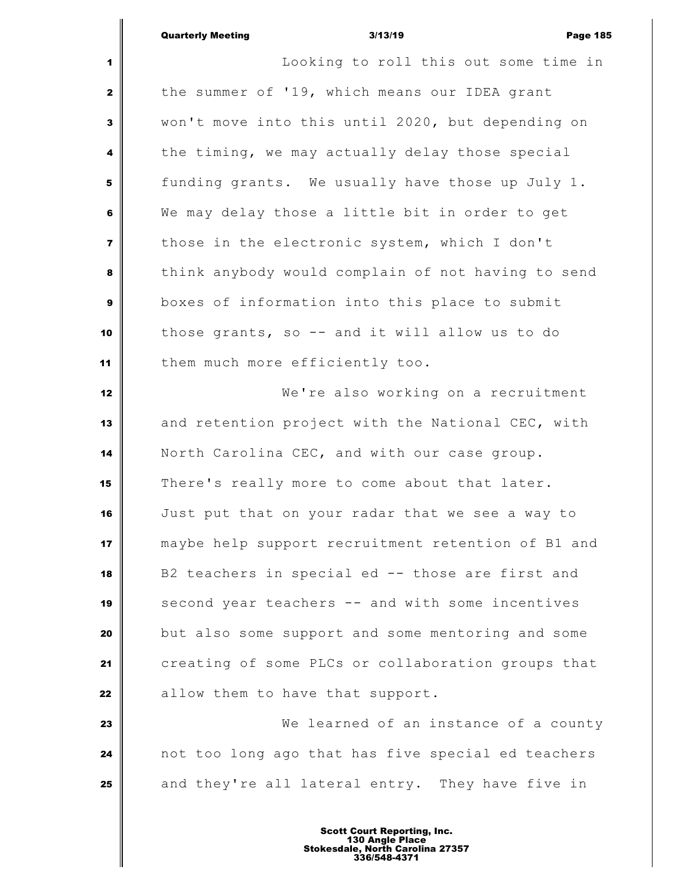Looking to roll this out some time in the summer of '19, which means our IDEA grant won't move into this until 2020, but depending on the timing, we may actually delay those special funding grants. We usually have those up July 1. We may delay those a little bit in order to get those in the electronic system, which I don't think anybody would complain of not having to send boxes of information into this place to submit those grants, so -- and it will allow us to do them much more efficiently too.

We're also working on a recruitment and retention project with the National CEC, with North Carolina CEC, and with our case group. There's really more to come about that later. Just put that on your radar that we see a way to maybe help support recruitment retention of B1 and B2 teachers in special ed -- those are first and second year teachers -- and with some incentives but also some support and some mentoring and some creating of some PLCs or collaboration groups that allow them to have that support.

We learned of an instance of a county not too long ago that has five special ed teachers and they're all lateral entry. They have five in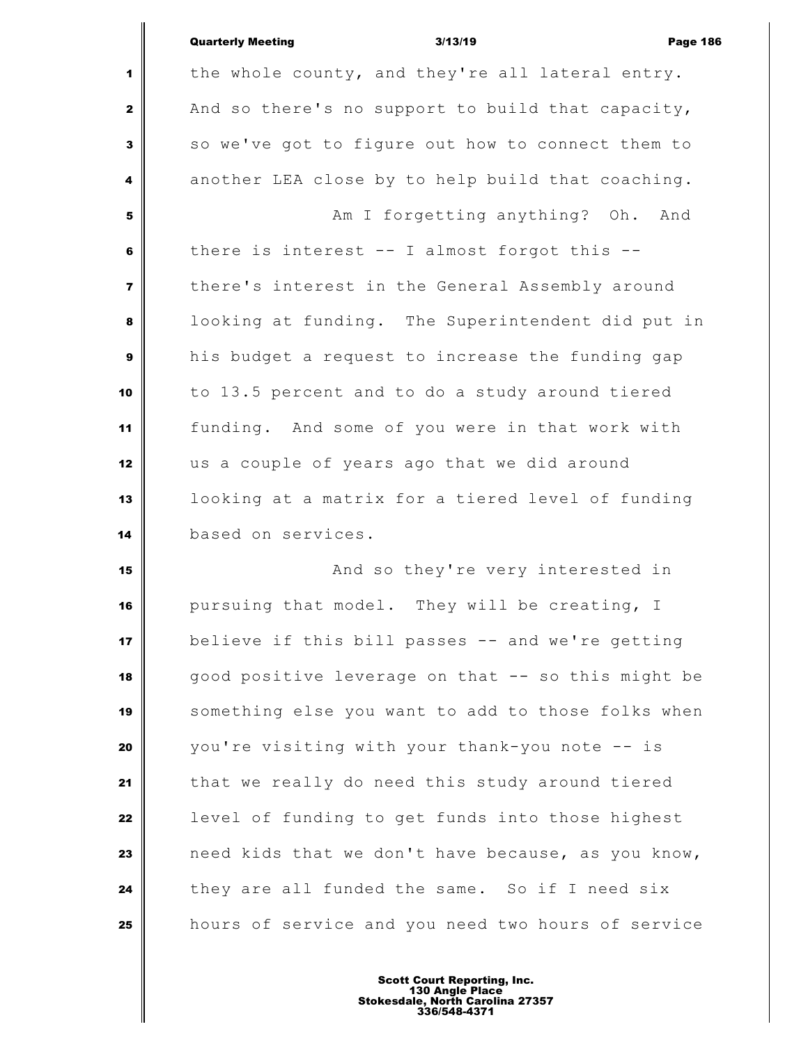the whole county, and they're all lateral entry. And so there's no support to build that capacity, so we've got to figure out how to connect them to another LEA close by to help build that coaching.

Am I forgetting anything? Oh. And there is interest -- I almost forgot this -- there's interest in the General Assembly around looking at funding. The Superintendent did put in his budget a request to increase the funding gap to 13.5 percent and to do a study around tiered funding. And some of you were in that work with us a couple of years ago that we did around looking at a matrix for a tiered level of funding based on services.

And so they're very interested in pursuing that model. They will be creating, I believe if this bill passes -- and we're getting good positive leverage on that -- so this might be something else you want to add to those folks when you're visiting with your thank-you note -- is that we really do need this study around tiered level of funding to get funds into those highest need kids that we don't have because, as you know, they are all funded the same. So if I need six hours of service and you need two hours of service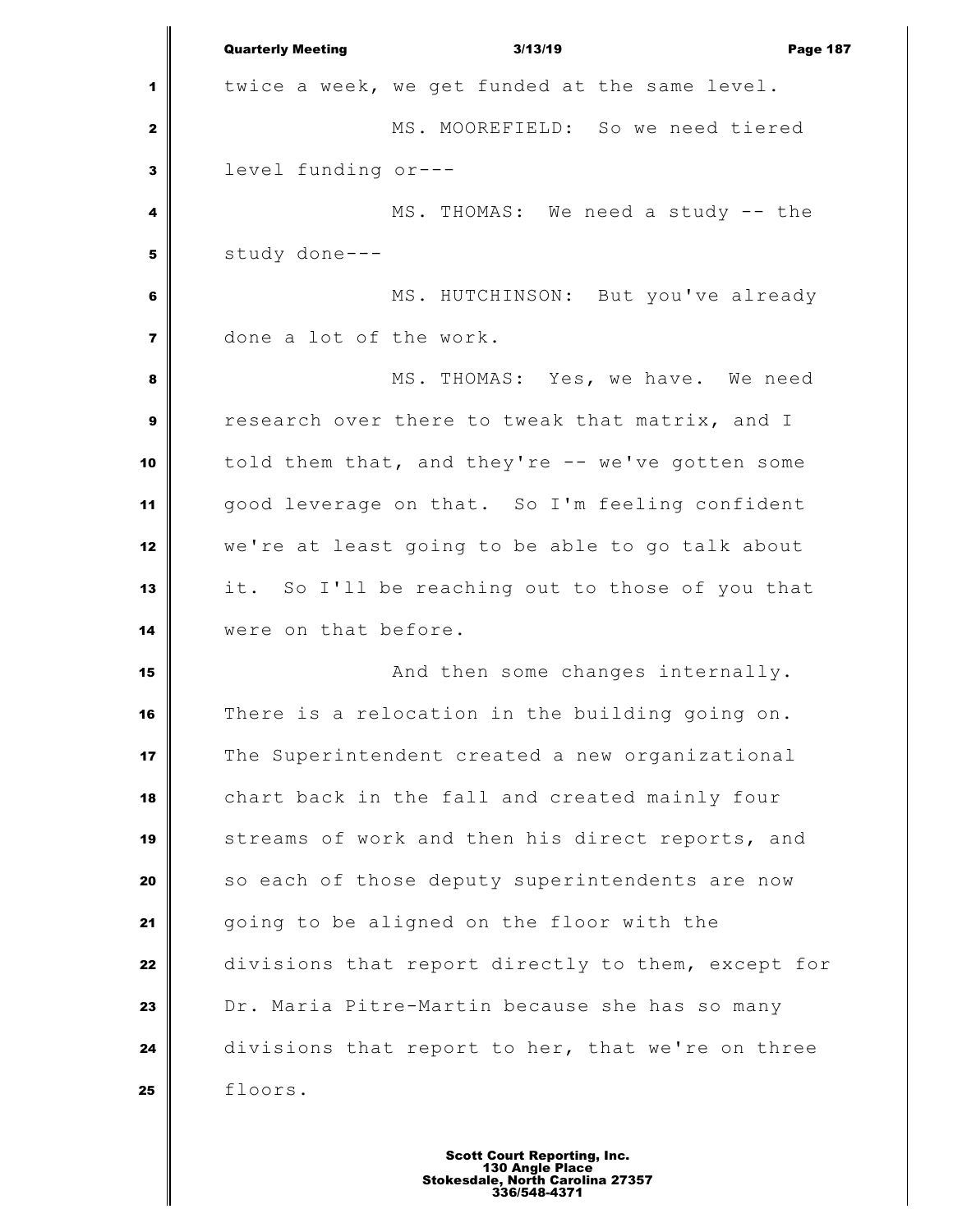twice a week, we get funded at the same level.

MS. MOOREFIELD: So we need tiered level funding or---

MS. THOMAS: We need a study -- the study done---

MS. HUTCHINSON: But you've already done a lot of the work.

MS. THOMAS: Yes, we have. We need research over there to tweak that matrix, and I told them that, and they're -- we've gotten some good leverage on that. So I'm feeling confident we're at least going to be able to go talk about it. So I'll be reaching out to those of you that were on that before.

And then some changes internally. There is a relocation in the building going on. The Superintendent created a new organizational chart back in the fall and created mainly four streams of work and then his direct reports, and so each of those deputy superintendents are now going to be aligned on the floor with the divisions that report directly to them, except for Dr. Maria Pitre-Martin because she has so many divisions that report to her, that we're on three floors.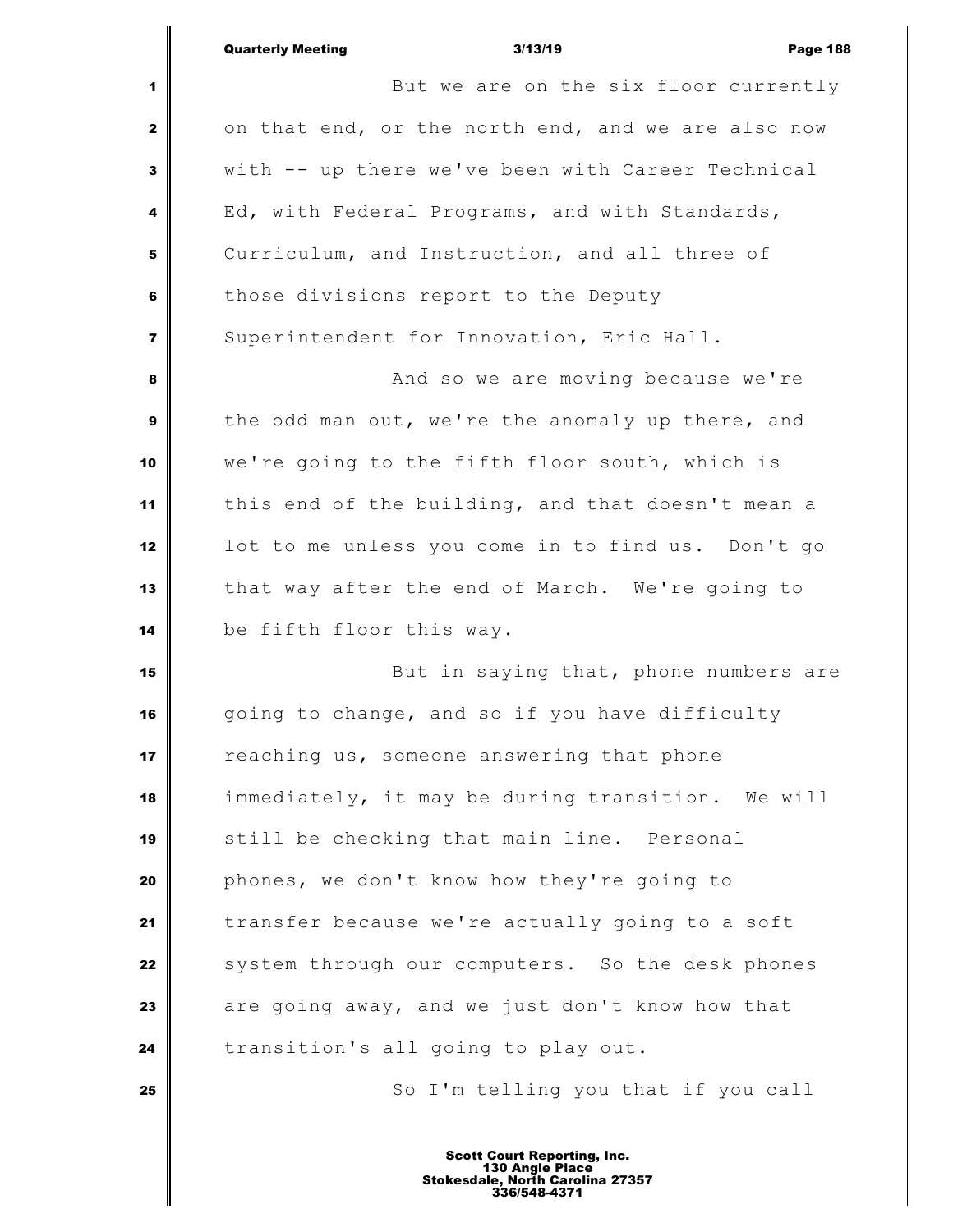But we are on the six floor currently on that end, or the north end, and we are also now with -- up there we've been with Career Technical Ed, with Federal Programs, and with Standards, Curriculum, and Instruction, and all three of those divisions report to the Deputy Superintendent for Innovation, Eric Hall.

And so we are moving because we're the odd man out, we're the anomaly up there, and we're going to the fifth floor south, which is this end of the building, and that doesn't mean a lot to me unless you come in to find us. Don't go that way after the end of March. We're going to be fifth floor this way.

But in saying that, phone numbers are going to change, and so if you have difficulty reaching us, someone answering that phone immediately, it may be during transition. We will still be checking that main line. Personal phones, we don't know how they're going to transfer because we're actually going to a soft system through our computers. So the desk phones are going away, and we just don't know how that transition's all going to play out.

So I'm telling you that if you call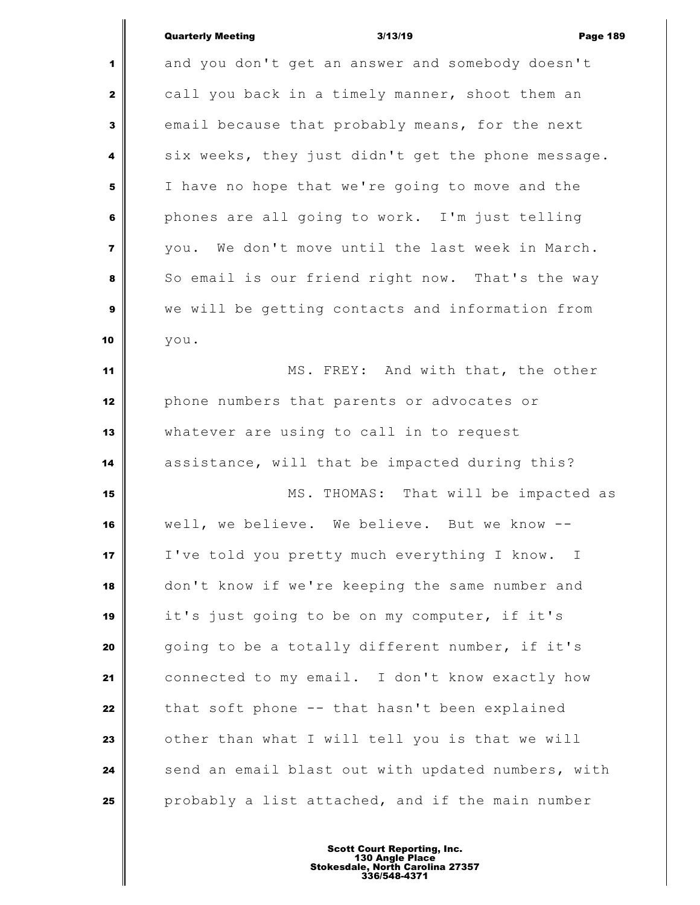and you don't get an answer and somebody doesn't call you back in a timely manner, shoot them an email because that probably means, for the next six weeks, they just didn't get the phone message. I have no hope that we're going to move and the phones are all going to work. I'm just telling you. We don't move until the last week in March. So email is our friend right now. That's the way we will be getting contacts and information from you.

MS. FREY: And with that, the other phone numbers that parents or advocates or whatever are using to call in to request assistance, will that be impacted during this?

MS. THOMAS: That will be impacted as well, we believe. We believe. But we know -- I've told you pretty much everything I know. I don't know if we're keeping the same number and it's just going to be on my computer, if it's going to be a totally different number, if it's connected to my email. I don't know exactly how that soft phone -- that hasn't been explained other than what I will tell you is that we will send an email blast out with updated numbers, with probably a list attached, and if the main number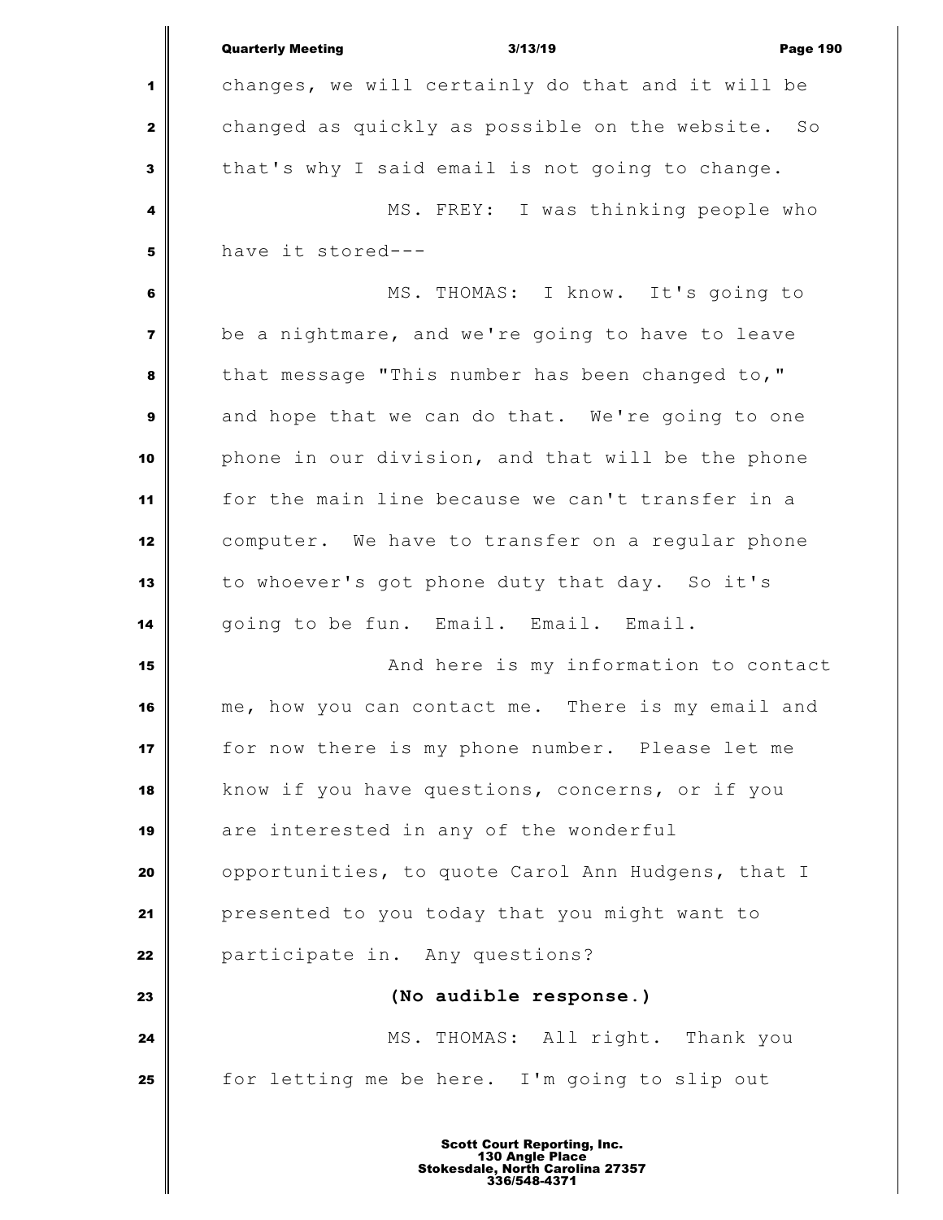changes, we will certainly do that and it will be changed as quickly as possible on the website. So that's why I said email is not going to change.

MS. FREY: I was thinking people who have it stored---

MS. THOMAS: I know. It's going to be a nightmare, and we're going to have to leave that message "This number has been changed to," and hope that we can do that. We're going to one phone in our division, and that will be the phone for the main line because we can't transfer in a computer. We have to transfer on a regular phone to whoever's got phone duty that day. So it's going to be fun. Email. Email. Email.

And here is my information to contact me, how you can contact me. There is my email and for now there is my phone number. Please let me know if you have questions, concerns, or if you are interested in any of the wonderful opportunities, to quote Carol Ann Hudgens, that I presented to you today that you might want to participate in. Any questions?

**(No audible response.)**

MS. THOMAS: All right. Thank you for letting me be here. I'm going to slip out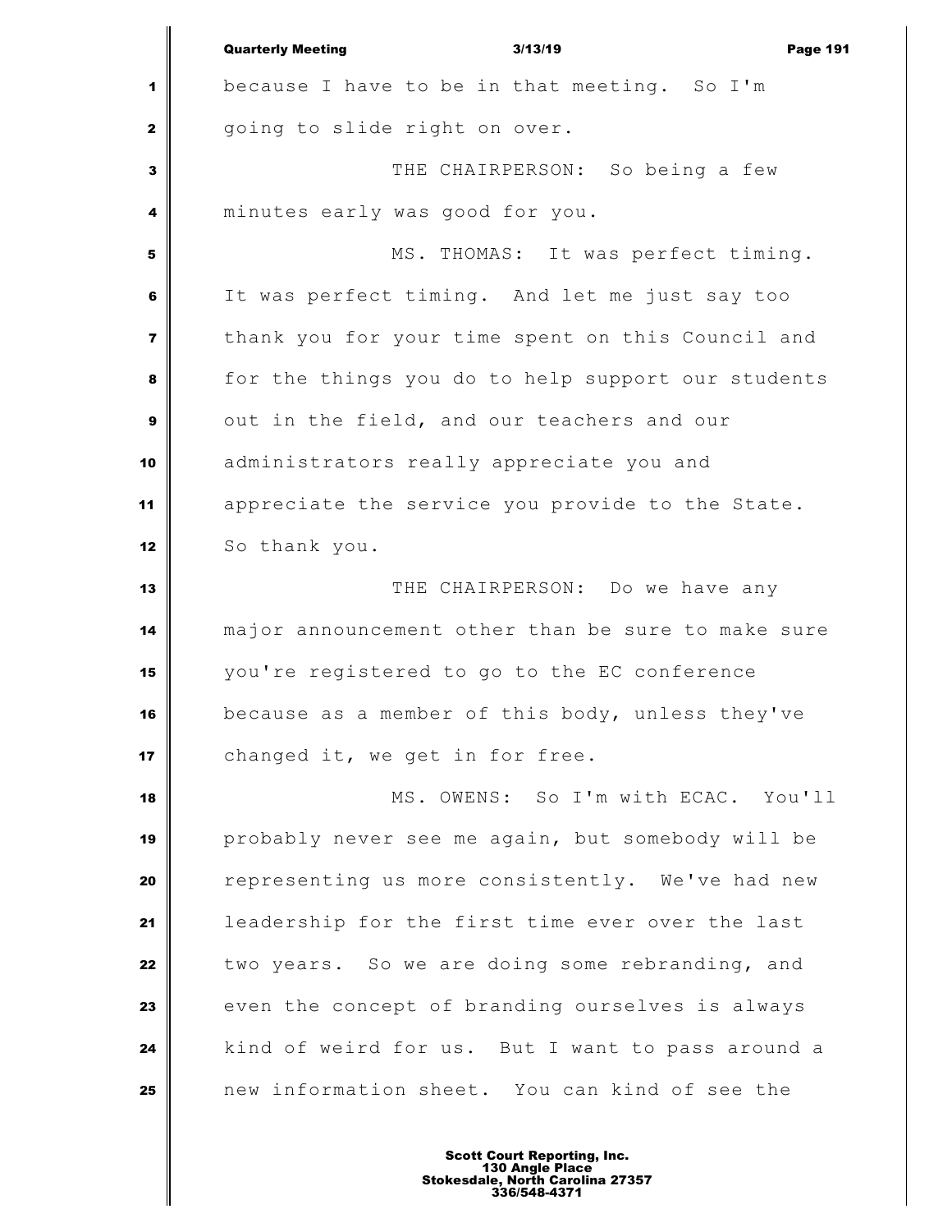because I have to be in that meeting. So I'm going to slide right on over.

THE CHAIRPERSON: So being a few minutes early was good for you.

MS. THOMAS: It was perfect timing. It was perfect timing. And let me just say too thank you for your time spent on this Council and for the things you do to help support our students out in the field, and our teachers and our administrators really appreciate you and appreciate the service you provide to the State. So thank you.

THE CHAIRPERSON: Do we have any major announcement other than be sure to make sure you're registered to go to the EC conference because as a member of this body, unless they've changed it, we get in for free.

MS. OWENS: So I'm with ECAC. You'll probably never see me again, but somebody will be representing us more consistently. We've had new leadership for the first time ever over the last two years. So we are doing some rebranding, and even the concept of branding ourselves is always kind of weird for us. But I want to pass around a new information sheet. You can kind of see the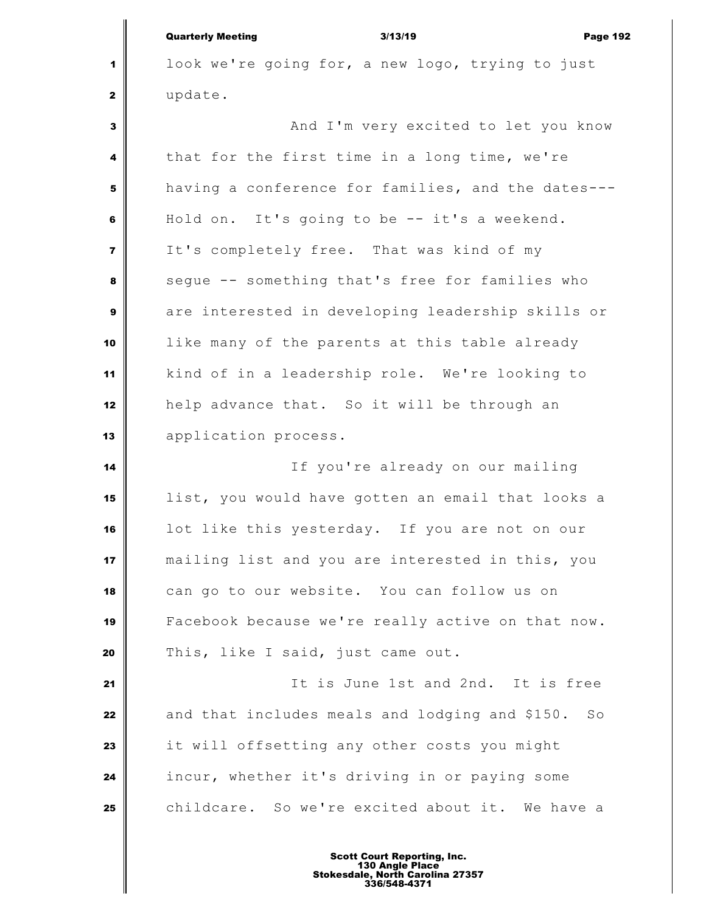look we're going for, a new logo, trying to just update.

And I'm very excited to let you know that for the first time in a long time, we're having a conference for families, and the dates--- Hold on. It's going to be -- it's a weekend. It's completely free. That was kind of my segue -- something that's free for families who are interested in developing leadership skills or like many of the parents at this table already kind of in a leadership role. We're looking to help advance that. So it will be through an application process.

If you're already on our mailing list, you would have gotten an email that looks a lot like this yesterday. If you are not on our mailing list and you are interested in this, you can go to our website. You can follow us on Facebook because we're really active on that now. This, like I said, just came out.

It is June 1st and 2nd. It is free and that includes meals and lodging and $150. So it will offsetting any other costs you might incur, whether it's driving in or paying some childcare. So we're excited about it. We have a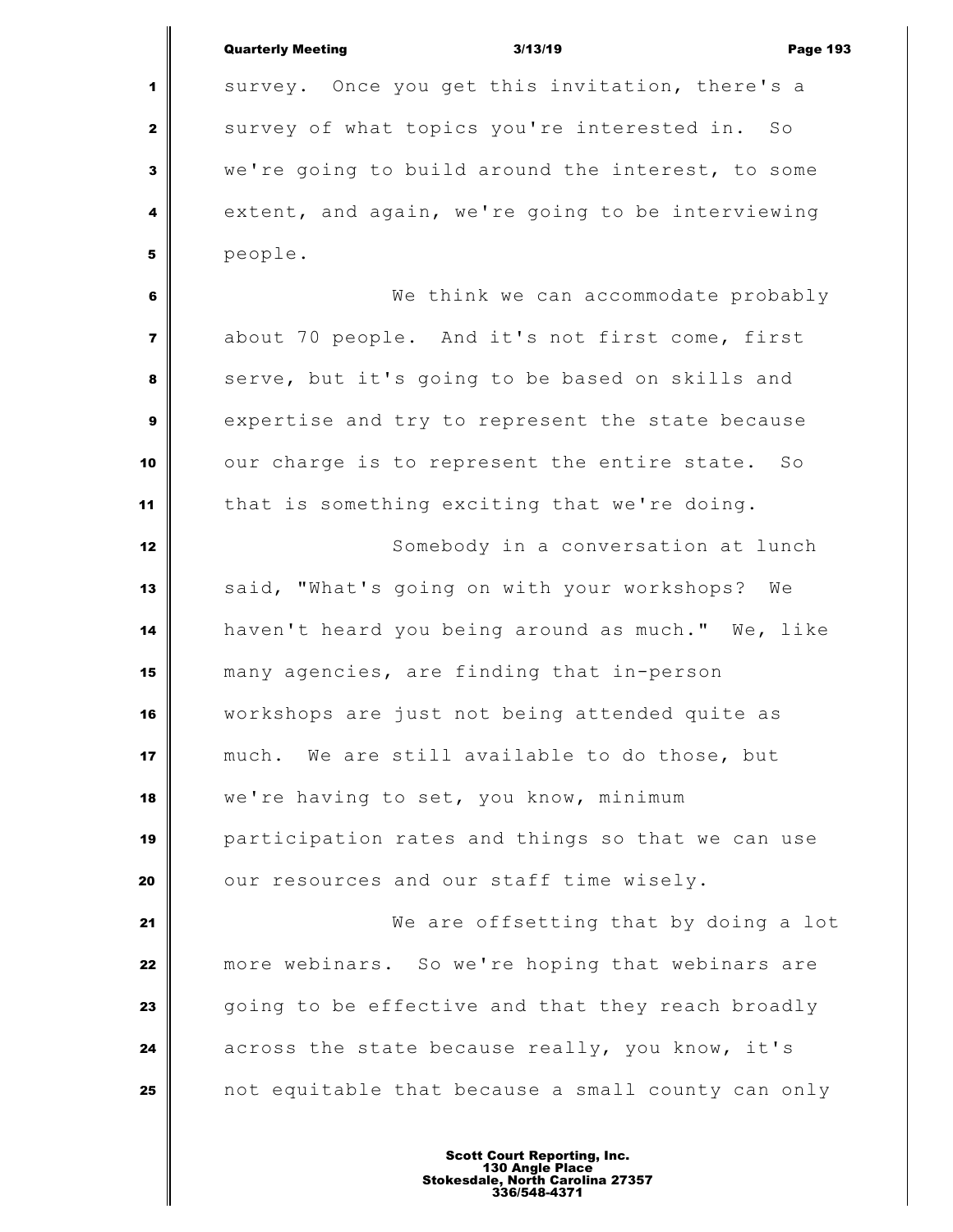survey. Once you get this invitation, there's a survey of what topics you're interested in. So we're going to build around the interest, to some extent, and again, we're going to be interviewing people.

We think we can accommodate probably about 70 people. And it's not first come, first serve, but it's going to be based on skills and expertise and try to represent the state because our charge is to represent the entire state. So that is something exciting that we're doing.

Somebody in a conversation at lunch said, "What's going on with your workshops? We haven't heard you being around as much." We, like many agencies, are finding that in-person workshops are just not being attended quite as much. We are still available to do those, but we're having to set, you know, minimum participation rates and things so that we can use our resources and our staff time wisely.

We are offsetting that by doing a lot more webinars. So we're hoping that webinars are going to be effective and that they reach broadly across the state because really, you know, it's not equitable that because a small county can only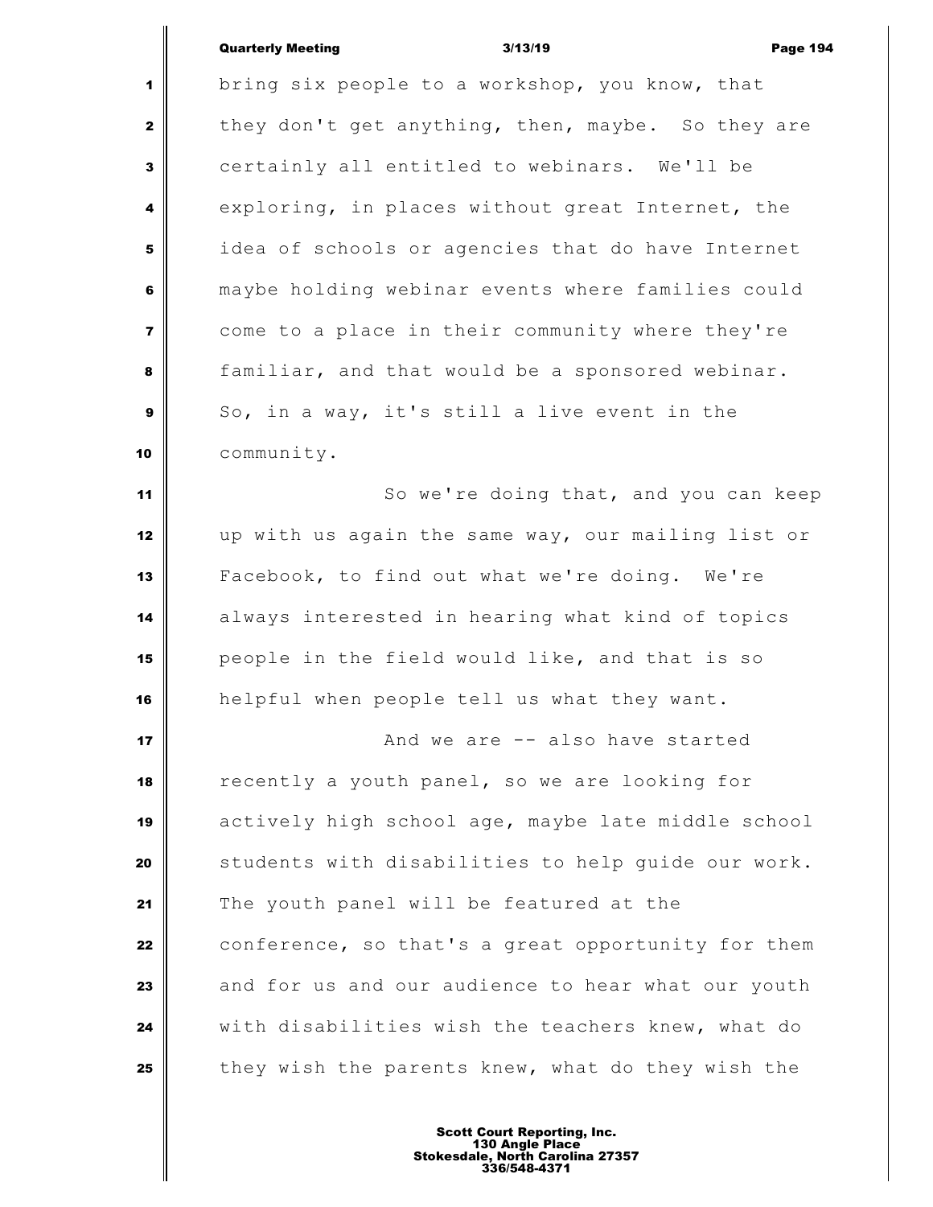bring six people to a workshop, you know, that they don't get anything, then, maybe. So they are certainly all entitled to webinars. We'll be exploring, in places without great Internet, the idea of schools or agencies that do have Internet maybe holding webinar events where families could come to a place in their community where they're familiar, and that would be a sponsored webinar. So, in a way, it's still a live event in the community.

So we're doing that, and you can keep up with us again the same way, our mailing list or Facebook, to find out what we're doing. We're always interested in hearing what kind of topics people in the field would like, and that is so helpful when people tell us what they want.

And we are -- also have started recently a youth panel, so we are looking for actively high school age, maybe late middle school students with disabilities to help guide our work. The youth panel will be featured at the conference, so that's a great opportunity for them and for us and our audience to hear what our youth with disabilities wish the teachers knew, what do they wish the parents knew, what do they wish the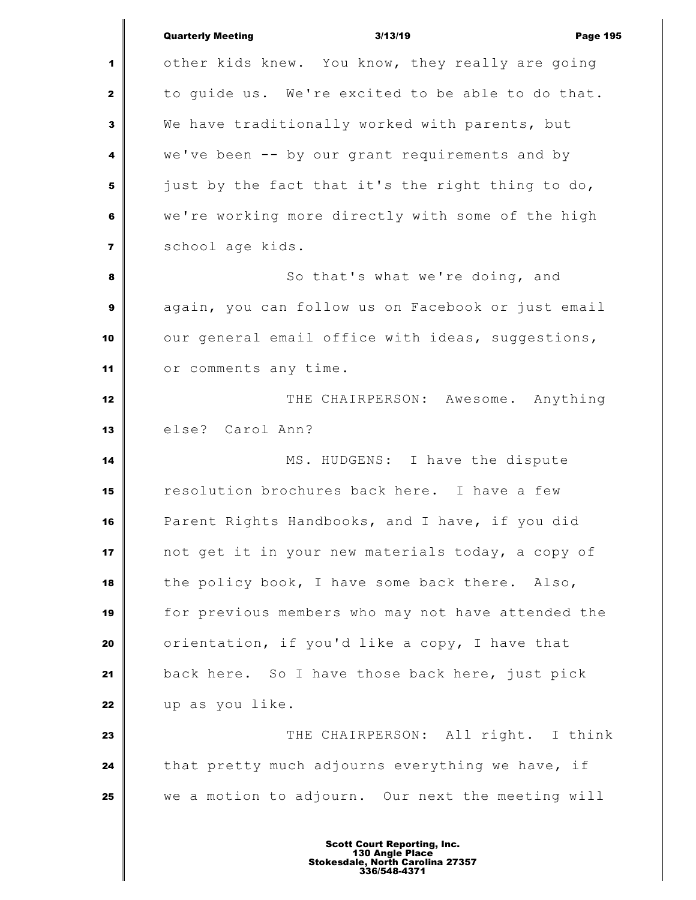other kids knew. You know, they really are going to guide us. We're excited to be able to do that. We have traditionally worked with parents, but we've been -- by our grant requirements and by just by the fact that it's the right thing to do, we're working more directly with some of the high school age kids.

So that's what we're doing, and again, you can follow us on Facebook or just email our general email office with ideas, suggestions, or comments any time.

THE CHAIRPERSON: Awesome. Anything else? Carol Ann?

MS. HUDGENS: I have the dispute resolution brochures back here. I have a few Parent Rights Handbooks, and I have, if you did not get it in your new materials today, a copy of the policy book, I have some back there. Also, for previous members who may not have attended the orientation, if you'd like a copy, I have that back here. So I have those back here, just pick up as you like.

THE CHAIRPERSON: All right. I think that pretty much adjourns everything we have, if we a motion to adjourn. Our next the meeting will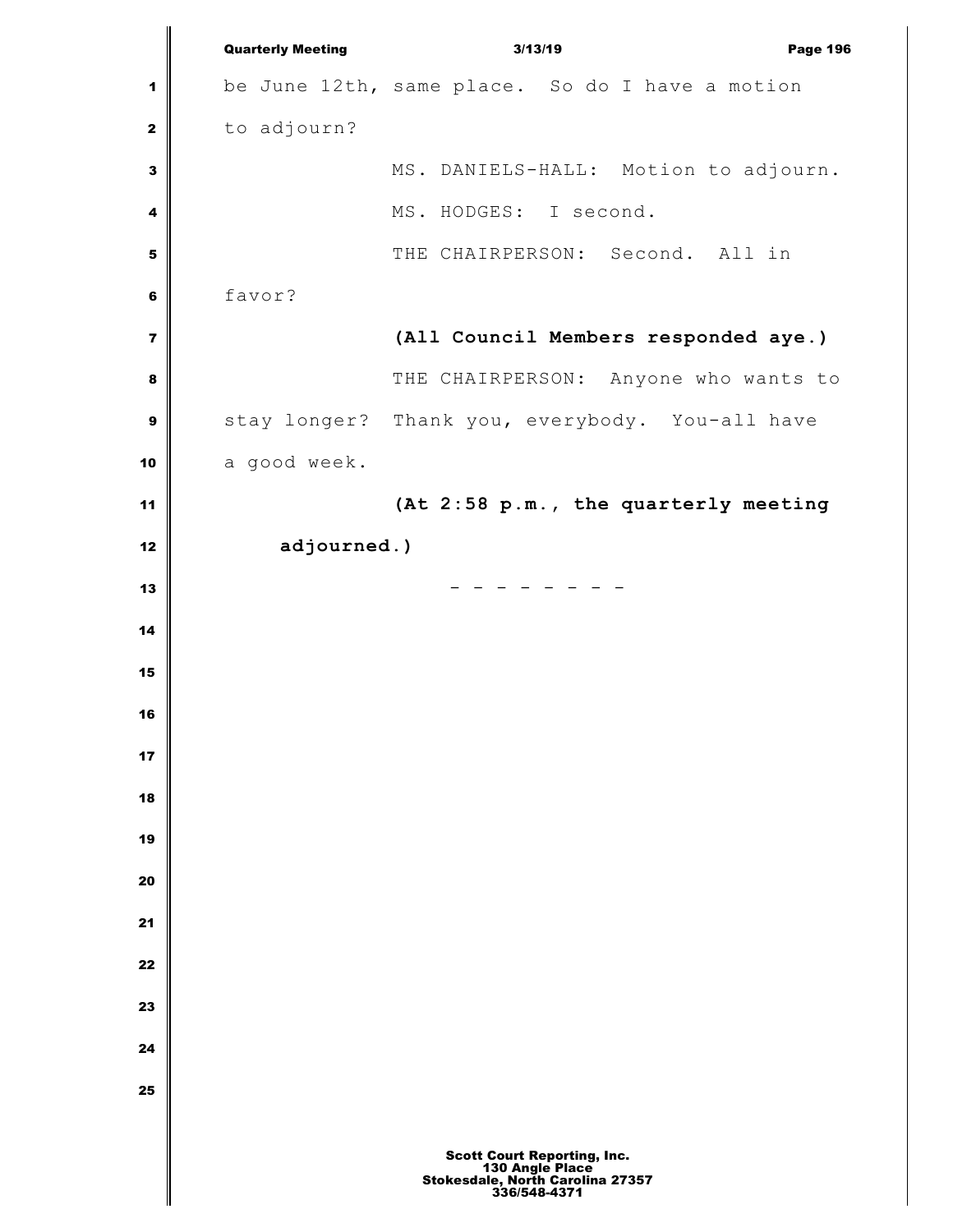be June 12th, same place. So do I have a motion to adjourn?

MS. DANIELS-HALL: Motion to adjourn.

MS. HODGES: I second.

THE CHAIRPERSON: Second. All in favor?

**(All Council Members responded aye.)**

THE CHAIRPERSON: Anyone who wants to stay longer? Thank you, everybody. You-all have a good week.

**(At 2:58 p.m., the quarterly meeting adjourned.)**

\- - - - - - - -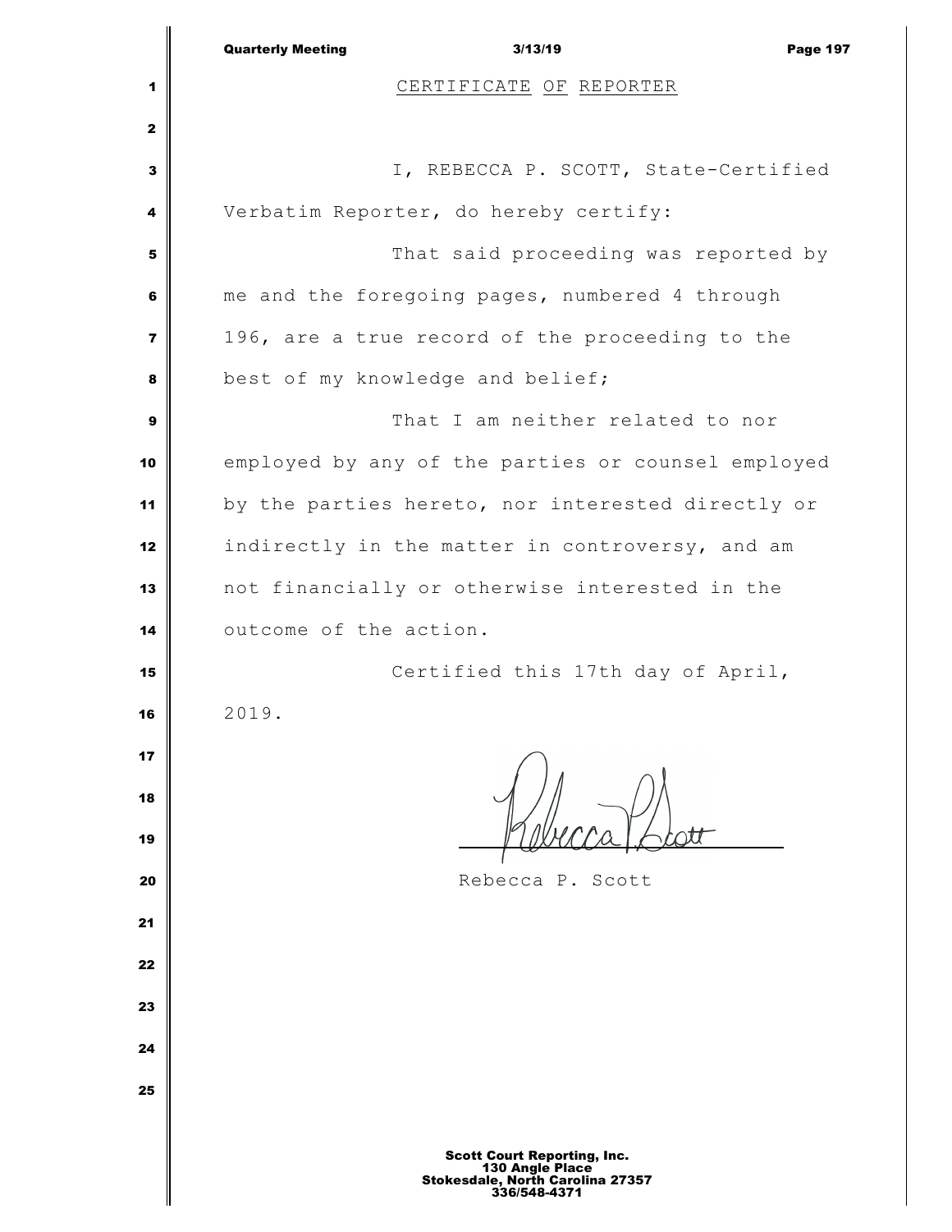# CERTIFICATE OF REPORTER

I, REBECCA P. SCOTT, State-Certified Verbatim Reporter, do hereby certify:

That said proceeding was reported by me and the foregoing pages, numbered 4 through 196, are a true record of the proceeding to the best of my knowledge and belief;

That I am neither related to nor employed by any of the parties or counsel employed by the parties hereto, nor interested directly or indirectly in the matter in controversy, and am not financially or otherwise interested in the outcome of the action.

Certified this 17th day of April, 2019.

Rebecca P. Scott

Rebecca P. Scott